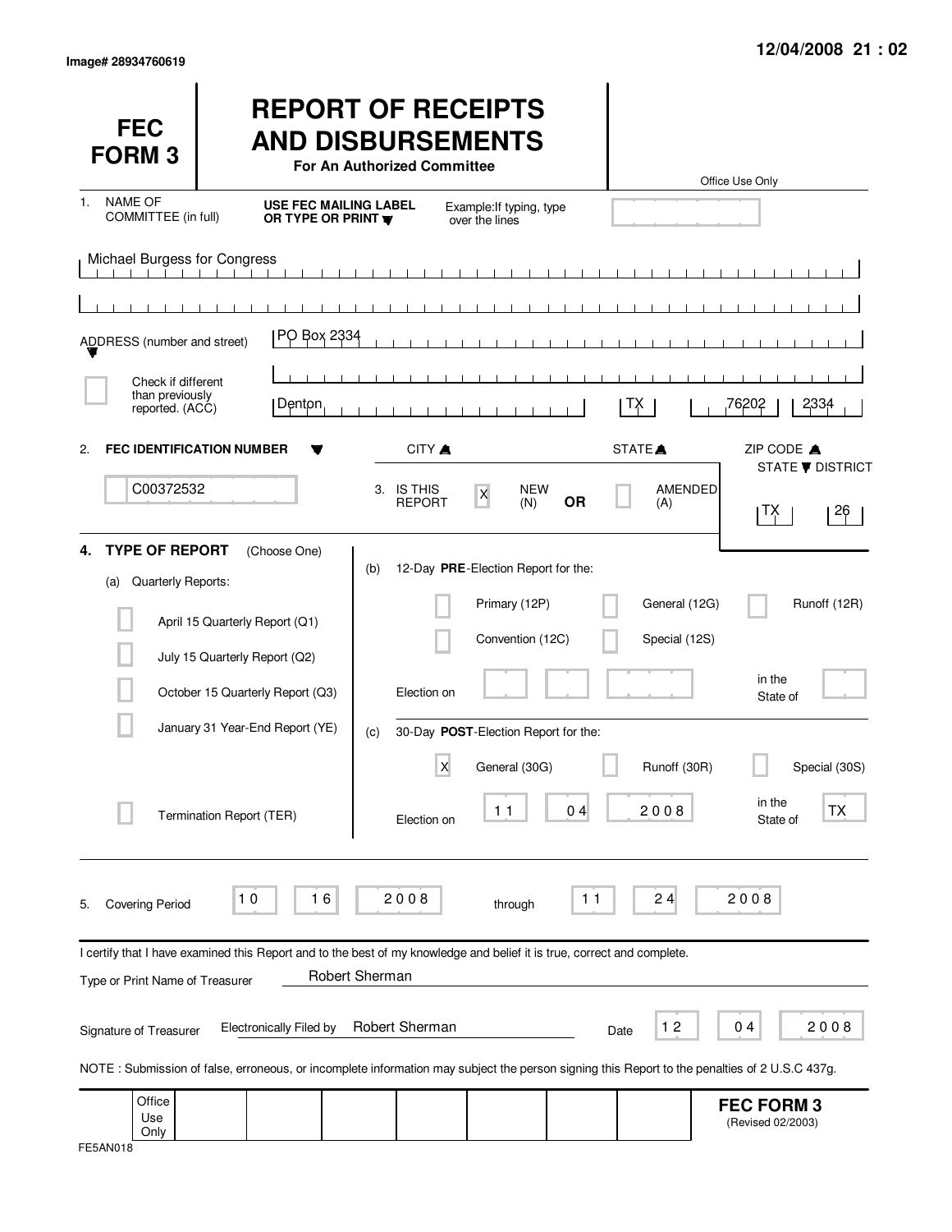Image# 28934760619

12/04/2008 21 : 02

# FEC FORM 3

# REPORT OF RECEIPTS AND DISBURSEMENTS

**For An Authorized Committee**

Office Use Only

1. NAME OF COMMITTEE (in full) — **USE FEC MAILING LABEL OR TYPE OR PRINT** — Example: If typing, type over the lines

Michael Burgess for Congress

ADDRESS (number and street): PO Box 2334

[ ] Check if different than previously reported. (ACC)

| CITY | STATE | ZIP CODE |
|---|---|---|
| Denton | TX | 76202 2334 |

2. **FEC IDENTIFICATION NUMBER**: C00372532

3. IS THIS REPORT [X] NEW (N) **OR** [ ] AMENDED (A)

STATE / DISTRICT: TX 26

4. **TYPE OF REPORT** (Choose One)

(a) Quarterly Reports:

- [ ] April 15 Quarterly Report (Q1)
- [ ] July 15 Quarterly Report (Q2)
- [ ] October 15 Quarterly Report (Q3)
- [ ] January 31 Year-End Report (YE)
- [ ] Termination Report (TER)

(b) 12-Day **PRE**-Election Report for the:

- [ ] Primary (12P)
- [ ] General (12G)
- [ ] Runoff (12R)
- [ ] Convention (12C)
- [ ] Special (12S)

Election on ______ in the State of ______

(c) 30-Day **POST**-Election Report for the:

- [X] General (30G)
- [ ] Runoff (30R)
- [ ] Special (30S)

Election on 11 04 2008 in the State of TX

5. Covering Period 10 16 2008 through 11 24 2008

I certify that I have examined this Report and to the best of my knowledge and belief it is true, correct and complete.

Type or Print Name of Treasurer: Robert Sherman

Signature of Treasurer: Electronically Filed by Robert Sherman — Date 12 04 2008

NOTE : Submission of false, erroneous, or incomplete information may subject the person signing this Report to the penalties of 2 U.S.C 437g.

Office Use Only

**FEC FORM 3** (Revised 02/2003)

FE5AN018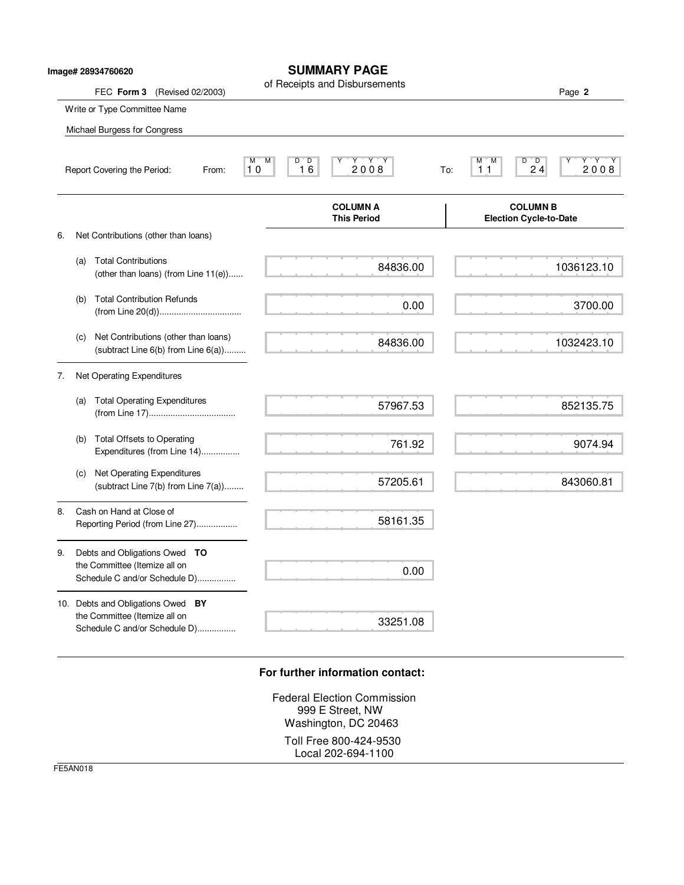Image# 28934760620

# SUMMARY PAGE

of Receipts and Disbursements

FEC **Form 3** (Revised 02/2003)

Write or Type Committee Name

Michael Burgess for Congress

Report Covering the Period: From: 10 16 2008 To: 11 24 2008

| | COLUMN A This Period | COLUMN B Election Cycle-to-Date |
|---|---|---|
| 6. Net Contributions (other than loans) | | |
| (a) Total Contributions (other than loans) (from Line 11(e)) | 84836.00 | 1036123.10 |
| (b) Total Contribution Refunds (from Line 20(d)) | 0.00 | 3700.00 |
| (c) Net Contributions (other than loans) (subtract Line 6(b) from Line 6(a)) | 84836.00 | 1032423.10 |
| 7. Net Operating Expenditures | | |
| (a) Total Operating Expenditures (from Line 17) | 57967.53 | 852135.75 |
| (b) Total Offsets to Operating Expenditures (from Line 14) | 761.92 | 9074.94 |
| (c) Net Operating Expenditures (subtract Line 7(b) from Line 7(a)) | 57205.61 | 843060.81 |
| 8. Cash on Hand at Close of Reporting Period (from Line 27) | 58161.35 | |
| 9. Debts and Obligations Owed **TO** the Committee (Itemize all on Schedule C and/or Schedule D) | 0.00 | |
| 10. Debts and Obligations Owed **BY** the Committee (Itemize all on Schedule C and/or Schedule D) | 33251.08 | |

**For further information contact:**

Federal Election Commission
999 E Street, NW
Washington, DC 20463

Toll Free 800-424-9530
Local 202-694-1100

FE5AN018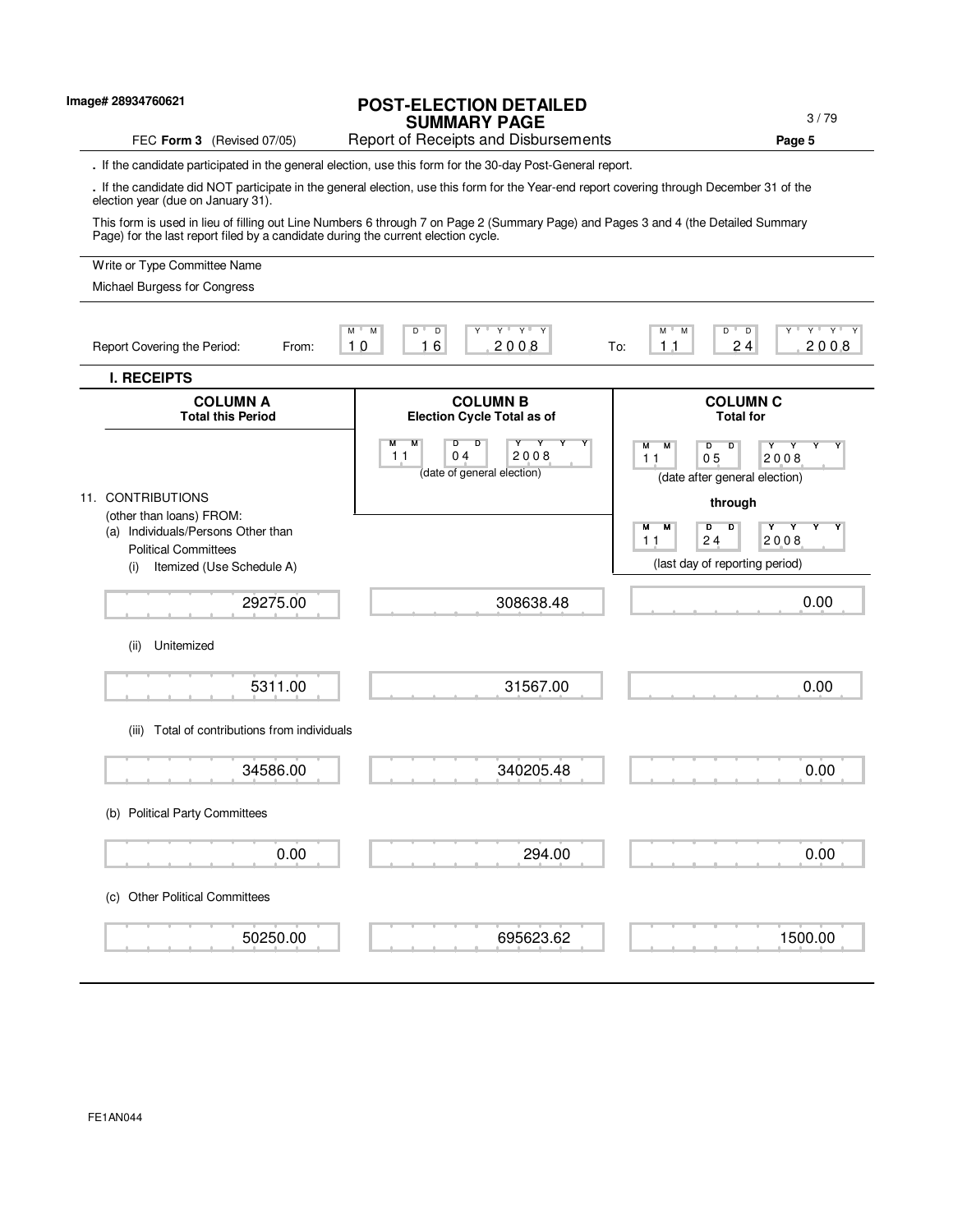Image# 28934760621

# POST-ELECTION DETAILED SUMMARY PAGE

FEC **Form 3** (Revised 07/05) — Report of Receipts and Disbursements — **Page 5**

- If the candidate participated in the general election, use this form for the 30-day Post-General report.
- If the candidate did NOT participate in the general election, use this form for the Year-end report covering through December 31 of the election year (due on January 31).

This form is used in lieu of filling out Line Numbers 6 through 7 on Page 2 (Summary Page) and Pages 3 and 4 (the Detailed Summary Page) for the last report filed by a candidate during the current election cycle.

Write or Type Committee Name

Michael Burgess for Congress

Report Covering the Period: From: 10 16 2008 To: 11 24 2008

## I. RECEIPTS

| | COLUMN A Total this Period | COLUMN B Election Cycle Total as of 11 04 2008 (date of general election) | COLUMN C Total for 11 05 2008 (date after general election) through 11 24 2008 (last day of reporting period) |
|---|---|---|---|
| 11. CONTRIBUTIONS (other than loans) FROM: | | | |
| (a) Individuals/Persons Other than Political Committees | | | |
| (i) Itemized (Use Schedule A) | 29275.00 | 308638.48 | 0.00 |
| (ii) Unitemized | 5311.00 | 31567.00 | 0.00 |
| (iii) Total of contributions from individuals | 34586.00 | 340205.48 | 0.00 |
| (b) Political Party Committees | 0.00 | 294.00 | 0.00 |
| (c) Other Political Committees | 50250.00 | 695623.62 | 1500.00 |

FE1AN044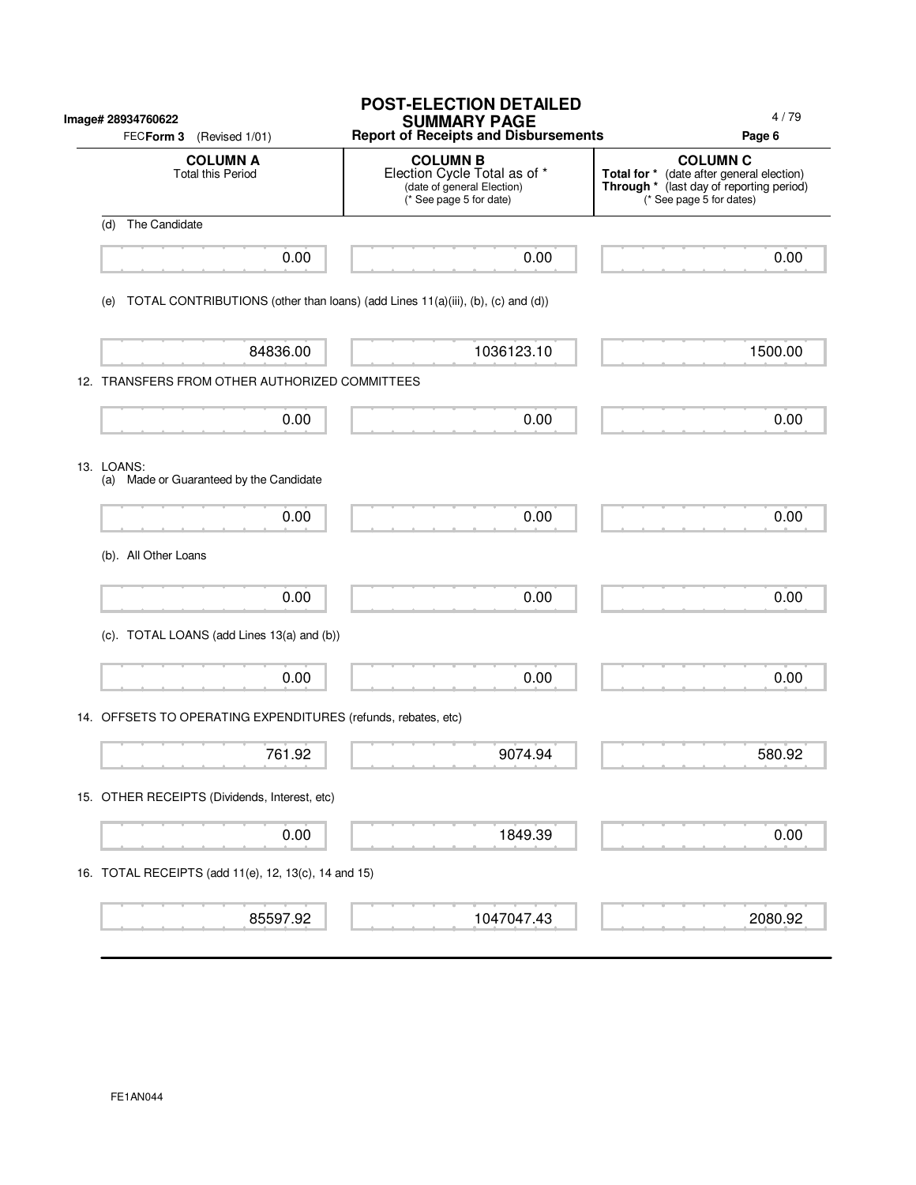Image# 28934760622

FEC**Form 3** (Revised 1/01)

# POST-ELECTION DETAILED SUMMARY PAGE

**Report of Receipts and Disbursements**

**Page 6**

| | COLUMN A<br>Total this Period | COLUMN B<br>Election Cycle Total as of *<br>(date of general Election)<br>(* See page 5 for date) | COLUMN C<br>**Total for *** (date after general election)<br>**Through *** (last day of reporting period)<br>(* See page 5 for dates) |
|---|---|---|---|
| (d) The Candidate | 0.00 | 0.00 | 0.00 |
| (e) TOTAL CONTRIBUTIONS (other than loans) (add Lines 11(a)(iii), (b), (c) and (d)) | 84836.00 | 1036123.10 | 1500.00 |
| 12. TRANSFERS FROM OTHER AUTHORIZED COMMITTEES | 0.00 | 0.00 | 0.00 |
| 13. LOANS: (a) Made or Guaranteed by the Candidate | 0.00 | 0.00 | 0.00 |
| (b). All Other Loans | 0.00 | 0.00 | 0.00 |
| (c). TOTAL LOANS (add Lines 13(a) and (b)) | 0.00 | 0.00 | 0.00 |
| 14. OFFSETS TO OPERATING EXPENDITURES (refunds, rebates, etc) | 761.92 | 9074.94 | 580.92 |
| 15. OTHER RECEIPTS (Dividends, Interest, etc) | 0.00 | 1849.39 | 0.00 |
| 16. TOTAL RECEIPTS (add 11(e), 12, 13(c), 14 and 15) | 85597.92 | 1047047.43 | 2080.92 |

FE1AN044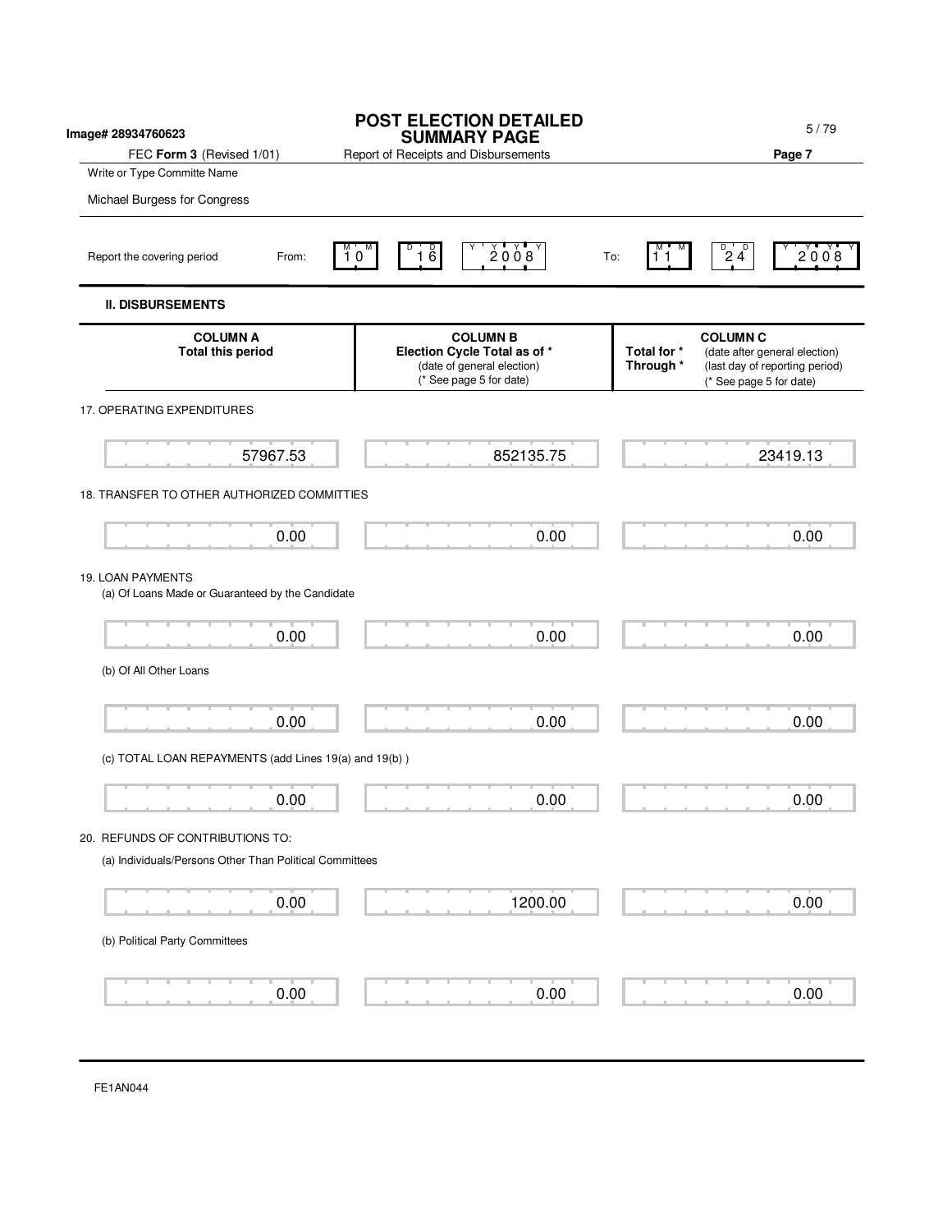Image# 28934760623

# POST ELECTION DETAILED SUMMARY PAGE

FEC **Form 3** (Revised 1/01) — Report of Receipts and Disbursements — **Page 7**

Write or Type Committe Name

Michael Burgess for Congress

Report the covering period From: 10 16 2008 To: 11 24 2008

## II. DISBURSEMENTS

| | COLUMN A Total this period | COLUMN B Election Cycle Total as of * (date of general election) (* See page 5 for date) | COLUMN C Total for * Through * (date after general election) (last day of reporting period) (* See page 5 for date) |
|---|---|---|---|
| 17. OPERATING EXPENDITURES | 57967.53 | 852135.75 | 23419.13 |
| 18. TRANSFER TO OTHER AUTHORIZED COMMITTIES | 0.00 | 0.00 | 0.00 |
| 19. LOAN PAYMENTS (a) Of Loans Made or Guaranteed by the Candidate | 0.00 | 0.00 | 0.00 |
| (b) Of All Other Loans | 0.00 | 0.00 | 0.00 |
| (c) TOTAL LOAN REPAYMENTS (add Lines 19(a) and 19(b) ) | 0.00 | 0.00 | 0.00 |
| 20. REFUNDS OF CONTRIBUTIONS TO: (a) Individuals/Persons Other Than Political Committees | 0.00 | 1200.00 | 0.00 |
| (b) Political Party Committees | 0.00 | 0.00 | 0.00 |

FE1AN044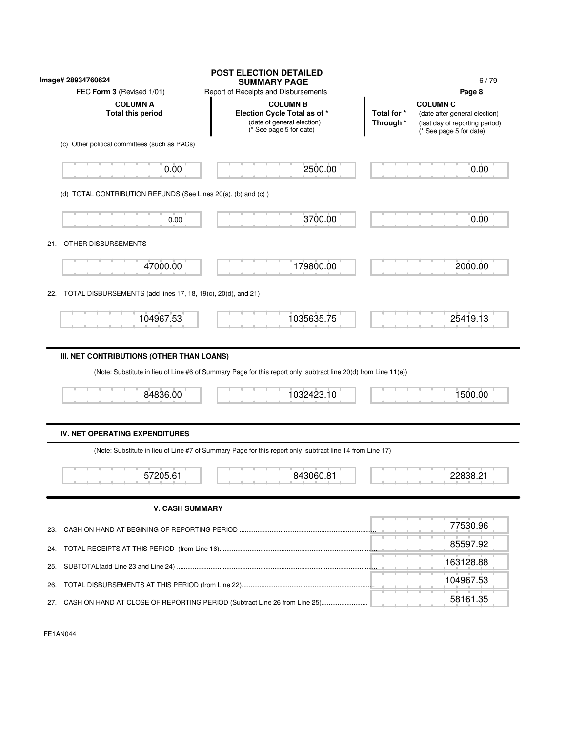Image# 28934760624

# POST ELECTION DETAILED SUMMARY PAGE

FEC **Form 3** (Revised 1/01) — Report of Receipts and Disbursements — **Page 8**

| | COLUMN A Total this period | COLUMN B Election Cycle Total as of * (date of general election) (* See page 5 for date) | COLUMN C Total for * (date after general election) Through * (last day of reporting period) (* See page 5 for date) |
|---|---|---|---|
| (c) Other political committees (such as PACs) | 0.00 | 2500.00 | 0.00 |
| (d) TOTAL CONTRIBUTION REFUNDS (See Lines 20(a), (b) and (c) ) | 0.00 | 3700.00 | 0.00 |
| 21. OTHER DISBURSEMENTS | 47000.00 | 179800.00 | 2000.00 |
| 22. TOTAL DISBURSEMENTS (add lines 17, 18, 19(c), 20(d), and 21) | 104967.53 | 1035635.75 | 25419.13 |

## III. NET CONTRIBUTIONS (OTHER THAN LOANS)

(Note: Substitute in lieu of Line #6 of Summary Page for this report only; subtract line 20(d) from Line 11(e))

| COLUMN A | COLUMN B | COLUMN C |
|---|---|---|
| 84836.00 | 1032423.10 | 1500.00 |

## IV. NET OPERATING EXPENDITURES

(Note: Substitute in lieu of Line #7 of Summary Page for this report only; subtract line 14 from Line 17)

| COLUMN A | COLUMN B | COLUMN C |
|---|---|---|
| 57205.61 | 843060.81 | 22838.21 |

## V. CASH SUMMARY

| | |
|---|---|
| 23. CASH ON HAND AT BEGINING OF REPORTING PERIOD | 77530.96 |
| 24. TOTAL RECEIPTS AT THIS PERIOD (from Line 16) | 85597.92 |
| 25. SUBTOTAL(add Line 23 and Line 24) | 163128.88 |
| 26. TOTAL DISBURSEMENTS AT THIS PERIOD (from Line 22) | 104967.53 |
| 27. CASH ON HAND AT CLOSE OF REPORTING PERIOD (Subtract Line 26 from Line 25) | 58161.35 |

FE1AN044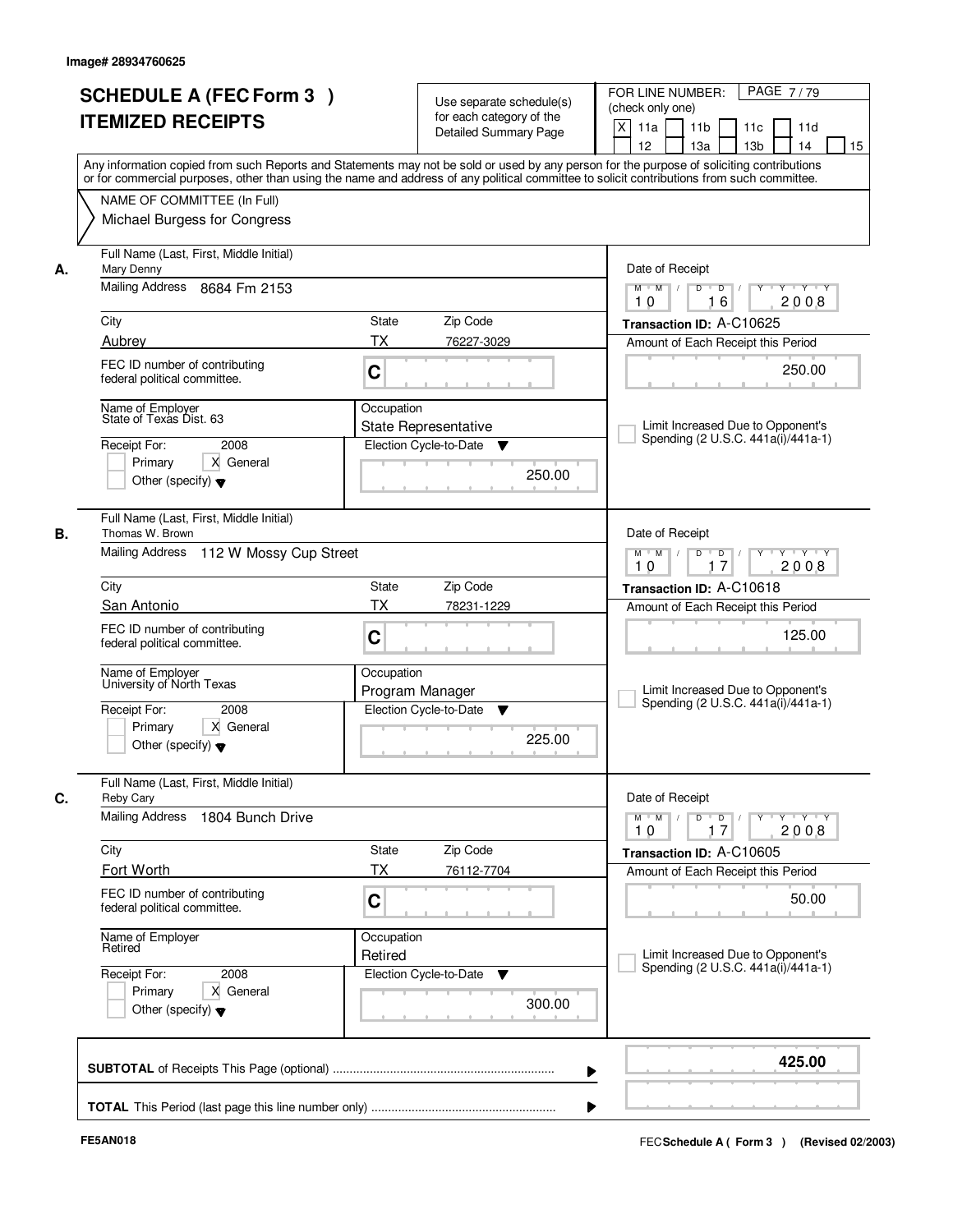Image# 28934760625

# SCHEDULE A (FEC Form 3 ) ITEMIZED RECEIPTS

Use separate schedule(s) for each category of the Detailed Summary Page

FOR LINE NUMBER: (check only one)

[X] 11a [ ] 11b [ ] 11c [ ] 11d [ ] 12 [ ] 13a [ ] 13b [ ] 14 [ ] 15

Any information copied from such Reports and Statements may not be sold or used by any person for the purpose of soliciting contributions or for commercial purposes, other than using the name and address of any political committee to solicit contributions from such committee.

NAME OF COMMITTEE (In Full): Michael Burgess for Congress

---

**A.**

| Field | Value |
|---|---|
| Full Name (Last, First, Middle Initial) | Mary Denny |
| Mailing Address | 8684 Fm 2153 |
| City | Aubrey |
| State | TX |
| Zip Code | 76227-3029 |
| FEC ID number of contributing federal political committee | C |
| Name of Employer | State of Texas Dist. 63 |
| Occupation | State Representative |
| Receipt For | 2008 [ ] Primary [X] General [ ] Other (specify) |
| Election Cycle-to-Date | 250.00 |
| Date of Receipt | 10 / 16 / 2008 |
| Transaction ID | A-C10625 |
| Amount of Each Receipt this Period | 250.00 |
| Limit Increased Due to Opponent's Spending (2 U.S.C. 441a(i)/441a-1) | [ ] |

**B.**

| Field | Value |
|---|---|
| Full Name (Last, First, Middle Initial) | Thomas W. Brown |
| Mailing Address | 112 W Mossy Cup Street |
| City | San Antonio |
| State | TX |
| Zip Code | 78231-1229 |
| FEC ID number of contributing federal political committee | C |
| Name of Employer | University of North Texas |
| Occupation | Program Manager |
| Receipt For | 2008 [ ] Primary [X] General [ ] Other (specify) |
| Election Cycle-to-Date | 225.00 |
| Date of Receipt | 10 / 17 / 2008 |
| Transaction ID | A-C10618 |
| Amount of Each Receipt this Period | 125.00 |
| Limit Increased Due to Opponent's Spending (2 U.S.C. 441a(i)/441a-1) | [ ] |

**C.**

| Field | Value |
|---|---|
| Full Name (Last, First, Middle Initial) | Reby Cary |
| Mailing Address | 1804 Bunch Drive |
| City | Fort Worth |
| State | TX |
| Zip Code | 76112-7704 |
| FEC ID number of contributing federal political committee | C |
| Name of Employer | Retired |
| Occupation | Retired |
| Receipt For | 2008 [ ] Primary [X] General [ ] Other (specify) |
| Election Cycle-to-Date | 300.00 |
| Date of Receipt | 10 / 17 / 2008 |
| Transaction ID | A-C10605 |
| Amount of Each Receipt this Period | 50.00 |
| Limit Increased Due to Opponent's Spending (2 U.S.C. 441a(i)/441a-1) | [ ] |

---

**SUBTOTAL** of Receipts This Page (optional) ..... **425.00**

**TOTAL** This Period (last page this line number only) .....

FE5AN018

FEC **Schedule A ( Form 3 )** (Revised 02/2003)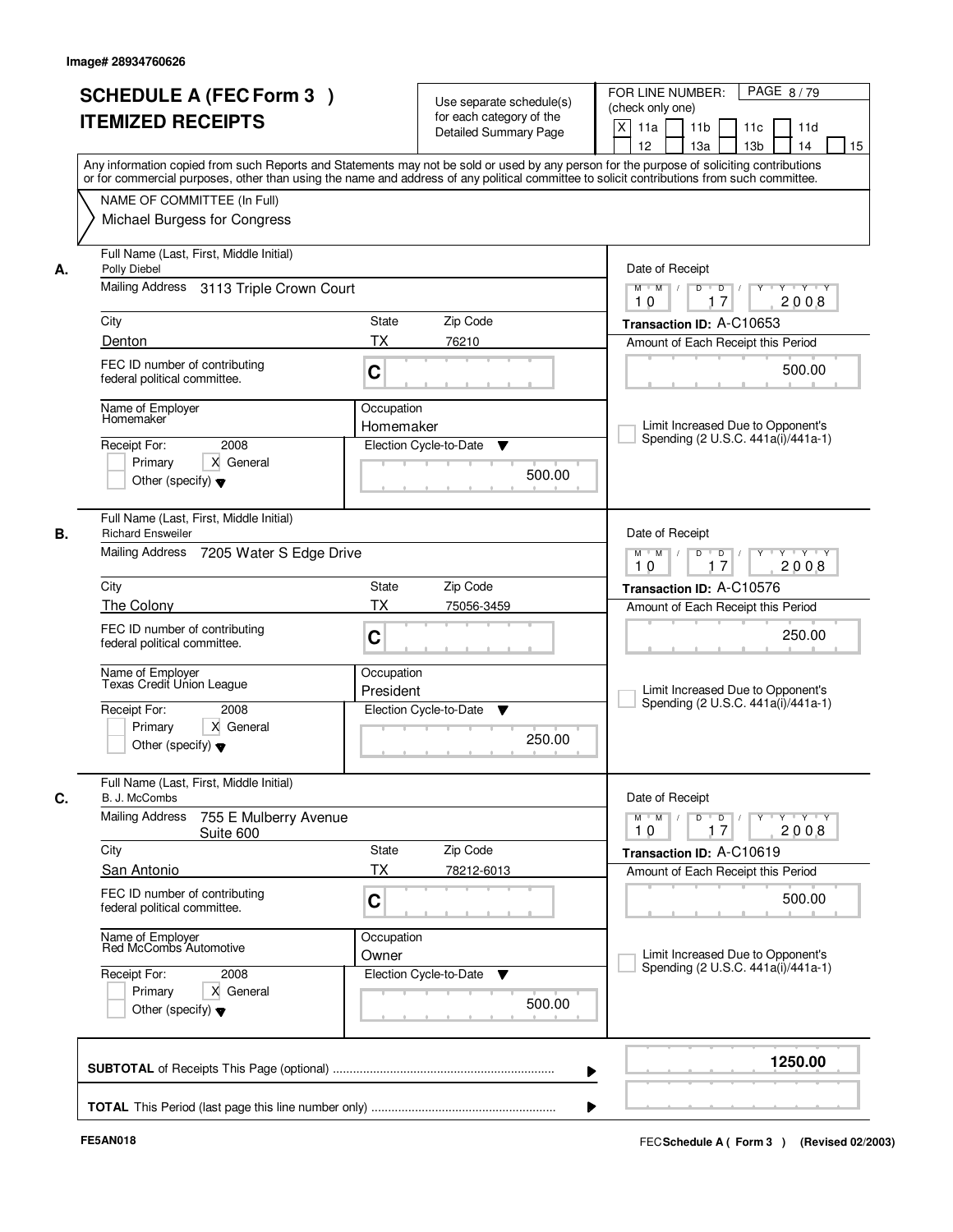Image# 28934760626

# SCHEDULE A (FEC Form 3 )
# ITEMIZED RECEIPTS

Use separate schedule(s) for each category of the Detailed Summary Page

FOR LINE NUMBER: (check only one)
[X] 11a [ ] 11b [ ] 11c [ ] 11d [ ] 12 [ ] 13a [ ] 13b [ ] 14 [ ] 15

Any information copied from such Reports and Statements may not be sold or used by any person for the purpose of soliciting contributions or for commercial purposes, other than using the name and address of any political committee to solicit contributions from such committee.

NAME OF COMMITTEE (In Full)
Michael Burgess for Congress

---

**A.** Full Name (Last, First, Middle Initial): Polly Diebel
Mailing Address: 3113 Triple Crown Court
City: Denton | State: TX | Zip Code: 76210
FEC ID number of contributing federal political committee: C
Name of Employer: Homemaker
Occupation: Homemaker
Receipt For: 2008 — [ ] Primary [X] General [ ] Other (specify)
Election Cycle-to-Date: 500.00
Date of Receipt: 10/17/2008
Transaction ID: A-C10653
Amount of Each Receipt this Period: 500.00
[ ] Limit Increased Due to Opponent's Spending (2 U.S.C. 441a(i)/441a-1)

---

**B.** Full Name (Last, First, Middle Initial): Richard Ensweiler
Mailing Address: 7205 Water S Edge Drive
City: The Colony | State: TX | Zip Code: 75056-3459
FEC ID number of contributing federal political committee: C
Name of Employer: Texas Credit Union League
Occupation: President
Receipt For: 2008 — [ ] Primary [X] General [ ] Other (specify)
Election Cycle-to-Date: 250.00
Date of Receipt: 10/17/2008
Transaction ID: A-C10576
Amount of Each Receipt this Period: 250.00
[ ] Limit Increased Due to Opponent's Spending (2 U.S.C. 441a(i)/441a-1)

---

**C.** Full Name (Last, First, Middle Initial): B. J. McCombs
Mailing Address: 755 E Mulberry Avenue Suite 600
City: San Antonio | State: TX | Zip Code: 78212-6013
FEC ID number of contributing federal political committee: C
Name of Employer: Red McCombs Automotive
Occupation: Owner
Receipt For: 2008 — [ ] Primary [X] General [ ] Other (specify)
Election Cycle-to-Date: 500.00
Date of Receipt: 10/17/2008
Transaction ID: A-C10619
Amount of Each Receipt this Period: 500.00
[ ] Limit Increased Due to Opponent's Spending (2 U.S.C. 441a(i)/441a-1)

---

**SUBTOTAL** of Receipts This Page (optional): 1250.00

**TOTAL** This Period (last page this line number only):

FE5AN018 | FEC Schedule A ( Form 3 ) (Revised 02/2003)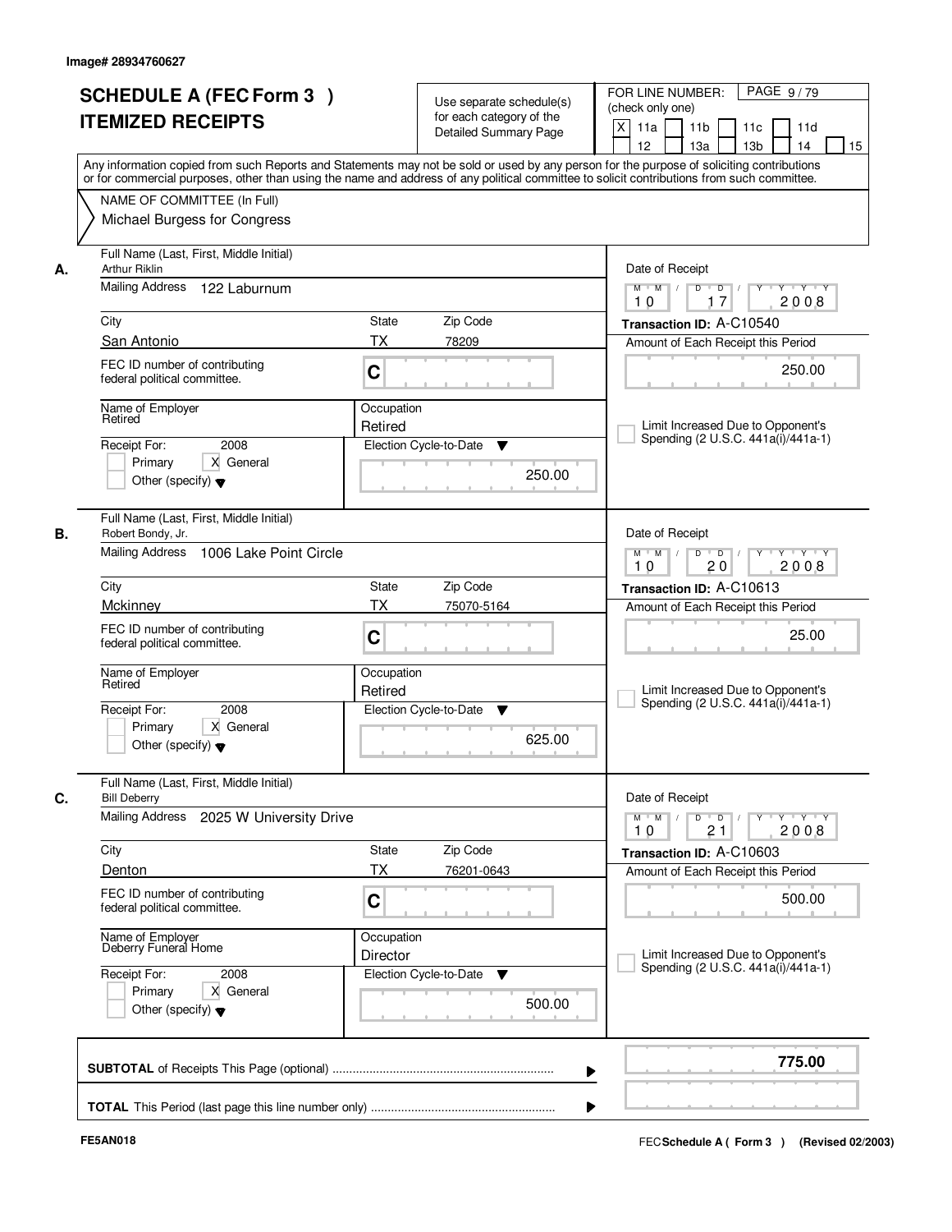Image# 28934760627

# SCHEDULE A (FEC Form 3 )
# ITEMIZED RECEIPTS

Use separate schedule(s) for each category of the Detailed Summary Page

FOR LINE NUMBER: (check only one)
[X] 11a [ ] 11b [ ] 11c [ ] 11d [ ] 12 [ ] 13a [ ] 13b [ ] 14 [ ] 15

PAGE 9 / 79

Any information copied from such Reports and Statements may not be sold or used by any person for the purpose of soliciting contributions or for commercial purposes, other than using the name and address of any political committee to solicit contributions from such committee.

NAME OF COMMITTEE (In Full)
Michael Burgess for Congress

---

**A.** Full Name (Last, First, Middle Initial): Arthur Riklin

Mailing Address: 122 Laburnum

City: San Antonio | State: TX | Zip Code: 78209

FEC ID number of contributing federal political committee: C

Name of Employer: Retired | Occupation: Retired

Receipt For: 2008 — [ ] Primary [X] General [ ] Other (specify)

Election Cycle-to-Date: 250.00

Date of Receipt: 10 / 17 / 2008

Transaction ID: A-C10540

Amount of Each Receipt this Period: 250.00

[ ] Limit Increased Due to Opponent's Spending (2 U.S.C. 441a(i)/441a-1)

---

**B.** Full Name (Last, First, Middle Initial): Robert Bondy, Jr.

Mailing Address: 1006 Lake Point Circle

City: Mckinney | State: TX | Zip Code: 75070-5164

FEC ID number of contributing federal political committee: C

Name of Employer: Retired | Occupation: Retired

Receipt For: 2008 — [ ] Primary [X] General [ ] Other (specify)

Election Cycle-to-Date: 625.00

Date of Receipt: 10 / 20 / 2008

Transaction ID: A-C10613

Amount of Each Receipt this Period: 25.00

[ ] Limit Increased Due to Opponent's Spending (2 U.S.C. 441a(i)/441a-1)

---

**C.** Full Name (Last, First, Middle Initial): Bill Deberry

Mailing Address: 2025 W University Drive

City: Denton | State: TX | Zip Code: 76201-0643

FEC ID number of contributing federal political committee: C

Name of Employer: Deberry Funeral Home | Occupation: Director

Receipt For: 2008 — [ ] Primary [X] General [ ] Other (specify)

Election Cycle-to-Date: 500.00

Date of Receipt: 10 / 21 / 2008

Transaction ID: A-C10603

Amount of Each Receipt this Period: 500.00

[ ] Limit Increased Due to Opponent's Spending (2 U.S.C. 441a(i)/441a-1)

---

**SUBTOTAL** of Receipts This Page (optional): **775.00**

**TOTAL** This Period (last page this line number only):

FE5AN018

FEC Schedule A ( Form 3 ) (Revised 02/2003)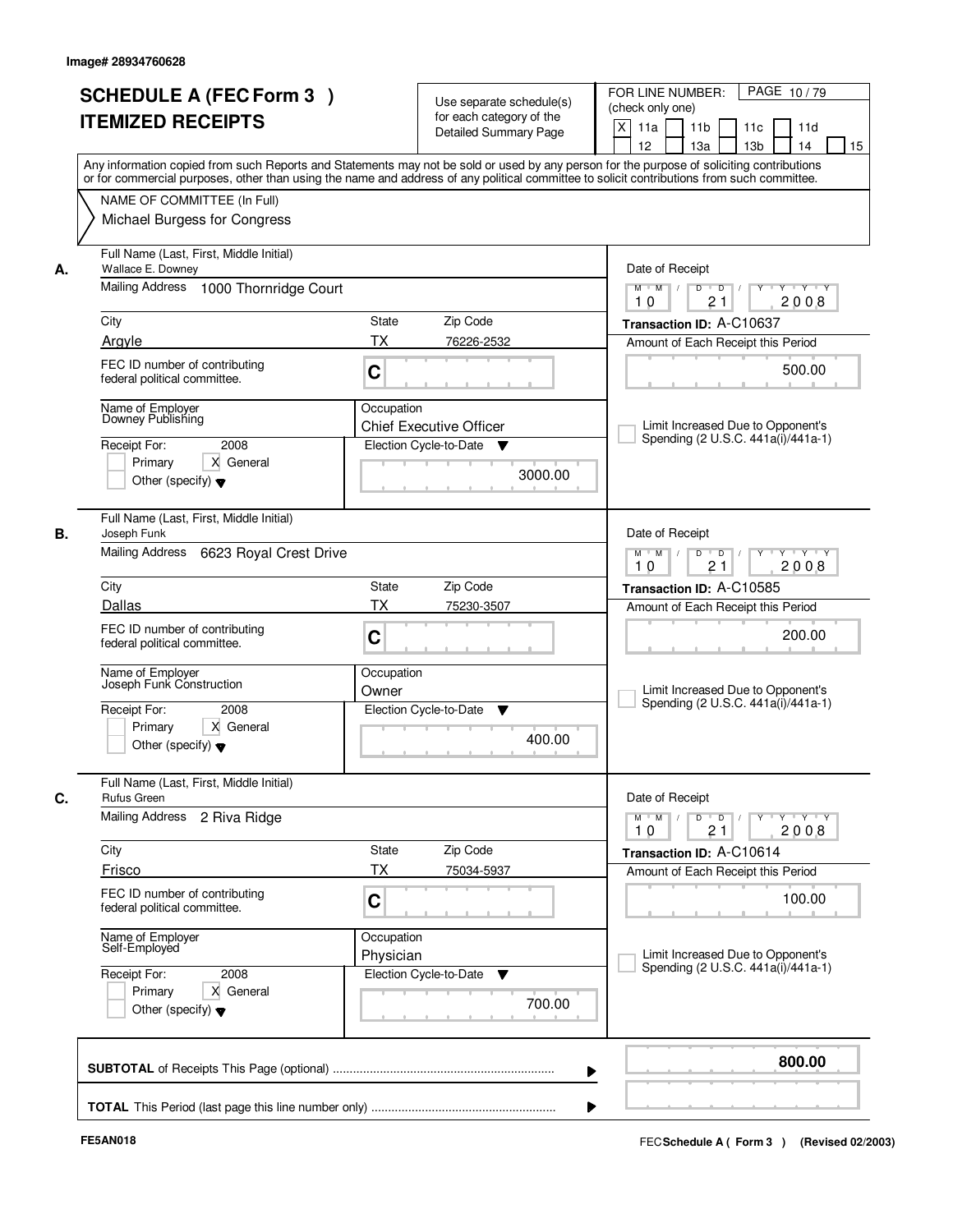Image# 28934760628

# SCHEDULE A (FEC Form 3 ) ITEMIZED RECEIPTS

Use separate schedule(s) for each category of the Detailed Summary Page

FOR LINE NUMBER: (check only one)

[X] 11a [ ] 11b [ ] 11c [ ] 11d [ ] 12 [ ] 13a [ ] 13b [ ] 14 [ ] 15

PAGE 10 / 79

Any information copied from such Reports and Statements may not be sold or used by any person for the purpose of soliciting contributions or for commercial purposes, other than using the name and address of any political committee to solicit contributions from such committee.

NAME OF COMMITTEE (In Full)
Michael Burgess for Congress

---

**A.**

Full Name (Last, First, Middle Initial): Wallace E. Downey

Mailing Address: 1000 Thornridge Court

City: Argyle | State: TX | Zip Code: 76226-2532

FEC ID number of contributing federal political committee: C

Name of Employer: Downey Publishing

Occupation: Chief Executive Officer

Receipt For: 2008 — [ ] Primary [X] General [ ] Other (specify)

Election Cycle-to-Date: 3000.00

Date of Receipt: 10 / 21 / 2008

Transaction ID: A-C10637

Amount of Each Receipt this Period: 500.00

[ ] Limit Increased Due to Opponent's Spending (2 U.S.C. 441a(i)/441a-1)

---

**B.**

Full Name (Last, First, Middle Initial): Joseph Funk

Mailing Address: 6623 Royal Crest Drive

City: Dallas | State: TX | Zip Code: 75230-3507

FEC ID number of contributing federal political committee: C

Name of Employer: Joseph Funk Construction

Occupation: Owner

Receipt For: 2008 — [ ] Primary [X] General [ ] Other (specify)

Election Cycle-to-Date: 400.00

Date of Receipt: 10 / 21 / 2008

Transaction ID: A-C10585

Amount of Each Receipt this Period: 200.00

[ ] Limit Increased Due to Opponent's Spending (2 U.S.C. 441a(i)/441a-1)

---

**C.**

Full Name (Last, First, Middle Initial): Rufus Green

Mailing Address: 2 Riva Ridge

City: Frisco | State: TX | Zip Code: 75034-5937

FEC ID number of contributing federal political committee: C

Name of Employer: Self-Employed

Occupation: Physician

Receipt For: 2008 — [ ] Primary [X] General [ ] Other (specify)

Election Cycle-to-Date: 700.00

Date of Receipt: 10 / 21 / 2008

Transaction ID: A-C10614

Amount of Each Receipt this Period: 100.00

[ ] Limit Increased Due to Opponent's Spending (2 U.S.C. 441a(i)/441a-1)

---

**SUBTOTAL** of Receipts This Page (optional): **800.00**

**TOTAL** This Period (last page this line number only):

FE5AN018

FEC Schedule A ( Form 3 ) (Revised 02/2003)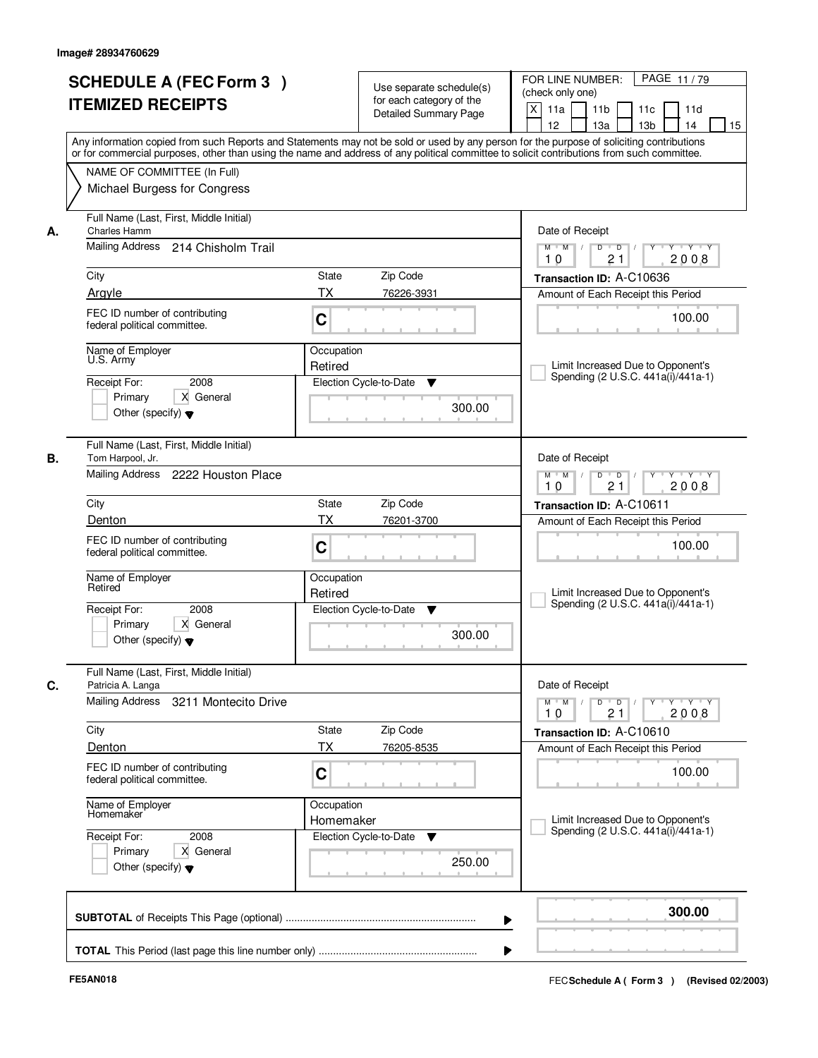Image# 28934760629

# SCHEDULE A (FEC Form 3 ) ITEMIZED RECEIPTS

Use separate schedule(s) for each category of the Detailed Summary Page

FOR LINE NUMBER: (check only one)

- [X] 11a
- [ ] 11b
- [ ] 11c
- [ ] 11d
- [ ] 12
- [ ] 13a
- [ ] 13b
- [ ] 14
- [ ] 15

PAGE 11 / 79

Any information copied from such Reports and Statements may not be sold or used by any person for the purpose of soliciting contributions or for commercial purposes, other than using the name and address of any political committee to solicit contributions from such committee.

NAME OF COMMITTEE (In Full)
Michael Burgess for Congress

---

**A.** Full Name (Last, First, Middle Initial): Charles Hamm

Mailing Address: 214 Chisholm Trail

City: Argyle | State: TX | Zip Code: 76226-3931

FEC ID number of contributing federal political committee: C

Name of Employer: U.S. Army

Occupation: Retired

Receipt For: 2008 — [ ] Primary [X] General [ ] Other (specify)

Election Cycle-to-Date: 300.00

Date of Receipt: 10 / 21 / 2008

Transaction ID: A-C10636

Amount of Each Receipt this Period: 100.00

[ ] Limit Increased Due to Opponent's Spending (2 U.S.C. 441a(i)/441a-1)

---

**B.** Full Name (Last, First, Middle Initial): Tom Harpool, Jr.

Mailing Address: 2222 Houston Place

City: Denton | State: TX | Zip Code: 76201-3700

FEC ID number of contributing federal political committee: C

Name of Employer: Retired

Occupation: Retired

Receipt For: 2008 — [ ] Primary [X] General [ ] Other (specify)

Election Cycle-to-Date: 300.00

Date of Receipt: 10 / 21 / 2008

Transaction ID: A-C10611

Amount of Each Receipt this Period: 100.00

[ ] Limit Increased Due to Opponent's Spending (2 U.S.C. 441a(i)/441a-1)

---

**C.** Full Name (Last, First, Middle Initial): Patricia A. Langa

Mailing Address: 3211 Montecito Drive

City: Denton | State: TX | Zip Code: 76205-8535

FEC ID number of contributing federal political committee: C

Name of Employer: Homemaker

Occupation: Homemaker

Receipt For: 2008 — [ ] Primary [X] General [ ] Other (specify)

Election Cycle-to-Date: 250.00

Date of Receipt: 10 / 21 / 2008

Transaction ID: A-C10610

Amount of Each Receipt this Period: 100.00

[ ] Limit Increased Due to Opponent's Spending (2 U.S.C. 441a(i)/441a-1)

---

**SUBTOTAL** of Receipts This Page (optional): **300.00**

**TOTAL** This Period (last page this line number only):

FE5AN018 — FEC Schedule A ( Form 3 ) (Revised 02/2003)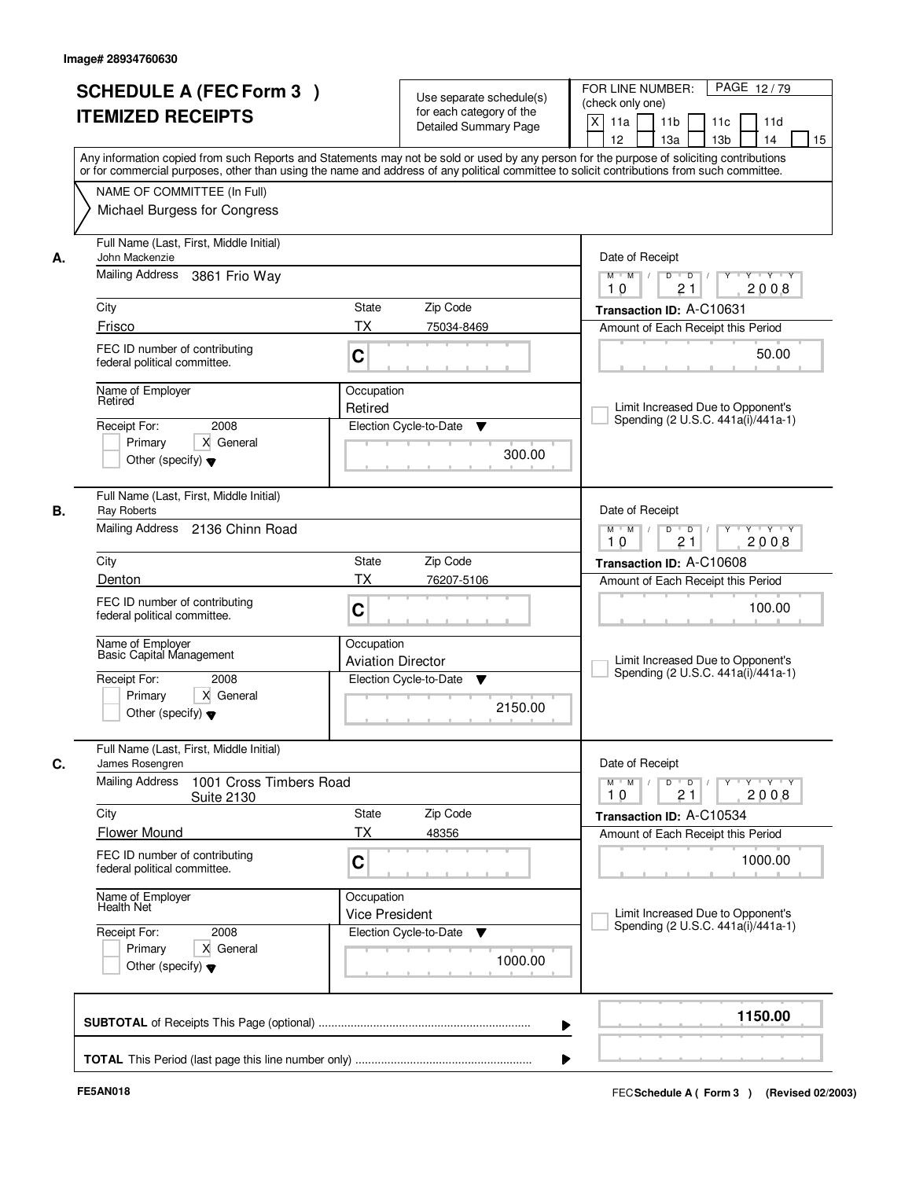Image# 28934760630

# SCHEDULE A (FEC Form 3 ) ITEMIZED RECEIPTS

Use separate schedule(s) for each category of the Detailed Summary Page

FOR LINE NUMBER: (check only one)
[X] 11a [ ] 11b [ ] 11c [ ] 11d [ ] 12 [ ] 13a [ ] 13b [ ] 14 [ ] 15

PAGE 12 / 79

Any information copied from such Reports and Statements may not be sold or used by any person for the purpose of soliciting contributions or for commercial purposes, other than using the name and address of any political committee to solicit contributions from such committee.

NAME OF COMMITTEE (In Full)
Michael Burgess for Congress

---

**A.** Full Name (Last, First, Middle Initial): John Mackenzie
Mailing Address: 3861 Frio Way
City: Frisco | State: TX | Zip Code: 75034-8469
FEC ID number of contributing federal political committee: C
Name of Employer: Retired
Occupation: Retired
Receipt For: 2008 — [ ] Primary [X] General [ ] Other (specify)
Election Cycle-to-Date: 300.00
Date of Receipt: 10 / 21 / 2008
Transaction ID: A-C10631
Amount of Each Receipt this Period: 50.00
[ ] Limit Increased Due to Opponent's Spending (2 U.S.C. 441a(i)/441a-1)

---

**B.** Full Name (Last, First, Middle Initial): Ray Roberts
Mailing Address: 2136 Chinn Road
City: Denton | State: TX | Zip Code: 76207-5106
FEC ID number of contributing federal political committee: C
Name of Employer: Basic Capital Management
Occupation: Aviation Director
Receipt For: 2008 — [ ] Primary [X] General [ ] Other (specify)
Election Cycle-to-Date: 2150.00
Date of Receipt: 10 / 21 / 2008
Transaction ID: A-C10608
Amount of Each Receipt this Period: 100.00
[ ] Limit Increased Due to Opponent's Spending (2 U.S.C. 441a(i)/441a-1)

---

**C.** Full Name (Last, First, Middle Initial): James Rosengren
Mailing Address: 1001 Cross Timbers Road Suite 2130
City: Flower Mound | State: TX | Zip Code: 48356
FEC ID number of contributing federal political committee: C
Name of Employer: Health Net
Occupation: Vice President
Receipt For: 2008 — [ ] Primary [X] General [ ] Other (specify)
Election Cycle-to-Date: 1000.00
Date of Receipt: 10 / 21 / 2008
Transaction ID: A-C10534
Amount of Each Receipt this Period: 1000.00
[ ] Limit Increased Due to Opponent's Spending (2 U.S.C. 441a(i)/441a-1)

---

**SUBTOTAL** of Receipts This Page (optional): 1150.00

**TOTAL** This Period (last page this line number only):

FE5AN018

FEC Schedule A ( Form 3 ) (Revised 02/2003)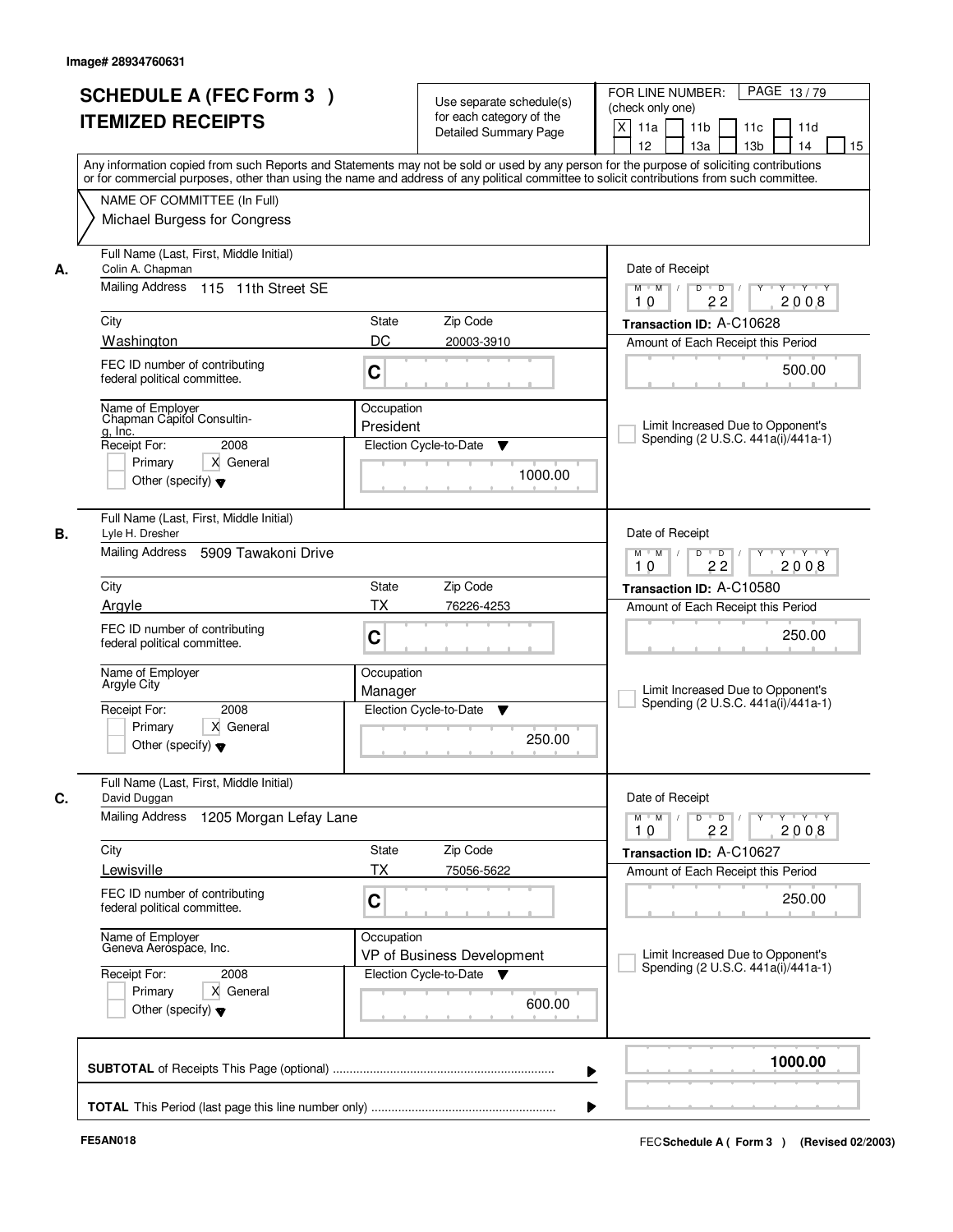Image# 28934760631

# SCHEDULE A (FEC Form 3 ) ITEMIZED RECEIPTS

Use separate schedule(s) for each category of the Detailed Summary Page

FOR LINE NUMBER: (check only one)

[X] 11a [ ] 11b [ ] 11c [ ] 11d [ ] 12 [ ] 13a [ ] 13b [ ] 14 [ ] 15

PAGE 13 / 79

Any information copied from such Reports and Statements may not be sold or used by any person for the purpose of soliciting contributions or for commercial purposes, other than using the name and address of any political committee to solicit contributions from such committee.

NAME OF COMMITTEE (In Full)
Michael Burgess for Congress

## A.

| Field | Value |
|---|---|
| Full Name (Last, First, Middle Initial) | Colin A. Chapman |
| Mailing Address | 115 11th Street SE |
| City | Washington |
| State | DC |
| Zip Code | 20003-3910 |
| FEC ID number of contributing federal political committee. | C |
| Name of Employer | Chapman Capitol Consulting, Inc. |
| Occupation | President |
| Receipt For | 2008 [ ] Primary [X] General [ ] Other (specify) |
| Election Cycle-to-Date | 1000.00 |
| Date of Receipt | 10 / 22 / 2008 |
| Transaction ID | A-C10628 |
| Amount of Each Receipt this Period | 500.00 |
| Limit Increased Due to Opponent's Spending (2 U.S.C. 441a(i)/441a-1) | [ ] |

## B.

| Field | Value |
|---|---|
| Full Name (Last, First, Middle Initial) | Lyle H. Dresher |
| Mailing Address | 5909 Tawakoni Drive |
| City | Argyle |
| State | TX |
| Zip Code | 76226-4253 |
| FEC ID number of contributing federal political committee. | C |
| Name of Employer | Argyle City |
| Occupation | Manager |
| Receipt For | 2008 [ ] Primary [X] General [ ] Other (specify) |
| Election Cycle-to-Date | 250.00 |
| Date of Receipt | 10 / 22 / 2008 |
| Transaction ID | A-C10580 |
| Amount of Each Receipt this Period | 250.00 |
| Limit Increased Due to Opponent's Spending (2 U.S.C. 441a(i)/441a-1) | [ ] |

## C.

| Field | Value |
|---|---|
| Full Name (Last, First, Middle Initial) | David Duggan |
| Mailing Address | 1205 Morgan Lefay Lane |
| City | Lewisville |
| State | TX |
| Zip Code | 75056-5622 |
| FEC ID number of contributing federal political committee. | C |
| Name of Employer | Geneva Aerospace, Inc. |
| Occupation | VP of Business Development |
| Receipt For | 2008 [ ] Primary [X] General [ ] Other (specify) |
| Election Cycle-to-Date | 600.00 |
| Date of Receipt | 10 / 22 / 2008 |
| Transaction ID | A-C10627 |
| Amount of Each Receipt this Period | 250.00 |
| Limit Increased Due to Opponent's Spending (2 U.S.C. 441a(i)/441a-1) | [ ] |

**SUBTOTAL** of Receipts This Page (optional) ........ **1000.00**

**TOTAL** This Period (last page this line number only) ........

FE5AN018

FEC **Schedule A ( Form 3 )** (Revised 02/2003)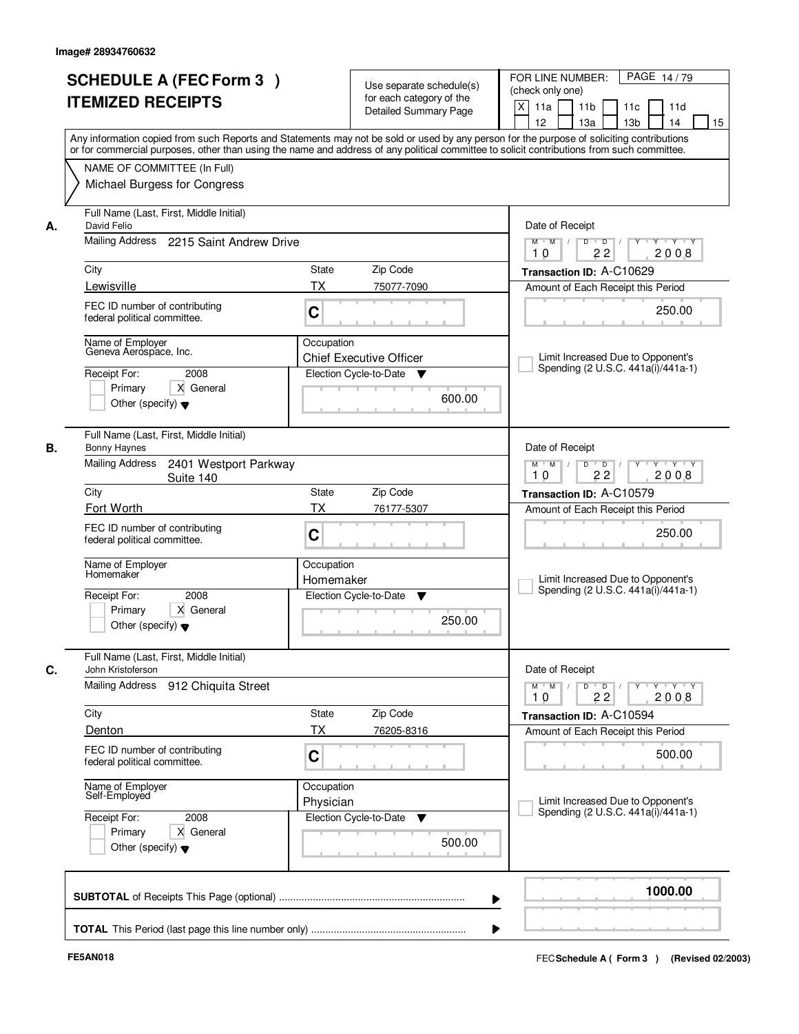Image# 28934760632

# SCHEDULE A (FEC Form 3 ) ITEMIZED RECEIPTS

Use separate schedule(s) for each category of the Detailed Summary Page

FOR LINE NUMBER: (check only one)
[X] 11a [ ] 11b [ ] 11c [ ] 11d [ ] 12 [ ] 13a [ ] 13b [ ] 14 [ ] 15

Any information copied from such Reports and Statements may not be sold or used by any person for the purpose of soliciting contributions or for commercial purposes, other than using the name and address of any political committee to solicit contributions from such committee.

NAME OF COMMITTEE (In Full)
Michael Burgess for Congress

**A.**
Full Name (Last, First, Middle Initial): David Felio
Mailing Address: 2215 Saint Andrew Drive
City: Lewisville | State: TX | Zip Code: 75077-7090
FEC ID number of contributing federal political committee: C
Name of Employer: Geneva Aerospace, Inc.
Occupation: Chief Executive Officer
Receipt For: 2008 [ ] Primary [X] General [ ] Other (specify)
Election Cycle-to-Date: 600.00
Date of Receipt: 10 22 2008
Transaction ID: A-C10629
Amount of Each Receipt this Period: 250.00
[ ] Limit Increased Due to Opponent's Spending (2 U.S.C. 441a(i)/441a-1)

**B.**
Full Name (Last, First, Middle Initial): Bonny Haynes
Mailing Address: 2401 Westport Parkway Suite 140
City: Fort Worth | State: TX | Zip Code: 76177-5307
FEC ID number of contributing federal political committee: C
Name of Employer: Homemaker
Occupation: Homemaker
Receipt For: 2008 [ ] Primary [X] General [ ] Other (specify)
Election Cycle-to-Date: 250.00
Date of Receipt: 10 22 2008
Transaction ID: A-C10579
Amount of Each Receipt this Period: 250.00
[ ] Limit Increased Due to Opponent's Spending (2 U.S.C. 441a(i)/441a-1)

**C.**
Full Name (Last, First, Middle Initial): John Kristoferson
Mailing Address: 912 Chiquita Street
City: Denton | State: TX | Zip Code: 76205-8316
FEC ID number of contributing federal political committee: C
Name of Employer: Self-Employed
Occupation: Physician
Receipt For: 2008 [ ] Primary [X] General [ ] Other (specify)
Election Cycle-to-Date: 500.00
Date of Receipt: 10 22 2008
Transaction ID: A-C10594
Amount of Each Receipt this Period: 500.00
[ ] Limit Increased Due to Opponent's Spending (2 U.S.C. 441a(i)/441a-1)

**SUBTOTAL** of Receipts This Page (optional) ........ 1000.00

**TOTAL** This Period (last page this line number only) ........

FE5AN018 | FEC Schedule A ( Form 3 ) (Revised 02/2003)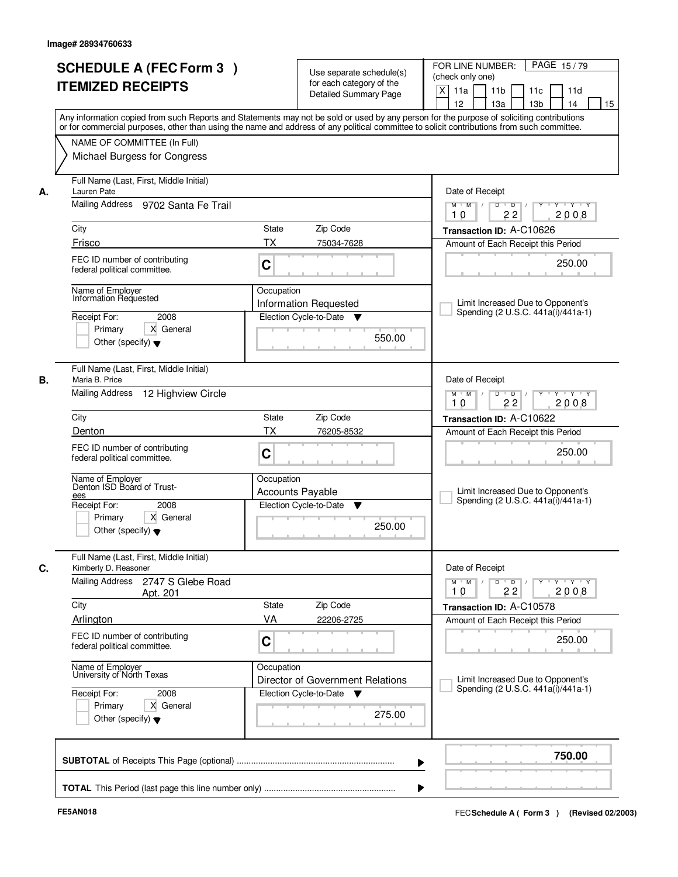Image# 28934760633

# SCHEDULE A (FEC Form 3 )
# ITEMIZED RECEIPTS

Use separate schedule(s) for each category of the Detailed Summary Page

FOR LINE NUMBER: (check only one)
[X] 11a [ ] 11b [ ] 11c [ ] 11d [ ] 12 [ ] 13a [ ] 13b [ ] 14 [ ] 15

Any information copied from such Reports and Statements may not be sold or used by any person for the purpose of soliciting contributions or for commercial purposes, other than using the name and address of any political committee to solicit contributions from such committee.

NAME OF COMMITTEE (In Full)
Michael Burgess for Congress

---

**A.** Full Name (Last, First, Middle Initial): Lauren Pate

Mailing Address: 9702 Santa Fe Trail

City: Frisco | State: TX | Zip Code: 75034-7628

FEC ID number of contributing federal political committee: C

Name of Employer: Information Requested

Occupation: Information Requested

Receipt For: 2008 — [ ] Primary [X] General [ ] Other (specify)

Election Cycle-to-Date: 550.00

Date of Receipt: 10/22/2008

Transaction ID: A-C10626

Amount of Each Receipt this Period: 250.00

[ ] Limit Increased Due to Opponent's Spending (2 U.S.C. 441a(i)/441a-1)

---

**B.** Full Name (Last, First, Middle Initial): Maria B. Price

Mailing Address: 12 Highview Circle

City: Denton | State: TX | Zip Code: 76205-8532

FEC ID number of contributing federal political committee: C

Name of Employer: Denton ISD Board of Trustees

Occupation: Accounts Payable

Receipt For: 2008 — [ ] Primary [X] General [ ] Other (specify)

Election Cycle-to-Date: 250.00

Date of Receipt: 10/22/2008

Transaction ID: A-C10622

Amount of Each Receipt this Period: 250.00

[ ] Limit Increased Due to Opponent's Spending (2 U.S.C. 441a(i)/441a-1)

---

**C.** Full Name (Last, First, Middle Initial): Kimberly D. Reasoner

Mailing Address: 2747 S Glebe Road Apt. 201

City: Arlington | State: VA | Zip Code: 22206-2725

FEC ID number of contributing federal political committee: C

Name of Employer: University of North Texas

Occupation: Director of Government Relations

Receipt For: 2008 — [ ] Primary [X] General [ ] Other (specify)

Election Cycle-to-Date: 275.00

Date of Receipt: 10/22/2008

Transaction ID: A-C10578

Amount of Each Receipt this Period: 250.00

[ ] Limit Increased Due to Opponent's Spending (2 U.S.C. 441a(i)/441a-1)

---

**SUBTOTAL** of Receipts This Page (optional): **750.00**

**TOTAL** This Period (last page this line number only):

FE5AN018 — FEC Schedule A ( Form 3 ) (Revised 02/2003)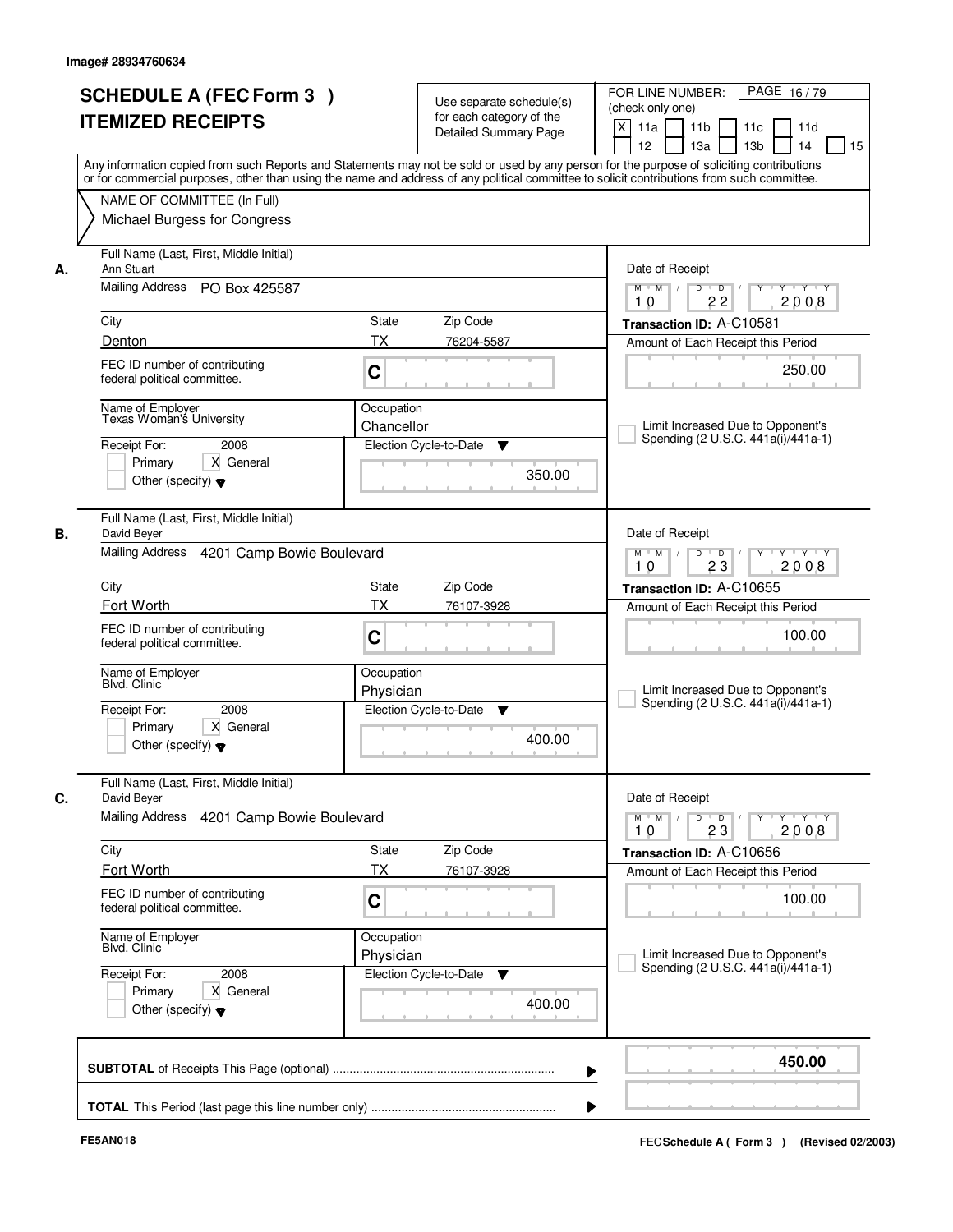Image# 28934760634

# SCHEDULE A (FEC Form 3 ) ITEMIZED RECEIPTS

Use separate schedule(s) for each category of the Detailed Summary Page

FOR LINE NUMBER: (check only one)
[X] 11a [ ] 11b [ ] 11c [ ] 11d [ ] 12 [ ] 13a [ ] 13b [ ] 14 [ ] 15

Any information copied from such Reports and Statements may not be sold or used by any person for the purpose of soliciting contributions or for commercial purposes, other than using the name and address of any political committee to solicit contributions from such committee.

NAME OF COMMITTEE (In Full)
Michael Burgess for Congress

**A.**
Full Name (Last, First, Middle Initial): Ann Stuart
Mailing Address: PO Box 425587
City: Denton | State: TX | Zip Code: 76204-5587
FEC ID number of contributing federal political committee: C
Name of Employer: Texas Woman's University
Occupation: Chancellor
Receipt For: 2008 [ ] Primary [X] General [ ] Other (specify)
Election Cycle-to-Date: 350.00
Date of Receipt: 10 22 2008
Transaction ID: A-C10581
Amount of Each Receipt this Period: 250.00
[ ] Limit Increased Due to Opponent's Spending (2 U.S.C. 441a(i)/441a-1)

**B.**
Full Name (Last, First, Middle Initial): David Beyer
Mailing Address: 4201 Camp Bowie Boulevard
City: Fort Worth | State: TX | Zip Code: 76107-3928
FEC ID number of contributing federal political committee: C
Name of Employer: Blvd. Clinic
Occupation: Physician
Receipt For: 2008 [ ] Primary [X] General [ ] Other (specify)
Election Cycle-to-Date: 400.00
Date of Receipt: 10 23 2008
Transaction ID: A-C10655
Amount of Each Receipt this Period: 100.00
[ ] Limit Increased Due to Opponent's Spending (2 U.S.C. 441a(i)/441a-1)

**C.**
Full Name (Last, First, Middle Initial): David Beyer
Mailing Address: 4201 Camp Bowie Boulevard
City: Fort Worth | State: TX | Zip Code: 76107-3928
FEC ID number of contributing federal political committee: C
Name of Employer: Blvd. Clinic
Occupation: Physician
Receipt For: 2008 [ ] Primary [X] General [ ] Other (specify)
Election Cycle-to-Date: 400.00
Date of Receipt: 10 23 2008
Transaction ID: A-C10656
Amount of Each Receipt this Period: 100.00
[ ] Limit Increased Due to Opponent's Spending (2 U.S.C. 441a(i)/441a-1)

**SUBTOTAL** of Receipts This Page (optional): **450.00**

**TOTAL** This Period (last page this line number only):

FE5AN018 — FEC Schedule A ( Form 3 ) (Revised 02/2003)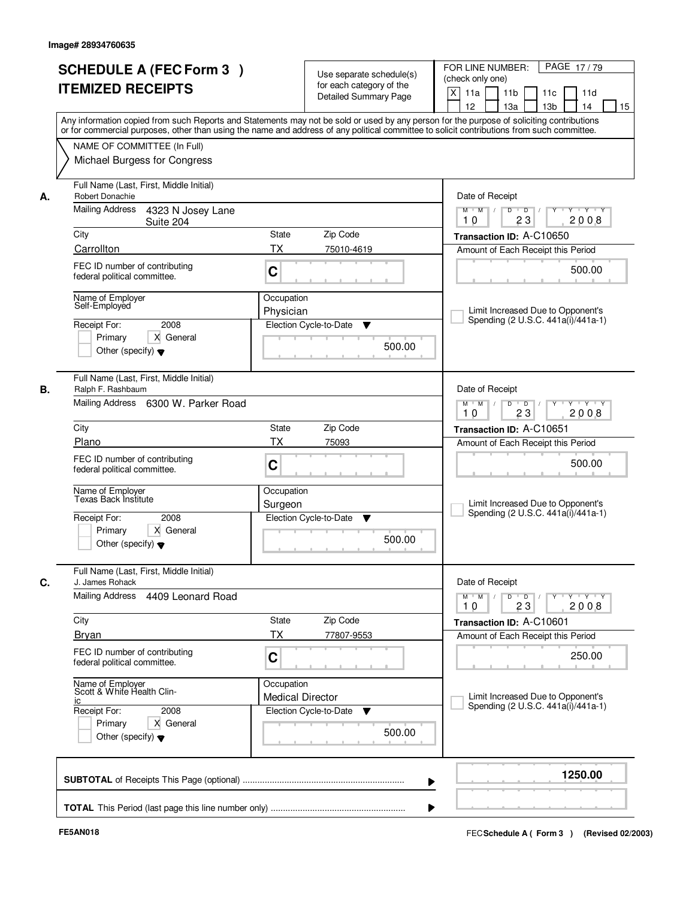Image# 28934760635

# SCHEDULE A (FEC Form 3 ) ITEMIZED RECEIPTS

Use separate schedule(s) for each category of the Detailed Summary Page

FOR LINE NUMBER: (check only one)

[X] 11a [ ] 11b [ ] 11c [ ] 11d [ ] 12 [ ] 13a [ ] 13b [ ] 14 [ ] 15

Any information copied from such Reports and Statements may not be sold or used by any person for the purpose of soliciting contributions or for commercial purposes, other than using the name and address of any political committee to solicit contributions from such committee.

NAME OF COMMITTEE (In Full)
Michael Burgess for Congress

**A.**
Full Name (Last, First, Middle Initial): Robert Donachie
Mailing Address: 4323 N Josey Lane Suite 204
City: Carrollton | State: TX | Zip Code: 75010-4619
FEC ID number of contributing federal political committee: C
Name of Employer: Self-Employed
Occupation: Physician
Receipt For: 2008 [ ] Primary [X] General [ ] Other (specify)
Election Cycle-to-Date: 500.00
Date of Receipt: 10 / 23 / 2008
Transaction ID: A-C10650
Amount of Each Receipt this Period: 500.00
[ ] Limit Increased Due to Opponent's Spending (2 U.S.C. 441a(i)/441a-1)

**B.**
Full Name (Last, First, Middle Initial): Ralph F. Rashbaum
Mailing Address: 6300 W. Parker Road
City: Plano | State: TX | Zip Code: 75093
FEC ID number of contributing federal political committee: C
Name of Employer: Texas Back Institute
Occupation: Surgeon
Receipt For: 2008 [ ] Primary [X] General [ ] Other (specify)
Election Cycle-to-Date: 500.00
Date of Receipt: 10 / 23 / 2008
Transaction ID: A-C10651
Amount of Each Receipt this Period: 500.00
[ ] Limit Increased Due to Opponent's Spending (2 U.S.C. 441a(i)/441a-1)

**C.**
Full Name (Last, First, Middle Initial): J. James Rohack
Mailing Address: 4409 Leonard Road
City: Bryan | State: TX | Zip Code: 77807-9553
FEC ID number of contributing federal political committee: C
Name of Employer: Scott & White Health Clinic
Occupation: Medical Director
Receipt For: 2008 [ ] Primary [X] General [ ] Other (specify)
Election Cycle-to-Date: 500.00
Date of Receipt: 10 / 23 / 2008
Transaction ID: A-C10601
Amount of Each Receipt this Period: 250.00
[ ] Limit Increased Due to Opponent's Spending (2 U.S.C. 441a(i)/441a-1)

**SUBTOTAL** of Receipts This Page (optional): 1250.00

**TOTAL** This Period (last page this line number only):

FE5AN018 | FEC Schedule A ( Form 3 ) (Revised 02/2003)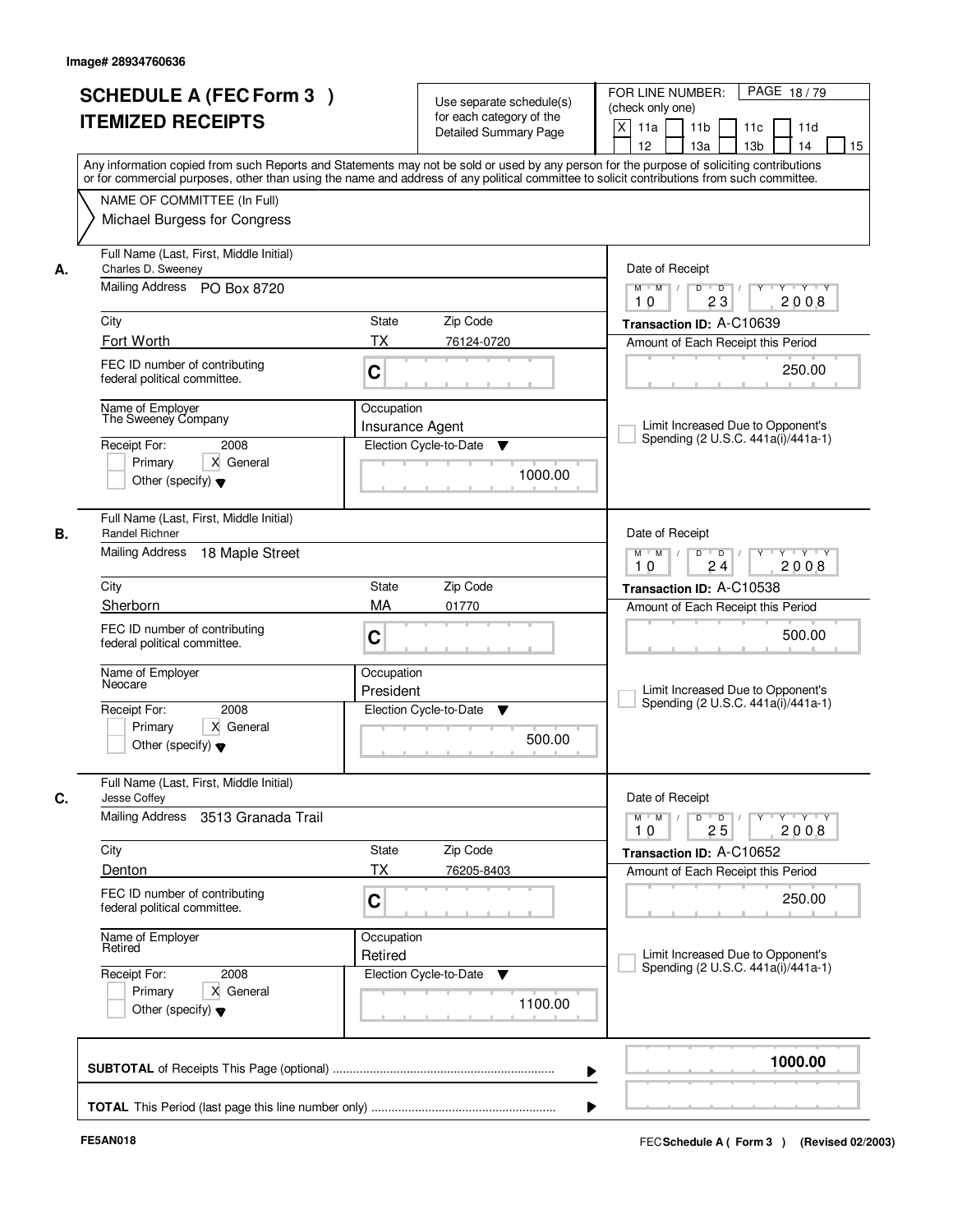Image# 28934760636

# SCHEDULE A (FEC Form 3 ) ITEMIZED RECEIPTS

Use separate schedule(s) for each category of the Detailed Summary Page

FOR LINE NUMBER: (check only one)

[X] 11a [ ] 11b [ ] 11c [ ] 11d [ ] 12 [ ] 13a [ ] 13b [ ] 14 [ ] 15

PAGE 18 / 79

Any information copied from such Reports and Statements may not be sold or used by any person for the purpose of soliciting contributions or for commercial purposes, other than using the name and address of any political committee to solicit contributions from such committee.

NAME OF COMMITTEE (In Full)
Michael Burgess for Congress

---

**A.**

Full Name (Last, First, Middle Initial): Charles D. Sweeney

Mailing Address: PO Box 8720

City: Fort Worth | State: TX | Zip Code: 76124-0720

FEC ID number of contributing federal political committee: C

Name of Employer: The Sweeney Company

Occupation: Insurance Agent

Receipt For: 2008 — [ ] Primary [X] General [ ] Other (specify)

Election Cycle-to-Date: 1000.00

Date of Receipt: 10/23/2008

Transaction ID: A-C10639

Amount of Each Receipt this Period: 250.00

[ ] Limit Increased Due to Opponent's Spending (2 U.S.C. 441a(i)/441a-1)

---

**B.**

Full Name (Last, First, Middle Initial): Randel Richner

Mailing Address: 18 Maple Street

City: Sherborn | State: MA | Zip Code: 01770

FEC ID number of contributing federal political committee: C

Name of Employer: Neocare

Occupation: President

Receipt For: 2008 — [ ] Primary [X] General [ ] Other (specify)

Election Cycle-to-Date: 500.00

Date of Receipt: 10/24/2008

Transaction ID: A-C10538

Amount of Each Receipt this Period: 500.00

[ ] Limit Increased Due to Opponent's Spending (2 U.S.C. 441a(i)/441a-1)

---

**C.**

Full Name (Last, First, Middle Initial): Jesse Coffey

Mailing Address: 3513 Granada Trail

City: Denton | State: TX | Zip Code: 76205-8403

FEC ID number of contributing federal political committee: C

Name of Employer: Retired

Occupation: Retired

Receipt For: 2008 — [ ] Primary [X] General [ ] Other (specify)

Election Cycle-to-Date: 1100.00

Date of Receipt: 10/25/2008

Transaction ID: A-C10652

Amount of Each Receipt this Period: 250.00

[ ] Limit Increased Due to Opponent's Spending (2 U.S.C. 441a(i)/441a-1)

---

**SUBTOTAL** of Receipts This Page (optional) ........ **1000.00**

**TOTAL** This Period (last page this line number only) ........

FE5AN018 — FEC Schedule A ( Form 3 ) (Revised 02/2003)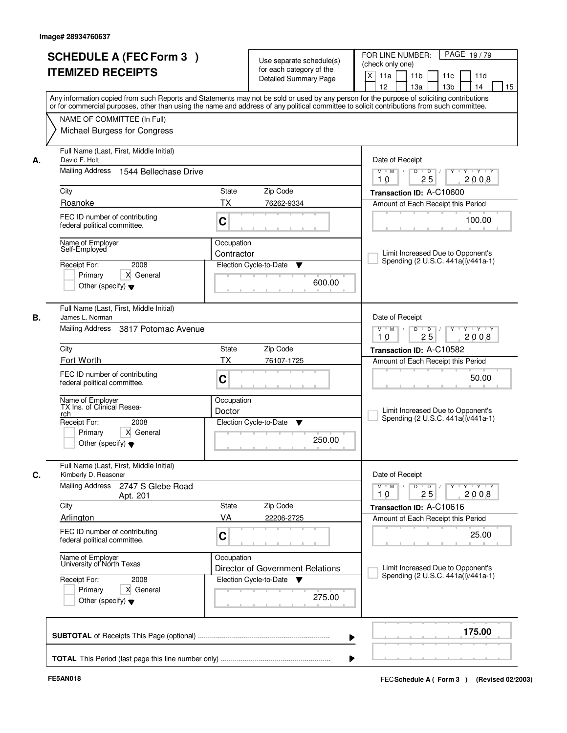Image# 28934760637

# SCHEDULE A (FEC Form 3 )
## ITEMIZED RECEIPTS

Use separate schedule(s) for each category of the Detailed Summary Page

FOR LINE NUMBER: (check only one) PAGE 19 / 79

[X] 11a [ ] 11b [ ] 11c [ ] 11d [ ] 12 [ ] 13a [ ] 13b [ ] 14 [ ] 15

Any information copied from such Reports and Statements may not be sold or used by any person for the purpose of soliciting contributions or for commercial purposes, other than using the name and address of any political committee to solicit contributions from such committee.

NAME OF COMMITTEE (In Full)
Michael Burgess for Congress

**A.** Full Name (Last, First, Middle Initial): David F. Holt
Mailing Address: 1544 Bellechase Drive
City: Roanoke | State: TX | Zip Code: 76262-9334
FEC ID number of contributing federal political committee: C
Name of Employer: Self-Employed
Occupation: Contractor
Receipt For: 2008 [ ] Primary [X] General [ ] Other (specify)
Election Cycle-to-Date: 600.00
Date of Receipt: 10 / 25 / 2008
Transaction ID: A-C10600
Amount of Each Receipt this Period: 100.00
[ ] Limit Increased Due to Opponent's Spending (2 U.S.C. 441a(i)/441a-1)

**B.** Full Name (Last, First, Middle Initial): James L. Norman
Mailing Address: 3817 Potomac Avenue
City: Fort Worth | State: TX | Zip Code: 76107-1725
FEC ID number of contributing federal political committee: C
Name of Employer: TX Ins. of Clinical Research
Occupation: Doctor
Receipt For: 2008 [ ] Primary [X] General [ ] Other (specify)
Election Cycle-to-Date: 250.00
Date of Receipt: 10 / 25 / 2008
Transaction ID: A-C10582
Amount of Each Receipt this Period: 50.00
[ ] Limit Increased Due to Opponent's Spending (2 U.S.C. 441a(i)/441a-1)

**C.** Full Name (Last, First, Middle Initial): Kimberly D. Reasoner
Mailing Address: 2747 S Glebe Road Apt. 201
City: Arlington | State: VA | Zip Code: 22206-2725
FEC ID number of contributing federal political committee: C
Name of Employer: University of North Texas
Occupation: Director of Government Relations
Receipt For: 2008 [ ] Primary [X] General [ ] Other (specify)
Election Cycle-to-Date: 275.00
Date of Receipt: 10 / 25 / 2008
Transaction ID: A-C10616
Amount of Each Receipt this Period: 25.00
[ ] Limit Increased Due to Opponent's Spending (2 U.S.C. 441a(i)/441a-1)

**SUBTOTAL** of Receipts This Page (optional): **175.00**

**TOTAL** This Period (last page this line number only):

FE5AN018 FEC **Schedule A ( Form 3 )** (Revised 02/2003)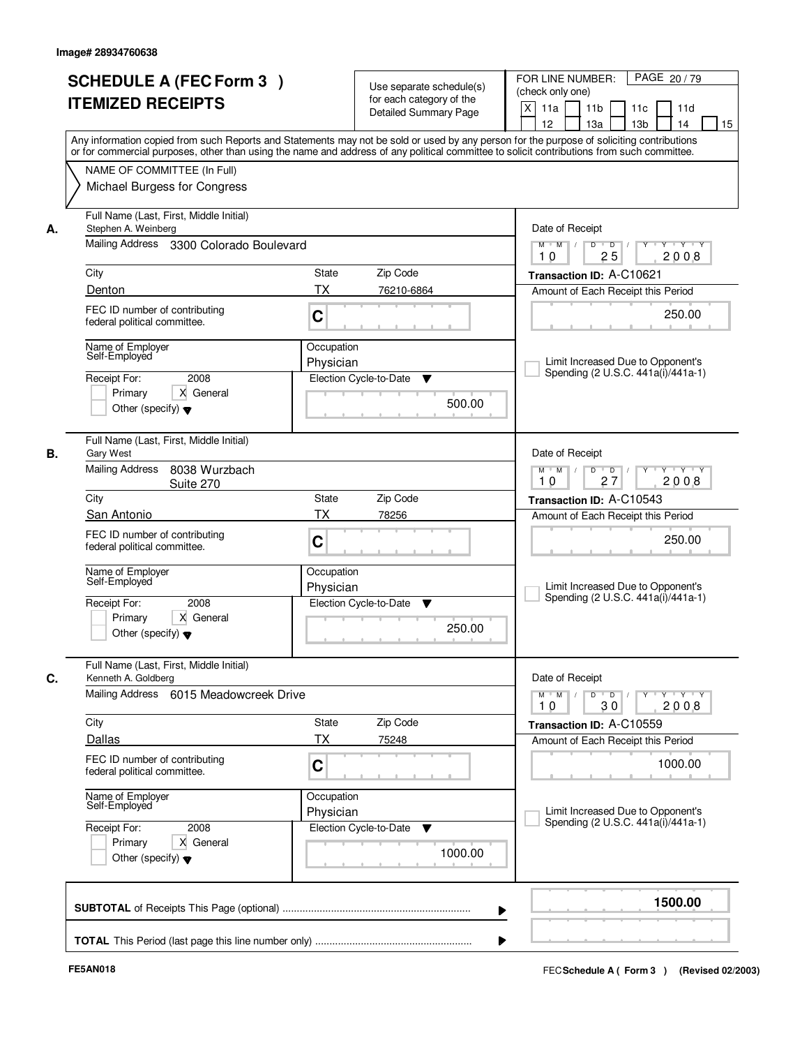Image# 28934760638

# SCHEDULE A (FEC Form 3 ) ITEMIZED RECEIPTS

Use separate schedule(s) for each category of the Detailed Summary Page

FOR LINE NUMBER: (check only one)

X 11a &nbsp; 11b &nbsp; 11c &nbsp; 11d &nbsp; 12 &nbsp; 13a &nbsp; 13b &nbsp; 14 &nbsp; 15

Any information copied from such Reports and Statements may not be sold or used by any person for the purpose of soliciting contributions or for commercial purposes, other than using the name and address of any political committee to solicit contributions from such committee.

NAME OF COMMITTEE (In Full)
Michael Burgess for Congress

**A.**
Full Name (Last, First, Middle Initial): Stephen A. Weinberg
Mailing Address: 3300 Colorado Boulevard
City: Denton
State: TX
Zip Code: 76210-6864
FEC ID number of contributing federal political committee: C
Name of Employer: Self-Employed
Occupation: Physician
Receipt For: 2008 — Primary [ ] General [X] Other (specify)
Election Cycle-to-Date: 500.00
Date of Receipt: 10 / 25 / 2008
Transaction ID: A-C10621
Amount of Each Receipt this Period: 250.00
Limit Increased Due to Opponent's Spending (2 U.S.C. 441a(i)/441a-1)

**B.**
Full Name (Last, First, Middle Initial): Gary West
Mailing Address: 8038 Wurzbach Suite 270
City: San Antonio
State: TX
Zip Code: 78256
FEC ID number of contributing federal political committee: C
Name of Employer: Self-Employed
Occupation: Physician
Receipt For: 2008 — Primary [ ] General [X] Other (specify)
Election Cycle-to-Date: 250.00
Date of Receipt: 10 / 27 / 2008
Transaction ID: A-C10543
Amount of Each Receipt this Period: 250.00
Limit Increased Due to Opponent's Spending (2 U.S.C. 441a(i)/441a-1)

**C.**
Full Name (Last, First, Middle Initial): Kenneth A. Goldberg
Mailing Address: 6015 Meadowcreek Drive
City: Dallas
State: TX
Zip Code: 75248
FEC ID number of contributing federal political committee: C
Name of Employer: Self-Employed
Occupation: Physician
Receipt For: 2008 — Primary [ ] General [X] Other (specify)
Election Cycle-to-Date: 1000.00
Date of Receipt: 10 / 30 / 2008
Transaction ID: A-C10559
Amount of Each Receipt this Period: 1000.00
Limit Increased Due to Opponent's Spending (2 U.S.C. 441a(i)/441a-1)

**SUBTOTAL** of Receipts This Page (optional): 1500.00

**TOTAL** This Period (last page this line number only):

FE5AN018 &nbsp; FEC Schedule A ( Form 3 ) (Revised 02/2003)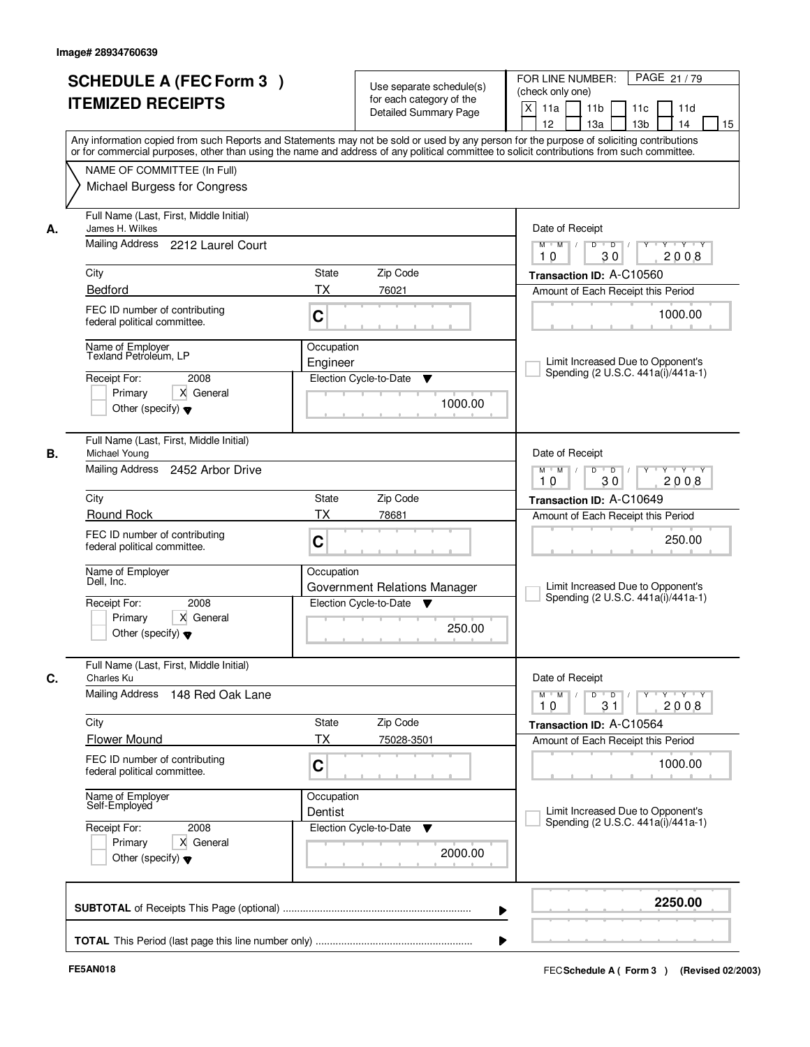Image# 28934760639

# SCHEDULE A (FEC Form 3 )
## ITEMIZED RECEIPTS

Use separate schedule(s) for each category of the Detailed Summary Page

FOR LINE NUMBER: (check only one)
[X] 11a [ ] 11b [ ] 11c [ ] 11d [ ] 12 [ ] 13a [ ] 13b [ ] 14 [ ] 15

PAGE 21 / 79

Any information copied from such Reports and Statements may not be sold or used by any person for the purpose of soliciting contributions or for commercial purposes, other than using the name and address of any political committee to solicit contributions from such committee.

NAME OF COMMITTEE (In Full)
Michael Burgess for Congress

---

**A.** Full Name (Last, First, Middle Initial): James H. Wilkes
Mailing Address: 2212 Laurel Court
City: Bedford | State: TX | Zip Code: 76021
FEC ID number of contributing federal political committee: C
Name of Employer: Texland Petroleum, LP
Occupation: Engineer
Receipt For: 2008 [ ] Primary [X] General [ ] Other (specify)
Election Cycle-to-Date: 1000.00
Date of Receipt: 10/30/2008
Transaction ID: A-C10560
Amount of Each Receipt this Period: 1000.00
[ ] Limit Increased Due to Opponent's Spending (2 U.S.C. 441a(i)/441a-1)

---

**B.** Full Name (Last, First, Middle Initial): Michael Young
Mailing Address: 2452 Arbor Drive
City: Round Rock | State: TX | Zip Code: 78681
FEC ID number of contributing federal political committee: C
Name of Employer: Dell, Inc.
Occupation: Government Relations Manager
Receipt For: 2008 [ ] Primary [X] General [ ] Other (specify)
Election Cycle-to-Date: 250.00
Date of Receipt: 10/30/2008
Transaction ID: A-C10649
Amount of Each Receipt this Period: 250.00
[ ] Limit Increased Due to Opponent's Spending (2 U.S.C. 441a(i)/441a-1)

---

**C.** Full Name (Last, First, Middle Initial): Charles Ku
Mailing Address: 148 Red Oak Lane
City: Flower Mound | State: TX | Zip Code: 75028-3501
FEC ID number of contributing federal political committee: C
Name of Employer: Self-Employed
Occupation: Dentist
Receipt For: 2008 [ ] Primary [X] General [ ] Other (specify)
Election Cycle-to-Date: 2000.00
Date of Receipt: 10/31/2008
Transaction ID: A-C10564
Amount of Each Receipt this Period: 1000.00
[ ] Limit Increased Due to Opponent's Spending (2 U.S.C. 441a(i)/441a-1)

---

**SUBTOTAL** of Receipts This Page (optional): **2250.00**

**TOTAL** This Period (last page this line number only):

FE5AN018 — FEC Schedule A ( Form 3 ) (Revised 02/2003)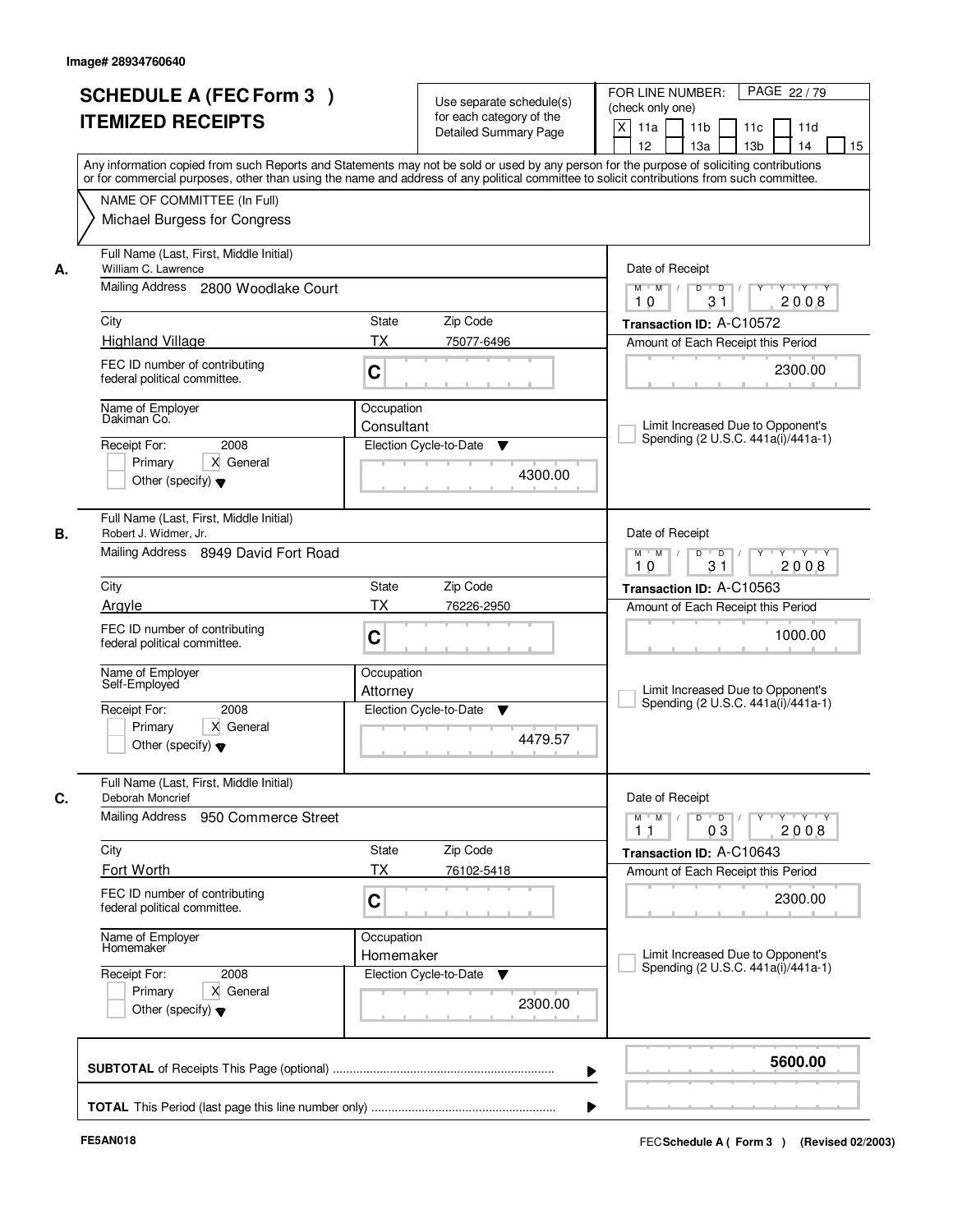Image# 28934760640

# SCHEDULE A (FEC Form 3 ) ITEMIZED RECEIPTS

Use separate schedule(s) for each category of the Detailed Summary Page

FOR LINE NUMBER: (check only one)

[X] 11a [ ] 11b [ ] 11c [ ] 11d [ ] 12 [ ] 13a [ ] 13b [ ] 14 [ ] 15

PAGE 22 / 79

Any information copied from such Reports and Statements may not be sold or used by any person for the purpose of soliciting contributions or for commercial purposes, other than using the name and address of any political committee to solicit contributions from such committee.

NAME OF COMMITTEE (In Full)
Michael Burgess for Congress

---

**A.**

Full Name (Last, First, Middle Initial): William C. Lawrence

Mailing Address: 2800 Woodlake Court

City: Highland Village | State: TX | Zip Code: 75077-6496

FEC ID number of contributing federal political committee: C

Name of Employer: Dakiman Co.

Occupation: Consultant

Receipt For: 2008 — [ ] Primary [X] General [ ] Other (specify)

Election Cycle-to-Date: 4300.00

Date of Receipt: 10 / 31 / 2008

Transaction ID: A-C10572

Amount of Each Receipt this Period: 2300.00

[ ] Limit Increased Due to Opponent's Spending (2 U.S.C. 441a(i)/441a-1)

---

**B.**

Full Name (Last, First, Middle Initial): Robert J. Widmer, Jr.

Mailing Address: 8949 David Fort Road

City: Argyle | State: TX | Zip Code: 76226-2950

FEC ID number of contributing federal political committee: C

Name of Employer: Self-Employed

Occupation: Attorney

Receipt For: 2008 — [ ] Primary [X] General [ ] Other (specify)

Election Cycle-to-Date: 4479.57

Date of Receipt: 10 / 31 / 2008

Transaction ID: A-C10563

Amount of Each Receipt this Period: 1000.00

[ ] Limit Increased Due to Opponent's Spending (2 U.S.C. 441a(i)/441a-1)

---

**C.**

Full Name (Last, First, Middle Initial): Deborah Moncrief

Mailing Address: 950 Commerce Street

City: Fort Worth | State: TX | Zip Code: 76102-5418

FEC ID number of contributing federal political committee: C

Name of Employer: Homemaker

Occupation: Homemaker

Receipt For: 2008 — [ ] Primary [X] General [ ] Other (specify)

Election Cycle-to-Date: 2300.00

Date of Receipt: 11 / 03 / 2008

Transaction ID: A-C10643

Amount of Each Receipt this Period: 2300.00

[ ] Limit Increased Due to Opponent's Spending (2 U.S.C. 441a(i)/441a-1)

---

**SUBTOTAL** of Receipts This Page (optional): **5600.00**

**TOTAL** This Period (last page this line number only):

FE5AN018

FEC Schedule A ( Form 3 ) (Revised 02/2003)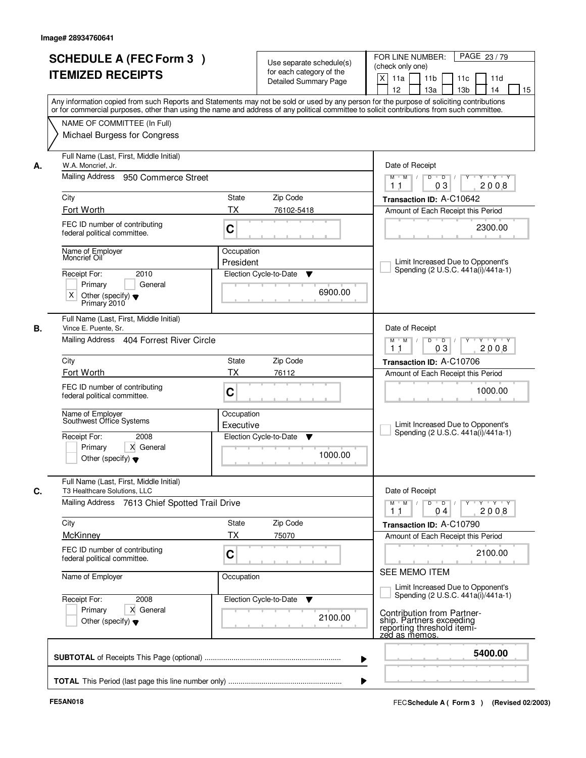Image# 28934760641

# SCHEDULE A (FEC Form 3 )
# ITEMIZED RECEIPTS

Use separate schedule(s) for each category of the Detailed Summary Page

FOR LINE NUMBER: (check only one)
[X] 11a [ ] 11b [ ] 11c [ ] 11d [ ] 12 [ ] 13a [ ] 13b [ ] 14 [ ] 15

Any information copied from such Reports and Statements may not be sold or used by any person for the purpose of soliciting contributions or for commercial purposes, other than using the name and address of any political committee to solicit contributions from such committee.

NAME OF COMMITTEE (In Full)
Michael Burgess for Congress

---

**A.**

Full Name (Last, First, Middle Initial): W.A. Moncrief, Jr.

Mailing Address: 950 Commerce Street

City: Fort Worth | State: TX | Zip Code: 76102-5418

FEC ID number of contributing federal political committee: C

Name of Employer: Moncrief Oil

Occupation: President

Receipt For: 2010
[ ] Primary [ ] General
[X] Other (specify): Primary 2010

Election Cycle-to-Date: 6900.00

Date of Receipt: 11/03/2008

Transaction ID: A-C10642

Amount of Each Receipt this Period: 2300.00

[ ] Limit Increased Due to Opponent's Spending (2 U.S.C. 441a(i)/441a-1)

---

**B.**

Full Name (Last, First, Middle Initial): Vince E. Puente, Sr.

Mailing Address: 404 Forrest River Circle

City: Fort Worth | State: TX | Zip Code: 76112

FEC ID number of contributing federal political committee: C

Name of Employer: Southwest Office Systems

Occupation: Executive

Receipt For: 2008
[ ] Primary [X] General
[ ] Other (specify)

Election Cycle-to-Date: 1000.00

Date of Receipt: 11/03/2008

Transaction ID: A-C10706

Amount of Each Receipt this Period: 1000.00

[ ] Limit Increased Due to Opponent's Spending (2 U.S.C. 441a(i)/441a-1)

---

**C.**

Full Name (Last, First, Middle Initial): T3 Healthcare Solutions, LLC

Mailing Address: 7613 Chief Spotted Trail Drive

City: McKinney | State: TX | Zip Code: 75070

FEC ID number of contributing federal political committee: C

Name of Employer:

Occupation:

Receipt For: 2008
[ ] Primary [X] General
[ ] Other (specify)

Election Cycle-to-Date: 2100.00

Date of Receipt: 11/04/2008

Transaction ID: A-C10790

Amount of Each Receipt this Period: 2100.00

SEE MEMO ITEM

[ ] Limit Increased Due to Opponent's Spending (2 U.S.C. 441a(i)/441a-1)

Contribution from Partnership. Partners exceeding reporting threshold itemized as memos.

---

**SUBTOTAL** of Receipts This Page (optional): **5400.00**

**TOTAL** This Period (last page this line number only):

FE5AN018

FEC Schedule A ( Form 3 ) (Revised 02/2003)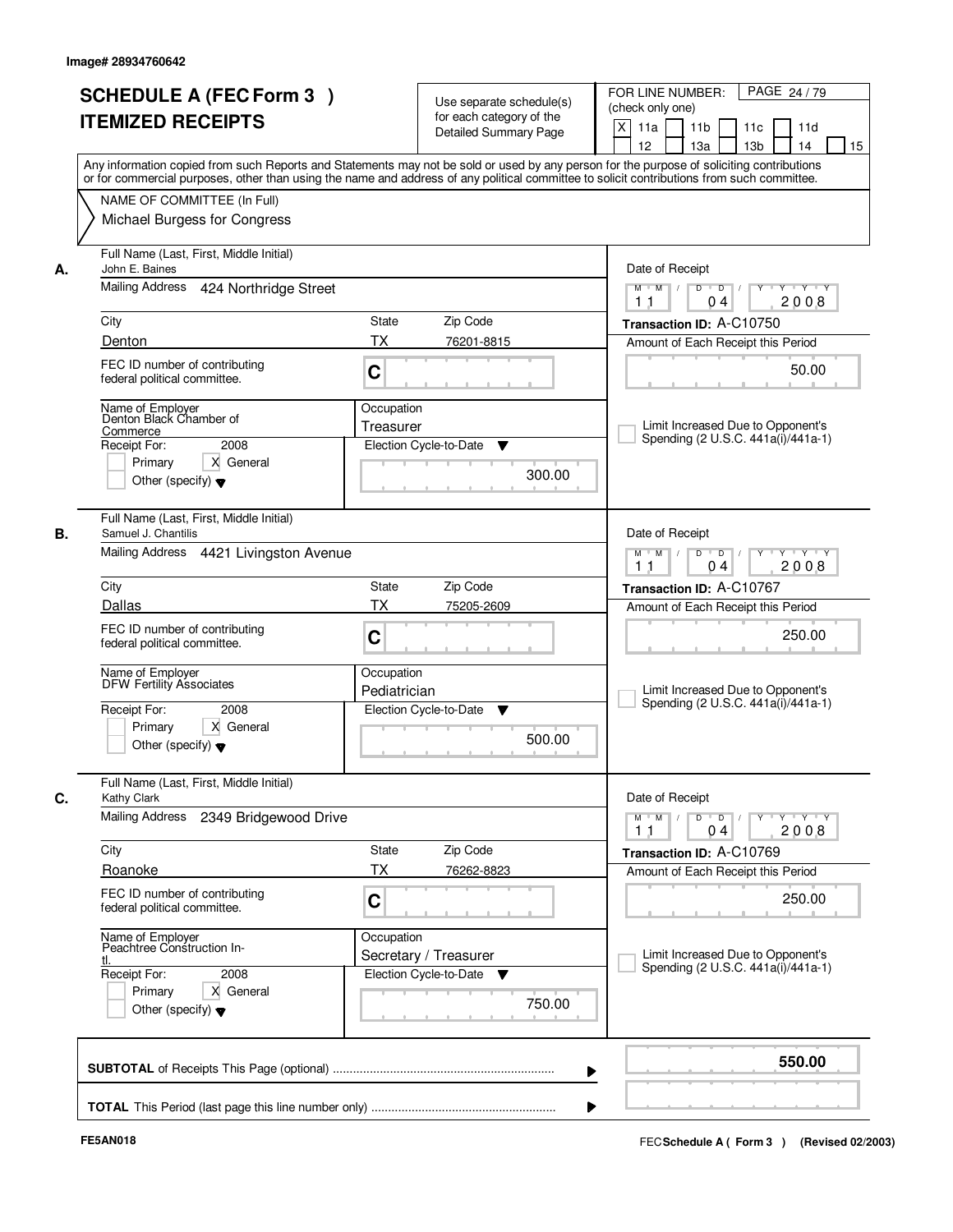Image# 28934760642

# SCHEDULE A (FEC Form 3 ) ITEMIZED RECEIPTS

Use separate schedule(s) for each category of the Detailed Summary Page

FOR LINE NUMBER: (check only one)

PAGE 24 / 79

[X] 11a [ ] 11b [ ] 11c [ ] 11d [ ] 12 [ ] 13a [ ] 13b [ ] 14 [ ] 15

Any information copied from such Reports and Statements may not be sold or used by any person for the purpose of soliciting contributions or for commercial purposes, other than using the name and address of any political committee to solicit contributions from such committee.

NAME OF COMMITTEE (In Full)
Michael Burgess for Congress

---

**A.** Full Name (Last, First, Middle Initial): John E. Baines

Mailing Address: 424 Northridge Street

City: Denton | State: TX | Zip Code: 76201-8815

FEC ID number of contributing federal political committee: C

Name of Employer: Denton Black Chamber of Commerce

Occupation: Treasurer

Receipt For: 2008 [ ] Primary [X] General [ ] Other (specify)

Election Cycle-to-Date: 300.00

Date of Receipt: 11 / 04 / 2008

Transaction ID: A-C10750

Amount of Each Receipt this Period: 50.00

[ ] Limit Increased Due to Opponent's Spending (2 U.S.C. 441a(i)/441a-1)

---

**B.** Full Name (Last, First, Middle Initial): Samuel J. Chantilis

Mailing Address: 4421 Livingston Avenue

City: Dallas | State: TX | Zip Code: 75205-2609

FEC ID number of contributing federal political committee: C

Name of Employer: DFW Fertility Associates

Occupation: Pediatrician

Receipt For: 2008 [ ] Primary [X] General [ ] Other (specify)

Election Cycle-to-Date: 500.00

Date of Receipt: 11 / 04 / 2008

Transaction ID: A-C10767

Amount of Each Receipt this Period: 250.00

[ ] Limit Increased Due to Opponent's Spending (2 U.S.C. 441a(i)/441a-1)

---

**C.** Full Name (Last, First, Middle Initial): Kathy Clark

Mailing Address: 2349 Bridgewood Drive

City: Roanoke | State: TX | Zip Code: 76262-8823

FEC ID number of contributing federal political committee: C

Name of Employer: Peachtree Construction In-tl.

Occupation: Secretary / Treasurer

Receipt For: 2008 [ ] Primary [X] General [ ] Other (specify)

Election Cycle-to-Date: 750.00

Date of Receipt: 11 / 04 / 2008

Transaction ID: A-C10769

Amount of Each Receipt this Period: 250.00

[ ] Limit Increased Due to Opponent's Spending (2 U.S.C. 441a(i)/441a-1)

---

**SUBTOTAL** of Receipts This Page (optional): **550.00**

**TOTAL** This Period (last page this line number only):

FE5AN018

FEC Schedule A ( Form 3 ) (Revised 02/2003)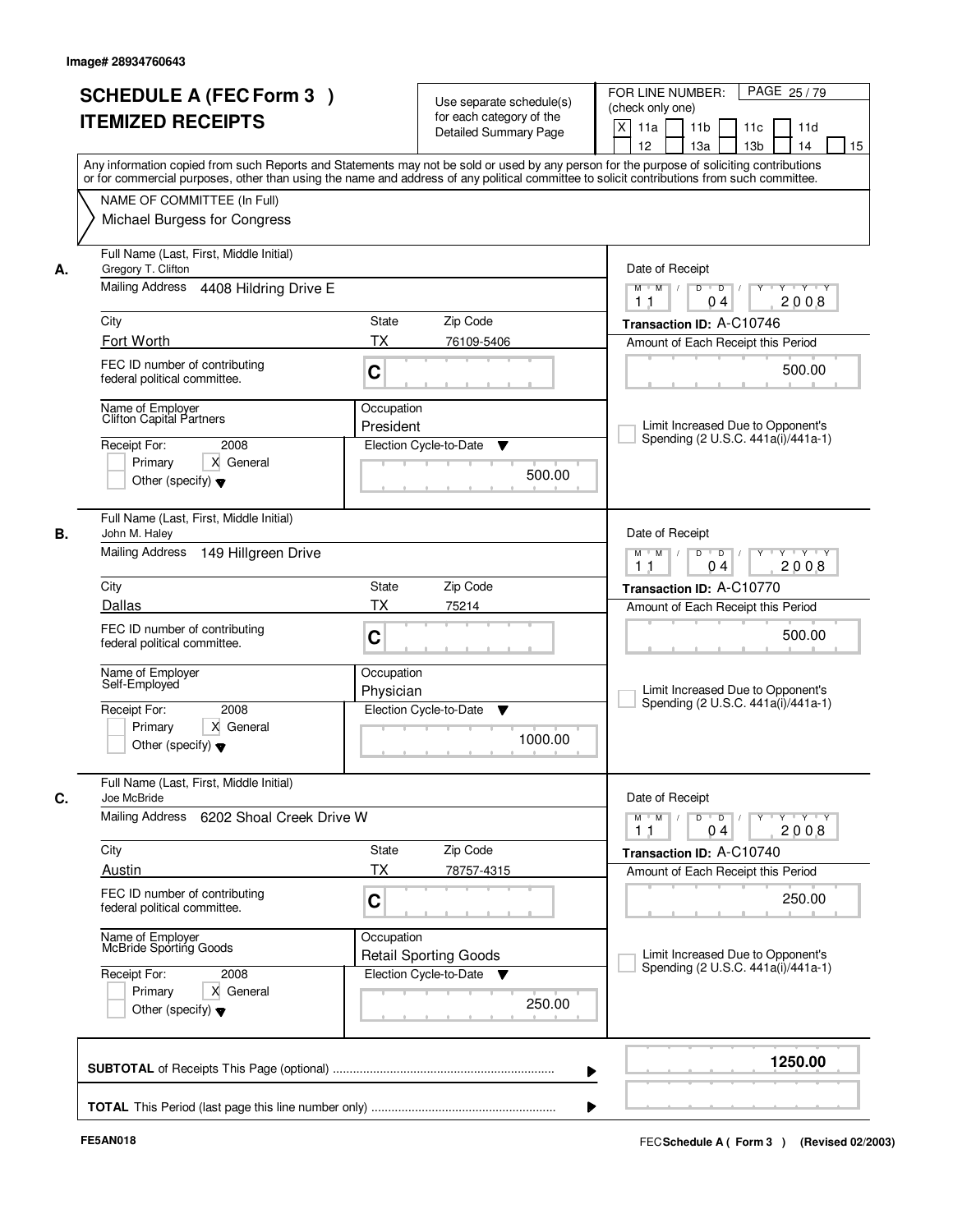Image# 28934760643

# SCHEDULE A (FEC Form 3 )
# ITEMIZED RECEIPTS

Use separate schedule(s) for each category of the Detailed Summary Page

FOR LINE NUMBER: (check only one)
[X] 11a [ ] 11b [ ] 11c [ ] 11d [ ] 12 [ ] 13a [ ] 13b [ ] 14 [ ] 15

PAGE 25 / 79

Any information copied from such Reports and Statements may not be sold or used by any person for the purpose of soliciting contributions or for commercial purposes, other than using the name and address of any political committee to solicit contributions from such committee.

NAME OF COMMITTEE (In Full)
Michael Burgess for Congress

---

**A.** Full Name (Last, First, Middle Initial): Gregory T. Clifton
Mailing Address: 4408 Hildring Drive E
City: Fort Worth | State: TX | Zip Code: 76109-5406
FEC ID number of contributing federal political committee: C
Name of Employer: Clifton Capital Partners
Occupation: President
Receipt For: 2008 — [ ] Primary [X] General [ ] Other (specify)
Election Cycle-to-Date: 500.00
Date of Receipt: 11/04/2008
Transaction ID: A-C10746
Amount of Each Receipt this Period: 500.00
[ ] Limit Increased Due to Opponent's Spending (2 U.S.C. 441a(i)/441a-1)

---

**B.** Full Name (Last, First, Middle Initial): John M. Haley
Mailing Address: 149 Hillgreen Drive
City: Dallas | State: TX | Zip Code: 75214
FEC ID number of contributing federal political committee: C
Name of Employer: Self-Employed
Occupation: Physician
Receipt For: 2008 — [ ] Primary [X] General [ ] Other (specify)
Election Cycle-to-Date: 1000.00
Date of Receipt: 11/04/2008
Transaction ID: A-C10770
Amount of Each Receipt this Period: 500.00
[ ] Limit Increased Due to Opponent's Spending (2 U.S.C. 441a(i)/441a-1)

---

**C.** Full Name (Last, First, Middle Initial): Joe McBride
Mailing Address: 6202 Shoal Creek Drive W
City: Austin | State: TX | Zip Code: 78757-4315
FEC ID number of contributing federal political committee: C
Name of Employer: McBride Sporting Goods
Occupation: Retail Sporting Goods
Receipt For: 2008 — [ ] Primary [X] General [ ] Other (specify)
Election Cycle-to-Date: 250.00
Date of Receipt: 11/04/2008
Transaction ID: A-C10740
Amount of Each Receipt this Period: 250.00
[ ] Limit Increased Due to Opponent's Spending (2 U.S.C. 441a(i)/441a-1)

---

**SUBTOTAL** of Receipts This Page (optional): 1250.00

**TOTAL** This Period (last page this line number only):

FE5AN018 — FEC **Schedule A ( Form 3 )** (Revised 02/2003)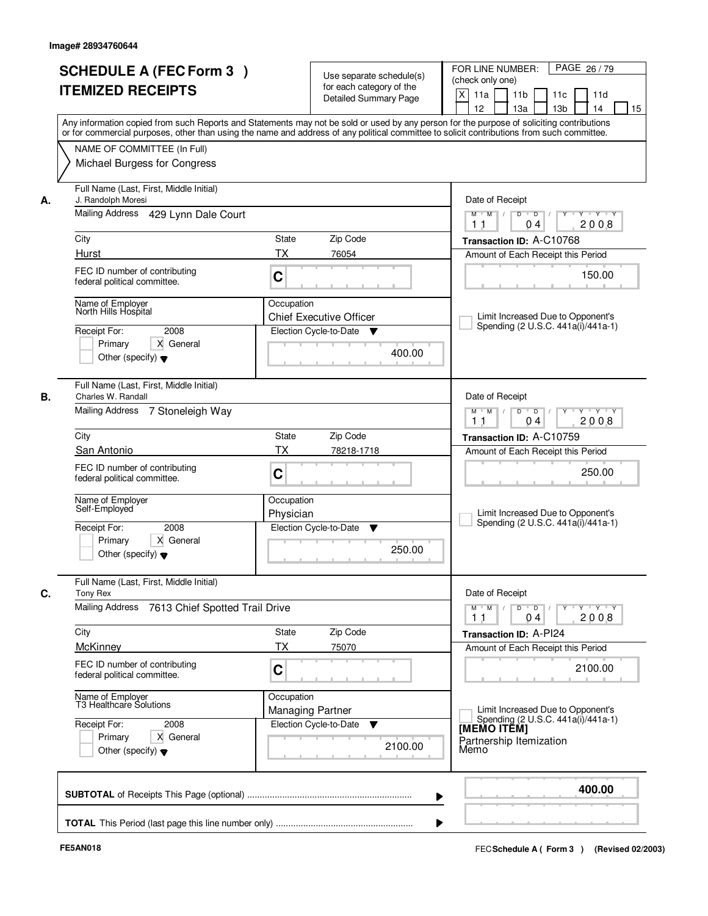Image# 28934760644

# SCHEDULE A (FEC Form 3 ) ITEMIZED RECEIPTS

Use separate schedule(s) for each category of the Detailed Summary Page

FOR LINE NUMBER: (check only one)

- [X] 11a
- [ ] 11b
- [ ] 11c
- [ ] 11d
- [ ] 12
- [ ] 13a
- [ ] 13b
- [ ] 14
- [ ] 15

Any information copied from such Reports and Statements may not be sold or used by any person for the purpose of soliciting contributions or for commercial purposes, other than using the name and address of any political committee to solicit contributions from such committee.

NAME OF COMMITTEE (In Full)
Michael Burgess for Congress

## A.

| Field | Value |
|---|---|
| Full Name (Last, First, Middle Initial) | J. Randolph Moresi |
| Mailing Address | 429 Lynn Dale Court |
| City | Hurst |
| State | TX |
| Zip Code | 76054 |
| FEC ID number of contributing federal political committee. | C |
| Name of Employer | North Hills Hospital |
| Occupation | Chief Executive Officer |
| Receipt For | 2008 — [ ] Primary [X] General [ ] Other (specify) |
| Election Cycle-to-Date | 400.00 |
| Date of Receipt | 11 04 2008 |
| Transaction ID | A-C10768 |
| Amount of Each Receipt this Period | 150.00 |

[ ] Limit Increased Due to Opponent's Spending (2 U.S.C. 441a(i)/441a-1)

## B.

| Field | Value |
|---|---|
| Full Name (Last, First, Middle Initial) | Charles W. Randall |
| Mailing Address | 7 Stoneleigh Way |
| City | San Antonio |
| State | TX |
| Zip Code | 78218-1718 |
| FEC ID number of contributing federal political committee. | C |
| Name of Employer | Self-Employed |
| Occupation | Physician |
| Receipt For | 2008 — [ ] Primary [X] General [ ] Other (specify) |
| Election Cycle-to-Date | 250.00 |
| Date of Receipt | 11 04 2008 |
| Transaction ID | A-C10759 |
| Amount of Each Receipt this Period | 250.00 |

[ ] Limit Increased Due to Opponent's Spending (2 U.S.C. 441a(i)/441a-1)

## C.

| Field | Value |
|---|---|
| Full Name (Last, First, Middle Initial) | Tony Rex |
| Mailing Address | 7613 Chief Spotted Trail Drive |
| City | McKinney |
| State | TX |
| Zip Code | 75070 |
| FEC ID number of contributing federal political committee. | C |
| Name of Employer | T3 Healthcare Solutions |
| Occupation | Managing Partner |
| Receipt For | 2008 — [ ] Primary [X] General [ ] Other (specify) |
| Election Cycle-to-Date | 2100.00 |
| Date of Receipt | 11 04 2008 |
| Transaction ID | A-PI24 |
| Amount of Each Receipt this Period | 2100.00 |

[ ] Limit Increased Due to Opponent's Spending (2 U.S.C. 441a(i)/441a-1)

[MEMO ITEM]
Partnership Itemization Memo

**SUBTOTAL** of Receipts This Page (optional) ............ **400.00**

**TOTAL** This Period (last page this line number only) ............

FE5AN018

FEC **Schedule A ( Form 3 )** (Revised 02/2003)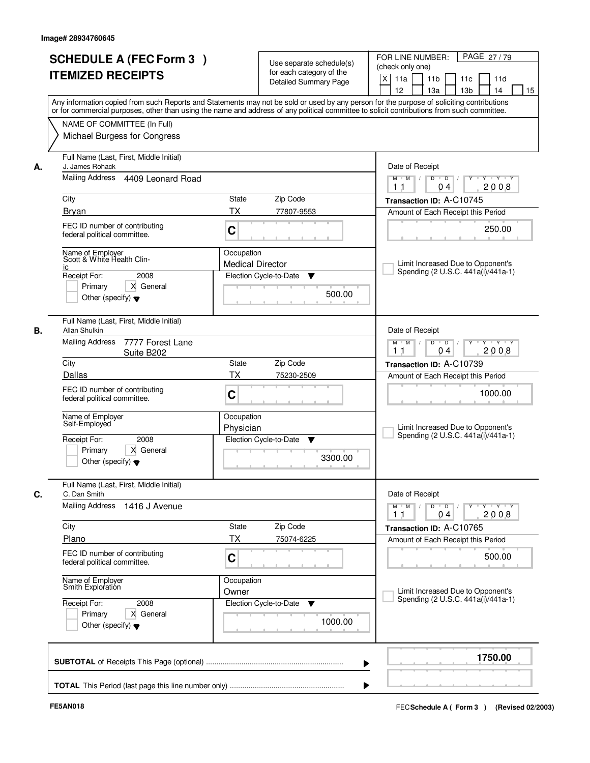Image# 28934760645

# SCHEDULE A (FEC Form 3 )
# ITEMIZED RECEIPTS

Use separate schedule(s) for each category of the Detailed Summary Page

FOR LINE NUMBER: (check only one)

[X] 11a [ ] 11b [ ] 11c [ ] 11d [ ] 12 [ ] 13a [ ] 13b [ ] 14 [ ] 15

Any information copied from such Reports and Statements may not be sold or used by any person for the purpose of soliciting contributions or for commercial purposes, other than using the name and address of any political committee to solicit contributions from such committee.

NAME OF COMMITTEE (In Full)
Michael Burgess for Congress

---

**A.** Full Name (Last, First, Middle Initial): J. James Rohack

Mailing Address: 4409 Leonard Road

City: Bryan | State: TX | Zip Code: 77807-9553

FEC ID number of contributing federal political committee: C

Name of Employer: Scott & White Health Clinic

Occupation: Medical Director

Receipt For: 2008 — [ ] Primary [X] General [ ] Other (specify)

Election Cycle-to-Date: 500.00

Date of Receipt: 11 / 04 / 2008

Transaction ID: A-C10745

Amount of Each Receipt this Period: 250.00

[ ] Limit Increased Due to Opponent's Spending (2 U.S.C. 441a(i)/441a-1)

---

**B.** Full Name (Last, First, Middle Initial): Allan Shulkin

Mailing Address: 7777 Forest Lane Suite B202

City: Dallas | State: TX | Zip Code: 75230-2509

FEC ID number of contributing federal political committee: C

Name of Employer: Self-Employed

Occupation: Physician

Receipt For: 2008 — [ ] Primary [X] General [ ] Other (specify)

Election Cycle-to-Date: 3300.00

Date of Receipt: 11 / 04 / 2008

Transaction ID: A-C10739

Amount of Each Receipt this Period: 1000.00

[ ] Limit Increased Due to Opponent's Spending (2 U.S.C. 441a(i)/441a-1)

---

**C.** Full Name (Last, First, Middle Initial): C. Dan Smith

Mailing Address: 1416 J Avenue

City: Plano | State: TX | Zip Code: 75074-6225

FEC ID number of contributing federal political committee: C

Name of Employer: Smith Exploration

Occupation: Owner

Receipt For: 2008 — [ ] Primary [X] General [ ] Other (specify)

Election Cycle-to-Date: 1000.00

Date of Receipt: 11 / 04 / 2008

Transaction ID: A-C10765

Amount of Each Receipt this Period: 500.00

[ ] Limit Increased Due to Opponent's Spending (2 U.S.C. 441a(i)/441a-1)

---

**SUBTOTAL** of Receipts This Page (optional): **1750.00**

**TOTAL** This Period (last page this line number only):

FE5AN018

FEC **Schedule A ( Form 3 )** (Revised 02/2003)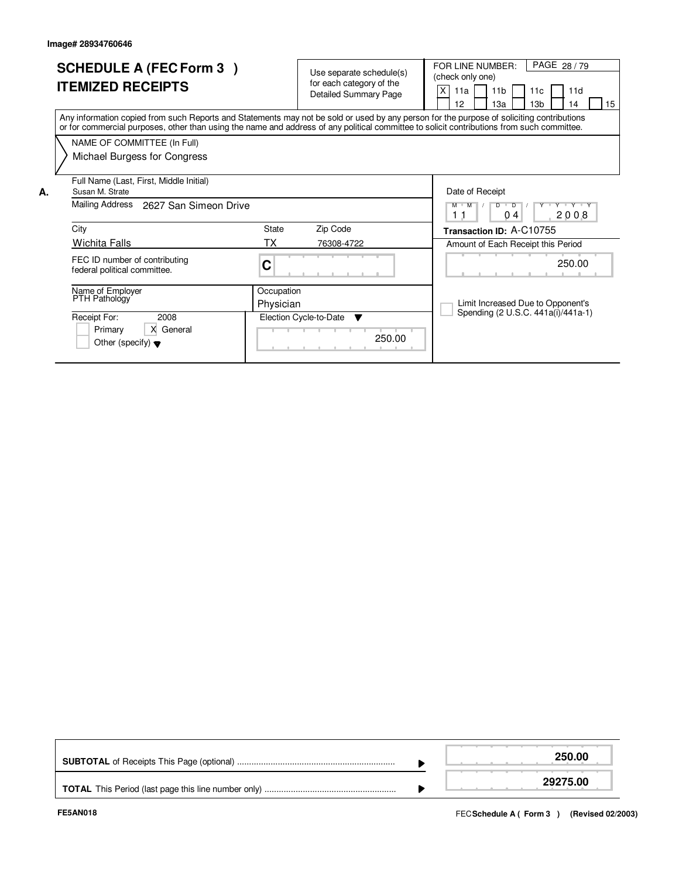Image# 28934760646

# SCHEDULE A (FEC Form 3 )
# ITEMIZED RECEIPTS

Use separate schedule(s) for each category of the Detailed Summary Page

FOR LINE NUMBER: (check only one)

[X] 11a [ ] 11b [ ] 11c [ ] 11d [ ] 12 [ ] 13a [ ] 13b [ ] 14 [ ] 15

Any information copied from such Reports and Statements may not be sold or used by any person for the purpose of soliciting contributions or for commercial purposes, other than using the name and address of any political committee to solicit contributions from such committee.

**NAME OF COMMITTEE (In Full)**
Michael Burgess for Congress

**A.**

| Field | Value |
|---|---|
| Full Name (Last, First, Middle Initial) | Susan M. Strate |
| Mailing Address | 2627 San Simeon Drive |
| City | Wichita Falls |
| State | TX |
| Zip Code | 76308-4722 |
| FEC ID number of contributing federal political committee. | C |
| Name of Employer | PTH Pathology |
| Occupation | Physician |
| Receipt For: | 2008 [ ] Primary [X] General [ ] Other (specify) |
| Election Cycle-to-Date | 250.00 |
| Date of Receipt | 11 / 04 / 2008 |
| Transaction ID | A-C10755 |
| Amount of Each Receipt this Period | 250.00 |
| Limit Increased Due to Opponent's Spending (2 U.S.C. 441a(i)/441a-1) | [ ] |

| | |
|---|---|
| **SUBTOTAL** of Receipts This Page (optional) | **250.00** |
| **TOTAL** This Period (last page this line number only) | **29275.00** |

FE5AN018

FEC **Schedule A ( Form 3 )** (Revised 02/2003)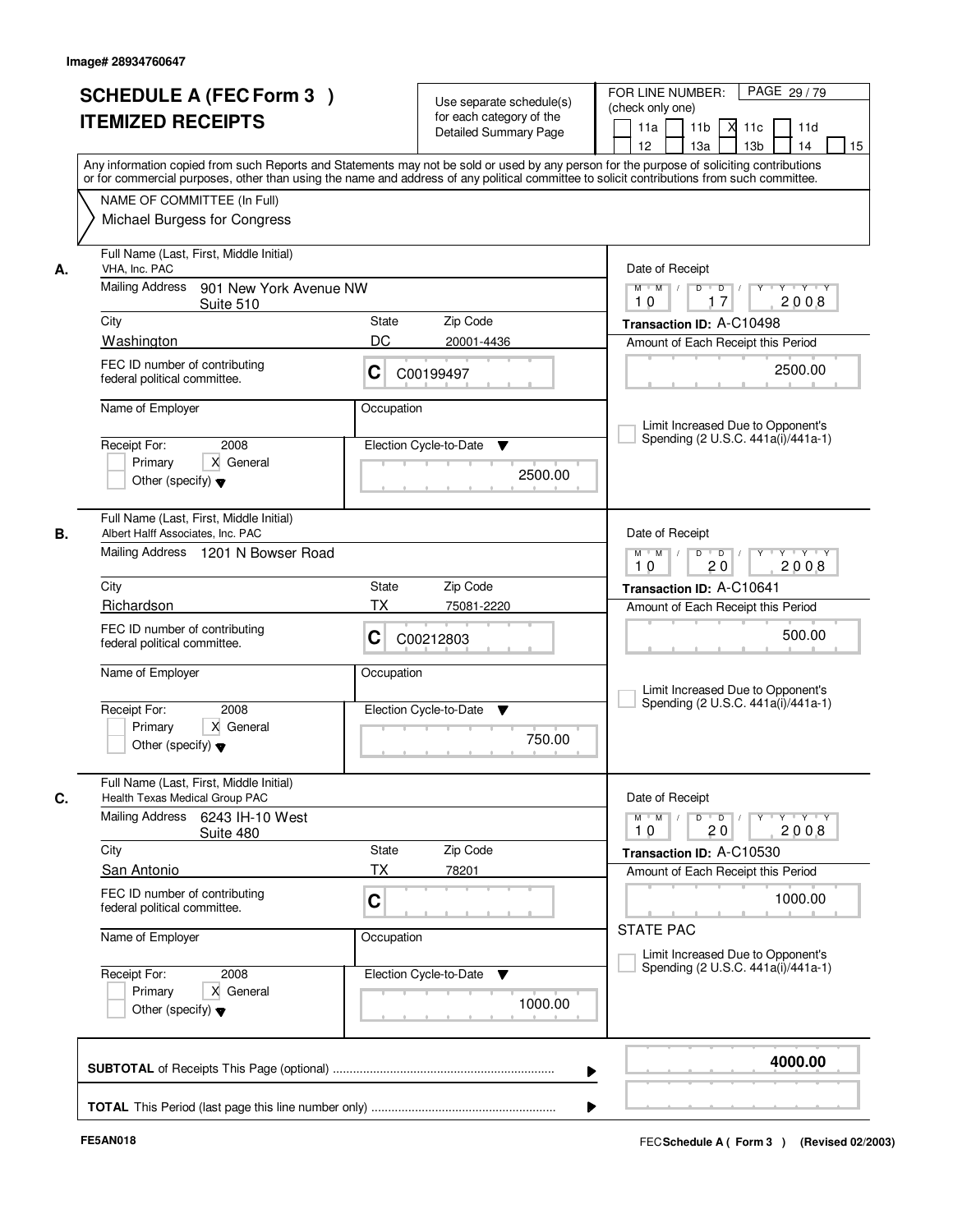Image# 28934760647

# SCHEDULE A (FEC Form 3 )
# ITEMIZED RECEIPTS

Use separate schedule(s) for each category of the Detailed Summary Page

FOR LINE NUMBER: (check only one)
11a | 11b | X 11c | 11d | 12 | 13a | 13b | 14 | 15

PAGE 29 / 79

Any information copied from such Reports and Statements may not be sold or used by any person for the purpose of soliciting contributions or for commercial purposes, other than using the name and address of any political committee to solicit contributions from such committee.

NAME OF COMMITTEE (In Full)
Michael Burgess for Congress

---

**A.** Full Name (Last, First, Middle Initial): VHA, Inc. PAC

Mailing Address: 901 New York Avenue NW, Suite 510

City: Washington | State: DC | Zip Code: 20001-4436

FEC ID number of contributing federal political committee: C C00199497

Name of Employer: | Occupation:

Receipt For: 2008 — X General

Election Cycle-to-Date: 2500.00

Date of Receipt: 10 / 17 / 2008

Transaction ID: A-C10498

Amount of Each Receipt this Period: 2500.00

Limit Increased Due to Opponent's Spending (2 U.S.C. 441a(i)/441a-1)

---

**B.** Full Name (Last, First, Middle Initial): Albert Halff Associates, Inc. PAC

Mailing Address: 1201 N Bowser Road

City: Richardson | State: TX | Zip Code: 75081-2220

FEC ID number of contributing federal political committee: C C00212803

Name of Employer: | Occupation:

Receipt For: 2008 — X General

Election Cycle-to-Date: 750.00

Date of Receipt: 10 / 20 / 2008

Transaction ID: A-C10641

Amount of Each Receipt this Period: 500.00

Limit Increased Due to Opponent's Spending (2 U.S.C. 441a(i)/441a-1)

---

**C.** Full Name (Last, First, Middle Initial): Health Texas Medical Group PAC

Mailing Address: 6243 IH-10 West, Suite 480

City: San Antonio | State: TX | Zip Code: 78201

FEC ID number of contributing federal political committee: C

Name of Employer: | Occupation:

Receipt For: 2008 — X General

Election Cycle-to-Date: 1000.00

Date of Receipt: 10 / 20 / 2008

Transaction ID: A-C10530

Amount of Each Receipt this Period: 1000.00

STATE PAC

Limit Increased Due to Opponent's Spending (2 U.S.C. 441a(i)/441a-1)

---

**SUBTOTAL** of Receipts This Page (optional): **4000.00**

**TOTAL** This Period (last page this line number only):

FE5AN018 — FEC Schedule A ( Form 3 ) (Revised 02/2003)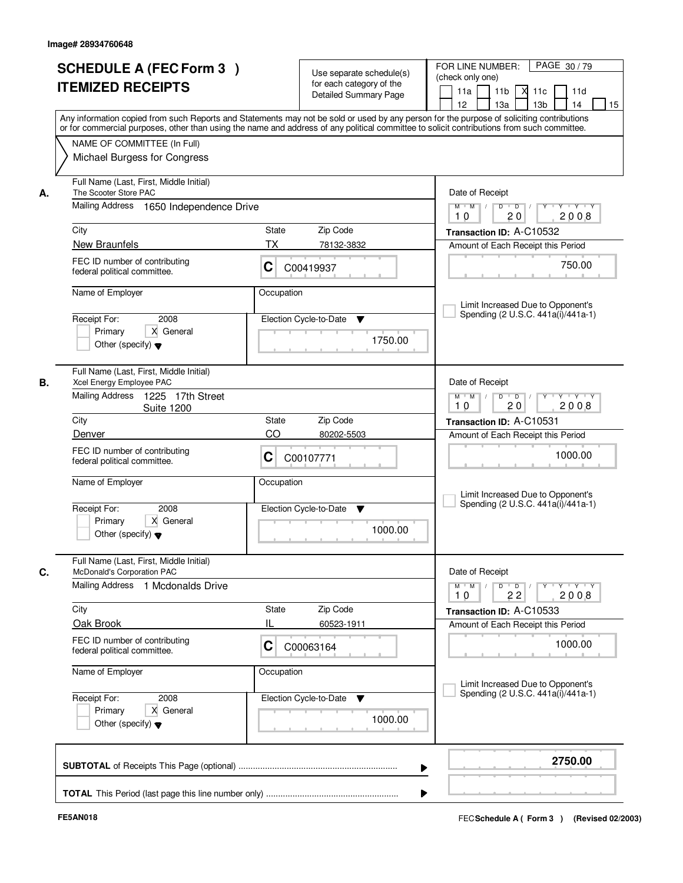Image# 28934760648

# SCHEDULE A (FEC Form 3 ) ITEMIZED RECEIPTS

Use separate schedule(s) for each category of the Detailed Summary Page

FOR LINE NUMBER: (check only one)
11a | 11b | X 11c | 11d | 12 | 13a | 13b | 14 | 15

PAGE 30 / 79

Any information copied from such Reports and Statements may not be sold or used by any person for the purpose of soliciting contributions or for commercial purposes, other than using the name and address of any political committee to solicit contributions from such committee.

NAME OF COMMITTEE (In Full)
Michael Burgess for Congress

---

**A.** Full Name (Last, First, Middle Initial): The Scooter Store PAC
Mailing Address: 1650 Independence Drive
City: New Braunfels | State: TX | Zip Code: 78132-3832
FEC ID number of contributing federal political committee: C C00419937
Name of Employer: | Occupation:
Receipt For: 2008 — Primary [ ] General [X] Other (specify)
Election Cycle-to-Date: 1750.00
Date of Receipt: 10/20/2008
Transaction ID: A-C10532
Amount of Each Receipt this Period: 750.00
Limit Increased Due to Opponent's Spending (2 U.S.C. 441a(i)/441a-1)

---

**B.** Full Name (Last, First, Middle Initial): Xcel Energy Employee PAC
Mailing Address: 1225 17th Street Suite 1200
City: Denver | State: CO | Zip Code: 80202-5503
FEC ID number of contributing federal political committee: C C00107771
Name of Employer: | Occupation:
Receipt For: 2008 — Primary [ ] General [X] Other (specify)
Election Cycle-to-Date: 1000.00
Date of Receipt: 10/20/2008
Transaction ID: A-C10531
Amount of Each Receipt this Period: 1000.00
Limit Increased Due to Opponent's Spending (2 U.S.C. 441a(i)/441a-1)

---

**C.** Full Name (Last, First, Middle Initial): McDonald's Corporation PAC
Mailing Address: 1 Mcdonalds Drive
City: Oak Brook | State: IL | Zip Code: 60523-1911
FEC ID number of contributing federal political committee: C C00063164
Name of Employer: | Occupation:
Receipt For: 2008 — Primary [ ] General [X] Other (specify)
Election Cycle-to-Date: 1000.00
Date of Receipt: 10/22/2008
Transaction ID: A-C10533
Amount of Each Receipt this Period: 1000.00
Limit Increased Due to Opponent's Spending (2 U.S.C. 441a(i)/441a-1)

---

**SUBTOTAL** of Receipts This Page (optional): **2750.00**

**TOTAL** This Period (last page this line number only):

FE5AN018 — FEC Schedule A ( Form 3 ) (Revised 02/2003)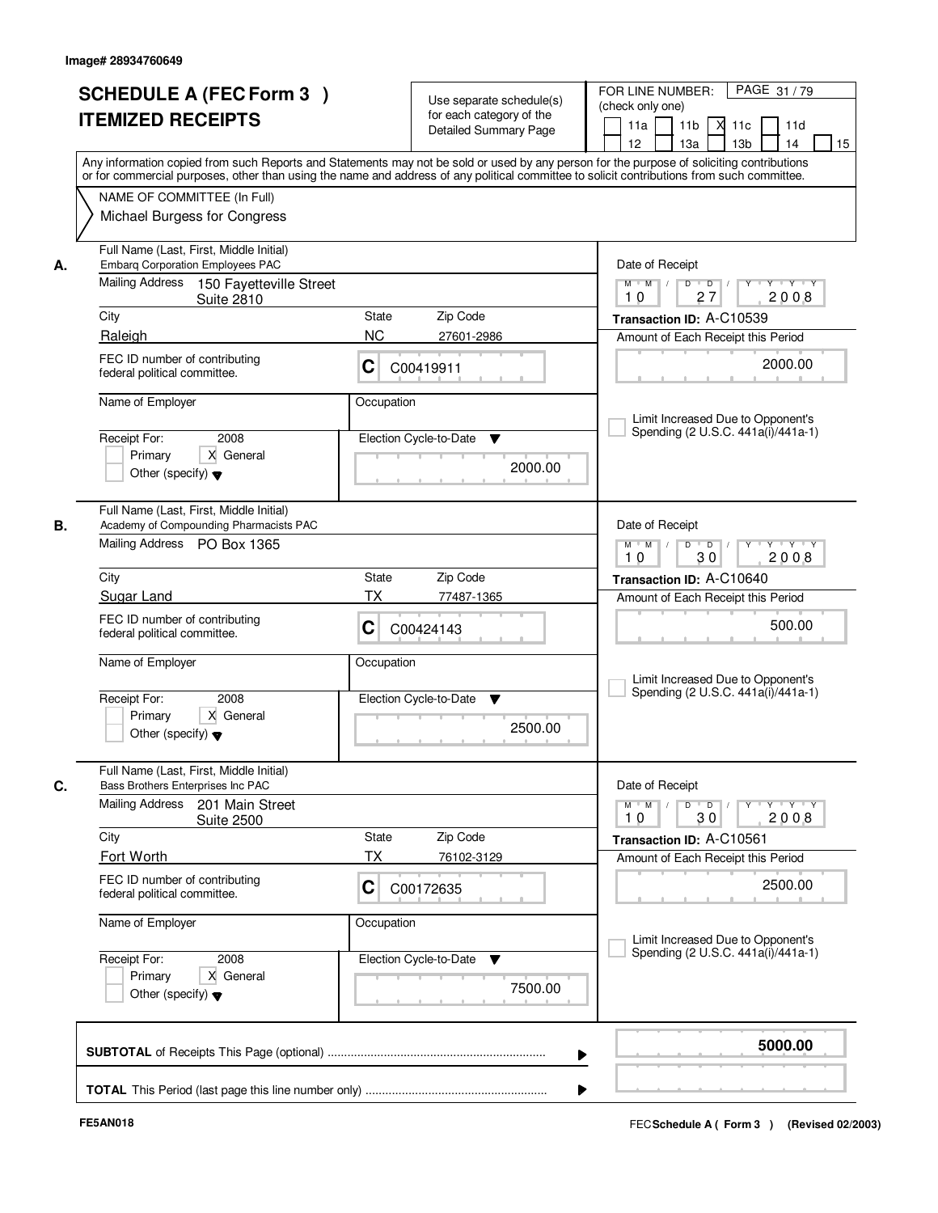Image# 28934760649

# SCHEDULE A (FEC Form 3 )
# ITEMIZED RECEIPTS

Use separate schedule(s) for each category of the Detailed Summary Page

FOR LINE NUMBER: (check only one)

11a | 11b | X 11c | 11d | 12 | 13a | 13b | 14 | 15

PAGE 31 / 79

Any information copied from such Reports and Statements may not be sold or used by any person for the purpose of soliciting contributions or for commercial purposes, other than using the name and address of any political committee to solicit contributions from such committee.

NAME OF COMMITTEE (In Full)
Michael Burgess for Congress

---

**A.**

Full Name (Last, First, Middle Initial): Embarq Corporation Employees PAC

Mailing Address: 150 Fayetteville Street, Suite 2810

City: Raleigh | State: NC | Zip Code: 27601-2986

FEC ID number of contributing federal political committee: C C00419911

Name of Employer: | Occupation:

Receipt For: 2008 — Primary [ ] General [X] Other (specify)

Election Cycle-to-Date: 2000.00

Date of Receipt: 10 / 27 / 2008

Transaction ID: A-C10539

Amount of Each Receipt this Period: 2000.00

[ ] Limit Increased Due to Opponent's Spending (2 U.S.C. 441a(i)/441a-1)

---

**B.**

Full Name (Last, First, Middle Initial): Academy of Compounding Pharmacists PAC

Mailing Address: PO Box 1365

City: Sugar Land | State: TX | Zip Code: 77487-1365

FEC ID number of contributing federal political committee: C C00424143

Name of Employer: | Occupation:

Receipt For: 2008 — Primary [ ] General [X] Other (specify)

Election Cycle-to-Date: 2500.00

Date of Receipt: 10 / 30 / 2008

Transaction ID: A-C10640

Amount of Each Receipt this Period: 500.00

[ ] Limit Increased Due to Opponent's Spending (2 U.S.C. 441a(i)/441a-1)

---

**C.**

Full Name (Last, First, Middle Initial): Bass Brothers Enterprises Inc PAC

Mailing Address: 201 Main Street, Suite 2500

City: Fort Worth | State: TX | Zip Code: 76102-3129

FEC ID number of contributing federal political committee: C C00172635

Name of Employer: | Occupation:

Receipt For: 2008 — Primary [ ] General [X] Other (specify)

Election Cycle-to-Date: 7500.00

Date of Receipt: 10 / 30 / 2008

Transaction ID: A-C10561

Amount of Each Receipt this Period: 2500.00

[ ] Limit Increased Due to Opponent's Spending (2 U.S.C. 441a(i)/441a-1)

---

**SUBTOTAL** of Receipts This Page (optional) ........ **5000.00**

**TOTAL** This Period (last page this line number only) ........

FE5AN018 — FEC Schedule A ( Form 3 ) (Revised 02/2003)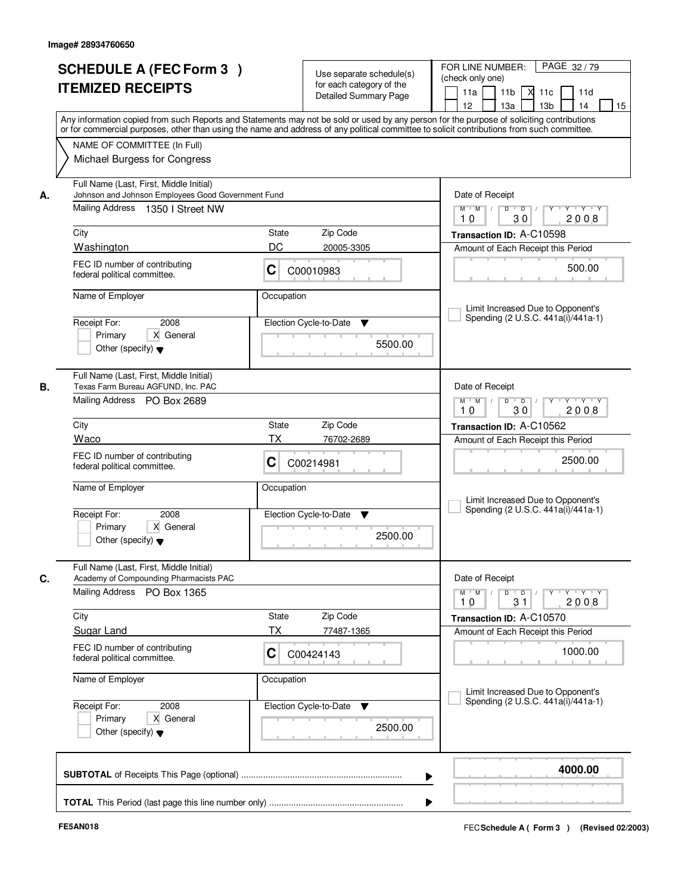Image# 28934760650

# SCHEDULE A (FEC Form 3 ) ITEMIZED RECEIPTS

Use separate schedule(s) for each category of the Detailed Summary Page

FOR LINE NUMBER: (check only one)

11a | 11b | X 11c | 11d | 12 | 13a | 13b | 14 | 15

PAGE 32 / 79

Any information copied from such Reports and Statements may not be sold or used by any person for the purpose of soliciting contributions or for commercial purposes, other than using the name and address of any political committee to solicit contributions from such committee.

NAME OF COMMITTEE (In Full)
Michael Burgess for Congress

---

**A.**

Full Name (Last, First, Middle Initial): Johnson and Johnson Employees Good Government Fund

Mailing Address: 1350 I Street NW

City: Washington | State: DC | Zip Code: 20005-3305

FEC ID number of contributing federal political committee: C C00010983

Name of Employer: | Occupation:

Receipt For: 2008 — Primary | X General | Other (specify)

Election Cycle-to-Date: 5500.00

Date of Receipt: 10 / 30 / 2008

Transaction ID: A-C10598

Amount of Each Receipt this Period: 500.00

Limit Increased Due to Opponent's Spending (2 U.S.C. 441a(i)/441a-1)

---

**B.**

Full Name (Last, First, Middle Initial): Texas Farm Bureau AGFUND, Inc. PAC

Mailing Address: PO Box 2689

City: Waco | State: TX | Zip Code: 76702-2689

FEC ID number of contributing federal political committee: C C00214981

Name of Employer: | Occupation:

Receipt For: 2008 — Primary | X General | Other (specify)

Election Cycle-to-Date: 2500.00

Date of Receipt: 10 / 30 / 2008

Transaction ID: A-C10562

Amount of Each Receipt this Period: 2500.00

Limit Increased Due to Opponent's Spending (2 U.S.C. 441a(i)/441a-1)

---

**C.**

Full Name (Last, First, Middle Initial): Academy of Compounding Pharmacists PAC

Mailing Address: PO Box 1365

City: Sugar Land | State: TX | Zip Code: 77487-1365

FEC ID number of contributing federal political committee: C C00424143

Name of Employer: | Occupation:

Receipt For: 2008 — Primary | X General | Other (specify)

Election Cycle-to-Date: 2500.00

Date of Receipt: 10 / 31 / 2008

Transaction ID: A-C10570

Amount of Each Receipt this Period: 1000.00

Limit Increased Due to Opponent's Spending (2 U.S.C. 441a(i)/441a-1)

---

**SUBTOTAL** of Receipts This Page (optional) ........ **4000.00**

**TOTAL** This Period (last page this line number only) ........

FE5AN018 | FEC Schedule A ( Form 3 ) (Revised 02/2003)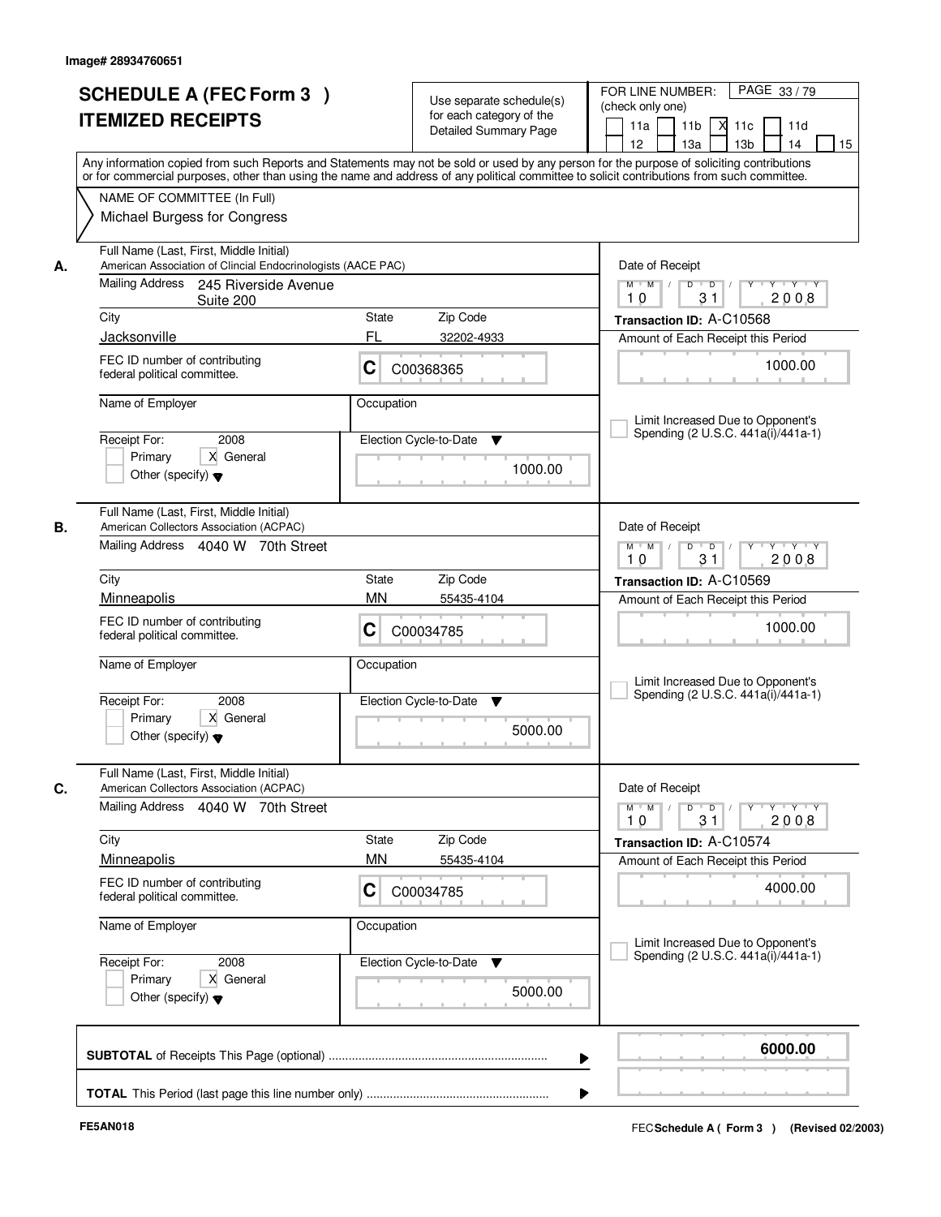Image# 28934760651

# SCHEDULE A (FEC Form 3 ) ITEMIZED RECEIPTS

Use separate schedule(s) for each category of the Detailed Summary Page

FOR LINE NUMBER: (check only one)

PAGE 33 / 79

11a | 11b | X 11c | 11d | 12 | 13a | 13b | 14 | 15

Any information copied from such Reports and Statements may not be sold or used by any person for the purpose of soliciting contributions or for commercial purposes, other than using the name and address of any political committee to solicit contributions from such committee.

NAME OF COMMITTEE (In Full)
Michael Burgess for Congress

**A.**

| Field | Value |
|---|---|
| Full Name (Last, First, Middle Initial) | American Association of Clincial Endocrinologists (AACE PAC) |
| Mailing Address | 245 Riverside Avenue Suite 200 |
| City | Jacksonville |
| State | FL |
| Zip Code | 32202-4933 |
| FEC ID number of contributing federal political committee. | C C00368365 |
| Name of Employer | |
| Occupation | |
| Receipt For: 2008 | Primary [ ] X General |
| Other (specify) | |
| Election Cycle-to-Date | 1000.00 |
| Date of Receipt | 10 / 31 / 2008 |
| Transaction ID | A-C10568 |
| Amount of Each Receipt this Period | 1000.00 |
| Limit Increased Due to Opponent's Spending (2 U.S.C. 441a(i)/441a-1) | |

**B.**

| Field | Value |
|---|---|
| Full Name (Last, First, Middle Initial) | American Collectors Association (ACPAC) |
| Mailing Address | 4040 W 70th Street |
| City | Minneapolis |
| State | MN |
| Zip Code | 55435-4104 |
| FEC ID number of contributing federal political committee. | C C00034785 |
| Name of Employer | |
| Occupation | |
| Receipt For: 2008 | Primary [ ] X General |
| Other (specify) | |
| Election Cycle-to-Date | 5000.00 |
| Date of Receipt | 10 / 31 / 2008 |
| Transaction ID | A-C10569 |
| Amount of Each Receipt this Period | 1000.00 |
| Limit Increased Due to Opponent's Spending (2 U.S.C. 441a(i)/441a-1) | |

**C.**

| Field | Value |
|---|---|
| Full Name (Last, First, Middle Initial) | American Collectors Association (ACPAC) |
| Mailing Address | 4040 W 70th Street |
| City | Minneapolis |
| State | MN |
| Zip Code | 55435-4104 |
| FEC ID number of contributing federal political committee. | C C00034785 |
| Name of Employer | |
| Occupation | |
| Receipt For: 2008 | Primary [ ] X General |
| Other (specify) | |
| Election Cycle-to-Date | 5000.00 |
| Date of Receipt | 10 / 31 / 2008 |
| Transaction ID | A-C10574 |
| Amount of Each Receipt this Period | 4000.00 |
| Limit Increased Due to Opponent's Spending (2 U.S.C. 441a(i)/441a-1) | |

**SUBTOTAL** of Receipts This Page (optional) ........ **6000.00**

**TOTAL** This Period (last page this line number only) ........

FE5AN018

FEC **Schedule A ( Form 3 )** (Revised 02/2003)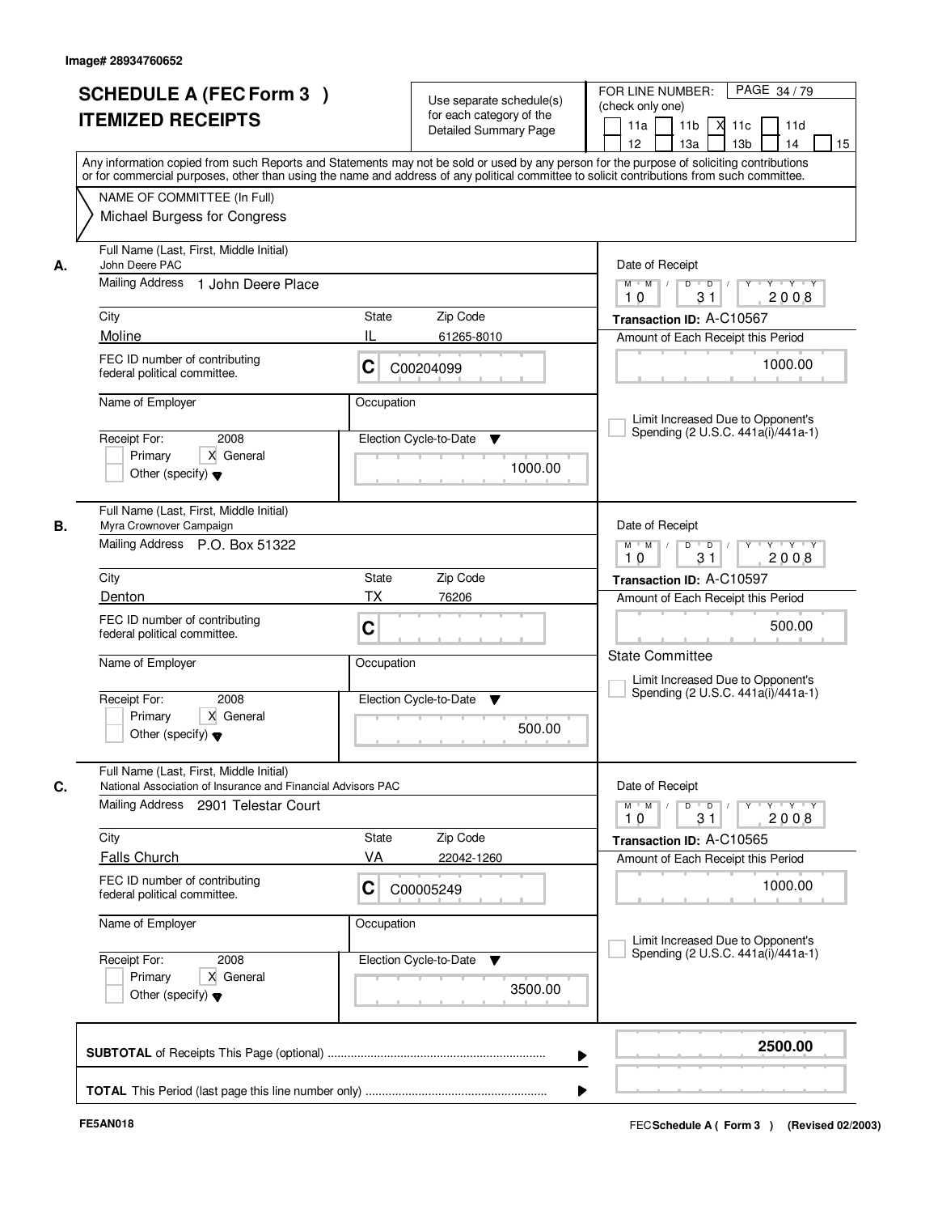Image# 28934760652

# SCHEDULE A (FEC Form 3 )
# ITEMIZED RECEIPTS

Use separate schedule(s) for each category of the Detailed Summary Page

FOR LINE NUMBER: (check only one)

11a | 11b | X 11c | 11d | 12 | 13a | 13b | 14 | 15

PAGE 34 / 79

Any information copied from such Reports and Statements may not be sold or used by any person for the purpose of soliciting contributions or for commercial purposes, other than using the name and address of any political committee to solicit contributions from such committee.

NAME OF COMMITTEE (In Full)

Michael Burgess for Congress

---

**A.** Full Name (Last, First, Middle Initial): John Deere PAC

Mailing Address: 1 John Deere Place

City: Moline | State: IL | Zip Code: 61265-8010

FEC ID number of contributing federal political committee: C C00204099

Name of Employer: | Occupation:

Receipt For: 2008 — Primary [ ] General [X] Other (specify)

Election Cycle-to-Date: 1000.00

Date of Receipt: 10/31/2008

Transaction ID: A-C10567

Amount of Each Receipt this Period: 1000.00

[ ] Limit Increased Due to Opponent's Spending (2 U.S.C. 441a(i)/441a-1)

---

**B.** Full Name (Last, First, Middle Initial): Myra Crownover Campaign

Mailing Address: P.O. Box 51322

City: Denton | State: TX | Zip Code: 76206

FEC ID number of contributing federal political committee: C

Name of Employer: | Occupation:

Receipt For: 2008 — Primary [ ] General [X] Other (specify)

Election Cycle-to-Date: 500.00

Date of Receipt: 10/31/2008

Transaction ID: A-C10597

Amount of Each Receipt this Period: 500.00

State Committee

[ ] Limit Increased Due to Opponent's Spending (2 U.S.C. 441a(i)/441a-1)

---

**C.** Full Name (Last, First, Middle Initial): National Association of Insurance and Financial Advisors PAC

Mailing Address: 2901 Telestar Court

City: Falls Church | State: VA | Zip Code: 22042-1260

FEC ID number of contributing federal political committee: C C00005249

Name of Employer: | Occupation:

Receipt For: 2008 — Primary [ ] General [X] Other (specify)

Election Cycle-to-Date: 3500.00

Date of Receipt: 10/31/2008

Transaction ID: A-C10565

Amount of Each Receipt this Period: 1000.00

[ ] Limit Increased Due to Opponent's Spending (2 U.S.C. 441a(i)/441a-1)

---

**SUBTOTAL** of Receipts This Page (optional): **2500.00**

**TOTAL** This Period (last page this line number only):

FE5AN018 — FEC Schedule A ( Form 3 ) (Revised 02/2003)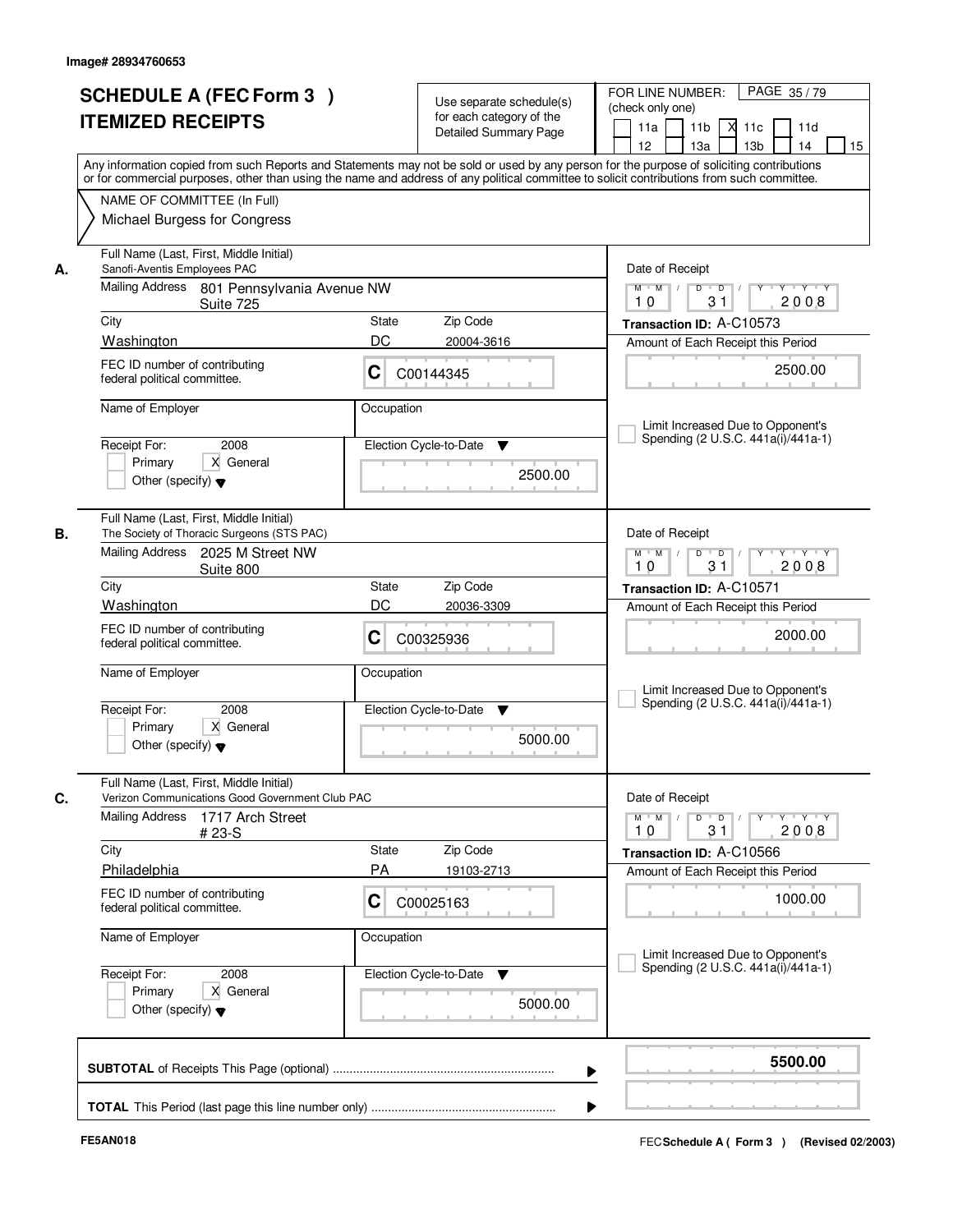Image# 28934760653

# SCHEDULE A (FEC Form 3 )
## ITEMIZED RECEIPTS

Use separate schedule(s) for each category of the Detailed Summary Page

FOR LINE NUMBER: (check only one)
11a | 11b | X 11c | 11d | 12 | 13a | 13b | 14 | 15

PAGE 35 / 79

Any information copied from such Reports and Statements may not be sold or used by any person for the purpose of soliciting contributions or for commercial purposes, other than using the name and address of any political committee to solicit contributions from such committee.

NAME OF COMMITTEE (In Full)
Michael Burgess for Congress

---

**A.** Full Name (Last, First, Middle Initial): Sanofi-Aventis Employees PAC

Mailing Address: 801 Pennsylvania Avenue NW, Suite 725

City: Washington | State: DC | Zip Code: 20004-3616

FEC ID number of contributing federal political committee: C C00144345

Name of Employer: | Occupation:

Receipt For: 2008 — Primary [ ] General [X] Other (specify)

Election Cycle-to-Date: 2500.00

Date of Receipt: 10 / 31 / 2008

Transaction ID: A-C10573

Amount of Each Receipt this Period: 2500.00

Limit Increased Due to Opponent's Spending (2 U.S.C. 441a(i)/441a-1)

---

**B.** Full Name (Last, First, Middle Initial): The Society of Thoracic Surgeons (STS PAC)

Mailing Address: 2025 M Street NW, Suite 800

City: Washington | State: DC | Zip Code: 20036-3309

FEC ID number of contributing federal political committee: C C00325936

Name of Employer: | Occupation:

Receipt For: 2008 — Primary [ ] General [X] Other (specify)

Election Cycle-to-Date: 5000.00

Date of Receipt: 10 / 31 / 2008

Transaction ID: A-C10571

Amount of Each Receipt this Period: 2000.00

Limit Increased Due to Opponent's Spending (2 U.S.C. 441a(i)/441a-1)

---

**C.** Full Name (Last, First, Middle Initial): Verizon Communications Good Government Club PAC

Mailing Address: 1717 Arch Street, # 23-S

City: Philadelphia | State: PA | Zip Code: 19103-2713

FEC ID number of contributing federal political committee: C C00025163

Name of Employer: | Occupation:

Receipt For: 2008 — Primary [ ] General [X] Other (specify)

Election Cycle-to-Date: 5000.00

Date of Receipt: 10 / 31 / 2008

Transaction ID: A-C10566

Amount of Each Receipt this Period: 1000.00

Limit Increased Due to Opponent's Spending (2 U.S.C. 441a(i)/441a-1)

---

**SUBTOTAL** of Receipts This Page (optional) ........ **5500.00**

**TOTAL** This Period (last page this line number only) ........

FE5AN018 — FEC **Schedule A ( Form 3 )** (Revised 02/2003)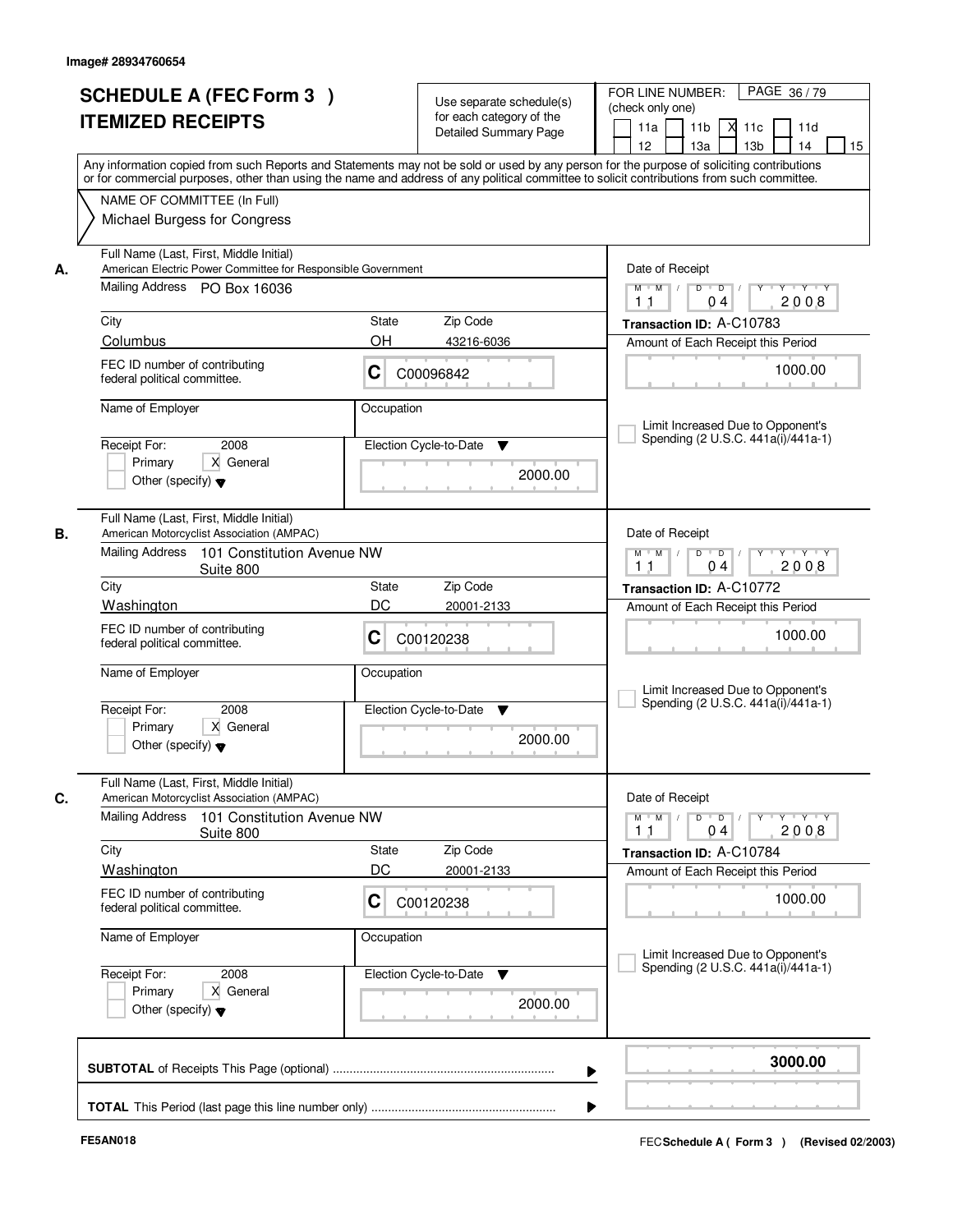Image# 28934760654

# SCHEDULE A (FEC Form 3 ) ITEMIZED RECEIPTS

Use separate schedule(s) for each category of the Detailed Summary Page

FOR LINE NUMBER: (check only one)

11a | 11b | X 11c | 11d | 12 | 13a | 13b | 14 | 15

PAGE 36 / 79

Any information copied from such Reports and Statements may not be sold or used by any person for the purpose of soliciting contributions or for commercial purposes, other than using the name and address of any political committee to solicit contributions from such committee.

NAME OF COMMITTEE (In Full)
Michael Burgess for Congress

**A.** Full Name (Last, First, Middle Initial): American Electric Power Committee for Responsible Government
Mailing Address: PO Box 16036
City: Columbus | State: OH | Zip Code: 43216-6036
FEC ID number of contributing federal political committee: C C00096842
Name of Employer: 
Occupation: 
Receipt For: 2008 — Primary [ ] General [X] Other (specify)
Election Cycle-to-Date: 2000.00
Date of Receipt: 11 04 2008
Transaction ID: A-C10783
Amount of Each Receipt this Period: 1000.00
Limit Increased Due to Opponent's Spending (2 U.S.C. 441a(i)/441a-1)

**B.** Full Name (Last, First, Middle Initial): American Motorcyclist Association (AMPAC)
Mailing Address: 101 Constitution Avenue NW Suite 800
City: Washington | State: DC | Zip Code: 20001-2133
FEC ID number of contributing federal political committee: C C00120238
Name of Employer: 
Occupation: 
Receipt For: 2008 — Primary [ ] General [X] Other (specify)
Election Cycle-to-Date: 2000.00
Date of Receipt: 11 04 2008
Transaction ID: A-C10772
Amount of Each Receipt this Period: 1000.00
Limit Increased Due to Opponent's Spending (2 U.S.C. 441a(i)/441a-1)

**C.** Full Name (Last, First, Middle Initial): American Motorcyclist Association (AMPAC)
Mailing Address: 101 Constitution Avenue NW Suite 800
City: Washington | State: DC | Zip Code: 20001-2133
FEC ID number of contributing federal political committee: C C00120238
Name of Employer: 
Occupation: 
Receipt For: 2008 — Primary [ ] General [X] Other (specify)
Election Cycle-to-Date: 2000.00
Date of Receipt: 11 04 2008
Transaction ID: A-C10784
Amount of Each Receipt this Period: 1000.00
Limit Increased Due to Opponent's Spending (2 U.S.C. 441a(i)/441a-1)

**SUBTOTAL** of Receipts This Page (optional) ........ **3000.00**

**TOTAL** This Period (last page this line number only) ........

FE5AN018 | FEC **Schedule A ( Form 3 )** (Revised 02/2003)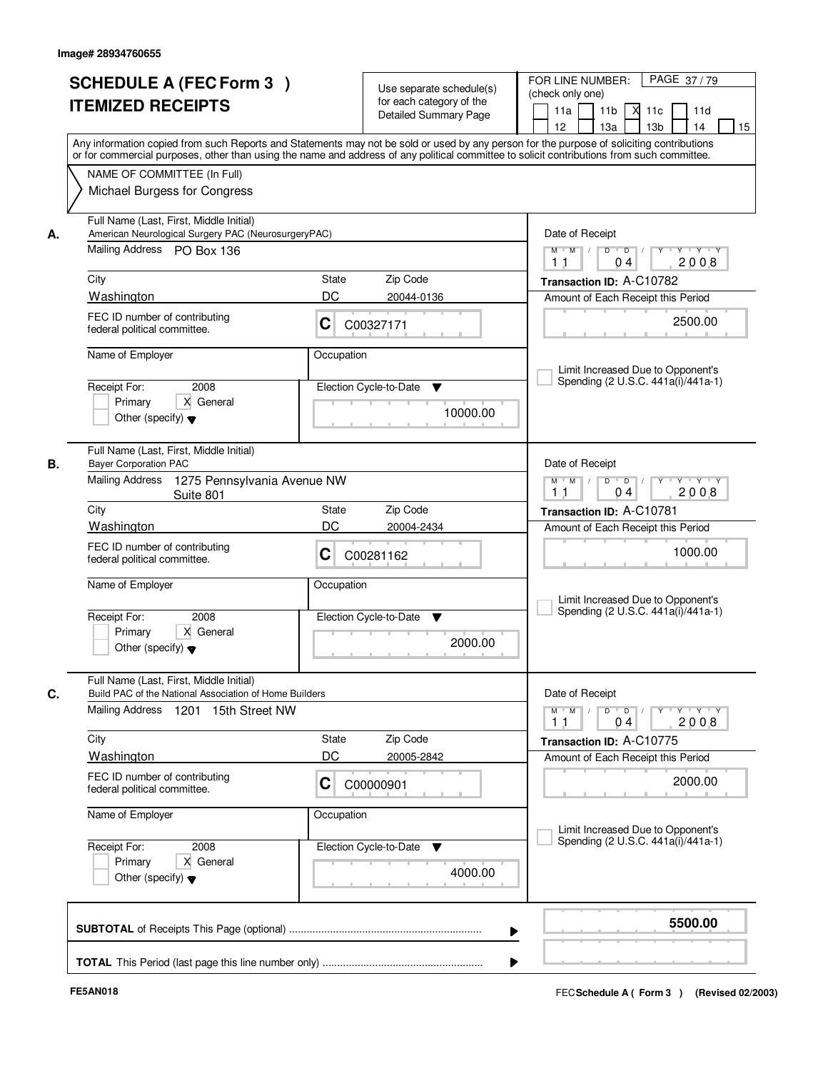Image# 28934760655

# SCHEDULE A (FEC Form 3 ) ITEMIZED RECEIPTS

Use separate schedule(s) for each category of the Detailed Summary Page

FOR LINE NUMBER: (check only one)

11a | 11b | X 11c | 11d | 12 | 13a | 13b | 14 | 15

Any information copied from such Reports and Statements may not be sold or used by any person for the purpose of soliciting contributions or for commercial purposes, other than using the name and address of any political committee to solicit contributions from such committee.

NAME OF COMMITTEE (In Full)
Michael Burgess for Congress

**A.** Full Name (Last, First, Middle Initial): American Neurological Surgery PAC (NeurosurgeryPAC)
Mailing Address: PO Box 136
City: Washington | State: DC | Zip Code: 20044-0136
FEC ID number of contributing federal political committee: C C00327171
Name of Employer: | Occupation:
Receipt For: 2008 — Primary | X General | Other (specify)
Election Cycle-to-Date: 10000.00
Date of Receipt: 11 / 04 / 2008
Transaction ID: A-C10782
Amount of Each Receipt this Period: 2500.00
Limit Increased Due to Opponent's Spending (2 U.S.C. 441a(i)/441a-1)

**B.** Full Name (Last, First, Middle Initial): Bayer Corporation PAC
Mailing Address: 1275 Pennsylvania Avenue NW, Suite 801
City: Washington | State: DC | Zip Code: 20004-2434
FEC ID number of contributing federal political committee: C C00281162
Name of Employer: | Occupation:
Receipt For: 2008 — Primary | X General | Other (specify)
Election Cycle-to-Date: 2000.00
Date of Receipt: 11 / 04 / 2008
Transaction ID: A-C10781
Amount of Each Receipt this Period: 1000.00
Limit Increased Due to Opponent's Spending (2 U.S.C. 441a(i)/441a-1)

**C.** Full Name (Last, First, Middle Initial): Build PAC of the National Association of Home Builders
Mailing Address: 1201 15th Street NW
City: Washington | State: DC | Zip Code: 20005-2842
FEC ID number of contributing federal political committee: C C00000901
Name of Employer: | Occupation:
Receipt For: 2008 — Primary | X General | Other (specify)
Election Cycle-to-Date: 4000.00
Date of Receipt: 11 / 04 / 2008
Transaction ID: A-C10775
Amount of Each Receipt this Period: 2000.00
Limit Increased Due to Opponent's Spending (2 U.S.C. 441a(i)/441a-1)

**SUBTOTAL** of Receipts This Page (optional) ........ **5500.00**

**TOTAL** This Period (last page this line number only) ........

FE5AN018 — FEC Schedule A ( Form 3 ) (Revised 02/2003)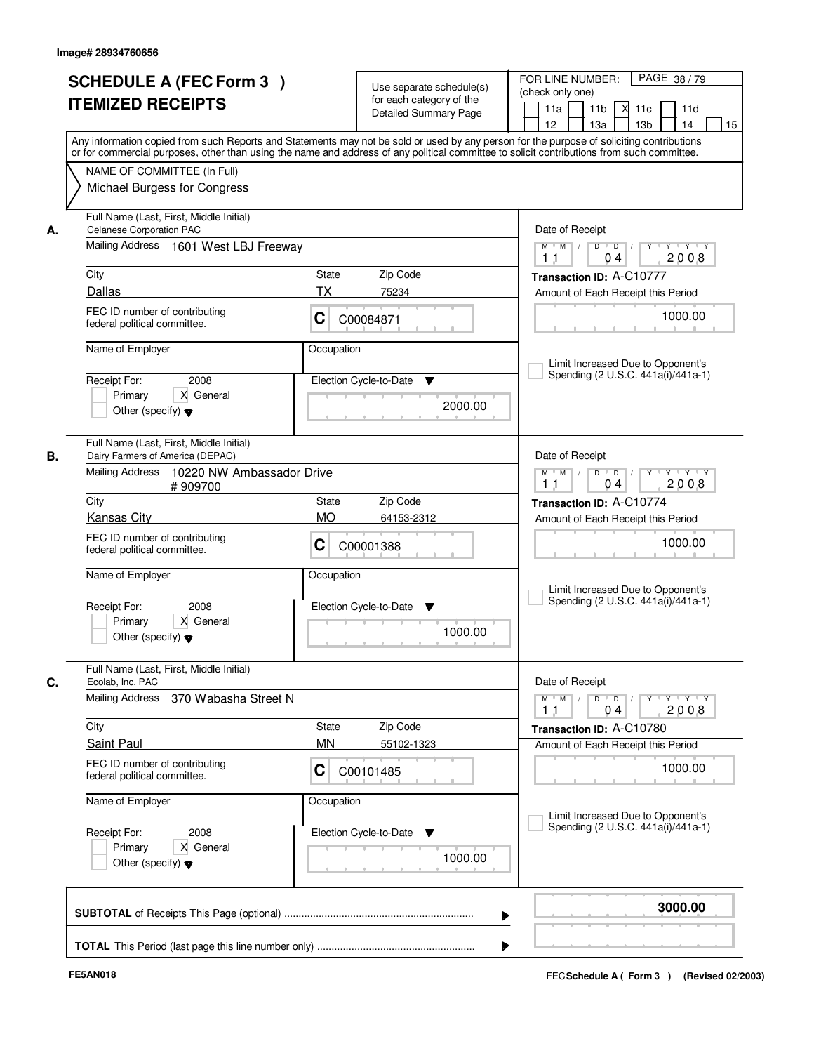Image# 28934760656

# SCHEDULE A (FEC Form 3 ) ITEMIZED RECEIPTS

Use separate schedule(s) for each category of the Detailed Summary Page

FOR LINE NUMBER: (check only one)

11a | 11b | X 11c | 11d | 12 | 13a | 13b | 14 | 15

PAGE 38 / 79

Any information copied from such Reports and Statements may not be sold or used by any person for the purpose of soliciting contributions or for commercial purposes, other than using the name and address of any political committee to solicit contributions from such committee.

NAME OF COMMITTEE (In Full)
Michael Burgess for Congress

---

**A.** Full Name (Last, First, Middle Initial): Celanese Corporation PAC

Mailing Address: 1601 West LBJ Freeway

City: Dallas | State: TX | Zip Code: 75234

FEC ID number of contributing federal political committee: C C00084871

Name of Employer: | Occupation:

Receipt For: 2008 — Primary | X General | Other (specify)

Election Cycle-to-Date: 2000.00

Date of Receipt: 11 / 04 / 2008

Transaction ID: A-C10777

Amount of Each Receipt this Period: 1000.00

Limit Increased Due to Opponent's Spending (2 U.S.C. 441a(i)/441a-1)

---

**B.** Full Name (Last, First, Middle Initial): Dairy Farmers of America (DEPAC)

Mailing Address: 10220 NW Ambassador Drive #909700

City: Kansas City | State: MO | Zip Code: 64153-2312

FEC ID number of contributing federal political committee: C C00001388

Name of Employer: | Occupation:

Receipt For: 2008 — Primary | X General | Other (specify)

Election Cycle-to-Date: 1000.00

Date of Receipt: 11 / 04 / 2008

Transaction ID: A-C10774

Amount of Each Receipt this Period: 1000.00

Limit Increased Due to Opponent's Spending (2 U.S.C. 441a(i)/441a-1)

---

**C.** Full Name (Last, First, Middle Initial): Ecolab, Inc. PAC

Mailing Address: 370 Wabasha Street N

City: Saint Paul | State: MN | Zip Code: 55102-1323

FEC ID number of contributing federal political committee: C C00101485

Name of Employer: | Occupation:

Receipt For: 2008 — Primary | X General | Other (specify)

Election Cycle-to-Date: 1000.00

Date of Receipt: 11 / 04 / 2008

Transaction ID: A-C10780

Amount of Each Receipt this Period: 1000.00

Limit Increased Due to Opponent's Spending (2 U.S.C. 441a(i)/441a-1)

---

**SUBTOTAL** of Receipts This Page (optional): **3000.00**

**TOTAL** This Period (last page this line number only):

FE5AN018

FEC **Schedule A ( Form 3 )** (Revised 02/2003)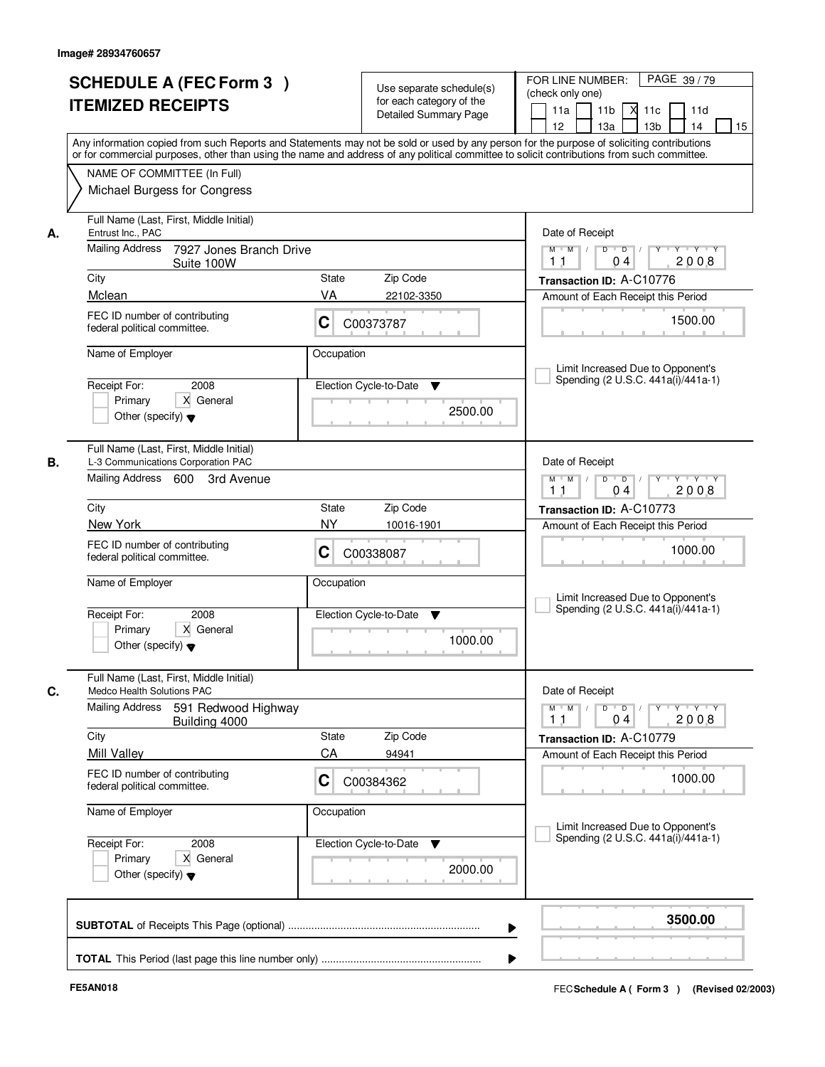Image# 28934760657

# SCHEDULE A (FEC Form 3 )
# ITEMIZED RECEIPTS

Use separate schedule(s) for each category of the Detailed Summary Page

FOR LINE NUMBER: (check only one)

11a | 11b | X 11c | 11d | 12 | 13a | 13b | 14 | 15

Any information copied from such Reports and Statements may not be sold or used by any person for the purpose of soliciting contributions or for commercial purposes, other than using the name and address of any political committee to solicit contributions from such committee.

NAME OF COMMITTEE (In Full)
Michael Burgess for Congress

---

**A.** Full Name (Last, First, Middle Initial): Entrust Inc., PAC

Mailing Address: 7927 Jones Branch Drive, Suite 100W

City: Mclean | State: VA | Zip Code: 22102-3350

FEC ID number of contributing federal political committee: C C00373787

Name of Employer: | Occupation:

Receipt For: 2008 — Primary [ ] General [X] Other (specify)

Election Cycle-to-Date: 2500.00

Date of Receipt: 11 / 04 / 2008

Transaction ID: A-C10776

Amount of Each Receipt this Period: 1500.00

[ ] Limit Increased Due to Opponent's Spending (2 U.S.C. 441a(i)/441a-1)

---

**B.** Full Name (Last, First, Middle Initial): L-3 Communications Corporation PAC

Mailing Address: 600 3rd Avenue

City: New York | State: NY | Zip Code: 10016-1901

FEC ID number of contributing federal political committee: C C00338087

Name of Employer: | Occupation:

Receipt For: 2008 — Primary [ ] General [X] Other (specify)

Election Cycle-to-Date: 1000.00

Date of Receipt: 11 / 04 / 2008

Transaction ID: A-C10773

Amount of Each Receipt this Period: 1000.00

[ ] Limit Increased Due to Opponent's Spending (2 U.S.C. 441a(i)/441a-1)

---

**C.** Full Name (Last, First, Middle Initial): Medco Health Solutions PAC

Mailing Address: 591 Redwood Highway, Building 4000

City: Mill Valley | State: CA | Zip Code: 94941

FEC ID number of contributing federal political committee: C C00384362

Name of Employer: | Occupation:

Receipt For: 2008 — Primary [ ] General [X] Other (specify)

Election Cycle-to-Date: 2000.00

Date of Receipt: 11 / 04 / 2008

Transaction ID: A-C10779

Amount of Each Receipt this Period: 1000.00

[ ] Limit Increased Due to Opponent's Spending (2 U.S.C. 441a(i)/441a-1)

---

**SUBTOTAL** of Receipts This Page (optional) ........ **3500.00**

**TOTAL** This Period (last page this line number only) ........

FE5AN018

FEC **Schedule A ( Form 3 )** (Revised 02/2003)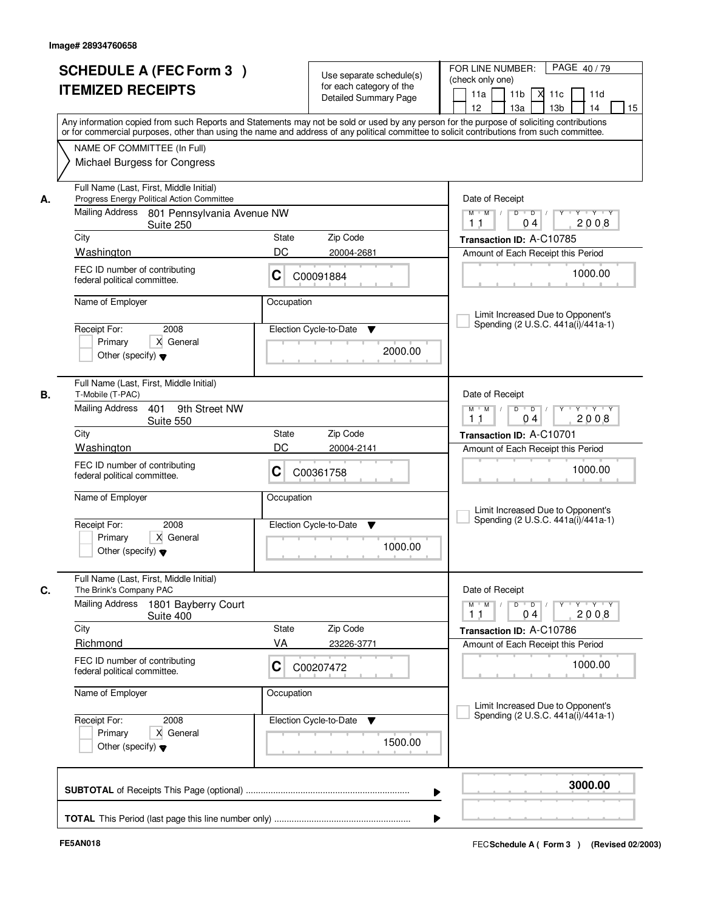Image# 28934760658

# SCHEDULE A (FEC Form 3 ) ITEMIZED RECEIPTS

Use separate schedule(s) for each category of the Detailed Summary Page

FOR LINE NUMBER: (check only one)

11a | 11b | X 11c | 11d | 12 | 13a | 13b | 14 | 15

PAGE 40 / 79

Any information copied from such Reports and Statements may not be sold or used by any person for the purpose of soliciting contributions or for commercial purposes, other than using the name and address of any political committee to solicit contributions from such committee.

NAME OF COMMITTEE (In Full)
Michael Burgess for Congress

## A.

Full Name (Last, First, Middle Initial): Progress Energy Political Action Committee

Mailing Address: 801 Pennsylvania Avenue NW, Suite 250

City: Washington | State: DC | Zip Code: 20004-2681

FEC ID number of contributing federal political committee: C C00091884

Name of Employer: | Occupation:

Receipt For: 2008 — Primary [ ] General [X] Other (specify)

Election Cycle-to-Date: 2000.00

Date of Receipt: 11/04/2008

Transaction ID: A-C10785

Amount of Each Receipt this Period: 1000.00

Limit Increased Due to Opponent's Spending (2 U.S.C. 441a(i)/441a-1)

## B.

Full Name (Last, First, Middle Initial): T-Mobile (T-PAC)

Mailing Address: 401 9th Street NW, Suite 550

City: Washington | State: DC | Zip Code: 20004-2141

FEC ID number of contributing federal political committee: C C00361758

Name of Employer: | Occupation:

Receipt For: 2008 — Primary [ ] General [X] Other (specify)

Election Cycle-to-Date: 1000.00

Date of Receipt: 11/04/2008

Transaction ID: A-C10701

Amount of Each Receipt this Period: 1000.00

Limit Increased Due to Opponent's Spending (2 U.S.C. 441a(i)/441a-1)

## C.

Full Name (Last, First, Middle Initial): The Brink's Company PAC

Mailing Address: 1801 Bayberry Court, Suite 400

City: Richmond | State: VA | Zip Code: 23226-3771

FEC ID number of contributing federal political committee: C C00207472

Name of Employer: | Occupation:

Receipt For: 2008 — Primary [ ] General [X] Other (specify)

Election Cycle-to-Date: 1500.00

Date of Receipt: 11/04/2008

Transaction ID: A-C10786

Amount of Each Receipt this Period: 1000.00

Limit Increased Due to Opponent's Spending (2 U.S.C. 441a(i)/441a-1)

**SUBTOTAL** of Receipts This Page (optional): **3000.00**

**TOTAL** This Period (last page this line number only):

FE5AN018 — FEC **Schedule A ( Form 3 )** (Revised 02/2003)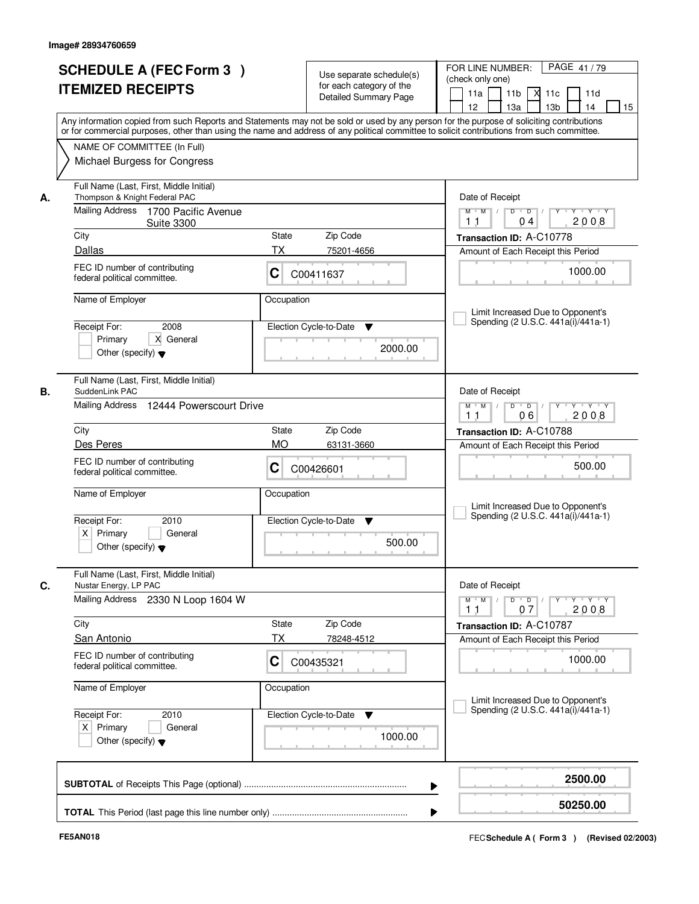Image# 28934760659

# SCHEDULE A (FEC Form 3 )
# ITEMIZED RECEIPTS

Use separate schedule(s) for each category of the Detailed Summary Page

FOR LINE NUMBER: (check only one)
11a | 11b | X 11c | 11d | 12 | 13a | 13b | 14 | 15

Any information copied from such Reports and Statements may not be sold or used by any person for the purpose of soliciting contributions or for commercial purposes, other than using the name and address of any political committee to solicit contributions from such committee.

NAME OF COMMITTEE (In Full)
Michael Burgess for Congress

---

**A.** Full Name (Last, First, Middle Initial): Thompson & Knight Federal PAC
Mailing Address: 1700 Pacific Avenue Suite 3300
City: Dallas | State: TX | Zip Code: 75201-4656
FEC ID number of contributing federal political committee: C C00411637
Name of Employer: | Occupation:
Receipt For: 2008 — Primary [ ] General [X] Other (specify)
Election Cycle-to-Date: 2000.00
Date of Receipt: 11 04 2008
Transaction ID: A-C10778
Amount of Each Receipt this Period: 1000.00
Limit Increased Due to Opponent's Spending (2 U.S.C. 441a(i)/441a-1)

---

**B.** Full Name (Last, First, Middle Initial): SuddenLink PAC
Mailing Address: 12444 Powerscourt Drive
City: Des Peres | State: MO | Zip Code: 63131-3660
FEC ID number of contributing federal political committee: C C00426601
Name of Employer: | Occupation:
Receipt For: 2010 — Primary [X] General [ ] Other (specify)
Election Cycle-to-Date: 500.00
Date of Receipt: 11 06 2008
Transaction ID: A-C10788
Amount of Each Receipt this Period: 500.00
Limit Increased Due to Opponent's Spending (2 U.S.C. 441a(i)/441a-1)

---

**C.** Full Name (Last, First, Middle Initial): Nustar Energy, LP PAC
Mailing Address: 2330 N Loop 1604 W
City: San Antonio | State: TX | Zip Code: 78248-4512
FEC ID number of contributing federal political committee: C C00435321
Name of Employer: | Occupation:
Receipt For: 2010 — Primary [X] General [ ] Other (specify)
Election Cycle-to-Date: 1000.00
Date of Receipt: 11 07 2008
Transaction ID: A-C10787
Amount of Each Receipt this Period: 1000.00
Limit Increased Due to Opponent's Spending (2 U.S.C. 441a(i)/441a-1)

---

**SUBTOTAL** of Receipts This Page (optional): **2500.00**

**TOTAL** This Period (last page this line number only): **50250.00**

FE5AN018 — FEC Schedule A ( Form 3 ) (Revised 02/2003)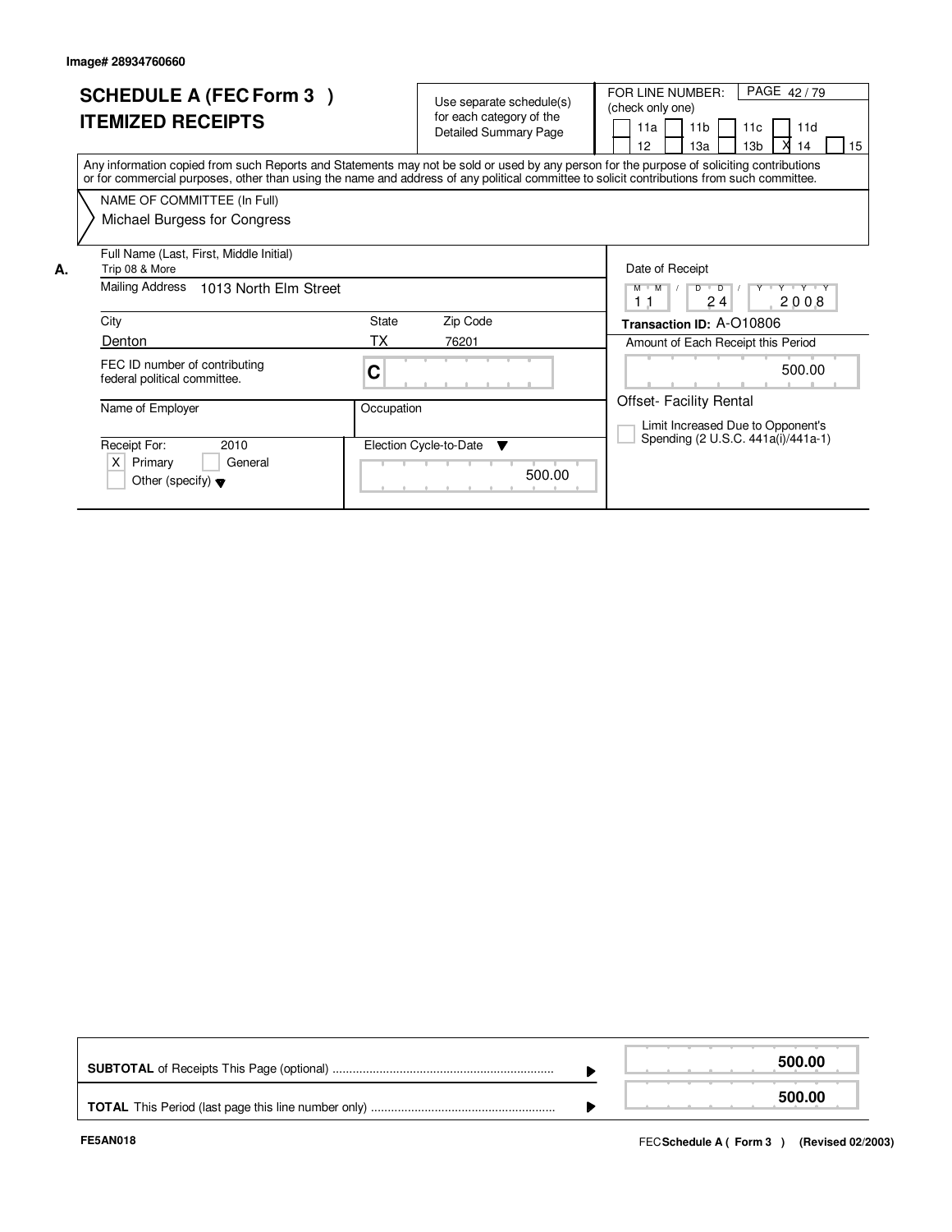Image# 28934760660

# SCHEDULE A (FEC Form 3 )
## ITEMIZED RECEIPTS

Use separate schedule(s) for each category of the Detailed Summary Page

FOR LINE NUMBER: (check only one)

PAGE 42 / 79

[ ] 11a [ ] 11b [ ] 11c [ ] 11d
[ ] 12 [ ] 13a [ ] 13b [X] 14 [ ] 15

Any information copied from such Reports and Statements may not be sold or used by any person for the purpose of soliciting contributions or for commercial purposes, other than using the name and address of any political committee to solicit contributions from such committee.

NAME OF COMMITTEE (In Full)
Michael Burgess for Congress

**A.** Full Name (Last, First, Middle Initial)
Trip 08 & More

Mailing Address 1013 North Elm Street

| City | State | Zip Code |
|---|---|---|
| Denton | TX | 76201 |

FEC ID number of contributing federal political committee. C

Name of Employer

Occupation

Receipt For: 2010
[X] Primary [ ] General
[ ] Other (specify)

Election Cycle-to-Date: 500.00

Date of Receipt: 11 / 24 / 2008

Transaction ID: A-O10806

Amount of Each Receipt this Period: 500.00

Offset- Facility Rental

[ ] Limit Increased Due to Opponent's Spending (2 U.S.C. 441a(i)/441a-1)

| | |
|---|---|
| **SUBTOTAL** of Receipts This Page (optional) | **500.00** |
| **TOTAL** This Period (last page this line number only) | **500.00** |

FE5AN018

FEC **Schedule A ( Form 3 )** (Revised 02/2003)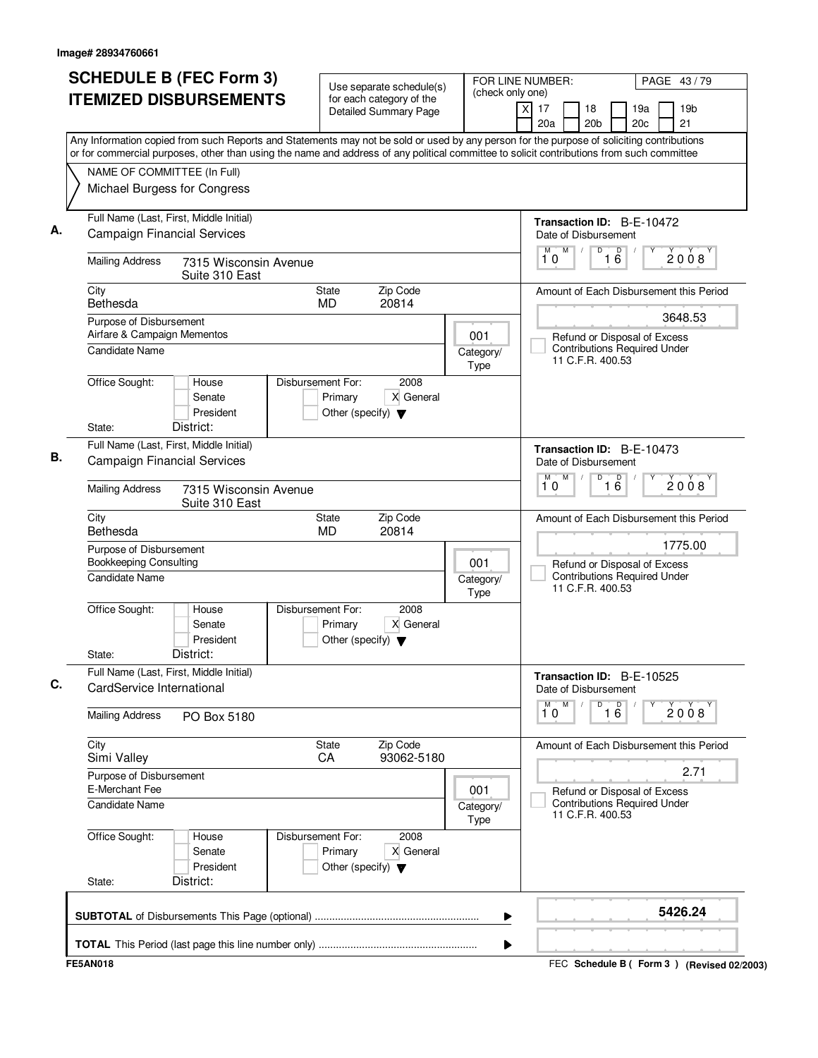Image# 28934760661

# SCHEDULE B (FEC Form 3)
# ITEMIZED DISBURSEMENTS

Use separate schedule(s) for each category of the Detailed Summary Page

FOR LINE NUMBER: (check only one)
[X] 17 [ ] 18 [ ] 19a [ ] 19b [ ] 20a [ ] 20b [ ] 20c [ ] 21

PAGE 43 / 79

Any Information copied from such Reports and Statements may not be sold or used by any person for the purpose of soliciting contributions or for commercial purposes, other than using the name and address of any political committee to solicit contributions from such committee

NAME OF COMMITTEE (In Full)
Michael Burgess for Congress

---

**A.** Full Name (Last, First, Middle Initial): Campaign Financial Services

Mailing Address: 7315 Wisconsin Avenue, Suite 310 East

City: Bethesda | State: MD | Zip Code: 20814

Purpose of Disbursement: Airfare & Campaign Mementos

Category/Type: 001

Candidate Name:

Office Sought: [ ] House [ ] Senate [ ] President
State: District:

Disbursement For: 2008 [ ] Primary [X] General [ ] Other (specify)

Transaction ID: B-E-10472
Date of Disbursement: 10 / 16 / 2008

Amount of Each Disbursement this Period: 3648.53

[ ] Refund or Disposal of Excess Contributions Required Under 11 C.F.R. 400.53

---

**B.** Full Name (Last, First, Middle Initial): Campaign Financial Services

Mailing Address: 7315 Wisconsin Avenue, Suite 310 East

City: Bethesda | State: MD | Zip Code: 20814

Purpose of Disbursement: Bookkeeping Consulting

Category/Type: 001

Candidate Name:

Office Sought: [ ] House [ ] Senate [ ] President
State: District:

Disbursement For: 2008 [ ] Primary [X] General [ ] Other (specify)

Transaction ID: B-E-10473
Date of Disbursement: 10 / 16 / 2008

Amount of Each Disbursement this Period: 1775.00

[ ] Refund or Disposal of Excess Contributions Required Under 11 C.F.R. 400.53

---

**C.** Full Name (Last, First, Middle Initial): CardService International

Mailing Address: PO Box 5180

City: Simi Valley | State: CA | Zip Code: 93062-5180

Purpose of Disbursement: E-Merchant Fee

Category/Type: 001

Candidate Name:

Office Sought: [ ] House [ ] Senate [ ] President
State: District:

Disbursement For: 2008 [ ] Primary [X] General [ ] Other (specify)

Transaction ID: B-E-10525
Date of Disbursement: 10 / 16 / 2008

Amount of Each Disbursement this Period: 2.71

[ ] Refund or Disposal of Excess Contributions Required Under 11 C.F.R. 400.53

---

**SUBTOTAL** of Disbursements This Page (optional): **5426.24**

**TOTAL** This Period (last page this line number only):

FE5AN018 — FEC Schedule B ( Form 3 ) (Revised 02/2003)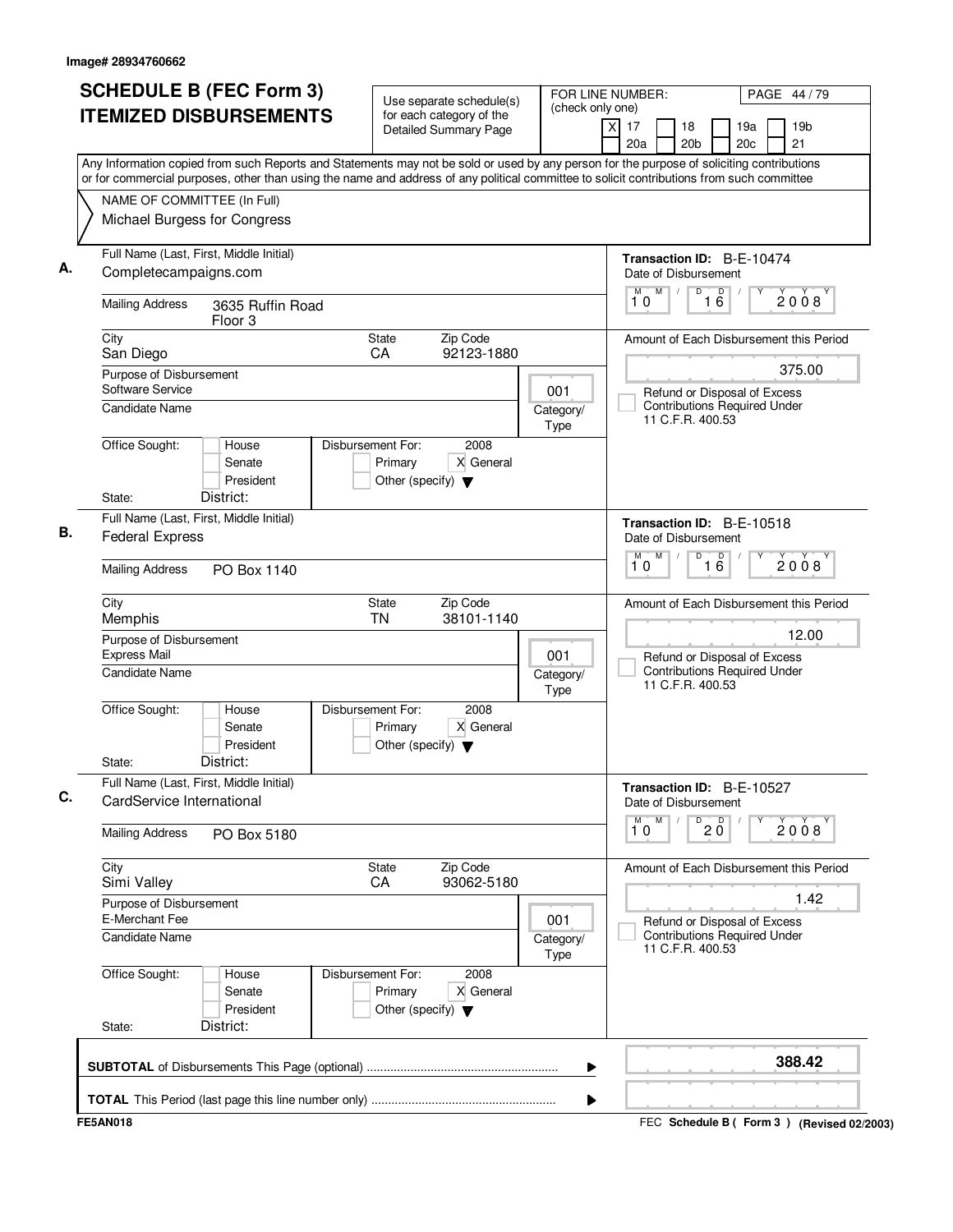Image# 28934760662

# SCHEDULE B (FEC Form 3)
# ITEMIZED DISBURSEMENTS

Use separate schedule(s) for each category of the Detailed Summary Page

FOR LINE NUMBER: (check only one)
[X] 17 [ ] 18 [ ] 19a [ ] 19b
[ ] 20a [ ] 20b [ ] 20c [ ] 21

PAGE 44 / 79

Any Information copied from such Reports and Statements may not be sold or used by any person for the purpose of soliciting contributions or for commercial purposes, other than using the name and address of any political committee to solicit contributions from such committee

NAME OF COMMITTEE (In Full)
Michael Burgess for Congress

---

**A.** Full Name (Last, First, Middle Initial): Completecampaigns.com

Mailing Address: 3635 Ruffin Road, Floor 3

City: San Diego | State: CA | Zip Code: 92123-1880

Purpose of Disbursement: Software Service

Category/Type: 001

Candidate Name:

Office Sought: [ ] House [ ] Senate [ ] President

State: District:

Disbursement For: 2008 [ ] Primary [X] General [ ] Other (specify)

Transaction ID: B-E-10474

Date of Disbursement: 10 / 16 / 2008

Amount of Each Disbursement this Period: 375.00

[ ] Refund or Disposal of Excess Contributions Required Under 11 C.F.R. 400.53

---

**B.** Full Name (Last, First, Middle Initial): Federal Express

Mailing Address: PO Box 1140

City: Memphis | State: TN | Zip Code: 38101-1140

Purpose of Disbursement: Express Mail

Category/Type: 001

Candidate Name:

Office Sought: [ ] House [ ] Senate [ ] President

State: District:

Disbursement For: 2008 [ ] Primary [X] General [ ] Other (specify)

Transaction ID: B-E-10518

Date of Disbursement: 10 / 16 / 2008

Amount of Each Disbursement this Period: 12.00

[ ] Refund or Disposal of Excess Contributions Required Under 11 C.F.R. 400.53

---

**C.** Full Name (Last, First, Middle Initial): CardService International

Mailing Address: PO Box 5180

City: Simi Valley | State: CA | Zip Code: 93062-5180

Purpose of Disbursement: E-Merchant Fee

Category/Type: 001

Candidate Name:

Office Sought: [ ] House [ ] Senate [ ] President

State: District:

Disbursement For: 2008 [ ] Primary [X] General [ ] Other (specify)

Transaction ID: B-E-10527

Date of Disbursement: 10 / 20 / 2008

Amount of Each Disbursement this Period: 1.42

[ ] Refund or Disposal of Excess Contributions Required Under 11 C.F.R. 400.53

---

**SUBTOTAL** of Disbursements This Page (optional): **388.42**

**TOTAL** This Period (last page this line number only):

FE5AN018

FEC **Schedule B ( Form 3 )** (Revised 02/2003)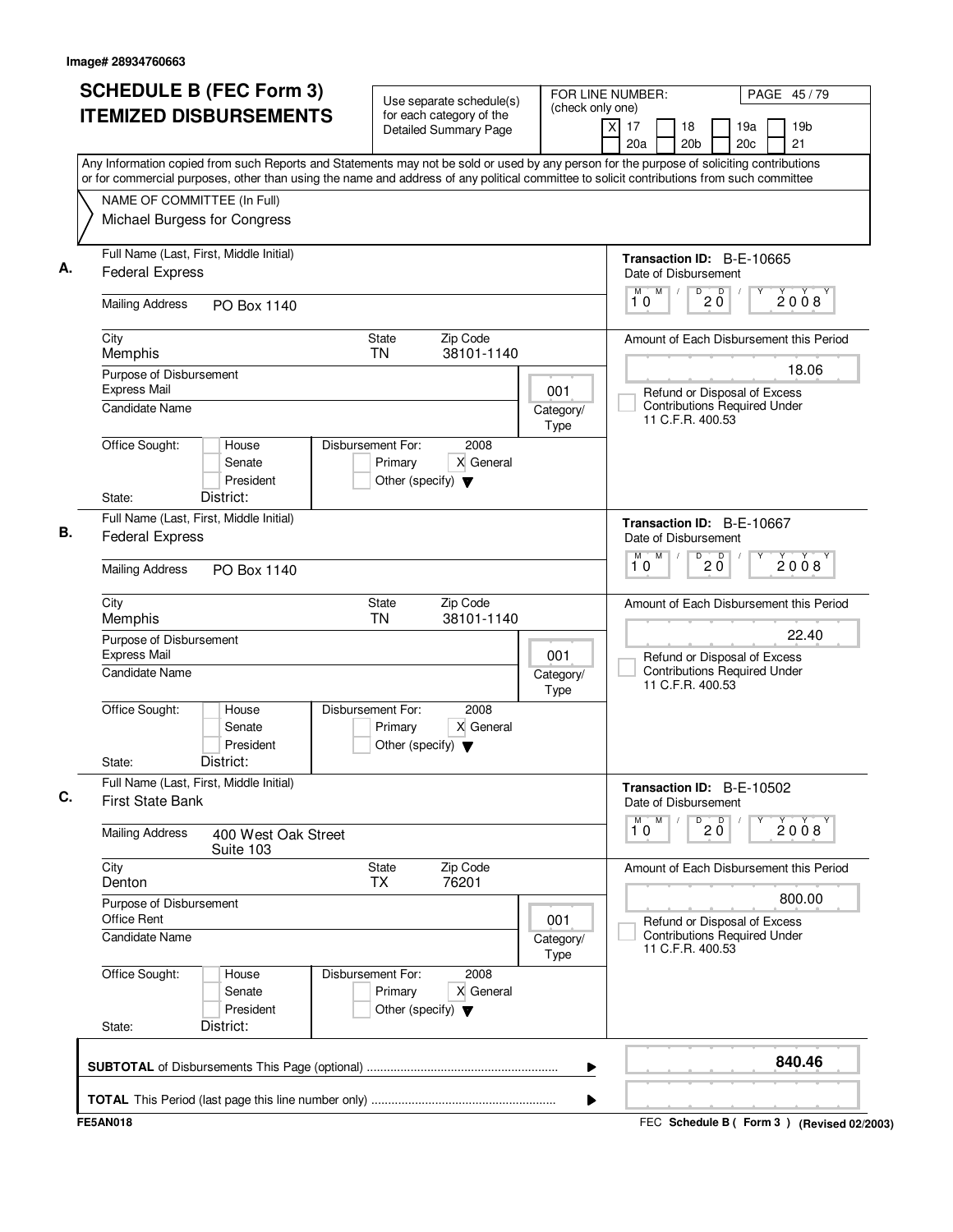Image# 28934760663

# SCHEDULE B (FEC Form 3)
# ITEMIZED DISBURSEMENTS

Use separate schedule(s) for each category of the Detailed Summary Page

FOR LINE NUMBER: (check only one)
[X] 17 [ ] 18 [ ] 19a [ ] 19b [ ] 20a [ ] 20b [ ] 20c [ ] 21

Any Information copied from such Reports and Statements may not be sold or used by any person for the purpose of soliciting contributions or for commercial purposes, other than using the name and address of any political committee to solicit contributions from such committee

NAME OF COMMITTEE (In Full)
Michael Burgess for Congress

**A.**

Full Name (Last, First, Middle Initial): Federal Express

Mailing Address: PO Box 1140

City: Memphis | State: TN | Zip Code: 38101-1140

Purpose of Disbursement: Express Mail

Category/Type: 001

Candidate Name:

Office Sought: [ ] House [ ] Senate [ ] President

State: District:

Disbursement For: 2008 [ ] Primary [X] General [ ] Other (specify)

Transaction ID: B-E-10665

Date of Disbursement: 10/20/2008

Amount of Each Disbursement this Period: 18.06

[ ] Refund or Disposal of Excess Contributions Required Under 11 C.F.R. 400.53

**B.**

Full Name (Last, First, Middle Initial): Federal Express

Mailing Address: PO Box 1140

City: Memphis | State: TN | Zip Code: 38101-1140

Purpose of Disbursement: Express Mail

Category/Type: 001

Candidate Name:

Office Sought: [ ] House [ ] Senate [ ] President

State: District:

Disbursement For: 2008 [ ] Primary [X] General [ ] Other (specify)

Transaction ID: B-E-10667

Date of Disbursement: 10/20/2008

Amount of Each Disbursement this Period: 22.40

[ ] Refund or Disposal of Excess Contributions Required Under 11 C.F.R. 400.53

**C.**

Full Name (Last, First, Middle Initial): First State Bank

Mailing Address: 400 West Oak Street, Suite 103

City: Denton | State: TX | Zip Code: 76201

Purpose of Disbursement: Office Rent

Category/Type: 001

Candidate Name:

Office Sought: [ ] House [ ] Senate [ ] President

State: District:

Disbursement For: 2008 [ ] Primary [X] General [ ] Other (specify)

Transaction ID: B-E-10502

Date of Disbursement: 10/20/2008

Amount of Each Disbursement this Period: 800.00

[ ] Refund or Disposal of Excess Contributions Required Under 11 C.F.R. 400.53

**SUBTOTAL** of Disbursements This Page (optional): **840.46**

**TOTAL** This Period (last page this line number only):

FE5AN018

FEC **Schedule B ( Form 3 )** (Revised 02/2003)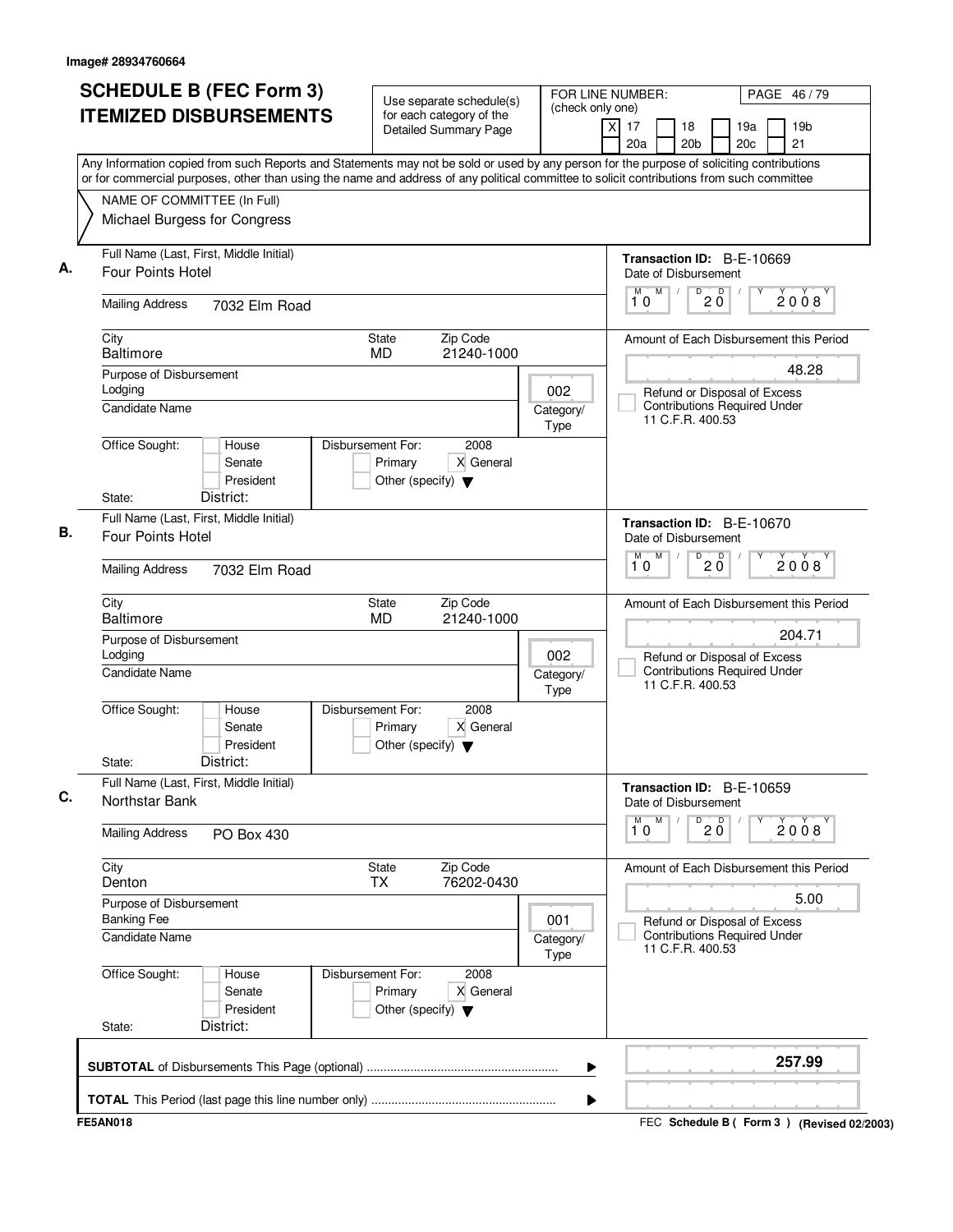Image# 28934760664

# SCHEDULE B (FEC Form 3)
# ITEMIZED DISBURSEMENTS

Use separate schedule(s) for each category of the Detailed Summary Page

FOR LINE NUMBER: (check only one)
[X] 17 [ ] 18 [ ] 19a [ ] 19b [ ] 20a [ ] 20b [ ] 20c [ ] 21

PAGE 46 / 79

Any Information copied from such Reports and Statements may not be sold or used by any person for the purpose of soliciting contributions or for commercial purposes, other than using the name and address of any political committee to solicit contributions from such committee

NAME OF COMMITTEE (In Full)
Michael Burgess for Congress

**A.**
Full Name (Last, First, Middle Initial): Four Points Hotel
Mailing Address: 7032 Elm Road
City: Baltimore | State: MD | Zip Code: 21240-1000
Purpose of Disbursement: Lodging
Category/Type: 002
Candidate Name:
Office Sought: [ ] House [ ] Senate [ ] President
State: District:
Disbursement For: 2008 [ ] Primary [X] General [ ] Other (specify)
Transaction ID: B-E-10669
Date of Disbursement: 10/20/2008
Amount of Each Disbursement this Period: 48.28
[ ] Refund or Disposal of Excess Contributions Required Under 11 C.F.R. 400.53

**B.**
Full Name (Last, First, Middle Initial): Four Points Hotel
Mailing Address: 7032 Elm Road
City: Baltimore | State: MD | Zip Code: 21240-1000
Purpose of Disbursement: Lodging
Category/Type: 002
Candidate Name:
Office Sought: [ ] House [ ] Senate [ ] President
State: District:
Disbursement For: 2008 [ ] Primary [X] General [ ] Other (specify)
Transaction ID: B-E-10670
Date of Disbursement: 10/20/2008
Amount of Each Disbursement this Period: 204.71
[ ] Refund or Disposal of Excess Contributions Required Under 11 C.F.R. 400.53

**C.**
Full Name (Last, First, Middle Initial): Northstar Bank
Mailing Address: PO Box 430
City: Denton | State: TX | Zip Code: 76202-0430
Purpose of Disbursement: Banking Fee
Category/Type: 001
Candidate Name:
Office Sought: [ ] House [ ] Senate [ ] President
State: District:
Disbursement For: 2008 [ ] Primary [X] General [ ] Other (specify)
Transaction ID: B-E-10659
Date of Disbursement: 10/20/2008
Amount of Each Disbursement this Period: 5.00
[ ] Refund or Disposal of Excess Contributions Required Under 11 C.F.R. 400.53

**SUBTOTAL** of Disbursements This Page (optional): **257.99**

**TOTAL** This Period (last page this line number only):

FE5AN018 — FEC Schedule B ( Form 3 ) (Revised 02/2003)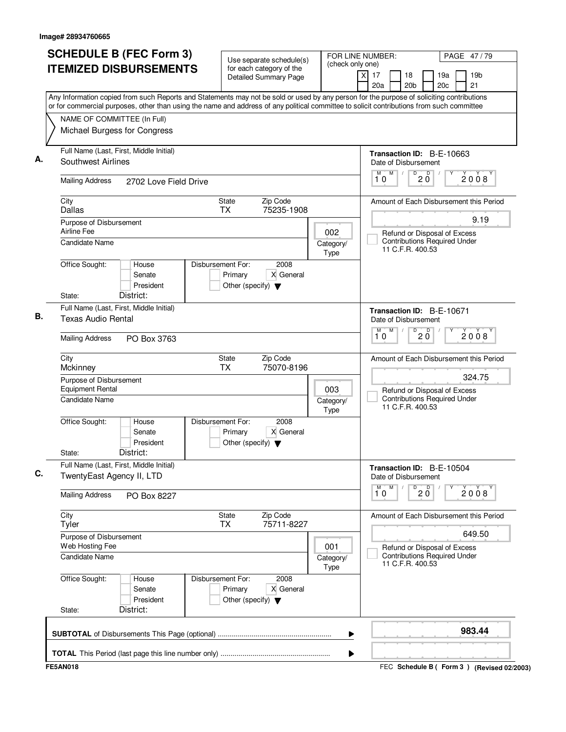Image# 28934760665

# SCHEDULE B (FEC Form 3) ITEMIZED DISBURSEMENTS

Use separate schedule(s) for each category of the Detailed Summary Page

FOR LINE NUMBER: (check only one)
[X] 17 [ ] 18 [ ] 19a [ ] 19b [ ] 20a [ ] 20b [ ] 20c [ ] 21

PAGE 47 / 79

Any Information copied from such Reports and Statements may not be sold or used by any person for the purpose of soliciting contributions or for commercial purposes, other than using the name and address of any political committee to solicit contributions from such committee

NAME OF COMMITTEE (In Full)
Michael Burgess for Congress

---

**A.**

Full Name (Last, First, Middle Initial): Southwest Airlines

Mailing Address: 2702 Love Field Drive

City: Dallas | State: TX | Zip Code: 75235-1908

Purpose of Disbursement: Airline Fee

Category/Type: 002

Candidate Name:

Office Sought: [ ] House [ ] Senate [ ] President

State: District:

Disbursement For: 2008 [ ] Primary [X] General [ ] Other (specify)

Transaction ID: B-E-10663

Date of Disbursement: 10/20/2008

Amount of Each Disbursement this Period: 9.19

[ ] Refund or Disposal of Excess Contributions Required Under 11 C.F.R. 400.53

---

**B.**

Full Name (Last, First, Middle Initial): Texas Audio Rental

Mailing Address: PO Box 3763

City: Mckinney | State: TX | Zip Code: 75070-8196

Purpose of Disbursement: Equipment Rental

Category/Type: 003

Candidate Name:

Office Sought: [ ] House [ ] Senate [ ] President

State: District:

Disbursement For: 2008 [ ] Primary [X] General [ ] Other (specify)

Transaction ID: B-E-10671

Date of Disbursement: 10/20/2008

Amount of Each Disbursement this Period: 324.75

[ ] Refund or Disposal of Excess Contributions Required Under 11 C.F.R. 400.53

---

**C.**

Full Name (Last, First, Middle Initial): TwentyEast Agency II, LTD

Mailing Address: PO Box 8227

City: Tyler | State: TX | Zip Code: 75711-8227

Purpose of Disbursement: Web Hosting Fee

Category/Type: 001

Candidate Name:

Office Sought: [ ] House [ ] Senate [ ] President

State: District:

Disbursement For: 2008 [ ] Primary [X] General [ ] Other (specify)

Transaction ID: B-E-10504

Date of Disbursement: 10/20/2008

Amount of Each Disbursement this Period: 649.50

[ ] Refund or Disposal of Excess Contributions Required Under 11 C.F.R. 400.53

---

**SUBTOTAL** of Disbursements This Page (optional): **983.44**

**TOTAL** This Period (last page this line number only):

FE5AN018

FEC Schedule B ( Form 3 ) (Revised 02/2003)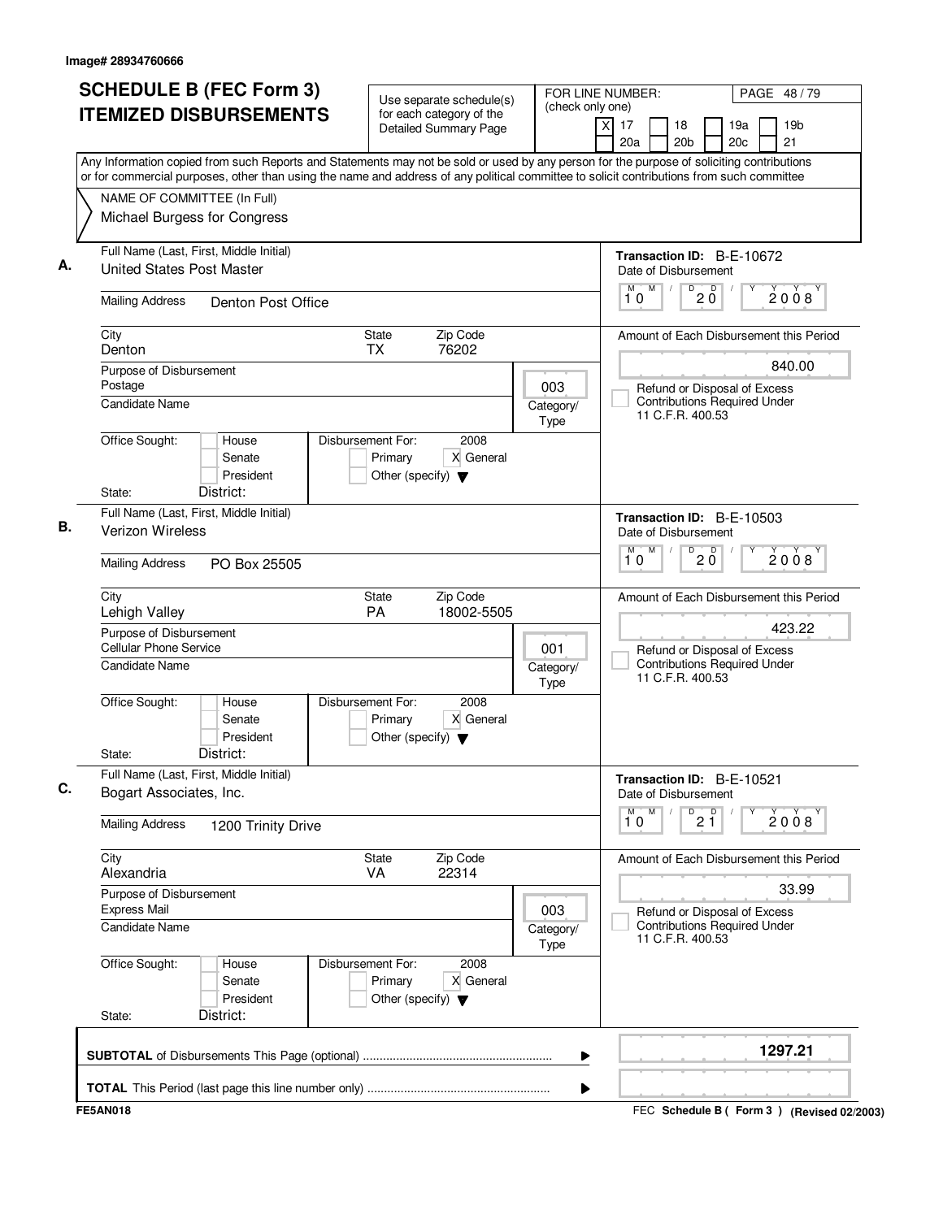Image# 28934760666

# SCHEDULE B (FEC Form 3)
# ITEMIZED DISBURSEMENTS

Use separate schedule(s) for each category of the Detailed Summary Page

FOR LINE NUMBER: (check only one)
[X] 17 [ ] 18 [ ] 19a [ ] 19b [ ] 20a [ ] 20b [ ] 20c [ ] 21

PAGE 48 / 79

Any Information copied from such Reports and Statements may not be sold or used by any person for the purpose of soliciting contributions or for commercial purposes, other than using the name and address of any political committee to solicit contributions from such committee

NAME OF COMMITTEE (In Full)
Michael Burgess for Congress

---

**A.** Full Name (Last, First, Middle Initial): United States Post Master

Transaction ID: B-E-10672

Date of Disbursement: 10 / 20 / 2008

Mailing Address: Denton Post Office

City: Denton | State: TX | Zip Code: 76202

Amount of Each Disbursement this Period: 840.00

Purpose of Disbursement: Postage

Category/Type: 003

Candidate Name:

[ ] Refund or Disposal of Excess Contributions Required Under 11 C.F.R. 400.53

Office Sought: [ ] House [ ] Senate [ ] President

Disbursement For: 2008 [ ] Primary [X] General [ ] Other (specify)

State: District:

---

**B.** Full Name (Last, First, Middle Initial): Verizon Wireless

Transaction ID: B-E-10503

Date of Disbursement: 10 / 20 / 2008

Mailing Address: PO Box 25505

City: Lehigh Valley | State: PA | Zip Code: 18002-5505

Amount of Each Disbursement this Period: 423.22

Purpose of Disbursement: Cellular Phone Service

Category/Type: 001

Candidate Name:

[ ] Refund or Disposal of Excess Contributions Required Under 11 C.F.R. 400.53

Office Sought: [ ] House [ ] Senate [ ] President

Disbursement For: 2008 [ ] Primary [X] General [ ] Other (specify)

State: District:

---

**C.** Full Name (Last, First, Middle Initial): Bogart Associates, Inc.

Transaction ID: B-E-10521

Date of Disbursement: 10 / 21 / 2008

Mailing Address: 1200 Trinity Drive

City: Alexandria | State: VA | Zip Code: 22314

Amount of Each Disbursement this Period: 33.99

Purpose of Disbursement: Express Mail

Category/Type: 003

Candidate Name:

[ ] Refund or Disposal of Excess Contributions Required Under 11 C.F.R. 400.53

Office Sought: [ ] House [ ] Senate [ ] President

Disbursement For: 2008 [ ] Primary [X] General [ ] Other (specify)

State: District:

---

**SUBTOTAL** of Disbursements This Page (optional) ........ 1297.21

**TOTAL** This Period (last page this line number only) ........

FE5AN018

FEC **Schedule B ( Form 3 )** (Revised 02/2003)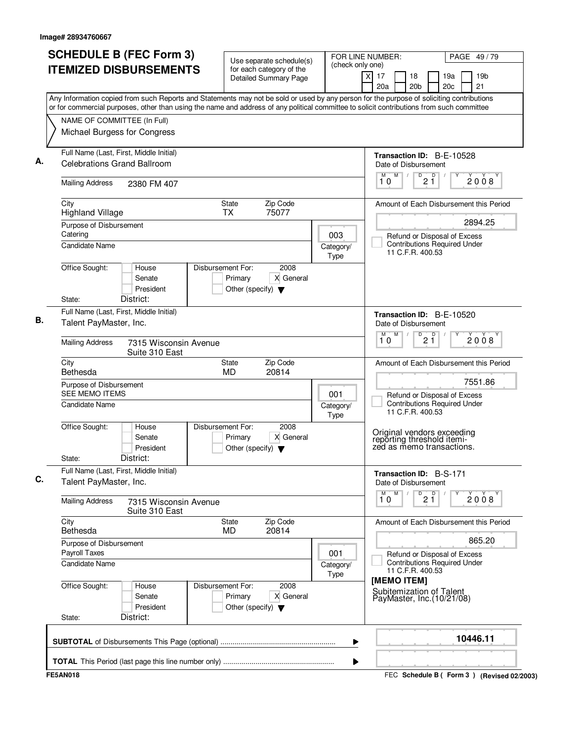Image# 28934760667

# SCHEDULE B (FEC Form 3)
# ITEMIZED DISBURSEMENTS

Use separate schedule(s) for each category of the Detailed Summary Page

FOR LINE NUMBER: (check only one)
[X] 17 [ ] 18 [ ] 19a [ ] 19b
[ ] 20a [ ] 20b [ ] 20c [ ] 21

PAGE 49 / 79

Any Information copied from such Reports and Statements may not be sold or used by any person for the purpose of soliciting contributions or for commercial purposes, other than using the name and address of any political committee to solicit contributions from such committee

NAME OF COMMITTEE (In Full)
Michael Burgess for Congress

---

**A.**

Full Name (Last, First, Middle Initial): Celebrations Grand Ballroom

Mailing Address: 2380 FM 407

City: Highland Village | State: TX | Zip Code: 75077

Purpose of Disbursement: Catering

Category/Type: 003

Candidate Name:

Office Sought: [ ] House [ ] Senate [ ] President

State: District:

Disbursement For: 2008 [ ] Primary [X] General [ ] Other (specify)

Transaction ID: B-E-10528

Date of Disbursement: 10 / 21 / 2008

Amount of Each Disbursement this Period: 2894.25

[ ] Refund or Disposal of Excess Contributions Required Under 11 C.F.R. 400.53

---

**B.**

Full Name (Last, First, Middle Initial): Talent PayMaster, Inc.

Mailing Address: 7315 Wisconsin Avenue, Suite 310 East

City: Bethesda | State: MD | Zip Code: 20814

Purpose of Disbursement: SEE MEMO ITEMS

Category/Type: 001

Candidate Name:

Office Sought: [ ] House [ ] Senate [ ] President

State: District:

Disbursement For: 2008 [ ] Primary [X] General [ ] Other (specify)

Transaction ID: B-E-10520

Date of Disbursement: 10 / 21 / 2008

Amount of Each Disbursement this Period: 7551.86

[ ] Refund or Disposal of Excess Contributions Required Under 11 C.F.R. 400.53

Original vendors exceeding reporting threshold itemized as memo transactions.

---

**C.**

Full Name (Last, First, Middle Initial): Talent PayMaster, Inc.

Mailing Address: 7315 Wisconsin Avenue, Suite 310 East

City: Bethesda | State: MD | Zip Code: 20814

Purpose of Disbursement: Payroll Taxes

Category/Type: 001

Candidate Name:

Office Sought: [ ] House [ ] Senate [ ] President

State: District:

Disbursement For: 2008 [ ] Primary [X] General [ ] Other (specify)

Transaction ID: B-S-171

Date of Disbursement: 10 / 21 / 2008

Amount of Each Disbursement this Period: 865.20

[ ] Refund or Disposal of Excess Contributions Required Under 11 C.F.R. 400.53

[MEMO ITEM]
Subitemization of Talent PayMaster, Inc.(10/21/08)

---

**SUBTOTAL** of Disbursements This Page (optional): **10446.11**

**TOTAL** This Period (last page this line number only):

FE5AN018

FEC Schedule B ( Form 3 ) (Revised 02/2003)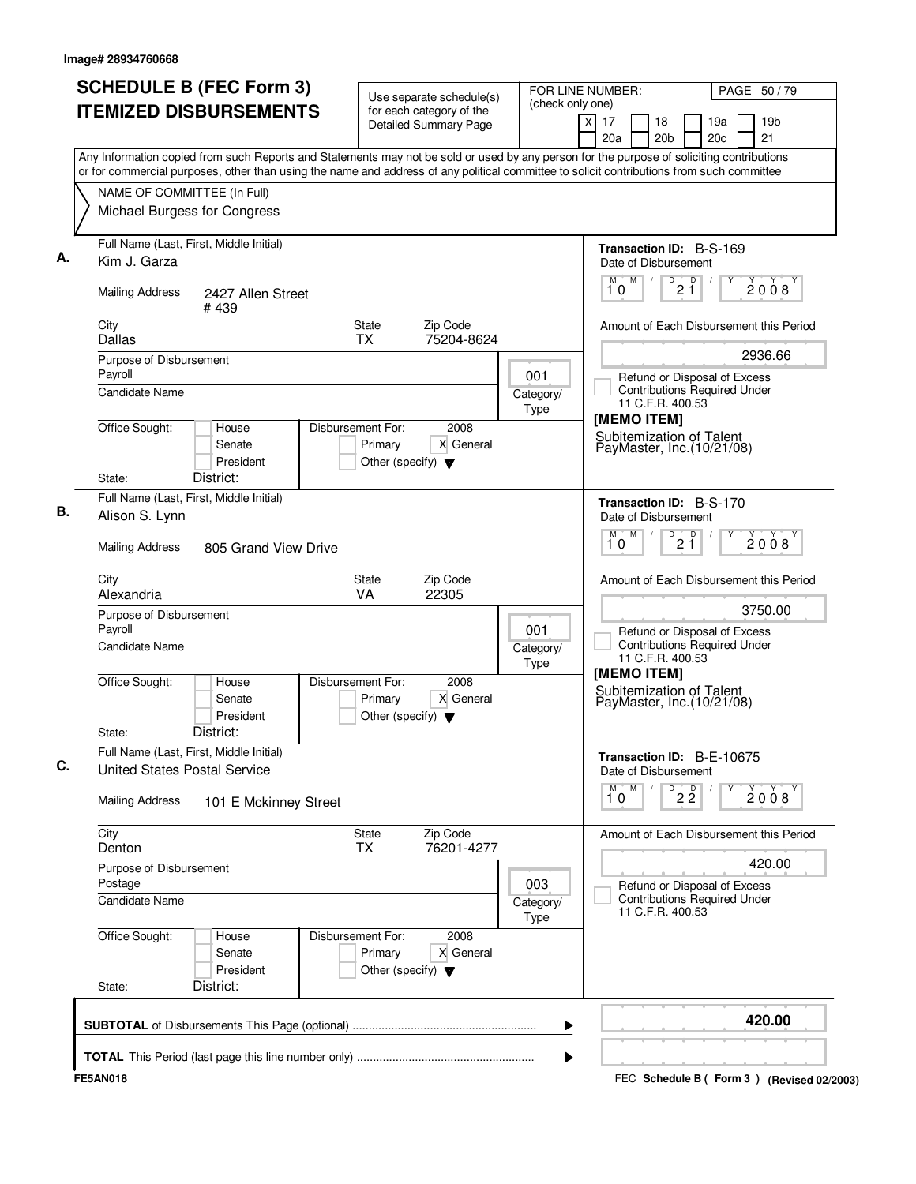Image# 28934760668

# SCHEDULE B (FEC Form 3) ITEMIZED DISBURSEMENTS

Use separate schedule(s) for each category of the Detailed Summary Page

FOR LINE NUMBER: (check only one)
[X] 17 [ ] 18 [ ] 19a [ ] 19b [ ] 20a [ ] 20b [ ] 20c [ ] 21

PAGE 50 / 79

Any Information copied from such Reports and Statements may not be sold or used by any person for the purpose of soliciting contributions or for commercial purposes, other than using the name and address of any political committee to solicit contributions from such committee

NAME OF COMMITTEE (In Full)
Michael Burgess for Congress

---

**A.** Full Name (Last, First, Middle Initial): Kim J. Garza

Mailing Address: 2427 Allen Street # 439

City: Dallas | State: TX | Zip Code: 75204-8624

Purpose of Disbursement: Payroll

Category/Type: 001

Candidate Name:

Office Sought: [ ] House [ ] Senate [ ] President

State: District:

Disbursement For: 2008 [ ] Primary [X] General [ ] Other (specify)

Transaction ID: B-S-169

Date of Disbursement: 10/21/2008

Amount of Each Disbursement this Period: 2936.66

[ ] Refund or Disposal of Excess Contributions Required Under 11 C.F.R. 400.53

[MEMO ITEM]
Subitemization of Talent PayMaster, Inc.(10/21/08)

---

**B.** Full Name (Last, First, Middle Initial): Alison S. Lynn

Mailing Address: 805 Grand View Drive

City: Alexandria | State: VA | Zip Code: 22305

Purpose of Disbursement: Payroll

Category/Type: 001

Candidate Name:

Office Sought: [ ] House [ ] Senate [ ] President

State: District:

Disbursement For: 2008 [ ] Primary [X] General [ ] Other (specify)

Transaction ID: B-S-170

Date of Disbursement: 10/21/2008

Amount of Each Disbursement this Period: 3750.00

[ ] Refund or Disposal of Excess Contributions Required Under 11 C.F.R. 400.53

[MEMO ITEM]
Subitemization of Talent PayMaster, Inc.(10/21/08)

---

**C.** Full Name (Last, First, Middle Initial): United States Postal Service

Mailing Address: 101 E Mckinney Street

City: Denton | State: TX | Zip Code: 76201-4277

Purpose of Disbursement: Postage

Category/Type: 003

Candidate Name:

Office Sought: [ ] House [ ] Senate [ ] President

State: District:

Disbursement For: 2008 [ ] Primary [X] General [ ] Other (specify)

Transaction ID: B-E-10675

Date of Disbursement: 10/22/2008

Amount of Each Disbursement this Period: 420.00

[ ] Refund or Disposal of Excess Contributions Required Under 11 C.F.R. 400.53

---

**SUBTOTAL** of Disbursements This Page (optional): **420.00**

**TOTAL** This Period (last page this line number only):

FE5AN018

FEC Schedule B ( Form 3 ) (Revised 02/2003)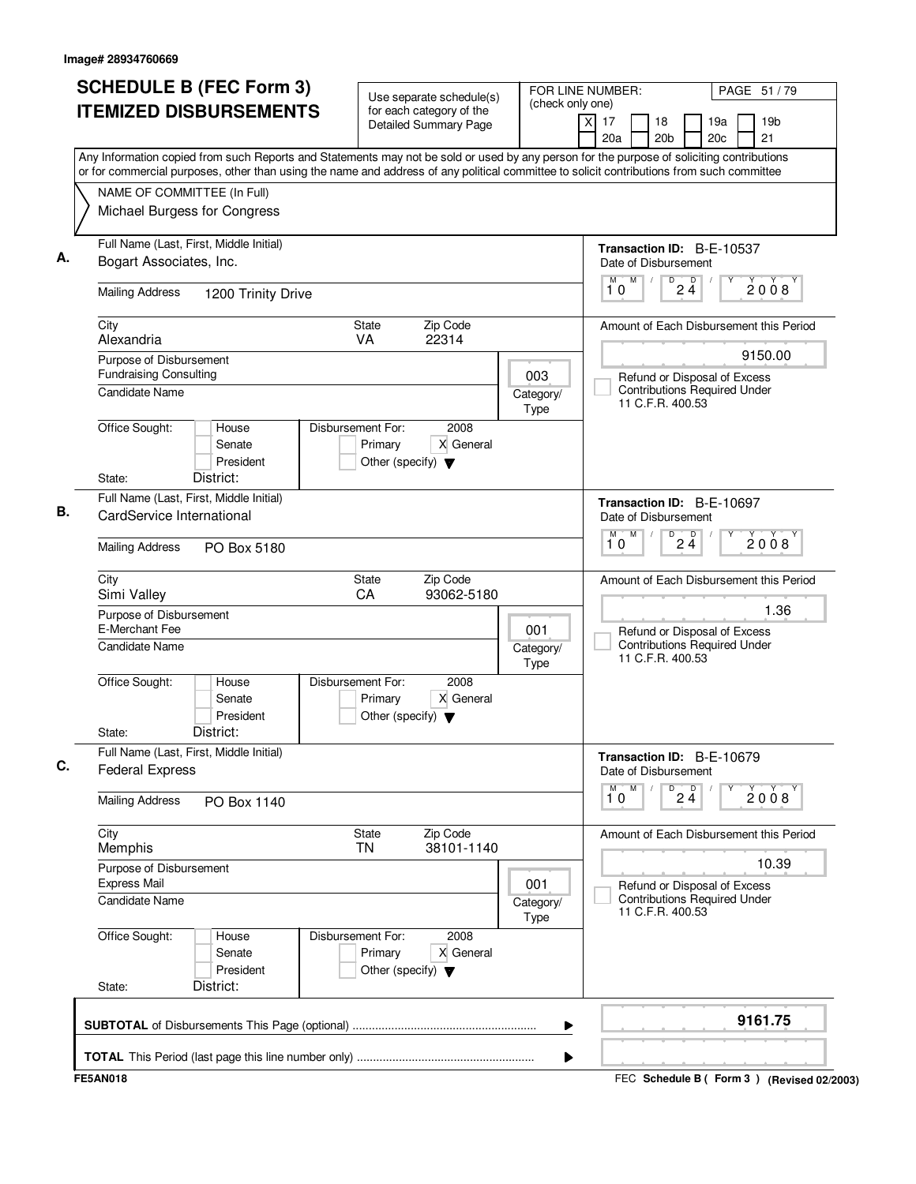Image# 28934760669

# SCHEDULE B (FEC Form 3)
# ITEMIZED DISBURSEMENTS

Use separate schedule(s) for each category of the Detailed Summary Page

FOR LINE NUMBER: (check only one)
[X] 17 [ ] 18 [ ] 19a [ ] 19b [ ] 20a [ ] 20b [ ] 20c [ ] 21

Any Information copied from such Reports and Statements may not be sold or used by any person for the purpose of soliciting contributions or for commercial purposes, other than using the name and address of any political committee to solicit contributions from such committee

NAME OF COMMITTEE (In Full)
Michael Burgess for Congress

---

**A.** Full Name (Last, First, Middle Initial): Bogart Associates, Inc.

Mailing Address: 1200 Trinity Drive

City: Alexandria | State: VA | Zip Code: 22314

Purpose of Disbursement: Fundraising Consulting

Category/Type: 003

Candidate Name:

Office Sought: [ ] House [ ] Senate [ ] President
State: District:

Disbursement For: 2008 [ ] Primary [X] General [ ] Other (specify)

Transaction ID: B-E-10537
Date of Disbursement: 10/24/2008

Amount of Each Disbursement this Period: 9150.00

[ ] Refund or Disposal of Excess Contributions Required Under 11 C.F.R. 400.53

---

**B.** Full Name (Last, First, Middle Initial): CardService International

Mailing Address: PO Box 5180

City: Simi Valley | State: CA | Zip Code: 93062-5180

Purpose of Disbursement: E-Merchant Fee

Category/Type: 001

Candidate Name:

Office Sought: [ ] House [ ] Senate [ ] President
State: District:

Disbursement For: 2008 [ ] Primary [X] General [ ] Other (specify)

Transaction ID: B-E-10697
Date of Disbursement: 10/24/2008

Amount of Each Disbursement this Period: 1.36

[ ] Refund or Disposal of Excess Contributions Required Under 11 C.F.R. 400.53

---

**C.** Full Name (Last, First, Middle Initial): Federal Express

Mailing Address: PO Box 1140

City: Memphis | State: TN | Zip Code: 38101-1140

Purpose of Disbursement: Express Mail

Category/Type: 001

Candidate Name:

Office Sought: [ ] House [ ] Senate [ ] President
State: District:

Disbursement For: 2008 [ ] Primary [X] General [ ] Other (specify)

Transaction ID: B-E-10679
Date of Disbursement: 10/24/2008

Amount of Each Disbursement this Period: 10.39

[ ] Refund or Disposal of Excess Contributions Required Under 11 C.F.R. 400.53

---

**SUBTOTAL** of Disbursements This Page (optional): **9161.75**

**TOTAL** This Period (last page this line number only):

FE5AN018

FEC **Schedule B ( Form 3 )** (Revised 02/2003)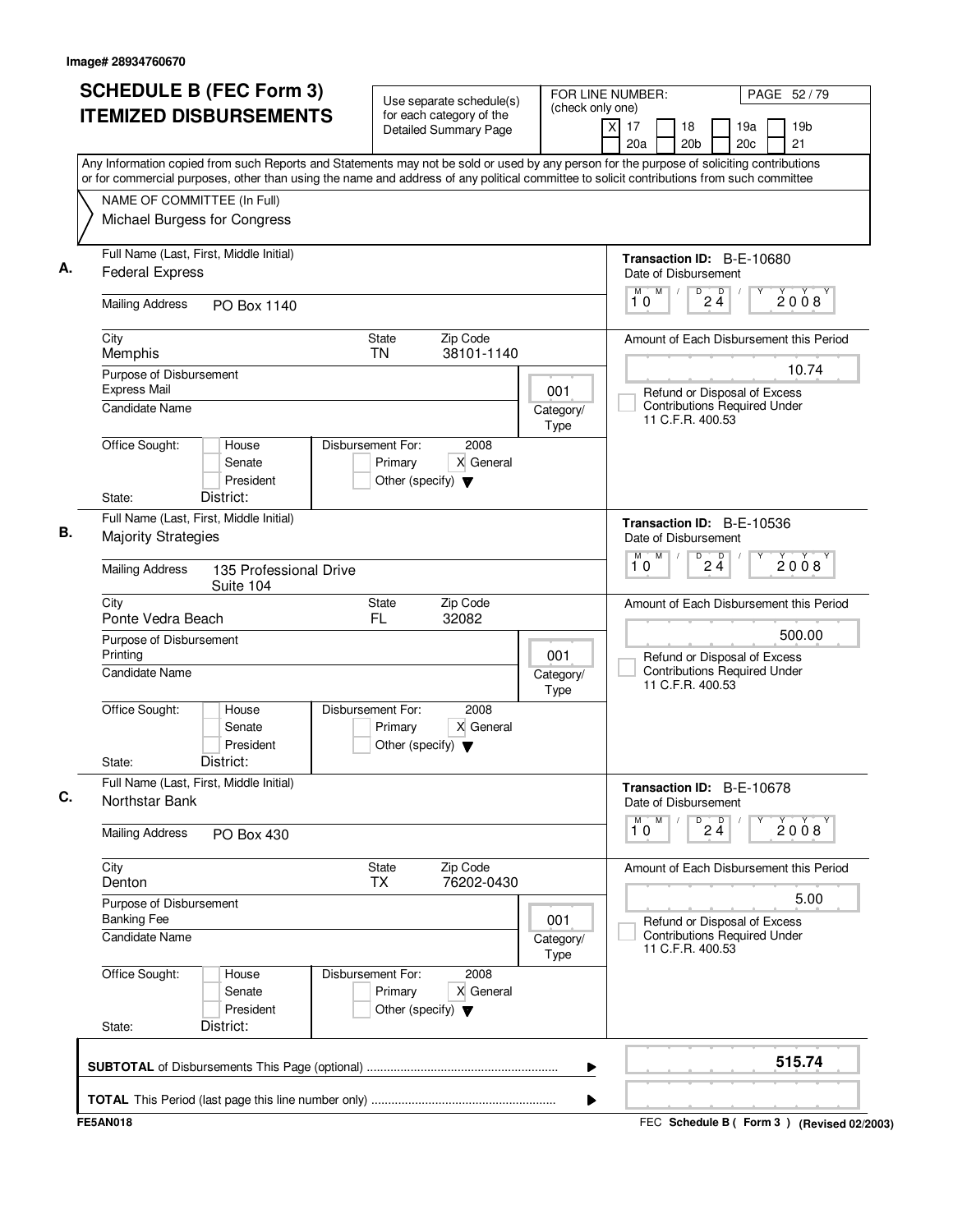Image# 28934760670

# SCHEDULE B (FEC Form 3)
# ITEMIZED DISBURSEMENTS

Use separate schedule(s) for each category of the Detailed Summary Page

FOR LINE NUMBER: (check only one)
[X] 17 [ ] 18 [ ] 19a [ ] 19b [ ] 20a [ ] 20b [ ] 20c [ ] 21

PAGE 52 / 79

Any Information copied from such Reports and Statements may not be sold or used by any person for the purpose of soliciting contributions or for commercial purposes, other than using the name and address of any political committee to solicit contributions from such committee

NAME OF COMMITTEE (In Full)
Michael Burgess for Congress

---

**A.** Full Name (Last, First, Middle Initial): Federal Express

Transaction ID: B-E-10680

Mailing Address: PO Box 1140

Date of Disbursement: 10 / 24 / 2008

City: Memphis | State: TN | Zip Code: 38101-1140

Amount of Each Disbursement this Period: 10.74

Purpose of Disbursement: Express Mail

Category/Type: 001

Candidate Name:

[ ] Refund or Disposal of Excess Contributions Required Under 11 C.F.R. 400.53

Office Sought: [ ] House [ ] Senate [ ] President
State: District:

Disbursement For: 2008 [ ] Primary [X] General [ ] Other (specify)

---

**B.** Full Name (Last, First, Middle Initial): Majority Strategies

Transaction ID: B-E-10536

Mailing Address: 135 Professional Drive Suite 104

Date of Disbursement: 10 / 24 / 2008

City: Ponte Vedra Beach | State: FL | Zip Code: 32082

Amount of Each Disbursement this Period: 500.00

Purpose of Disbursement: Printing

Category/Type: 001

Candidate Name:

[ ] Refund or Disposal of Excess Contributions Required Under 11 C.F.R. 400.53

Office Sought: [ ] House [ ] Senate [ ] President
State: District:

Disbursement For: 2008 [ ] Primary [X] General [ ] Other (specify)

---

**C.** Full Name (Last, First, Middle Initial): Northstar Bank

Transaction ID: B-E-10678

Mailing Address: PO Box 430

Date of Disbursement: 10 / 24 / 2008

City: Denton | State: TX | Zip Code: 76202-0430

Amount of Each Disbursement this Period: 5.00

Purpose of Disbursement: Banking Fee

Category/Type: 001

Candidate Name:

[ ] Refund or Disposal of Excess Contributions Required Under 11 C.F.R. 400.53

Office Sought: [ ] House [ ] Senate [ ] President
State: District:

Disbursement For: 2008 [ ] Primary [X] General [ ] Other (specify)

---

**SUBTOTAL** of Disbursements This Page (optional) ........ **515.74**

**TOTAL** This Period (last page this line number only) ........

FE5AN018

FEC **Schedule B ( Form 3 )** (Revised 02/2003)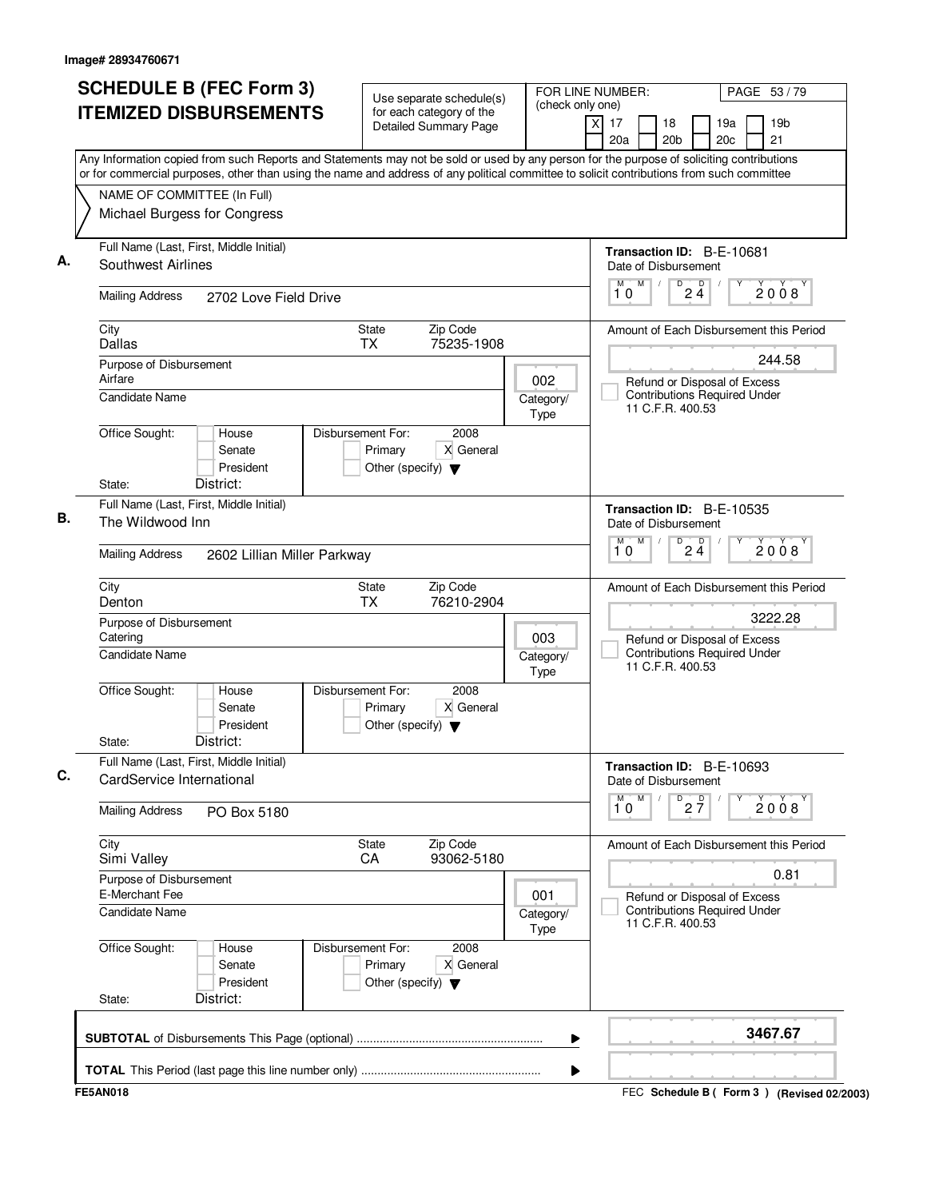Image# 28934760671

# SCHEDULE B (FEC Form 3)
# ITEMIZED DISBURSEMENTS

Use separate schedule(s) for each category of the Detailed Summary Page

FOR LINE NUMBER: (check only one)
[X] 17 [ ] 18 [ ] 19a [ ] 19b [ ] 20a [ ] 20b [ ] 20c [ ] 21

PAGE 53 / 79

Any Information copied from such Reports and Statements may not be sold or used by any person for the purpose of soliciting contributions or for commercial purposes, other than using the name and address of any political committee to solicit contributions from such committee

NAME OF COMMITTEE (In Full)
Michael Burgess for Congress

---

**A.** Full Name (Last, First, Middle Initial): Southwest Airlines

Transaction ID: B-E-10681

Mailing Address: 2702 Love Field Drive

Date of Disbursement: 10 / 24 / 2008

City: Dallas | State: TX | Zip Code: 75235-1908

Amount of Each Disbursement this Period: 244.58

Purpose of Disbursement: Airfare

Category/Type: 002

[ ] Refund or Disposal of Excess Contributions Required Under 11 C.F.R. 400.53

Candidate Name:

Office Sought: [ ] House [ ] Senate [ ] President
State: District:

Disbursement For: 2008 [ ] Primary [X] General [ ] Other (specify)

---

**B.** Full Name (Last, First, Middle Initial): The Wildwood Inn

Transaction ID: B-E-10535

Mailing Address: 2602 Lillian Miller Parkway

Date of Disbursement: 10 / 24 / 2008

City: Denton | State: TX | Zip Code: 76210-2904

Amount of Each Disbursement this Period: 3222.28

Purpose of Disbursement: Catering

Category/Type: 003

[ ] Refund or Disposal of Excess Contributions Required Under 11 C.F.R. 400.53

Candidate Name:

Office Sought: [ ] House [ ] Senate [ ] President
State: District:

Disbursement For: 2008 [ ] Primary [X] General [ ] Other (specify)

---

**C.** Full Name (Last, First, Middle Initial): CardService International

Transaction ID: B-E-10693

Mailing Address: PO Box 5180

Date of Disbursement: 10 / 27 / 2008

City: Simi Valley | State: CA | Zip Code: 93062-5180

Amount of Each Disbursement this Period: 0.81

Purpose of Disbursement: E-Merchant Fee

Category/Type: 001

[ ] Refund or Disposal of Excess Contributions Required Under 11 C.F.R. 400.53

Candidate Name:

Office Sought: [ ] House [ ] Senate [ ] President
State: District:

Disbursement For: 2008 [ ] Primary [X] General [ ] Other (specify)

---

**SUBTOTAL** of Disbursements This Page (optional): **3467.67**

**TOTAL** This Period (last page this line number only):

FE5AN018 — FEC Schedule B ( Form 3 ) (Revised 02/2003)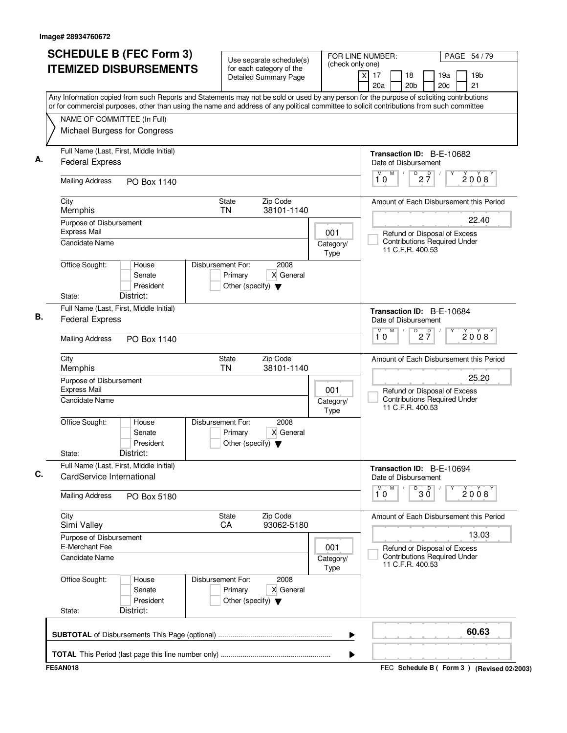Image# 28934760672

# SCHEDULE B (FEC Form 3) ITEMIZED DISBURSEMENTS

Use separate schedule(s) for each category of the Detailed Summary Page

FOR LINE NUMBER: (check only one)
[X] 17 [ ] 18 [ ] 19a [ ] 19b [ ] 20a [ ] 20b [ ] 20c [ ] 21

PAGE 54 / 79

Any Information copied from such Reports and Statements may not be sold or used by any person for the purpose of soliciting contributions or for commercial purposes, other than using the name and address of any political committee to solicit contributions from such committee

NAME OF COMMITTEE (In Full)
Michael Burgess for Congress

---

**A.** Full Name (Last, First, Middle Initial): Federal Express

Mailing Address: PO Box 1140

City: Memphis | State: TN | Zip Code: 38101-1140

Purpose of Disbursement: Express Mail

Candidate Name:

Category/Type: 001

Office Sought: [ ] House [ ] Senate [ ] President

State: District:

Disbursement For: 2008 [ ] Primary [X] General [ ] Other (specify)

Transaction ID: B-E-10682

Date of Disbursement: 10 / 27 / 2008

Amount of Each Disbursement this Period: 22.40

[ ] Refund or Disposal of Excess Contributions Required Under 11 C.F.R. 400.53

---

**B.** Full Name (Last, First, Middle Initial): Federal Express

Mailing Address: PO Box 1140

City: Memphis | State: TN | Zip Code: 38101-1140

Purpose of Disbursement: Express Mail

Candidate Name:

Category/Type: 001

Office Sought: [ ] House [ ] Senate [ ] President

State: District:

Disbursement For: 2008 [ ] Primary [X] General [ ] Other (specify)

Transaction ID: B-E-10684

Date of Disbursement: 10 / 27 / 2008

Amount of Each Disbursement this Period: 25.20

[ ] Refund or Disposal of Excess Contributions Required Under 11 C.F.R. 400.53

---

**C.** Full Name (Last, First, Middle Initial): CardService International

Mailing Address: PO Box 5180

City: Simi Valley | State: CA | Zip Code: 93062-5180

Purpose of Disbursement: E-Merchant Fee

Candidate Name:

Category/Type: 001

Office Sought: [ ] House [ ] Senate [ ] President

State: District:

Disbursement For: 2008 [ ] Primary [X] General [ ] Other (specify)

Transaction ID: B-E-10694

Date of Disbursement: 10 / 30 / 2008

Amount of Each Disbursement this Period: 13.03

[ ] Refund or Disposal of Excess Contributions Required Under 11 C.F.R. 400.53

---

**SUBTOTAL** of Disbursements This Page (optional): **60.63**

**TOTAL** This Period (last page this line number only):

FE5AN018 — FEC Schedule B ( Form 3 ) (Revised 02/2003)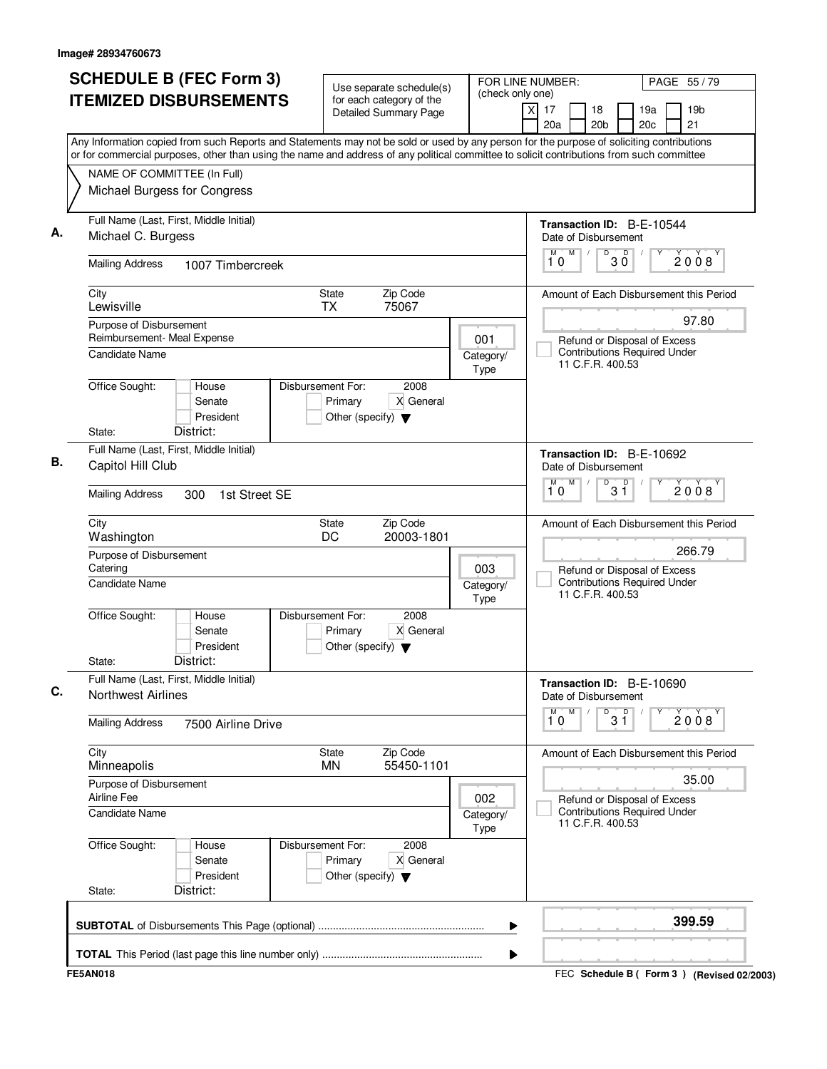Image# 28934760673

# SCHEDULE B (FEC Form 3)
# ITEMIZED DISBURSEMENTS

Use separate schedule(s) for each category of the Detailed Summary Page

FOR LINE NUMBER: (check only one)
[X] 17 [ ] 18 [ ] 19a [ ] 19b
[ ] 20a [ ] 20b [ ] 20c [ ] 21

Any Information copied from such Reports and Statements may not be sold or used by any person for the purpose of soliciting contributions or for commercial purposes, other than using the name and address of any political committee to solicit contributions from such committee

NAME OF COMMITTEE (In Full)
Michael Burgess for Congress

**A.**

Full Name (Last, First, Middle Initial): Michael C. Burgess
Mailing Address: 1007 Timbercreek
City: Lewisville | State: TX | Zip Code: 75067
Purpose of Disbursement: Reimbursement- Meal Expense
Category/Type: 001
Candidate Name:
Office Sought: [ ] House [ ] Senate [ ] President
State: District:
Disbursement For: 2008 [ ] Primary [X] General [ ] Other (specify)

Transaction ID: B-E-10544
Date of Disbursement: 10 / 30 / 2008
Amount of Each Disbursement this Period: 97.80
[ ] Refund or Disposal of Excess Contributions Required Under 11 C.F.R. 400.53

**B.**

Full Name (Last, First, Middle Initial): Capitol Hill Club
Mailing Address: 300 1st Street SE
City: Washington | State: DC | Zip Code: 20003-1801
Purpose of Disbursement: Catering
Category/Type: 003
Candidate Name:
Office Sought: [ ] House [ ] Senate [ ] President
State: District:
Disbursement For: 2008 [ ] Primary [X] General [ ] Other (specify)

Transaction ID: B-E-10692
Date of Disbursement: 10 / 31 / 2008
Amount of Each Disbursement this Period: 266.79
[ ] Refund or Disposal of Excess Contributions Required Under 11 C.F.R. 400.53

**C.**

Full Name (Last, First, Middle Initial): Northwest Airlines
Mailing Address: 7500 Airline Drive
City: Minneapolis | State: MN | Zip Code: 55450-1101
Purpose of Disbursement: Airline Fee
Category/Type: 002
Candidate Name:
Office Sought: [ ] House [ ] Senate [ ] President
State: District:
Disbursement For: 2008 [ ] Primary [X] General [ ] Other (specify)

Transaction ID: B-E-10690
Date of Disbursement: 10 / 31 / 2008
Amount of Each Disbursement this Period: 35.00
[ ] Refund or Disposal of Excess Contributions Required Under 11 C.F.R. 400.53

**SUBTOTAL** of Disbursements This Page (optional) ........ **399.59**

**TOTAL** This Period (last page this line number only) ........

FE5AN018 | FEC **Schedule B ( Form 3 )** (Revised 02/2003)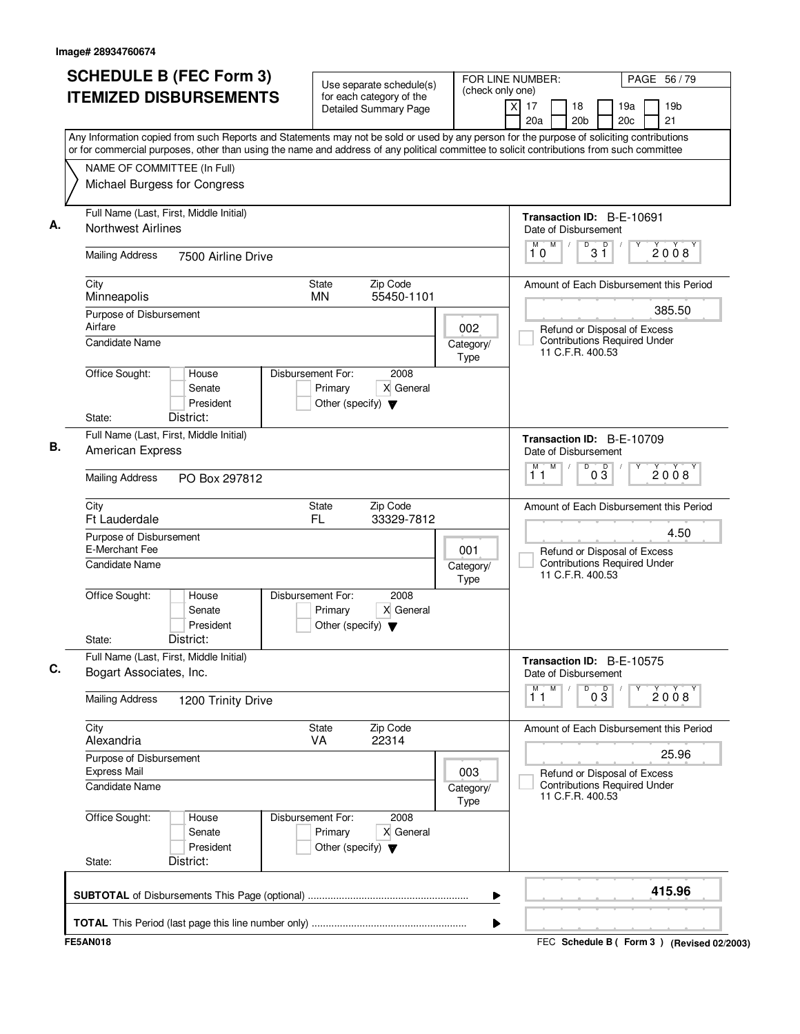Image# 28934760674

# SCHEDULE B (FEC Form 3) ITEMIZED DISBURSEMENTS

Use separate schedule(s) for each category of the Detailed Summary Page

FOR LINE NUMBER: (check only one)
[X] 17 [ ] 18 [ ] 19a [ ] 19b [ ] 20a [ ] 20b [ ] 20c [ ] 21

Any Information copied from such Reports and Statements may not be sold or used by any person for the purpose of soliciting contributions or for commercial purposes, other than using the name and address of any political committee to solicit contributions from such committee

NAME OF COMMITTEE (In Full)
Michael Burgess for Congress

---

**A.** Full Name (Last, First, Middle Initial): Northwest Airlines

Mailing Address: 7500 Airline Drive

City: Minneapolis | State: MN | Zip Code: 55450-1101

Purpose of Disbursement: Airfare

Category/Type: 002

Candidate Name:

Office Sought: [ ] House [ ] Senate [ ] President

State: District:

Disbursement For: 2008 [ ] Primary [X] General [ ] Other (specify)

Transaction ID: B-E-10691

Date of Disbursement: 10/31/2008

Amount of Each Disbursement this Period: 385.50

[ ] Refund or Disposal of Excess Contributions Required Under 11 C.F.R. 400.53

---

**B.** Full Name (Last, First, Middle Initial): American Express

Mailing Address: PO Box 297812

City: Ft Lauderdale | State: FL | Zip Code: 33329-7812

Purpose of Disbursement: E-Merchant Fee

Category/Type: 001

Candidate Name:

Office Sought: [ ] House [ ] Senate [ ] President

State: District:

Disbursement For: 2008 [ ] Primary [X] General [ ] Other (specify)

Transaction ID: B-E-10709

Date of Disbursement: 11/03/2008

Amount of Each Disbursement this Period: 4.50

[ ] Refund or Disposal of Excess Contributions Required Under 11 C.F.R. 400.53

---

**C.** Full Name (Last, First, Middle Initial): Bogart Associates, Inc.

Mailing Address: 1200 Trinity Drive

City: Alexandria | State: VA | Zip Code: 22314

Purpose of Disbursement: Express Mail

Category/Type: 003

Candidate Name:

Office Sought: [ ] House [ ] Senate [ ] President

State: District:

Disbursement For: 2008 [ ] Primary [X] General [ ] Other (specify)

Transaction ID: B-E-10575

Date of Disbursement: 11/03/2008

Amount of Each Disbursement this Period: 25.96

[ ] Refund or Disposal of Excess Contributions Required Under 11 C.F.R. 400.53

---

**SUBTOTAL** of Disbursements This Page (optional): **415.96**

**TOTAL** This Period (last page this line number only):

FE5AN018 — FEC Schedule B ( Form 3 ) (Revised 02/2003)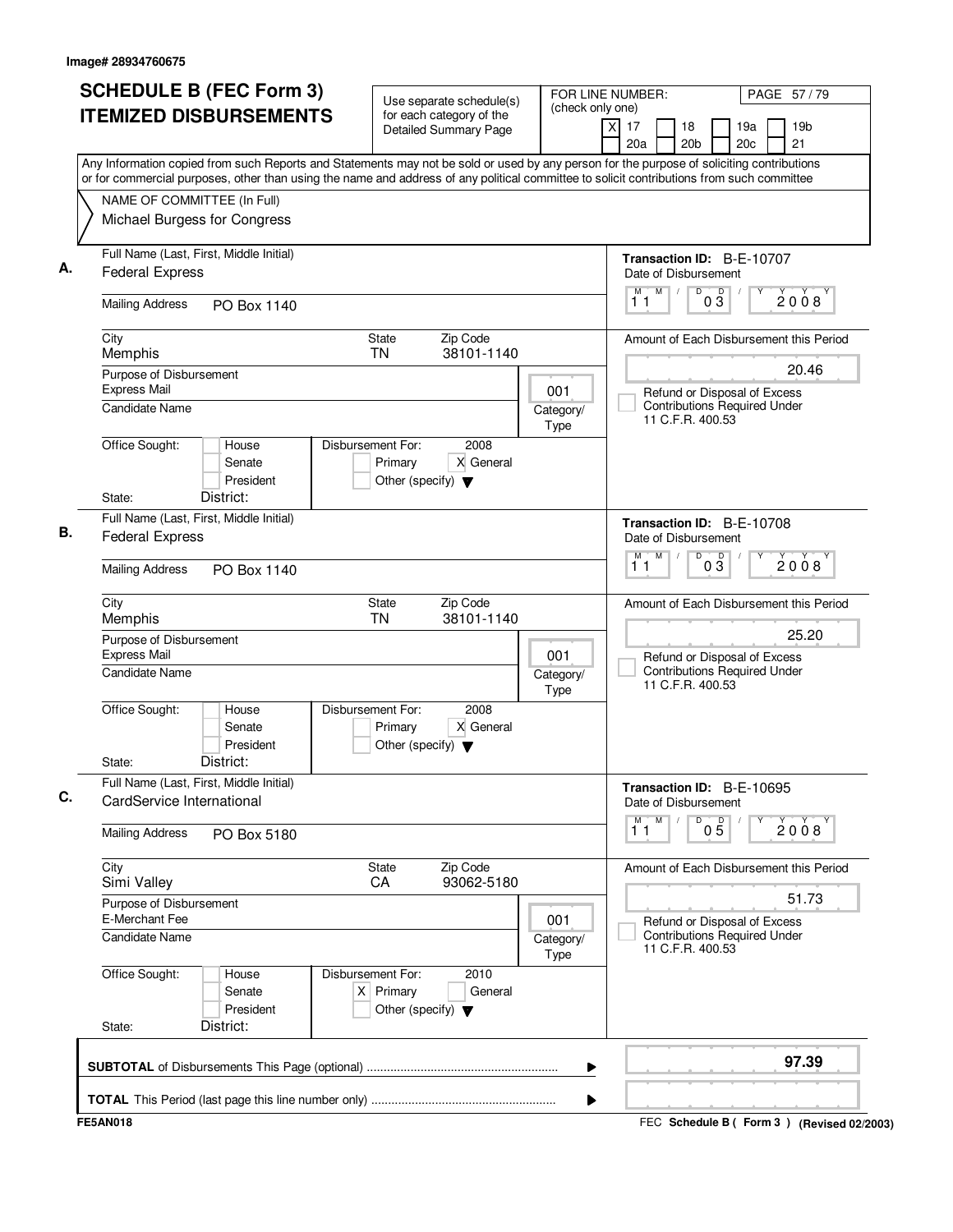Image# 28934760675

# SCHEDULE B (FEC Form 3)
# ITEMIZED DISBURSEMENTS

Use separate schedule(s) for each category of the Detailed Summary Page

FOR LINE NUMBER: (check only one)
[X] 17 [ ] 18 [ ] 19a [ ] 19b [ ] 20a [ ] 20b [ ] 20c [ ] 21

Any Information copied from such Reports and Statements may not be sold or used by any person for the purpose of soliciting contributions or for commercial purposes, other than using the name and address of any political committee to solicit contributions from such committee

NAME OF COMMITTEE (In Full)
Michael Burgess for Congress

---

**A.** Full Name (Last, First, Middle Initial): Federal Express

Transaction ID: B-E-10707

Mailing Address: PO Box 1140

Date of Disbursement: 11 / 03 / 2008

City: Memphis | State: TN | Zip Code: 38101-1140

Amount of Each Disbursement this Period: 20.46

Purpose of Disbursement: Express Mail

Category/Type: 001

Candidate Name:

[ ] Refund or Disposal of Excess Contributions Required Under 11 C.F.R. 400.53

Office Sought: [ ] House [ ] Senate [ ] President
State: District:

Disbursement For: 2008 [ ] Primary [X] General [ ] Other (specify)

---

**B.** Full Name (Last, First, Middle Initial): Federal Express

Transaction ID: B-E-10708

Mailing Address: PO Box 1140

Date of Disbursement: 11 / 03 / 2008

City: Memphis | State: TN | Zip Code: 38101-1140

Amount of Each Disbursement this Period: 25.20

Purpose of Disbursement: Express Mail

Category/Type: 001

Candidate Name:

[ ] Refund or Disposal of Excess Contributions Required Under 11 C.F.R. 400.53

Office Sought: [ ] House [ ] Senate [ ] President
State: District:

Disbursement For: 2008 [ ] Primary [X] General [ ] Other (specify)

---

**C.** Full Name (Last, First, Middle Initial): CardService International

Transaction ID: B-E-10695

Mailing Address: PO Box 5180

Date of Disbursement: 11 / 05 / 2008

City: Simi Valley | State: CA | Zip Code: 93062-5180

Amount of Each Disbursement this Period: 51.73

Purpose of Disbursement: E-Merchant Fee

Category/Type: 001

Candidate Name:

[ ] Refund or Disposal of Excess Contributions Required Under 11 C.F.R. 400.53

Office Sought: [ ] House [ ] Senate [ ] President
State: District:

Disbursement For: 2010 [X] Primary [ ] General [ ] Other (specify)

---

**SUBTOTAL** of Disbursements This Page (optional): 97.39

**TOTAL** This Period (last page this line number only):

FE5AN018 — FEC Schedule B ( Form 3 ) (Revised 02/2003)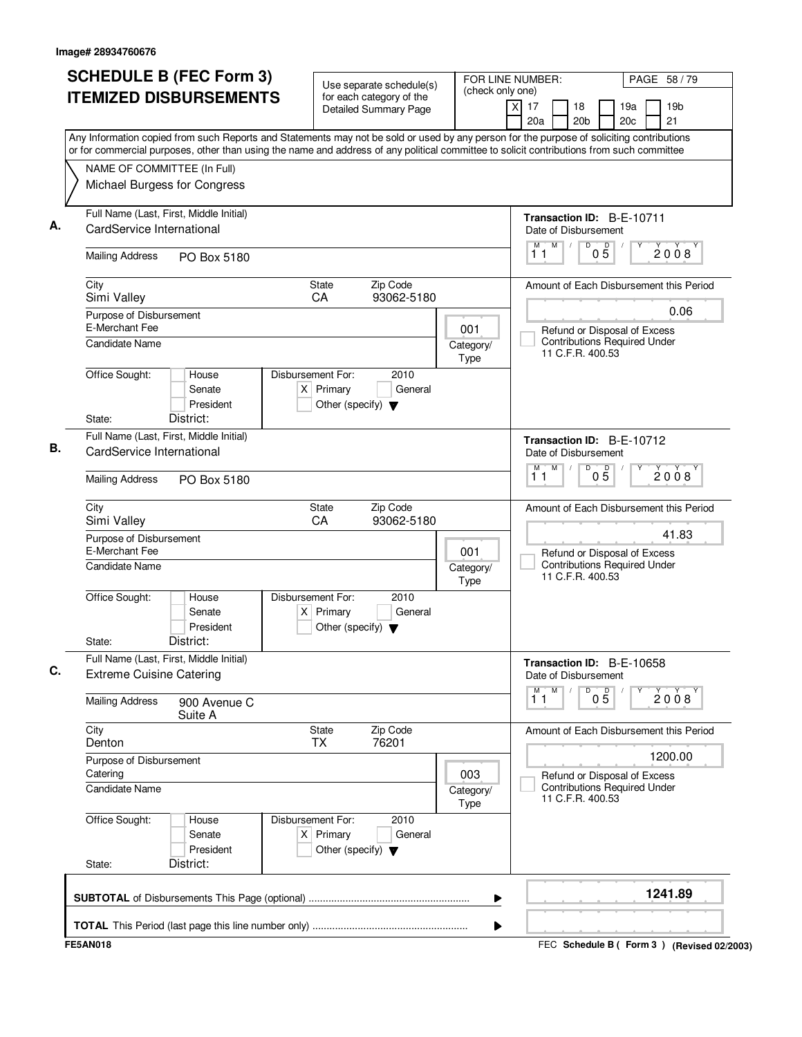Image# 28934760676

# SCHEDULE B (FEC Form 3) ITEMIZED DISBURSEMENTS

Use separate schedule(s) for each category of the Detailed Summary Page

FOR LINE NUMBER: (check only one)

[X] 17 [ ] 18 [ ] 19a [ ] 19b [ ] 20a [ ] 20b [ ] 20c [ ] 21

PAGE 58 / 79

Any Information copied from such Reports and Statements may not be sold or used by any person for the purpose of soliciting contributions or for commercial purposes, other than using the name and address of any political committee to solicit contributions from such committee

NAME OF COMMITTEE (In Full)
Michael Burgess for Congress

---

**A.**

Full Name (Last, First, Middle Initial): CardService International

Mailing Address: PO Box 5180

City: Simi Valley | State: CA | Zip Code: 93062-5180

Purpose of Disbursement: E-Merchant Fee

Candidate Name:

Category/Type: 001

Office Sought: [ ] House [ ] Senate [ ] President

State: District:

Disbursement For: 2010 [X] Primary [ ] General [ ] Other (specify)

Transaction ID: B-E-10711

Date of Disbursement: 11 / 05 / 2008

Amount of Each Disbursement this Period: 0.06

[ ] Refund or Disposal of Excess Contributions Required Under 11 C.F.R. 400.53

---

**B.**

Full Name (Last, First, Middle Initial): CardService International

Mailing Address: PO Box 5180

City: Simi Valley | State: CA | Zip Code: 93062-5180

Purpose of Disbursement: E-Merchant Fee

Candidate Name:

Category/Type: 001

Office Sought: [ ] House [ ] Senate [ ] President

State: District:

Disbursement For: 2010 [X] Primary [ ] General [ ] Other (specify)

Transaction ID: B-E-10712

Date of Disbursement: 11 / 05 / 2008

Amount of Each Disbursement this Period: 41.83

[ ] Refund or Disposal of Excess Contributions Required Under 11 C.F.R. 400.53

---

**C.**

Full Name (Last, First, Middle Initial): Extreme Cuisine Catering

Mailing Address: 900 Avenue C
Suite A

City: Denton | State: TX | Zip Code: 76201

Purpose of Disbursement: Catering

Candidate Name:

Category/Type: 003

Office Sought: [ ] House [ ] Senate [ ] President

State: District:

Disbursement For: 2010 [X] Primary [ ] General [ ] Other (specify)

Transaction ID: B-E-10658

Date of Disbursement: 11 / 05 / 2008

Amount of Each Disbursement this Period: 1200.00

[ ] Refund or Disposal of Excess Contributions Required Under 11 C.F.R. 400.53

---

**SUBTOTAL** of Disbursements This Page (optional) ........ 1241.89

**TOTAL** This Period (last page this line number only) ........

FE5AN018

FEC **Schedule B ( Form 3 )** (Revised 02/2003)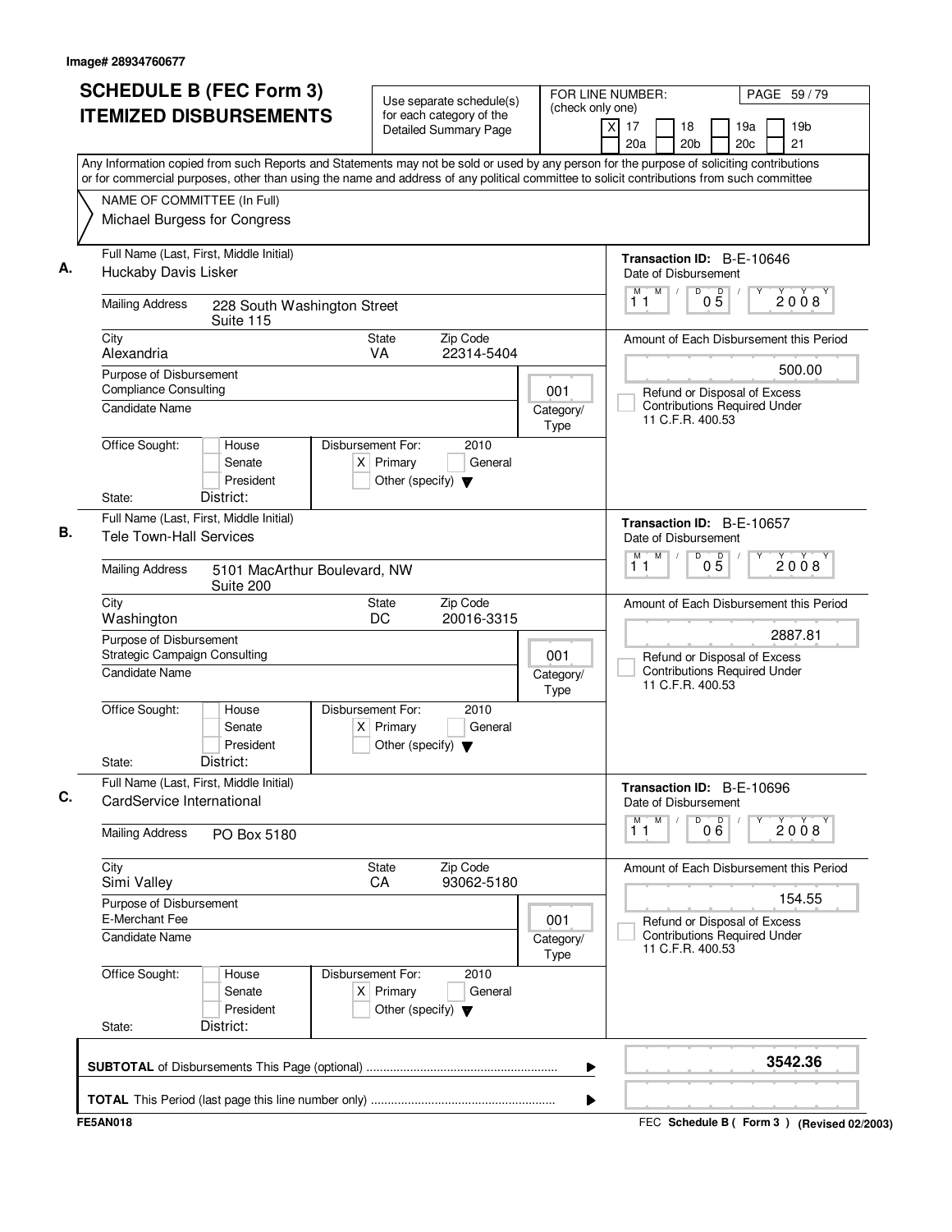Image# 28934760677

# SCHEDULE B (FEC Form 3) ITEMIZED DISBURSEMENTS

Use separate schedule(s) for each category of the Detailed Summary Page

FOR LINE NUMBER: (check only one)
[X] 17 [ ] 18 [ ] 19a [ ] 19b [ ] 20a [ ] 20b [ ] 20c [ ] 21

Any Information copied from such Reports and Statements may not be sold or used by any person for the purpose of soliciting contributions or for commercial purposes, other than using the name and address of any political committee to solicit contributions from such committee

NAME OF COMMITTEE (In Full)
Michael Burgess for Congress

---

**A.** Full Name (Last, First, Middle Initial): Huckaby Davis Lisker

Mailing Address: 228 South Washington Street, Suite 115

City: Alexandria | State: VA | Zip Code: 22314-5404

Purpose of Disbursement: Compliance Consulting

Category/Type: 001

Candidate Name:

Office Sought: [ ] House [ ] Senate [ ] President
State: District:

Disbursement For: 2010 [X] Primary [ ] General [ ] Other (specify)

Transaction ID: B-E-10646
Date of Disbursement: 11/05/2008
Amount of Each Disbursement this Period: 500.00
[ ] Refund or Disposal of Excess Contributions Required Under 11 C.F.R. 400.53

---

**B.** Full Name (Last, First, Middle Initial): Tele Town-Hall Services

Mailing Address: 5101 MacArthur Boulevard, NW, Suite 200

City: Washington | State: DC | Zip Code: 20016-3315

Purpose of Disbursement: Strategic Campaign Consulting

Category/Type: 001

Candidate Name:

Office Sought: [ ] House [ ] Senate [ ] President
State: District:

Disbursement For: 2010 [X] Primary [ ] General [ ] Other (specify)

Transaction ID: B-E-10657
Date of Disbursement: 11/05/2008
Amount of Each Disbursement this Period: 2887.81
[ ] Refund or Disposal of Excess Contributions Required Under 11 C.F.R. 400.53

---

**C.** Full Name (Last, First, Middle Initial): CardService International

Mailing Address: PO Box 5180

City: Simi Valley | State: CA | Zip Code: 93062-5180

Purpose of Disbursement: E-Merchant Fee

Category/Type: 001

Candidate Name:

Office Sought: [ ] House [ ] Senate [ ] President
State: District:

Disbursement For: 2010 [X] Primary [ ] General [ ] Other (specify)

Transaction ID: B-E-10696
Date of Disbursement: 11/06/2008
Amount of Each Disbursement this Period: 154.55
[ ] Refund or Disposal of Excess Contributions Required Under 11 C.F.R. 400.53

---

**SUBTOTAL** of Disbursements This Page (optional): 3542.36

**TOTAL** This Period (last page this line number only):

FE5AN018 — FEC Schedule B ( Form 3 ) (Revised 02/2003)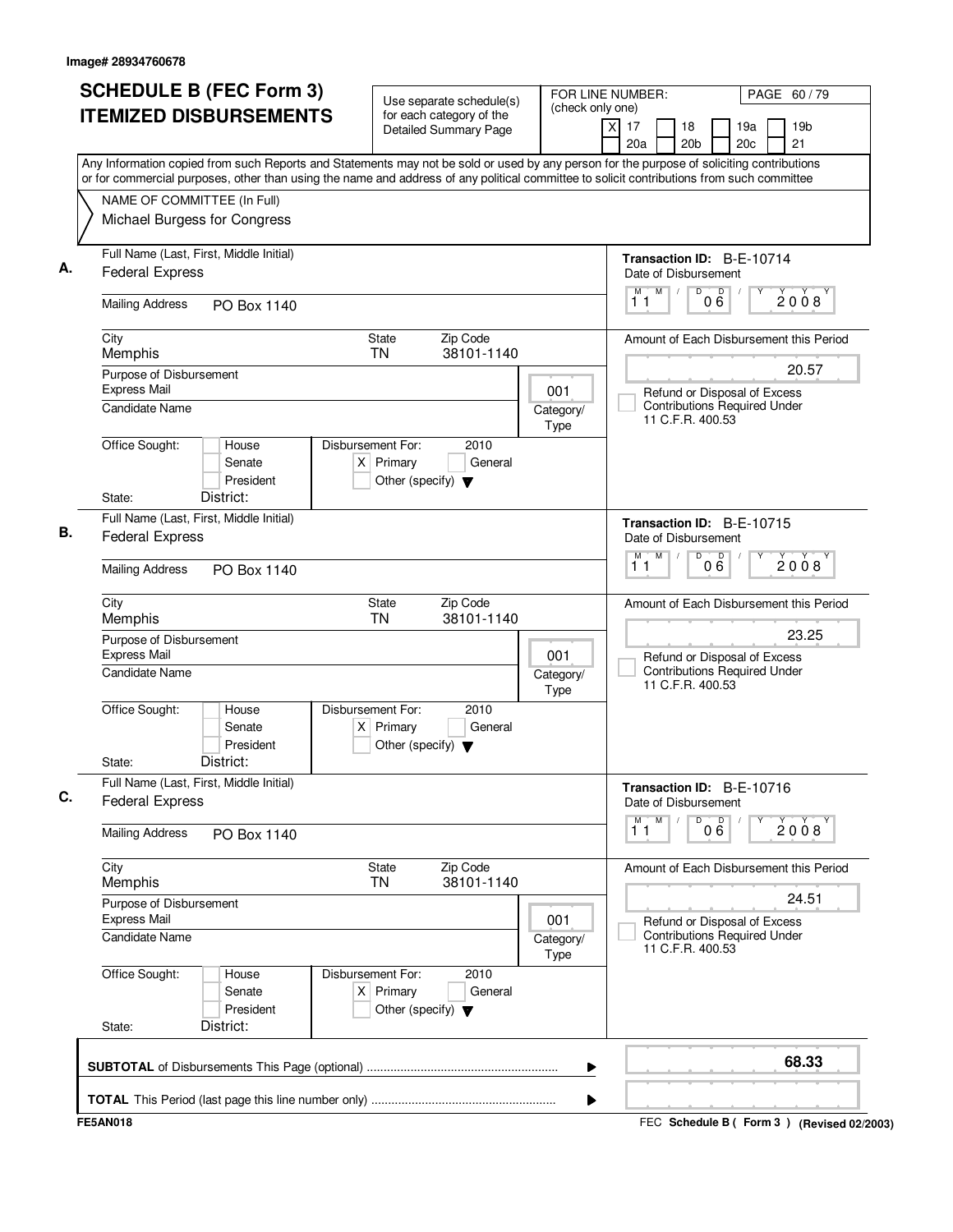Image# 28934760678

# SCHEDULE B (FEC Form 3)
# ITEMIZED DISBURSEMENTS

Use separate schedule(s) for each category of the Detailed Summary Page

FOR LINE NUMBER: (check only one)
[X] 17 [ ] 18 [ ] 19a [ ] 19b [ ] 20a [ ] 20b [ ] 20c [ ] 21

PAGE 60 / 79

Any Information copied from such Reports and Statements may not be sold or used by any person for the purpose of soliciting contributions or for commercial purposes, other than using the name and address of any political committee to solicit contributions from such committee

NAME OF COMMITTEE (In Full)
Michael Burgess for Congress

---

**A.**

Full Name (Last, First, Middle Initial): Federal Express

Mailing Address: PO Box 1140

City: Memphis | State: TN | Zip Code: 38101-1140

Purpose of Disbursement: Express Mail

Category/Type: 001

Candidate Name:

Office Sought: [ ] House [ ] Senate [ ] President

State: District:

Disbursement For: 2010 [X] Primary [ ] General [ ] Other (specify)

Transaction ID: B-E-10714

Date of Disbursement: 11/06/2008

Amount of Each Disbursement this Period: 20.57

[ ] Refund or Disposal of Excess Contributions Required Under 11 C.F.R. 400.53

---

**B.**

Full Name (Last, First, Middle Initial): Federal Express

Mailing Address: PO Box 1140

City: Memphis | State: TN | Zip Code: 38101-1140

Purpose of Disbursement: Express Mail

Category/Type: 001

Candidate Name:

Office Sought: [ ] House [ ] Senate [ ] President

State: District:

Disbursement For: 2010 [X] Primary [ ] General [ ] Other (specify)

Transaction ID: B-E-10715

Date of Disbursement: 11/06/2008

Amount of Each Disbursement this Period: 23.25

[ ] Refund or Disposal of Excess Contributions Required Under 11 C.F.R. 400.53

---

**C.**

Full Name (Last, First, Middle Initial): Federal Express

Mailing Address: PO Box 1140

City: Memphis | State: TN | Zip Code: 38101-1140

Purpose of Disbursement: Express Mail

Category/Type: 001

Candidate Name:

Office Sought: [ ] House [ ] Senate [ ] President

State: District:

Disbursement For: 2010 [X] Primary [ ] General [ ] Other (specify)

Transaction ID: B-E-10716

Date of Disbursement: 11/06/2008

Amount of Each Disbursement this Period: 24.51

[ ] Refund or Disposal of Excess Contributions Required Under 11 C.F.R. 400.53

---

**SUBTOTAL** of Disbursements This Page (optional): **68.33**

**TOTAL** This Period (last page this line number only):

FE5AN018 — FEC Schedule B ( Form 3 ) (Revised 02/2003)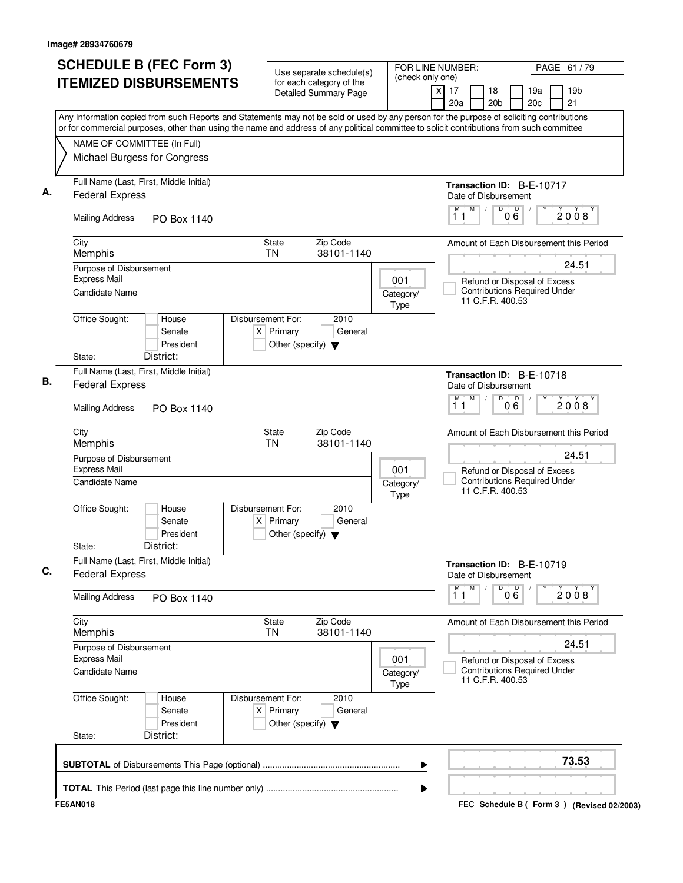Image# 28934760679

# SCHEDULE B (FEC Form 3)
# ITEMIZED DISBURSEMENTS

Use separate schedule(s) for each category of the Detailed Summary Page

FOR LINE NUMBER: (check only one)
[X] 17 [ ] 18 [ ] 19a [ ] 19b [ ] 20a [ ] 20b [ ] 20c [ ] 21

PAGE 61 / 79

Any Information copied from such Reports and Statements may not be sold or used by any person for the purpose of soliciting contributions or for commercial purposes, other than using the name and address of any political committee to solicit contributions from such committee

NAME OF COMMITTEE (In Full)
Michael Burgess for Congress

---

**A.**

Full Name (Last, First, Middle Initial): Federal Express
Mailing Address: PO Box 1140
City: Memphis
State: TN
Zip Code: 38101-1140
Purpose of Disbursement: Express Mail
Category/Type: 001
Candidate Name:
Office Sought: [ ] House [ ] Senate [ ] President
State: District:
Disbursement For: 2010 [X] Primary [ ] General [ ] Other (specify)

Transaction ID: B-E-10717
Date of Disbursement: 11 / 06 / 2008
Amount of Each Disbursement this Period: 24.51
[ ] Refund or Disposal of Excess Contributions Required Under 11 C.F.R. 400.53

---

**B.**

Full Name (Last, First, Middle Initial): Federal Express
Mailing Address: PO Box 1140
City: Memphis
State: TN
Zip Code: 38101-1140
Purpose of Disbursement: Express Mail
Category/Type: 001
Candidate Name:
Office Sought: [ ] House [ ] Senate [ ] President
State: District:
Disbursement For: 2010 [X] Primary [ ] General [ ] Other (specify)

Transaction ID: B-E-10718
Date of Disbursement: 11 / 06 / 2008
Amount of Each Disbursement this Period: 24.51
[ ] Refund or Disposal of Excess Contributions Required Under 11 C.F.R. 400.53

---

**C.**

Full Name (Last, First, Middle Initial): Federal Express
Mailing Address: PO Box 1140
City: Memphis
State: TN
Zip Code: 38101-1140
Purpose of Disbursement: Express Mail
Category/Type: 001
Candidate Name:
Office Sought: [ ] House [ ] Senate [ ] President
State: District:
Disbursement For: 2010 [X] Primary [ ] General [ ] Other (specify)

Transaction ID: B-E-10719
Date of Disbursement: 11 / 06 / 2008
Amount of Each Disbursement this Period: 24.51
[ ] Refund or Disposal of Excess Contributions Required Under 11 C.F.R. 400.53

---

**SUBTOTAL** of Disbursements This Page (optional) ........ 73.53

**TOTAL** This Period (last page this line number only) ........

FE5AN018 — FEC Schedule B ( Form 3 ) (Revised 02/2003)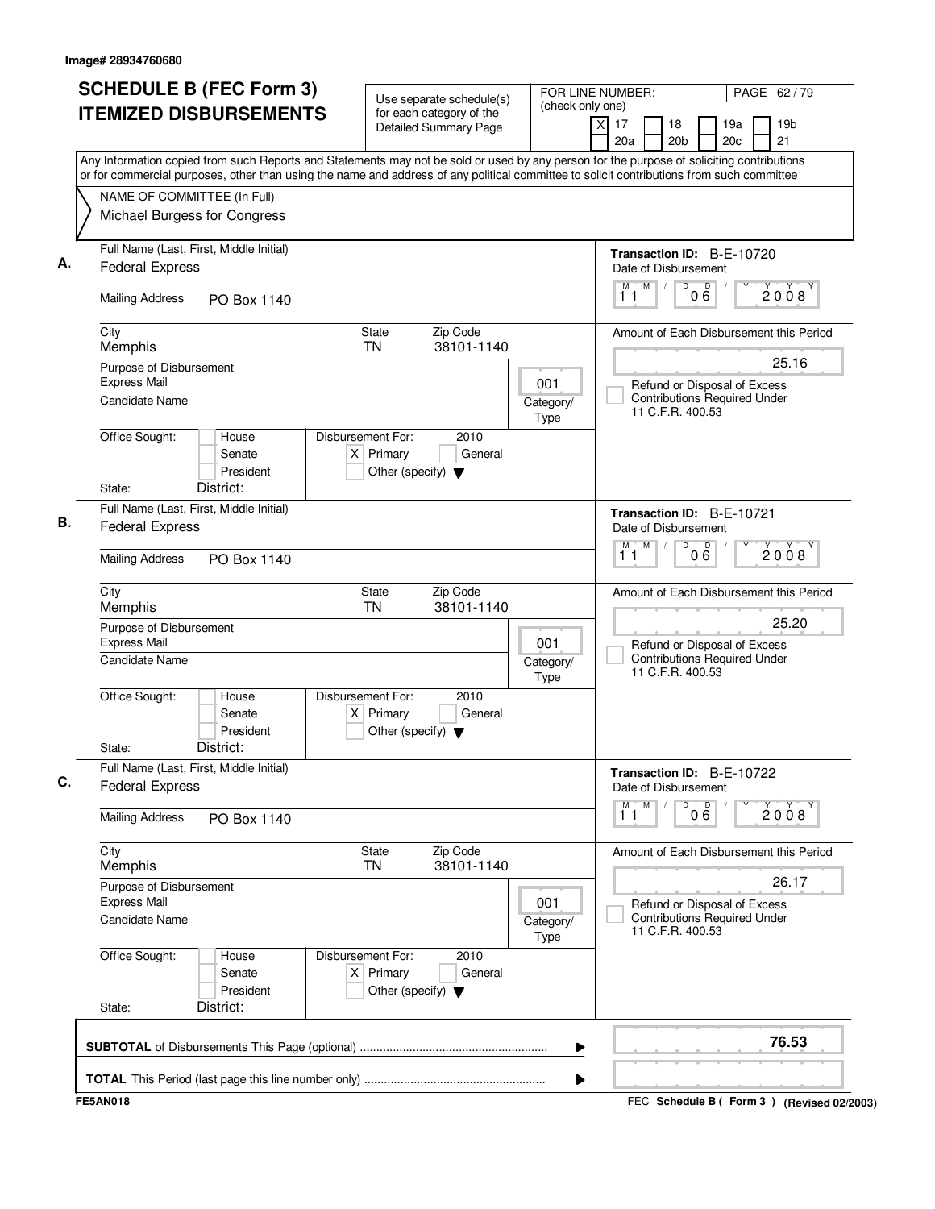Image# 28934760680

# SCHEDULE B (FEC Form 3)
# ITEMIZED DISBURSEMENTS

Use separate schedule(s) for each category of the Detailed Summary Page

FOR LINE NUMBER: (check only one)

[X] 17 [ ] 18 [ ] 19a [ ] 19b [ ] 20a [ ] 20b [ ] 20c [ ] 21

Any Information copied from such Reports and Statements may not be sold or used by any person for the purpose of soliciting contributions or for commercial purposes, other than using the name and address of any political committee to solicit contributions from such committee

NAME OF COMMITTEE (In Full)
Michael Burgess for Congress

---

**A.**

Full Name (Last, First, Middle Initial): Federal Express

Mailing Address: PO Box 1140

City: Memphis | State: TN | Zip Code: 38101-1140

Purpose of Disbursement: Express Mail

Category/Type: 001

Candidate Name:

Office Sought: [ ] House [ ] Senate [ ] President

State: District:

Disbursement For: 2010 [X] Primary [ ] General [ ] Other (specify)

Transaction ID: B-E-10720

Date of Disbursement: 11/06/2008

Amount of Each Disbursement this Period: 25.16

[ ] Refund or Disposal of Excess Contributions Required Under 11 C.F.R. 400.53

---

**B.**

Full Name (Last, First, Middle Initial): Federal Express

Mailing Address: PO Box 1140

City: Memphis | State: TN | Zip Code: 38101-1140

Purpose of Disbursement: Express Mail

Category/Type: 001

Candidate Name:

Office Sought: [ ] House [ ] Senate [ ] President

State: District:

Disbursement For: 2010 [X] Primary [ ] General [ ] Other (specify)

Transaction ID: B-E-10721

Date of Disbursement: 11/06/2008

Amount of Each Disbursement this Period: 25.20

[ ] Refund or Disposal of Excess Contributions Required Under 11 C.F.R. 400.53

---

**C.**

Full Name (Last, First, Middle Initial): Federal Express

Mailing Address: PO Box 1140

City: Memphis | State: TN | Zip Code: 38101-1140

Purpose of Disbursement: Express Mail

Category/Type: 001

Candidate Name:

Office Sought: [ ] House [ ] Senate [ ] President

State: District:

Disbursement For: 2010 [X] Primary [ ] General [ ] Other (specify)

Transaction ID: B-E-10722

Date of Disbursement: 11/06/2008

Amount of Each Disbursement this Period: 26.17

[ ] Refund or Disposal of Excess Contributions Required Under 11 C.F.R. 400.53

---

**SUBTOTAL** of Disbursements This Page (optional): 76.53

**TOTAL** This Period (last page this line number only):

FE5AN018 — FEC Schedule B ( Form 3 ) (Revised 02/2003)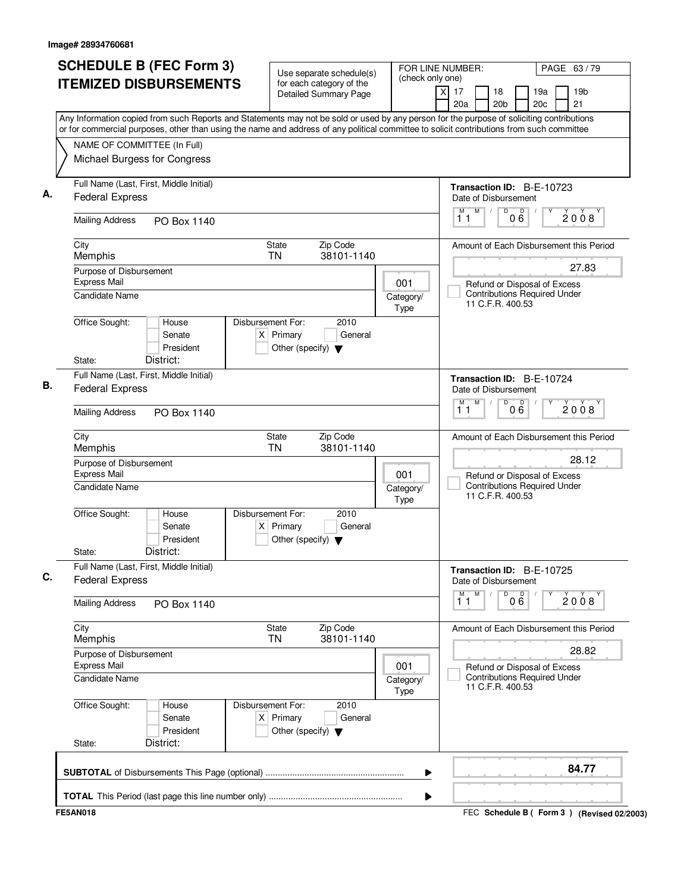Image# 28934760681

# SCHEDULE B (FEC Form 3) ITEMIZED DISBURSEMENTS

Use separate schedule(s) for each category of the Detailed Summary Page

FOR LINE NUMBER: (check only one)
[X] 17 [ ] 18 [ ] 19a [ ] 19b [ ] 20a [ ] 20b [ ] 20c [ ] 21

Any Information copied from such Reports and Statements may not be sold or used by any person for the purpose of soliciting contributions or for commercial purposes, other than using the name and address of any political committee to solicit contributions from such committee

NAME OF COMMITTEE (In Full)
Michael Burgess for Congress

## A.

Full Name (Last, First, Middle Initial): Federal Express

Transaction ID: B-E-10723

Mailing Address: PO Box 1140

Date of Disbursement: 11/06/2008

City: Memphis | State: TN | Zip Code: 38101-1140

Amount of Each Disbursement this Period: 27.83

Purpose of Disbursement: Express Mail

Category/Type: 001

Candidate Name:

[ ] Refund or Disposal of Excess Contributions Required Under 11 C.F.R. 400.53

Office Sought: [ ] House [ ] Senate [ ] President

Disbursement For: 2010 [X] Primary [ ] General [ ] Other (specify)

State: District:

## B.

Full Name (Last, First, Middle Initial): Federal Express

Transaction ID: B-E-10724

Mailing Address: PO Box 1140

Date of Disbursement: 11/06/2008

City: Memphis | State: TN | Zip Code: 38101-1140

Amount of Each Disbursement this Period: 28.12

Purpose of Disbursement: Express Mail

Category/Type: 001

Candidate Name:

[ ] Refund or Disposal of Excess Contributions Required Under 11 C.F.R. 400.53

Office Sought: [ ] House [ ] Senate [ ] President

Disbursement For: 2010 [X] Primary [ ] General [ ] Other (specify)

State: District:

## C.

Full Name (Last, First, Middle Initial): Federal Express

Transaction ID: B-E-10725

Mailing Address: PO Box 1140

Date of Disbursement: 11/06/2008

City: Memphis | State: TN | Zip Code: 38101-1140

Amount of Each Disbursement this Period: 28.82

Purpose of Disbursement: Express Mail

Category/Type: 001

Candidate Name:

[ ] Refund or Disposal of Excess Contributions Required Under 11 C.F.R. 400.53

Office Sought: [ ] House [ ] Senate [ ] President

Disbursement For: 2010 [X] Primary [ ] General [ ] Other (specify)

State: District:

**SUBTOTAL** of Disbursements This Page (optional): **84.77**

**TOTAL** This Period (last page this line number only):

FE5AN018

FEC **Schedule B ( Form 3 )** (Revised 02/2003)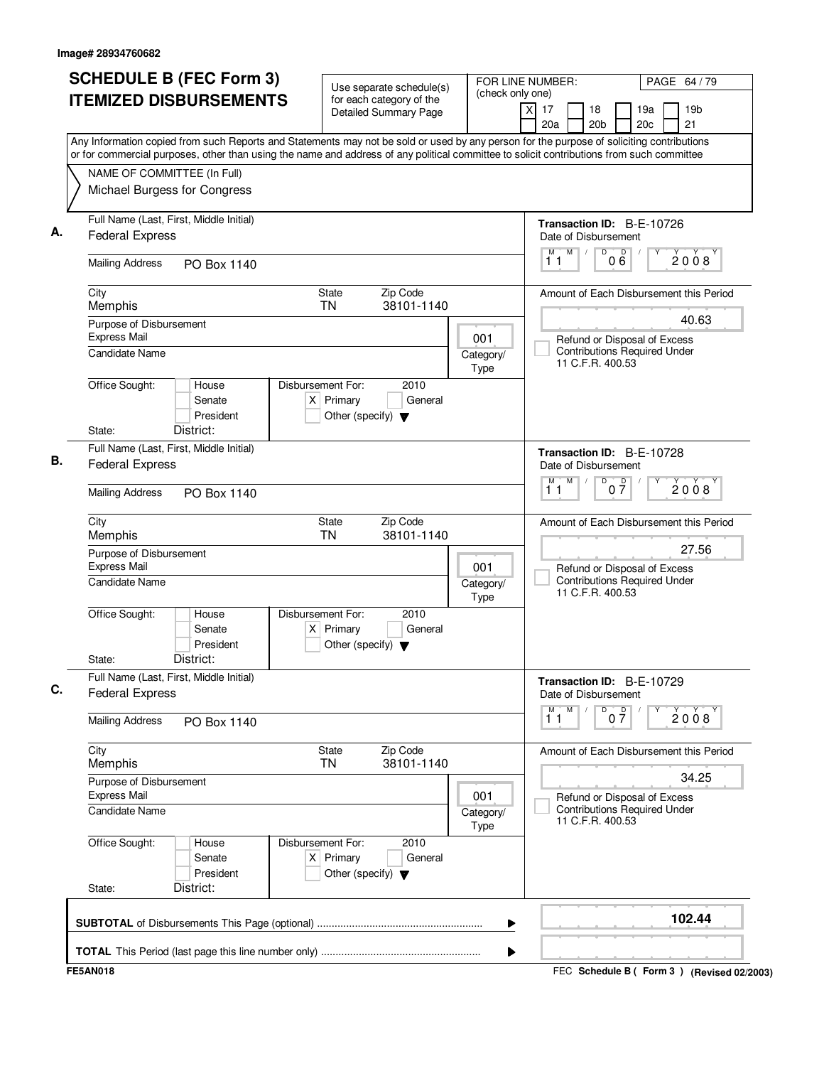Image# 28934760682

# SCHEDULE B (FEC Form 3) ITEMIZED DISBURSEMENTS

Use separate schedule(s) for each category of the Detailed Summary Page

FOR LINE NUMBER: (check only one)

[X] 17 [ ] 18 [ ] 19a [ ] 19b [ ] 20a [ ] 20b [ ] 20c [ ] 21

Any Information copied from such Reports and Statements may not be sold or used by any person for the purpose of soliciting contributions or for commercial purposes, other than using the name and address of any political committee to solicit contributions from such committee

NAME OF COMMITTEE (In Full)
Michael Burgess for Congress

---

**A.** Full Name (Last, First, Middle Initial): Federal Express

Mailing Address: PO Box 1140

City: Memphis | State: TN | Zip Code: 38101-1140

Purpose of Disbursement: Express Mail

Candidate Name:

Category/Type: 001

Office Sought: [ ] House [ ] Senate [ ] President

State: District:

Disbursement For: 2010 [X] Primary [ ] General [ ] Other (specify)

Transaction ID: B-E-10726

Date of Disbursement: 11/06/2008

Amount of Each Disbursement this Period: 40.63

[ ] Refund or Disposal of Excess Contributions Required Under 11 C.F.R. 400.53

---

**B.** Full Name (Last, First, Middle Initial): Federal Express

Mailing Address: PO Box 1140

City: Memphis | State: TN | Zip Code: 38101-1140

Purpose of Disbursement: Express Mail

Candidate Name:

Category/Type: 001

Office Sought: [ ] House [ ] Senate [ ] President

State: District:

Disbursement For: 2010 [X] Primary [ ] General [ ] Other (specify)

Transaction ID: B-E-10728

Date of Disbursement: 11/07/2008

Amount of Each Disbursement this Period: 27.56

[ ] Refund or Disposal of Excess Contributions Required Under 11 C.F.R. 400.53

---

**C.** Full Name (Last, First, Middle Initial): Federal Express

Mailing Address: PO Box 1140

City: Memphis | State: TN | Zip Code: 38101-1140

Purpose of Disbursement: Express Mail

Candidate Name:

Category/Type: 001

Office Sought: [ ] House [ ] Senate [ ] President

State: District:

Disbursement For: 2010 [X] Primary [ ] General [ ] Other (specify)

Transaction ID: B-E-10729

Date of Disbursement: 11/07/2008

Amount of Each Disbursement this Period: 34.25

[ ] Refund or Disposal of Excess Contributions Required Under 11 C.F.R. 400.53

---

**SUBTOTAL** of Disbursements This Page (optional): **102.44**

**TOTAL** This Period (last page this line number only):

FE5AN018 — FEC Schedule B ( Form 3 ) (Revised 02/2003)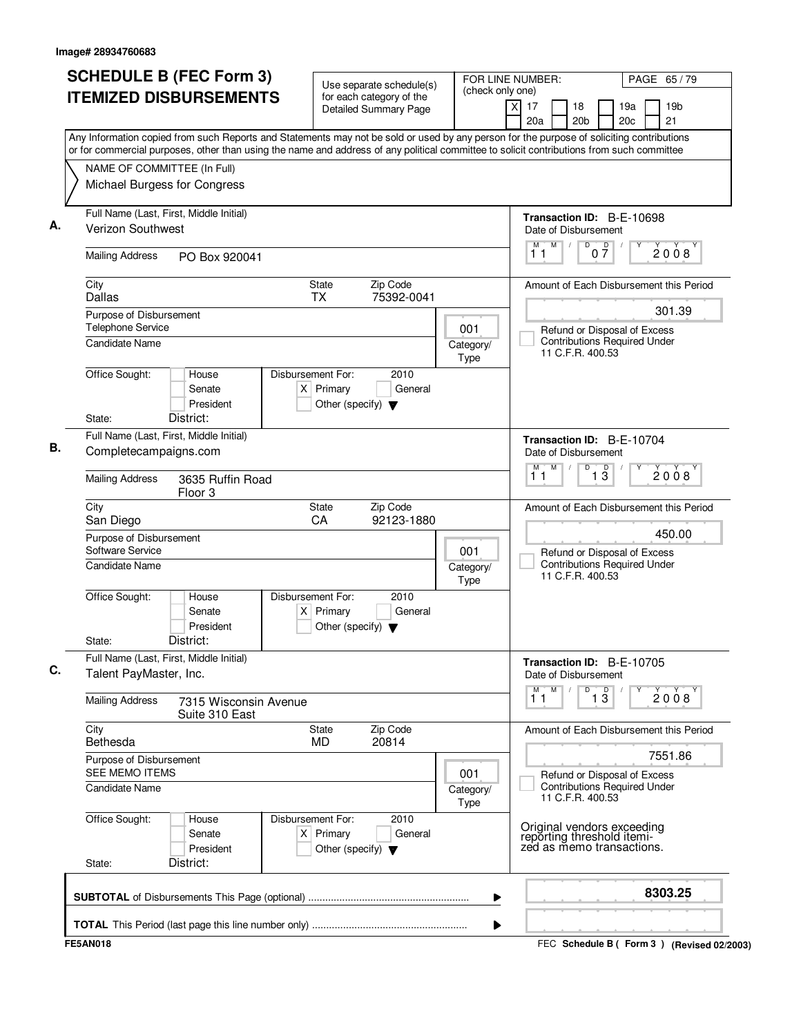Image# 28934760683

# SCHEDULE B (FEC Form 3)
# ITEMIZED DISBURSEMENTS

Use separate schedule(s) for each category of the Detailed Summary Page

FOR LINE NUMBER: (check only one)
[X] 17 [ ] 18 [ ] 19a [ ] 19b [ ] 20a [ ] 20b [ ] 20c [ ] 21

Any Information copied from such Reports and Statements may not be sold or used by any person for the purpose of soliciting contributions or for commercial purposes, other than using the name and address of any political committee to solicit contributions from such committee

NAME OF COMMITTEE (In Full)
Michael Burgess for Congress

---

**A.** Full Name (Last, First, Middle Initial): Verizon Southwest

Mailing Address: PO Box 920041

City: Dallas | State: TX | Zip Code: 75392-0041

Purpose of Disbursement: Telephone Service

Category/Type: 001

Candidate Name:

Office Sought: [ ] House [ ] Senate [ ] President

State: District:

Disbursement For: 2010 [X] Primary [ ] General [ ] Other (specify)

Transaction ID: B-E-10698

Date of Disbursement: 11/07/2008

Amount of Each Disbursement this Period: 301.39

[ ] Refund or Disposal of Excess Contributions Required Under 11 C.F.R. 400.53

---

**B.** Full Name (Last, First, Middle Initial): Completecampaigns.com

Mailing Address: 3635 Ruffin Road, Floor 3

City: San Diego | State: CA | Zip Code: 92123-1880

Purpose of Disbursement: Software Service

Category/Type: 001

Candidate Name:

Office Sought: [ ] House [ ] Senate [ ] President

State: District:

Disbursement For: 2010 [X] Primary [ ] General [ ] Other (specify)

Transaction ID: B-E-10704

Date of Disbursement: 11/13/2008

Amount of Each Disbursement this Period: 450.00

[ ] Refund or Disposal of Excess Contributions Required Under 11 C.F.R. 400.53

---

**C.** Full Name (Last, First, Middle Initial): Talent PayMaster, Inc.

Mailing Address: 7315 Wisconsin Avenue, Suite 310 East

City: Bethesda | State: MD | Zip Code: 20814

Purpose of Disbursement: SEE MEMO ITEMS

Category/Type: 001

Candidate Name:

Office Sought: [ ] House [ ] Senate [ ] President

State: District:

Disbursement For: 2010 [X] Primary [ ] General [ ] Other (specify)

Transaction ID: B-E-10705

Date of Disbursement: 11/13/2008

Amount of Each Disbursement this Period: 7551.86

[ ] Refund or Disposal of Excess Contributions Required Under 11 C.F.R. 400.53

Original vendors exceeding reporting threshold itemized as memo transactions.

---

**SUBTOTAL** of Disbursements This Page (optional): 8303.25

**TOTAL** This Period (last page this line number only):

FE5AN018 — FEC Schedule B ( Form 3 ) (Revised 02/2003)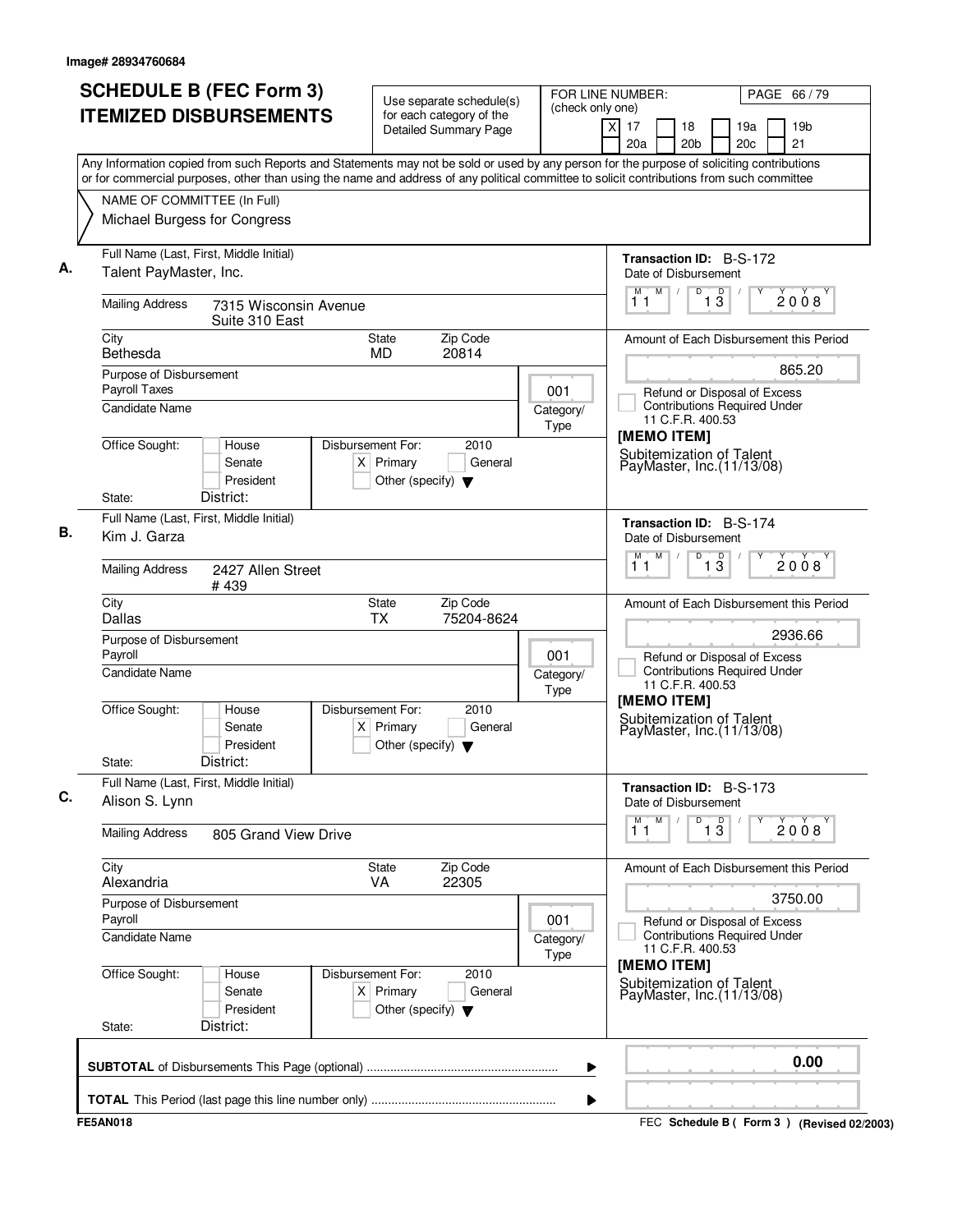Image# 28934760684

# SCHEDULE B (FEC Form 3) ITEMIZED DISBURSEMENTS

Use separate schedule(s) for each category of the Detailed Summary Page

FOR LINE NUMBER: (check only one)
[X] 17 [ ] 18 [ ] 19a [ ] 19b [ ] 20a [ ] 20b [ ] 20c [ ] 21

PAGE 66 / 79

Any Information copied from such Reports and Statements may not be sold or used by any person for the purpose of soliciting contributions or for commercial purposes, other than using the name and address of any political committee to solicit contributions from such committee

NAME OF COMMITTEE (In Full)
Michael Burgess for Congress

---

**A.** Full Name (Last, First, Middle Initial): Talent PayMaster, Inc.

Mailing Address: 7315 Wisconsin Avenue, Suite 310 East

City: Bethesda | State: MD | Zip Code: 20814

Purpose of Disbursement: Payroll Taxes

Category/Type: 001

Candidate Name:

Office Sought: [ ] House [ ] Senate [ ] President
State: District:

Disbursement For: 2010 [X] Primary [ ] General [ ] Other (specify)

Transaction ID: B-S-172
Date of Disbursement: 11/13/2008

Amount of Each Disbursement this Period: 865.20

[ ] Refund or Disposal of Excess Contributions Required Under 11 C.F.R. 400.53

[MEMO ITEM]
Subitemization of Talent PayMaster, Inc.(11/13/08)

---

**B.** Full Name (Last, First, Middle Initial): Kim J. Garza

Mailing Address: 2427 Allen Street, # 439

City: Dallas | State: TX | Zip Code: 75204-8624

Purpose of Disbursement: Payroll

Category/Type: 001

Candidate Name:

Office Sought: [ ] House [ ] Senate [ ] President
State: District:

Disbursement For: 2010 [X] Primary [ ] General [ ] Other (specify)

Transaction ID: B-S-174
Date of Disbursement: 11/13/2008

Amount of Each Disbursement this Period: 2936.66

[ ] Refund or Disposal of Excess Contributions Required Under 11 C.F.R. 400.53

[MEMO ITEM]
Subitemization of Talent PayMaster, Inc.(11/13/08)

---

**C.** Full Name (Last, First, Middle Initial): Alison S. Lynn

Mailing Address: 805 Grand View Drive

City: Alexandria | State: VA | Zip Code: 22305

Purpose of Disbursement: Payroll

Category/Type: 001

Candidate Name:

Office Sought: [ ] House [ ] Senate [ ] President
State: District:

Disbursement For: 2010 [X] Primary [ ] General [ ] Other (specify)

Transaction ID: B-S-173
Date of Disbursement: 11/13/2008

Amount of Each Disbursement this Period: 3750.00

[ ] Refund or Disposal of Excess Contributions Required Under 11 C.F.R. 400.53

[MEMO ITEM]
Subitemization of Talent PayMaster, Inc.(11/13/08)

---

**SUBTOTAL** of Disbursements This Page (optional) ........ 0.00

**TOTAL** This Period (last page this line number only) ........

FE5AN018 — FEC **Schedule B ( Form 3 )** (Revised 02/2003)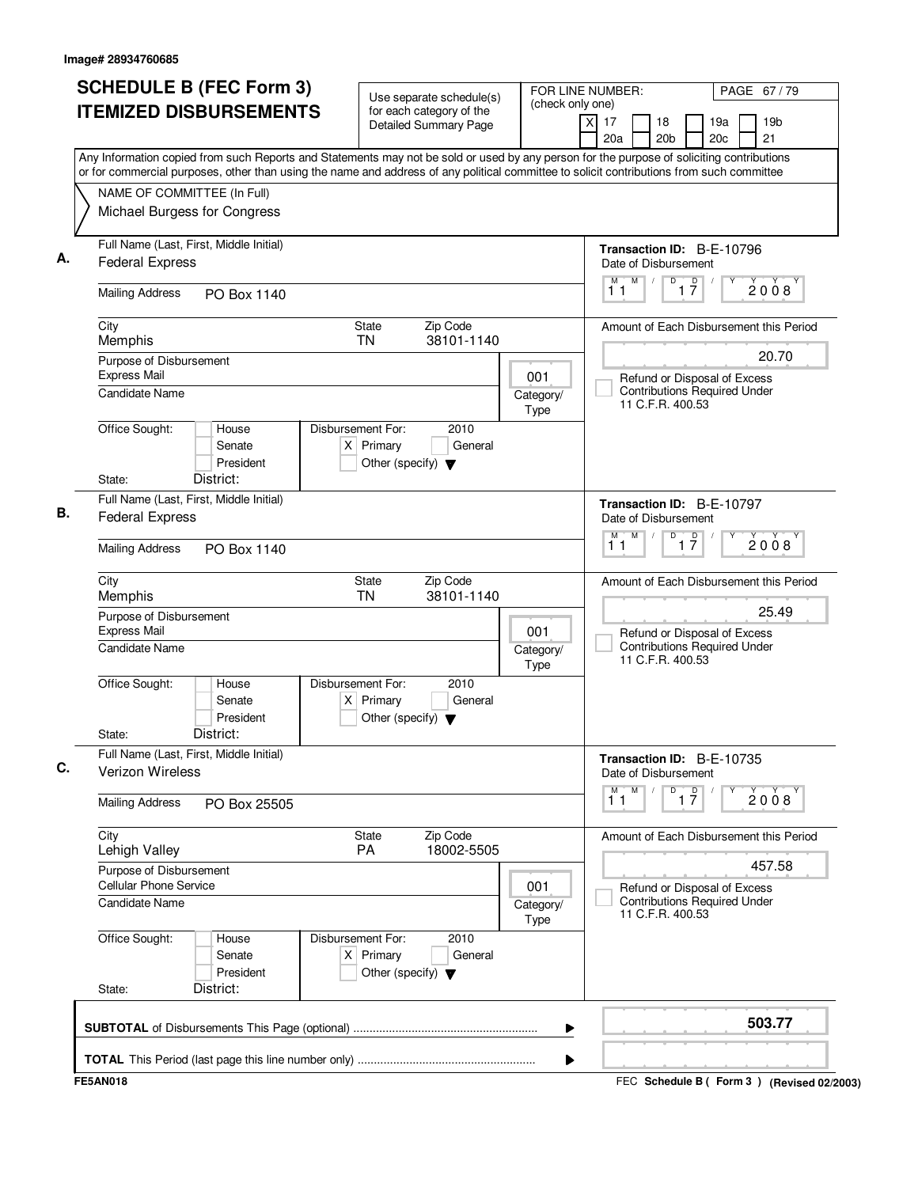Image# 28934760685

# SCHEDULE B (FEC Form 3) ITEMIZED DISBURSEMENTS

Use separate schedule(s) for each category of the Detailed Summary Page

FOR LINE NUMBER: (check only one)
[X] 17 [ ] 18 [ ] 19a [ ] 19b [ ] 20a [ ] 20b [ ] 20c [ ] 21

Any Information copied from such Reports and Statements may not be sold or used by any person for the purpose of soliciting contributions or for commercial purposes, other than using the name and address of any political committee to solicit contributions from such committee

NAME OF COMMITTEE (In Full)
Michael Burgess for Congress

---

**A.** Full Name (Last, First, Middle Initial): Federal Express

Mailing Address: PO Box 1140

City: Memphis | State: TN | Zip Code: 38101-1140

Purpose of Disbursement: Express Mail

Category/Type: 001

Candidate Name:

Office Sought: [ ] House [ ] Senate [ ] President

State: District:

Disbursement For: 2010 [X] Primary [ ] General [ ] Other (specify)

Transaction ID: B-E-10796

Date of Disbursement: 11 / 17 / 2008

Amount of Each Disbursement this Period: 20.70

[ ] Refund or Disposal of Excess Contributions Required Under 11 C.F.R. 400.53

---

**B.** Full Name (Last, First, Middle Initial): Federal Express

Mailing Address: PO Box 1140

City: Memphis | State: TN | Zip Code: 38101-1140

Purpose of Disbursement: Express Mail

Category/Type: 001

Candidate Name:

Office Sought: [ ] House [ ] Senate [ ] President

State: District:

Disbursement For: 2010 [X] Primary [ ] General [ ] Other (specify)

Transaction ID: B-E-10797

Date of Disbursement: 11 / 17 / 2008

Amount of Each Disbursement this Period: 25.49

[ ] Refund or Disposal of Excess Contributions Required Under 11 C.F.R. 400.53

---

**C.** Full Name (Last, First, Middle Initial): Verizon Wireless

Mailing Address: PO Box 25505

City: Lehigh Valley | State: PA | Zip Code: 18002-5505

Purpose of Disbursement: Cellular Phone Service

Category/Type: 001

Candidate Name:

Office Sought: [ ] House [ ] Senate [ ] President

State: District:

Disbursement For: 2010 [X] Primary [ ] General [ ] Other (specify)

Transaction ID: B-E-10735

Date of Disbursement: 11 / 17 / 2008

Amount of Each Disbursement this Period: 457.58

[ ] Refund or Disposal of Excess Contributions Required Under 11 C.F.R. 400.53

---

**SUBTOTAL** of Disbursements This Page (optional): **503.77**

**TOTAL** This Period (last page this line number only):

FE5AN018

FEC **Schedule B ( Form 3 )** (Revised 02/2003)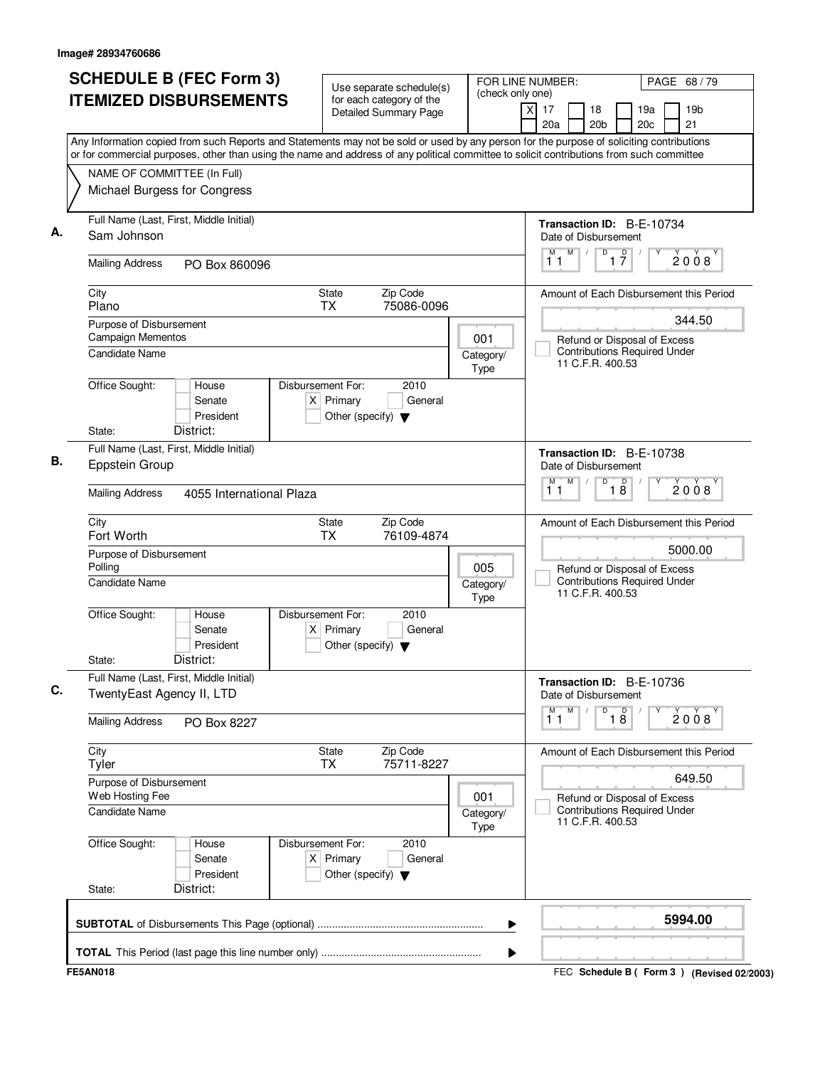Image# 28934760686

# SCHEDULE B (FEC Form 3) ITEMIZED DISBURSEMENTS

Use separate schedule(s) for each category of the Detailed Summary Page

FOR LINE NUMBER: (check only one)

- [X] 17
- [ ] 18
- [ ] 19a
- [ ] 19b
- [ ] 20a
- [ ] 20b
- [ ] 20c
- [ ] 21

PAGE 68 / 79

Any Information copied from such Reports and Statements may not be sold or used by any person for the purpose of soliciting contributions or for commercial purposes, other than using the name and address of any political committee to solicit contributions from such committee

NAME OF COMMITTEE (In Full)
Michael Burgess for Congress

---

**A.**

Full Name (Last, First, Middle Initial): Sam Johnson

Mailing Address: PO Box 860096

City: Plano | State: TX | Zip Code: 75086-0096

Purpose of Disbursement: Campaign Mementos

Category/Type: 001

Candidate Name:

Office Sought: [ ] House [ ] Senate [ ] President

State: District:

Disbursement For: 2010 [X] Primary [ ] General [ ] Other (specify)

Transaction ID: B-E-10734

Date of Disbursement: 11 / 17 / 2008

Amount of Each Disbursement this Period: 344.50

[ ] Refund or Disposal of Excess Contributions Required Under 11 C.F.R. 400.53

---

**B.**

Full Name (Last, First, Middle Initial): Eppstein Group

Mailing Address: 4055 International Plaza

City: Fort Worth | State: TX | Zip Code: 76109-4874

Purpose of Disbursement: Polling

Category/Type: 005

Candidate Name:

Office Sought: [ ] House [ ] Senate [ ] President

State: District:

Disbursement For: 2010 [X] Primary [ ] General [ ] Other (specify)

Transaction ID: B-E-10738

Date of Disbursement: 11 / 18 / 2008

Amount of Each Disbursement this Period: 5000.00

[ ] Refund or Disposal of Excess Contributions Required Under 11 C.F.R. 400.53

---

**C.**

Full Name (Last, First, Middle Initial): TwentyEast Agency II, LTD

Mailing Address: PO Box 8227

City: Tyler | State: TX | Zip Code: 75711-8227

Purpose of Disbursement: Web Hosting Fee

Category/Type: 001

Candidate Name:

Office Sought: [ ] House [ ] Senate [ ] President

State: District:

Disbursement For: 2010 [X] Primary [ ] General [ ] Other (specify)

Transaction ID: B-E-10736

Date of Disbursement: 11 / 18 / 2008

Amount of Each Disbursement this Period: 649.50

[ ] Refund or Disposal of Excess Contributions Required Under 11 C.F.R. 400.53

---

**SUBTOTAL** of Disbursements This Page (optional) ........ **5994.00**

**TOTAL** This Period (last page this line number only) ........

FE5AN018 — FEC **Schedule B ( Form 3 )** (Revised 02/2003)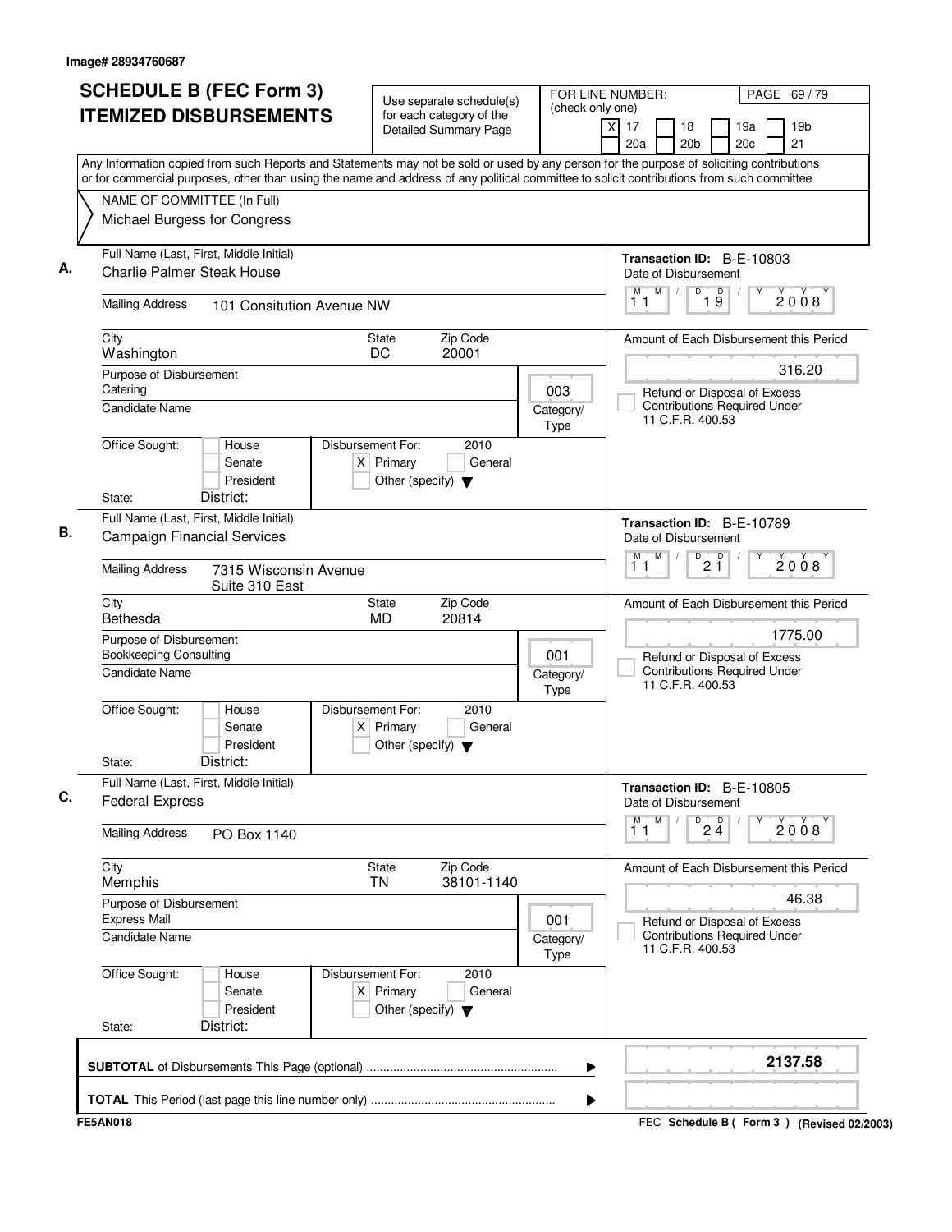Image# 28934760687

# SCHEDULE B (FEC Form 3)
# ITEMIZED DISBURSEMENTS

Use separate schedule(s) for each category of the Detailed Summary Page

FOR LINE NUMBER: (check only one)
[X] 17 [ ] 18 [ ] 19a [ ] 19b [ ] 20a [ ] 20b [ ] 20c [ ] 21

PAGE 69 / 79

Any Information copied from such Reports and Statements may not be sold or used by any person for the purpose of soliciting contributions or for commercial purposes, other than using the name and address of any political committee to solicit contributions from such committee

NAME OF COMMITTEE (In Full)
Michael Burgess for Congress

---

**A.**

Full Name (Last, First, Middle Initial): Charlie Palmer Steak House

Mailing Address: 101 Consitution Avenue NW

City: Washington | State: DC | Zip Code: 20001

Purpose of Disbursement: Catering

Category/Type: 003

Candidate Name:

Office Sought: [ ] House [ ] Senate [ ] President

State: District:

Disbursement For: 2010 [X] Primary [ ] General [ ] Other (specify)

Transaction ID: B-E-10803

Date of Disbursement: 11 / 19 / 2008

Amount of Each Disbursement this Period: 316.20

[ ] Refund or Disposal of Excess Contributions Required Under 11 C.F.R. 400.53

---

**B.**

Full Name (Last, First, Middle Initial): Campaign Financial Services

Mailing Address: 7315 Wisconsin Avenue Suite 310 East

City: Bethesda | State: MD | Zip Code: 20814

Purpose of Disbursement: Bookkeeping Consulting

Category/Type: 001

Candidate Name:

Office Sought: [ ] House [ ] Senate [ ] President

State: District:

Disbursement For: 2010 [X] Primary [ ] General [ ] Other (specify)

Transaction ID: B-E-10789

Date of Disbursement: 11 / 21 / 2008

Amount of Each Disbursement this Period: 1775.00

[ ] Refund or Disposal of Excess Contributions Required Under 11 C.F.R. 400.53

---

**C.**

Full Name (Last, First, Middle Initial): Federal Express

Mailing Address: PO Box 1140

City: Memphis | State: TN | Zip Code: 38101-1140

Purpose of Disbursement: Express Mail

Category/Type: 001

Candidate Name:

Office Sought: [ ] House [ ] Senate [ ] President

State: District:

Disbursement For: 2010 [X] Primary [ ] General [ ] Other (specify)

Transaction ID: B-E-10805

Date of Disbursement: 11 / 24 / 2008

Amount of Each Disbursement this Period: 46.38

[ ] Refund or Disposal of Excess Contributions Required Under 11 C.F.R. 400.53

---

**SUBTOTAL** of Disbursements This Page (optional): **2137.58**

**TOTAL** This Period (last page this line number only):

FE5AN018

FEC **Schedule B ( Form 3 )** (Revised 02/2003)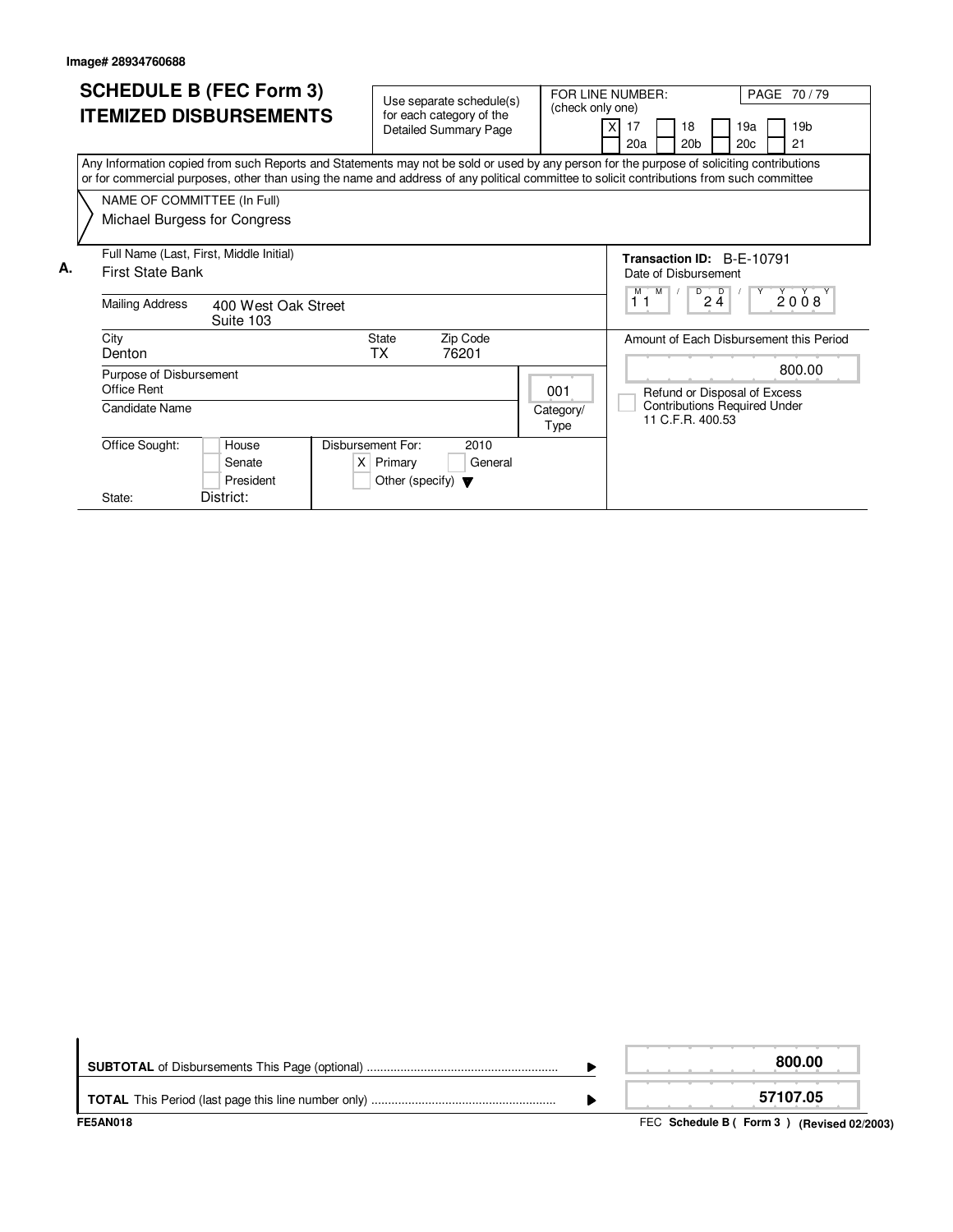Image# 28934760688

# SCHEDULE B (FEC Form 3) ITEMIZED DISBURSEMENTS

Use separate schedule(s) for each category of the Detailed Summary Page

FOR LINE NUMBER: (check only one)

- [X] 17
- [ ] 18
- [ ] 19a
- [ ] 19b
- [ ] 20a
- [ ] 20b
- [ ] 20c
- [ ] 21

PAGE 70 / 79

Any Information copied from such Reports and Statements may not be sold or used by any person for the purpose of soliciting contributions or for commercial purposes, other than using the name and address of any political committee to solicit contributions from such committee

NAME OF COMMITTEE (In Full)
Michael Burgess for Congress

**A.**

Full Name (Last, First, Middle Initial): First State Bank

Mailing Address: 400 West Oak Street, Suite 103

City: Denton | State: TX | Zip Code: 76201

Purpose of Disbursement: Office Rent

Category/Type: 001

Candidate Name:

Office Sought: [ ] House [ ] Senate [ ] President

State: | District:

Disbursement For: 2010 — [X] Primary [ ] General [ ] Other (specify)

Transaction ID: B-E-10791

Date of Disbursement: 11 / 24 / 2008

Amount of Each Disbursement this Period: 800.00

[ ] Refund or Disposal of Excess Contributions Required Under 11 C.F.R. 400.53

| | |
|---|---|
| **SUBTOTAL** of Disbursements This Page (optional) | **800.00** |
| **TOTAL** This Period (last page this line number only) | **57107.05** |

FE5AN018

FEC **Schedule B ( Form 3 ) (Revised 02/2003)**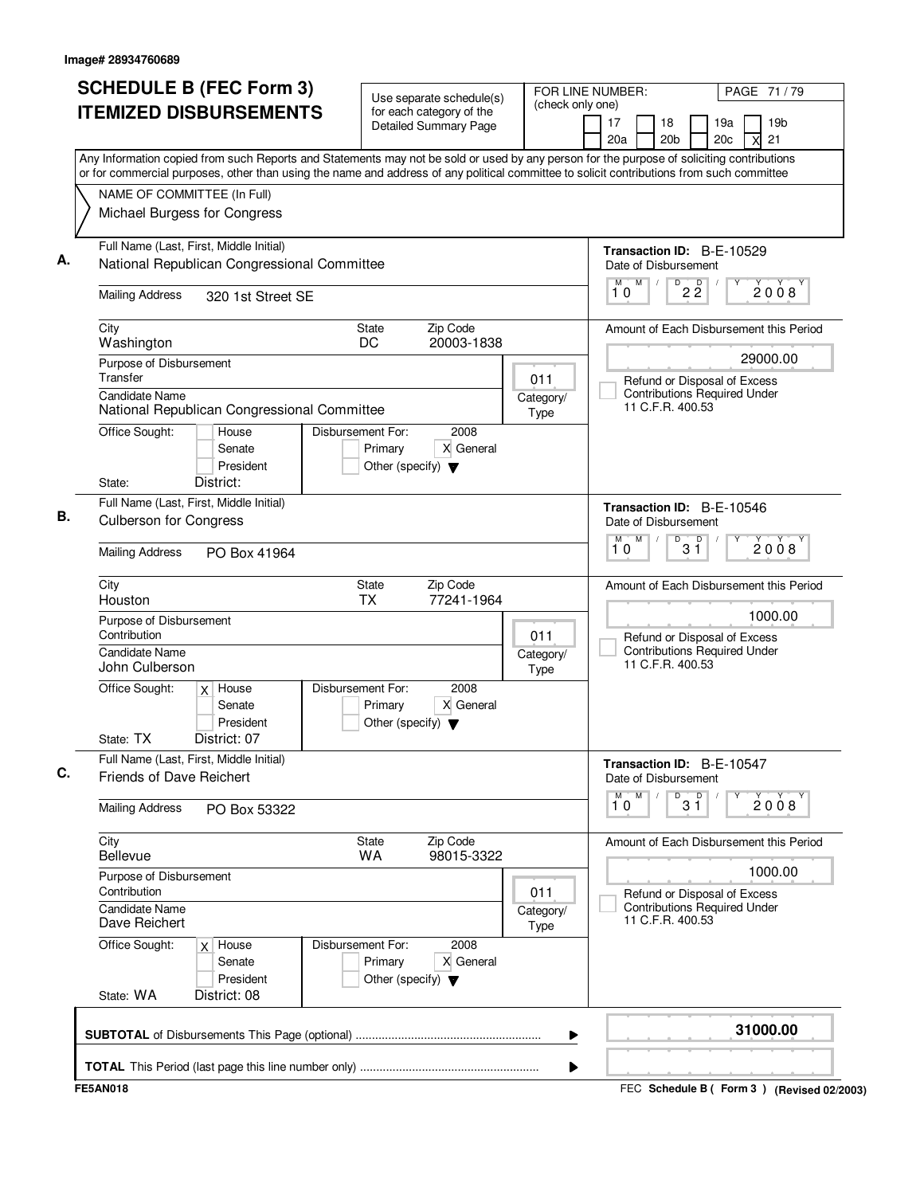Image# 28934760689

# SCHEDULE B (FEC Form 3) ITEMIZED DISBURSEMENTS

Use separate schedule(s) for each category of the Detailed Summary Page

FOR LINE NUMBER: (check only one)
17 / 18 / 19a / 19b / 20a / 20b / 20c / X 21

PAGE 71 / 79

Any Information copied from such Reports and Statements may not be sold or used by any person for the purpose of soliciting contributions or for commercial purposes, other than using the name and address of any political committee to solicit contributions from such committee

NAME OF COMMITTEE (In Full)
Michael Burgess for Congress

---

**A.** Full Name (Last, First, Middle Initial): National Republican Congressional Committee

Transaction ID: B-E-10529
Date of Disbursement: 10 / 22 / 2008

Mailing Address: 320 1st Street SE
City: Washington — State: DC — Zip Code: 20003-1838

Amount of Each Disbursement this Period: 29000.00

Purpose of Disbursement: Transfer
Category/Type: 011
Refund or Disposal of Excess Contributions Required Under 11 C.F.R. 400.53

Candidate Name: National Republican Congressional Committee

Office Sought: House / Senate / President
Disbursement For: 2008 — Primary / X General / Other (specify)
State: — District:

---

**B.** Full Name (Last, First, Middle Initial): Culberson for Congress

Transaction ID: B-E-10546
Date of Disbursement: 10 / 31 / 2008

Mailing Address: PO Box 41964
City: Houston — State: TX — Zip Code: 77241-1964

Amount of Each Disbursement this Period: 1000.00

Purpose of Disbursement: Contribution
Category/Type: 011
Refund or Disposal of Excess Contributions Required Under 11 C.F.R. 400.53

Candidate Name: John Culberson

Office Sought: X House / Senate / President
Disbursement For: 2008 — Primary / X General / Other (specify)
State: TX — District: 07

---

**C.** Full Name (Last, First, Middle Initial): Friends of Dave Reichert

Transaction ID: B-E-10547
Date of Disbursement: 10 / 31 / 2008

Mailing Address: PO Box 53322
City: Bellevue — State: WA — Zip Code: 98015-3322

Amount of Each Disbursement this Period: 1000.00

Purpose of Disbursement: Contribution
Category/Type: 011
Refund or Disposal of Excess Contributions Required Under 11 C.F.R. 400.53

Candidate Name: Dave Reichert

Office Sought: X House / Senate / President
Disbursement For: 2008 — Primary / X General / Other (specify)
State: WA — District: 08

---

**SUBTOTAL** of Disbursements This Page (optional): **31000.00**

**TOTAL** This Period (last page this line number only):

FE5AN018 — FEC Schedule B ( Form 3 ) (Revised 02/2003)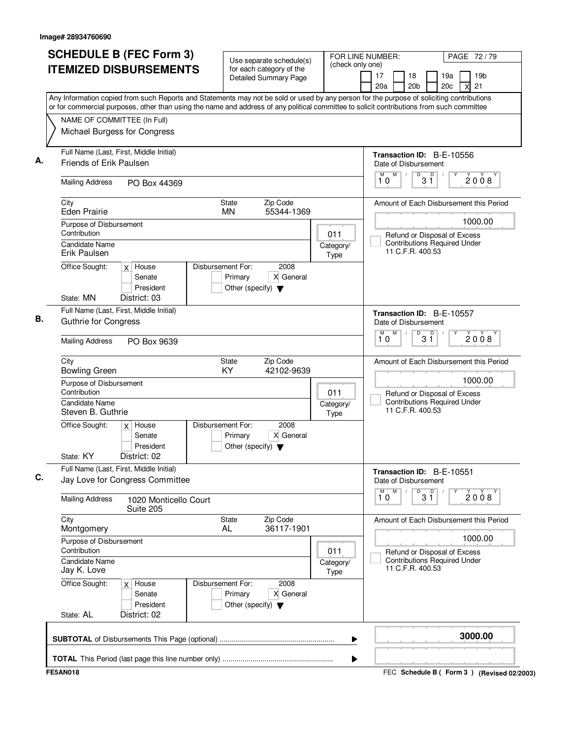Image# 28934760690

# SCHEDULE B (FEC Form 3)
# ITEMIZED DISBURSEMENTS

Use separate schedule(s) for each category of the Detailed Summary Page

FOR LINE NUMBER: (check only one)

17 | 18 | 19a | 19b | 20a | 20b | 20c | X 21

Any Information copied from such Reports and Statements may not be sold or used by any person for the purpose of soliciting contributions or for commercial purposes, other than using the name and address of any political committee to solicit contributions from such committee

NAME OF COMMITTEE (In Full)
Michael Burgess for Congress

---

**A.** Full Name (Last, First, Middle Initial): Friends of Erik Paulsen

Transaction ID: B-E-10556

Date of Disbursement: 10/31/2008

Mailing Address: PO Box 44369

City: Eden Prairie | State: MN | Zip Code: 55344-1369

Amount of Each Disbursement this Period: 1000.00

Purpose of Disbursement: Contribution

Category/Type: 011

Refund or Disposal of Excess Contributions Required Under 11 C.F.R. 400.53

Candidate Name: Erik Paulsen

Office Sought: X House | Senate | President

Disbursement For: 2008 — Primary | X General | Other (specify)

State: MN | District: 03

---

**B.** Full Name (Last, First, Middle Initial): Guthrie for Congress

Transaction ID: B-E-10557

Date of Disbursement: 10/31/2008

Mailing Address: PO Box 9639

City: Bowling Green | State: KY | Zip Code: 42102-9639

Amount of Each Disbursement this Period: 1000.00

Purpose of Disbursement: Contribution

Category/Type: 011

Refund or Disposal of Excess Contributions Required Under 11 C.F.R. 400.53

Candidate Name: Steven B. Guthrie

Office Sought: X House | Senate | President

Disbursement For: 2008 — Primary | X General | Other (specify)

State: KY | District: 02

---

**C.** Full Name (Last, First, Middle Initial): Jay Love for Congress Committee

Transaction ID: B-E-10551

Date of Disbursement: 10/31/2008

Mailing Address: 1020 Monticello Court, Suite 205

City: Montgomery | State: AL | Zip Code: 36117-1901

Amount of Each Disbursement this Period: 1000.00

Purpose of Disbursement: Contribution

Category/Type: 011

Refund or Disposal of Excess Contributions Required Under 11 C.F.R. 400.53

Candidate Name: Jay K. Love

Office Sought: X House | Senate | President

Disbursement For: 2008 — Primary | X General | Other (specify)

State: AL | District: 02

---

**SUBTOTAL** of Disbursements This Page (optional): **3000.00**

**TOTAL** This Period (last page this line number only):

FE5AN018

FEC **Schedule B ( Form 3 )** (Revised 02/2003)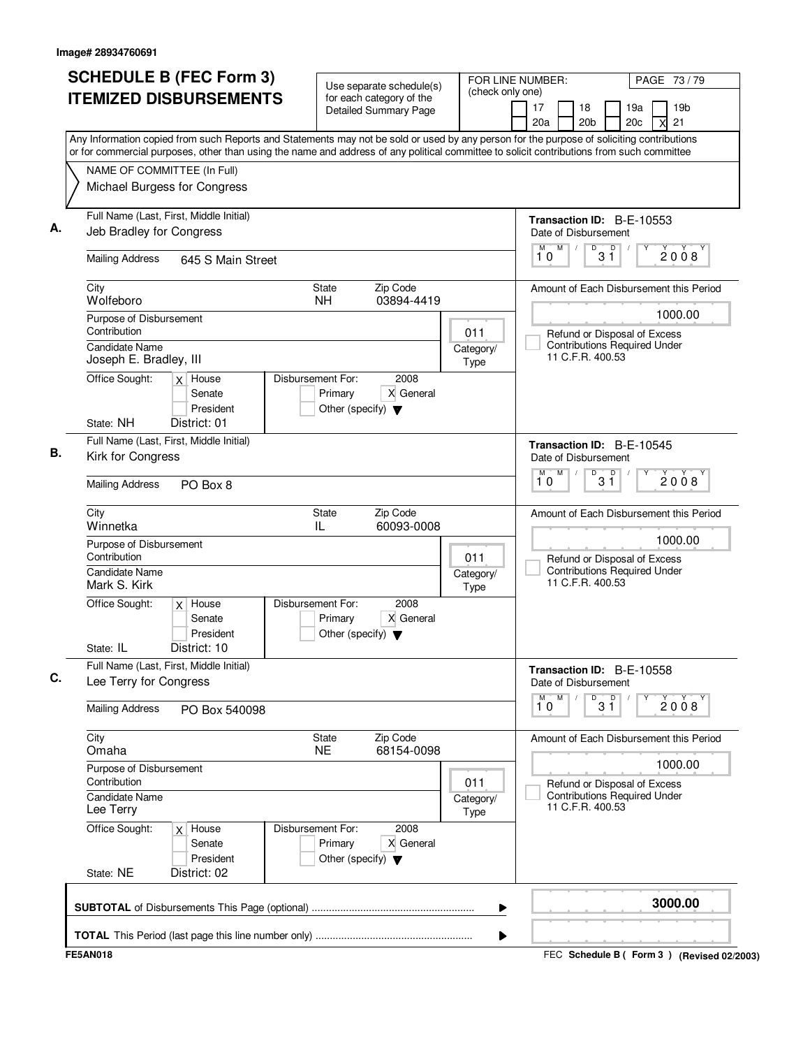Image# 28934760691

# SCHEDULE B (FEC Form 3) ITEMIZED DISBURSEMENTS

Use separate schedule(s) for each category of the Detailed Summary Page

FOR LINE NUMBER: (check only one)

17 | 18 | 19a | 19b | 20a | 20b | 20c | X 21

PAGE 73 / 79

Any Information copied from such Reports and Statements may not be sold or used by any person for the purpose of soliciting contributions or for commercial purposes, other than using the name and address of any political committee to solicit contributions from such committee

NAME OF COMMITTEE (In Full)
Michael Burgess for Congress

---

**A.** Full Name (Last, First, Middle Initial)
Jeb Bradley for Congress

Mailing Address: 645 S Main Street

City: Wolfeboro | State: NH | Zip Code: 03894-4419

Purpose of Disbursement: Contribution

Category/Type: 011

Candidate Name: Joseph E. Bradley, III

Office Sought: X House / Senate / President
State: NH District: 01

Disbursement For: 2008 — Primary / X General / Other (specify)

Transaction ID: B-E-10553
Date of Disbursement: 10/31/2008

Amount of Each Disbursement this Period: 1000.00

Refund or Disposal of Excess Contributions Required Under 11 C.F.R. 400.53

---

**B.** Full Name (Last, First, Middle Initial)
Kirk for Congress

Mailing Address: PO Box 8

City: Winnetka | State: IL | Zip Code: 60093-0008

Purpose of Disbursement: Contribution

Category/Type: 011

Candidate Name: Mark S. Kirk

Office Sought: X House / Senate / President
State: IL District: 10

Disbursement For: 2008 — Primary / X General / Other (specify)

Transaction ID: B-E-10545
Date of Disbursement: 10/31/2008

Amount of Each Disbursement this Period: 1000.00

Refund or Disposal of Excess Contributions Required Under 11 C.F.R. 400.53

---

**C.** Full Name (Last, First, Middle Initial)
Lee Terry for Congress

Mailing Address: PO Box 540098

City: Omaha | State: NE | Zip Code: 68154-0098

Purpose of Disbursement: Contribution

Category/Type: 011

Candidate Name: Lee Terry

Office Sought: X House / Senate / President
State: NE District: 02

Disbursement For: 2008 — Primary / X General / Other (specify)

Transaction ID: B-E-10558
Date of Disbursement: 10/31/2008

Amount of Each Disbursement this Period: 1000.00

Refund or Disposal of Excess Contributions Required Under 11 C.F.R. 400.53

---

**SUBTOTAL** of Disbursements This Page (optional): **3000.00**

**TOTAL** This Period (last page this line number only):

FE5AN018 — FEC Schedule B ( Form 3 ) (Revised 02/2003)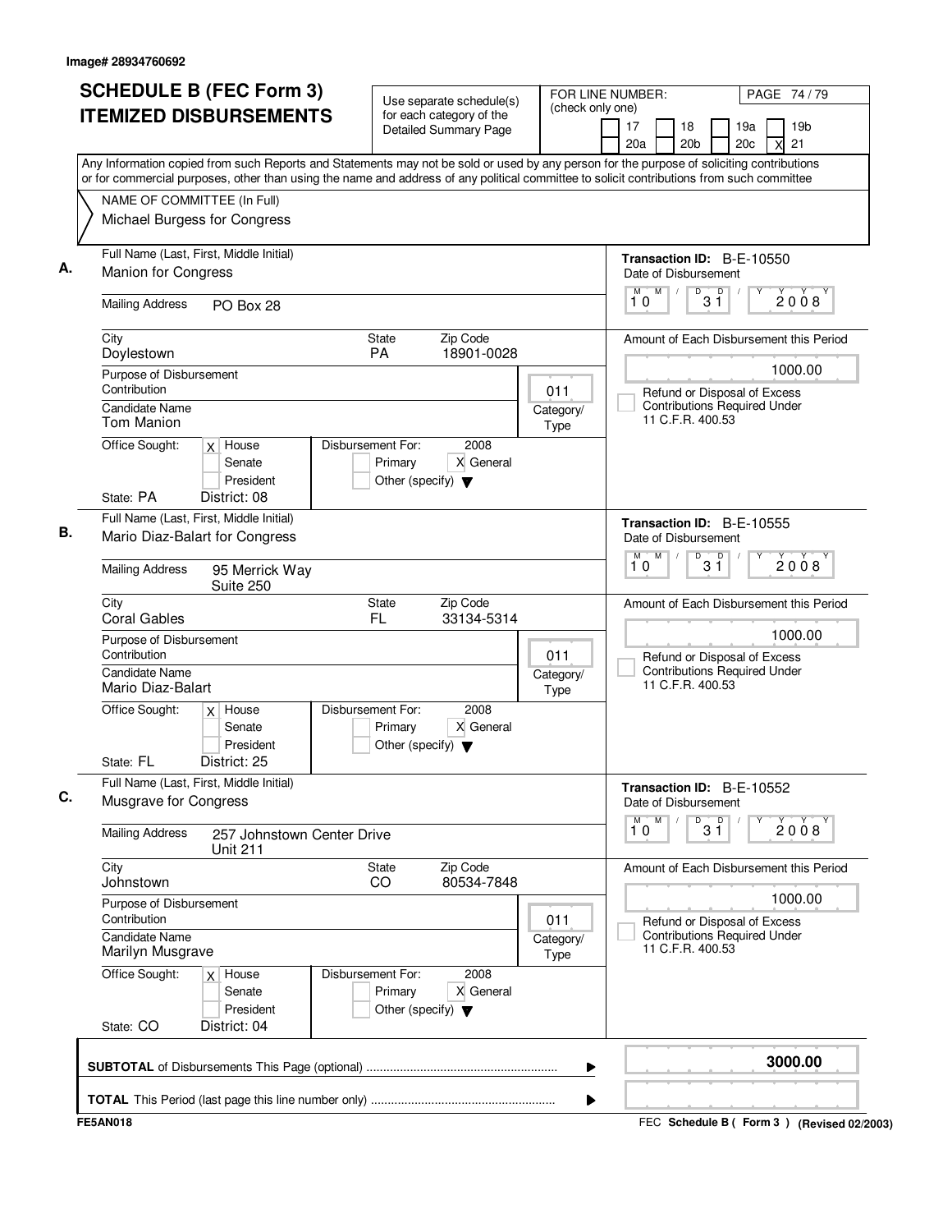Image# 28934760692

# SCHEDULE B (FEC Form 3)
# ITEMIZED DISBURSEMENTS

Use separate schedule(s) for each category of the Detailed Summary Page

FOR LINE NUMBER: (check only one)
17 | 18 | 19a | 19b | 20a | 20b | 20c | X 21

PAGE 74 / 79

Any Information copied from such Reports and Statements may not be sold or used by any person for the purpose of soliciting contributions or for commercial purposes, other than using the name and address of any political committee to solicit contributions from such committee

NAME OF COMMITTEE (In Full)
Michael Burgess for Congress

---

**A.** Full Name (Last, First, Middle Initial): Manion for Congress

Mailing Address: PO Box 28

City: Doylestown | State: PA | Zip Code: 18901-0028

Purpose of Disbursement: Contribution | Category/Type: 011

Candidate Name: Tom Manion

Office Sought: X House | Senate | President
State: PA | District: 08

Disbursement For: 2008 | Primary | X General | Other (specify)

Transaction ID: B-E-10550
Date of Disbursement: 10/31/2008

Amount of Each Disbursement this Period: 1000.00

Refund or Disposal of Excess Contributions Required Under 11 C.F.R. 400.53

---

**B.** Full Name (Last, First, Middle Initial): Mario Diaz-Balart for Congress

Mailing Address: 95 Merrick Way, Suite 250

City: Coral Gables | State: FL | Zip Code: 33134-5314

Purpose of Disbursement: Contribution | Category/Type: 011

Candidate Name: Mario Diaz-Balart

Office Sought: X House | Senate | President
State: FL | District: 25

Disbursement For: 2008 | Primary | X General | Other (specify)

Transaction ID: B-E-10555
Date of Disbursement: 10/31/2008

Amount of Each Disbursement this Period: 1000.00

Refund or Disposal of Excess Contributions Required Under 11 C.F.R. 400.53

---

**C.** Full Name (Last, First, Middle Initial): Musgrave for Congress

Mailing Address: 257 Johnstown Center Drive, Unit 211

City: Johnstown | State: CO | Zip Code: 80534-7848

Purpose of Disbursement: Contribution | Category/Type: 011

Candidate Name: Marilyn Musgrave

Office Sought: X House | Senate | President
State: CO | District: 04

Disbursement For: 2008 | Primary | X General | Other (specify)

Transaction ID: B-E-10552
Date of Disbursement: 10/31/2008

Amount of Each Disbursement this Period: 1000.00

Refund or Disposal of Excess Contributions Required Under 11 C.F.R. 400.53

---

**SUBTOTAL** of Disbursements This Page (optional): **3000.00**

**TOTAL** This Period (last page this line number only):

FE5AN018 — FEC Schedule B ( Form 3 ) (Revised 02/2003)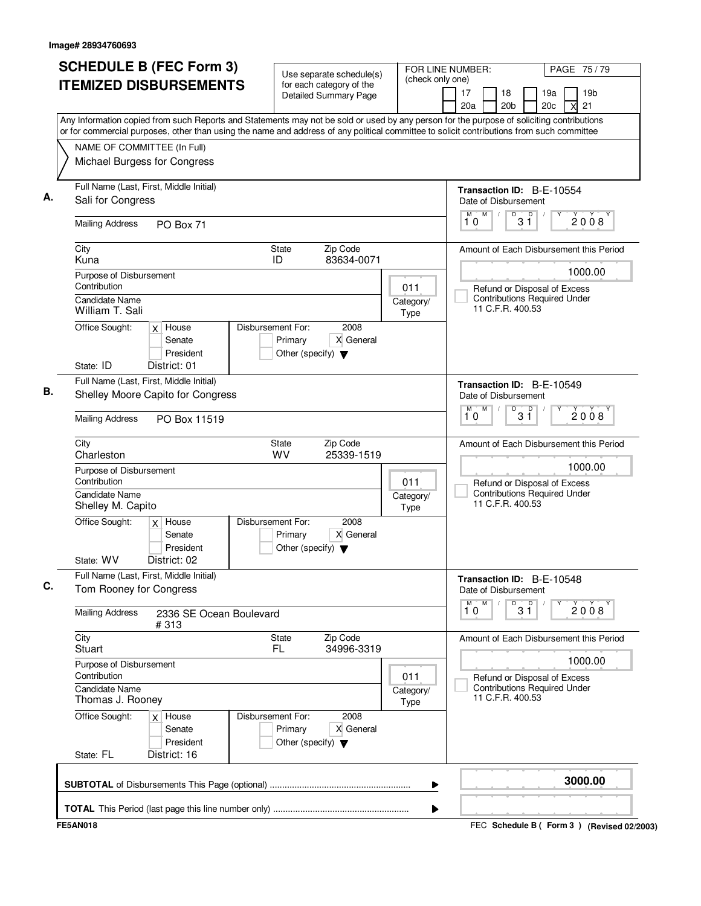Image# 28934760693

# SCHEDULE B (FEC Form 3)
## ITEMIZED DISBURSEMENTS

Use separate schedule(s) for each category of the Detailed Summary Page

FOR LINE NUMBER: (check only one)
17 | 18 | 19a | 19b | 20a | 20b | 20c | X 21

Any Information copied from such Reports and Statements may not be sold or used by any person for the purpose of soliciting contributions or for commercial purposes, other than using the name and address of any political committee to solicit contributions from such committee

NAME OF COMMITTEE (In Full)
Michael Burgess for Congress

---

**A.**
Full Name (Last, First, Middle Initial): Sali for Congress
Mailing Address: PO Box 71
City: Kuna | State: ID | Zip Code: 83634-0071
Purpose of Disbursement: Contribution
Candidate Name: William T. Sali
Category/Type: 011
Office Sought: X House | Senate | President
State: ID | District: 01
Disbursement For: 2008 | Primary | X General | Other (specify)

Transaction ID: B-E-10554
Date of Disbursement: 10/31/2008
Amount of Each Disbursement this Period: 1000.00
Refund or Disposal of Excess Contributions Required Under 11 C.F.R. 400.53

---

**B.**
Full Name (Last, First, Middle Initial): Shelley Moore Capito for Congress
Mailing Address: PO Box 11519
City: Charleston | State: WV | Zip Code: 25339-1519
Purpose of Disbursement: Contribution
Candidate Name: Shelley M. Capito
Category/Type: 011
Office Sought: X House | Senate | President
State: WV | District: 02
Disbursement For: 2008 | Primary | X General | Other (specify)

Transaction ID: B-E-10549
Date of Disbursement: 10/31/2008
Amount of Each Disbursement this Period: 1000.00
Refund or Disposal of Excess Contributions Required Under 11 C.F.R. 400.53

---

**C.**
Full Name (Last, First, Middle Initial): Tom Rooney for Congress
Mailing Address: 2336 SE Ocean Boulevard # 313
City: Stuart | State: FL | Zip Code: 34996-3319
Purpose of Disbursement: Contribution
Candidate Name: Thomas J. Rooney
Category/Type: 011
Office Sought: X House | Senate | President
State: FL | District: 16
Disbursement For: 2008 | Primary | X General | Other (specify)

Transaction ID: B-E-10548
Date of Disbursement: 10/31/2008
Amount of Each Disbursement this Period: 1000.00
Refund or Disposal of Excess Contributions Required Under 11 C.F.R. 400.53

---

**SUBTOTAL** of Disbursements This Page (optional): **3000.00**

**TOTAL** This Period (last page this line number only):

FE5AN018 | FEC Schedule B ( Form 3 ) (Revised 02/2003)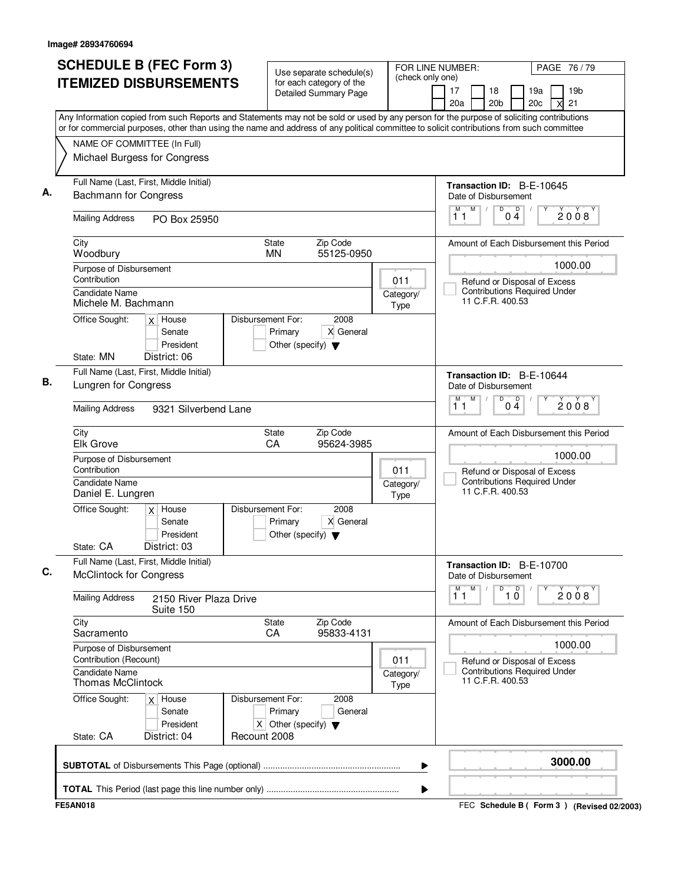Image# 28934760694

# SCHEDULE B (FEC Form 3)
# ITEMIZED DISBURSEMENTS

Use separate schedule(s) for each category of the Detailed Summary Page

FOR LINE NUMBER: (check only one)
17 | 18 | 19a | 19b | 20a | 20b | 20c | X 21

Any Information copied from such Reports and Statements may not be sold or used by any person for the purpose of soliciting contributions or for commercial purposes, other than using the name and address of any political committee to solicit contributions from such committee

NAME OF COMMITTEE (In Full)
Michael Burgess for Congress

**A.**
Full Name (Last, First, Middle Initial): Bachmann for Congress
Mailing Address: PO Box 25950
City: Woodbury | State: MN | Zip Code: 55125-0950
Purpose of Disbursement: Contribution
Candidate Name: Michele M. Bachmann
Category/Type: 011
Office Sought: X House | Senate | President
State: MN | District: 06
Disbursement For: 2008 | Primary | X General | Other (specify)
Transaction ID: B-E-10645
Date of Disbursement: 11/04/2008
Amount of Each Disbursement this Period: 1000.00
Refund or Disposal of Excess Contributions Required Under 11 C.F.R. 400.53

**B.**
Full Name (Last, First, Middle Initial): Lungren for Congress
Mailing Address: 9321 Silverbend Lane
City: Elk Grove | State: CA | Zip Code: 95624-3985
Purpose of Disbursement: Contribution
Candidate Name: Daniel E. Lungren
Category/Type: 011
Office Sought: X House | Senate | President
State: CA | District: 03
Disbursement For: 2008 | Primary | X General | Other (specify)
Transaction ID: B-E-10644
Date of Disbursement: 11/04/2008
Amount of Each Disbursement this Period: 1000.00
Refund or Disposal of Excess Contributions Required Under 11 C.F.R. 400.53

**C.**
Full Name (Last, First, Middle Initial): McClintock for Congress
Mailing Address: 2150 River Plaza Drive, Suite 150
City: Sacramento | State: CA | Zip Code: 95833-4131
Purpose of Disbursement: Contribution (Recount)
Candidate Name: Thomas McClintock
Category/Type: 011
Office Sought: X House | Senate | President
State: CA | District: 04
Disbursement For: 2008 | Primary | General | X Other (specify): Recount 2008
Transaction ID: B-E-10700
Date of Disbursement: 11/10/2008
Amount of Each Disbursement this Period: 1000.00
Refund or Disposal of Excess Contributions Required Under 11 C.F.R. 400.53

**SUBTOTAL** of Disbursements This Page (optional): 3000.00

**TOTAL** This Period (last page this line number only):

FE5AN018 | FEC **Schedule B ( Form 3 )** (Revised 02/2003)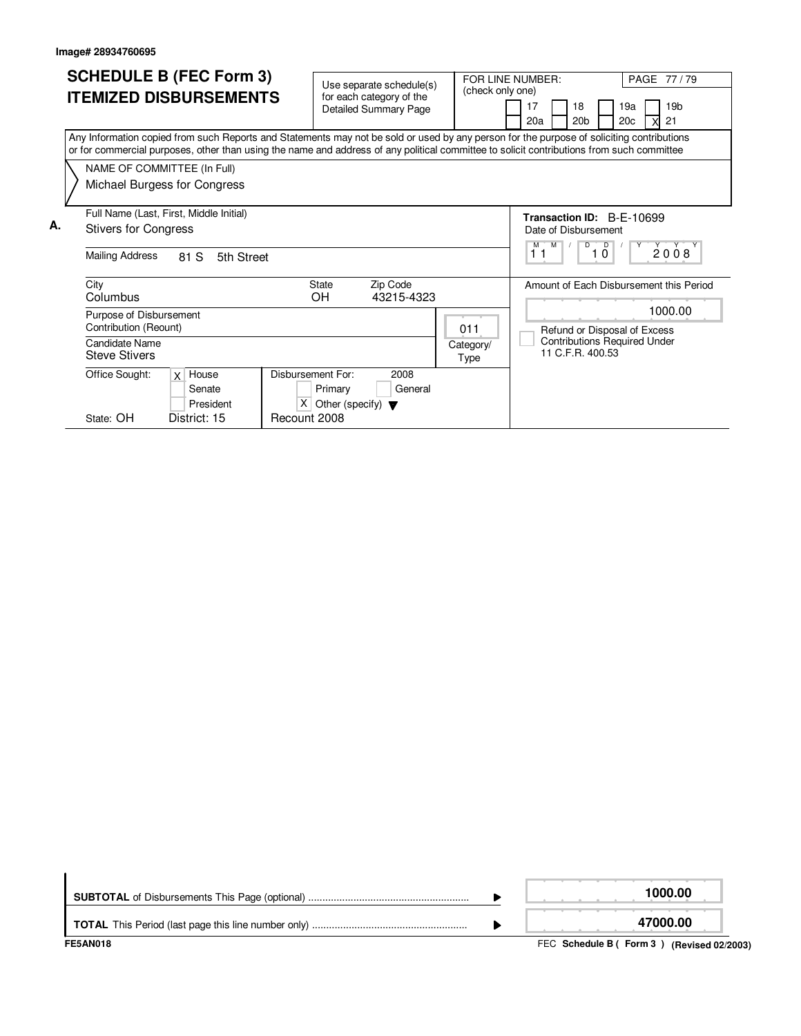Image# 28934760695

# SCHEDULE B (FEC Form 3) ITEMIZED DISBURSEMENTS

Use separate schedule(s) for each category of the Detailed Summary Page

FOR LINE NUMBER: (check only one)

- [ ] 17
- [ ] 18
- [ ] 19a
- [ ] 19b
- [ ] 20a
- [ ] 20b
- [ ] 20c
- [X] 21

Any Information copied from such Reports and Statements may not be sold or used by any person for the purpose of soliciting contributions or for commercial purposes, other than using the name and address of any political committee to solicit contributions from such committee

NAME OF COMMITTEE (In Full)
Michael Burgess for Congress

**A.**

| Field | Value |
|---|---|
| Full Name (Last, First, Middle Initial) | Stivers for Congress |
| Mailing Address | 81 S 5th Street |
| City | Columbus |
| State | OH |
| Zip Code | 43215-4323 |
| Purpose of Disbursement | Contribution (Reount) |
| Category/Type | 011 |
| Candidate Name | Steve Stivers |
| Office Sought | [X] House [ ] Senate [ ] President |
| State | OH |
| District | 15 |
| Disbursement For: 2008 | [ ] Primary [ ] General [X] Other (specify): Recount 2008 |
| Transaction ID | B-E-10699 |
| Date of Disbursement | 11 / 10 / 2008 |
| Amount of Each Disbursement this Period | 1000.00 |
| Refund or Disposal of Excess Contributions Required Under 11 C.F.R. 400.53 | [ ] |

| | |
|---|---|
| **SUBTOTAL** of Disbursements This Page (optional) | **1000.00** |
| **TOTAL** This Period (last page this line number only) | **47000.00** |

FE5AN018 — FEC **Schedule B ( Form 3 )** **(Revised 02/2003)**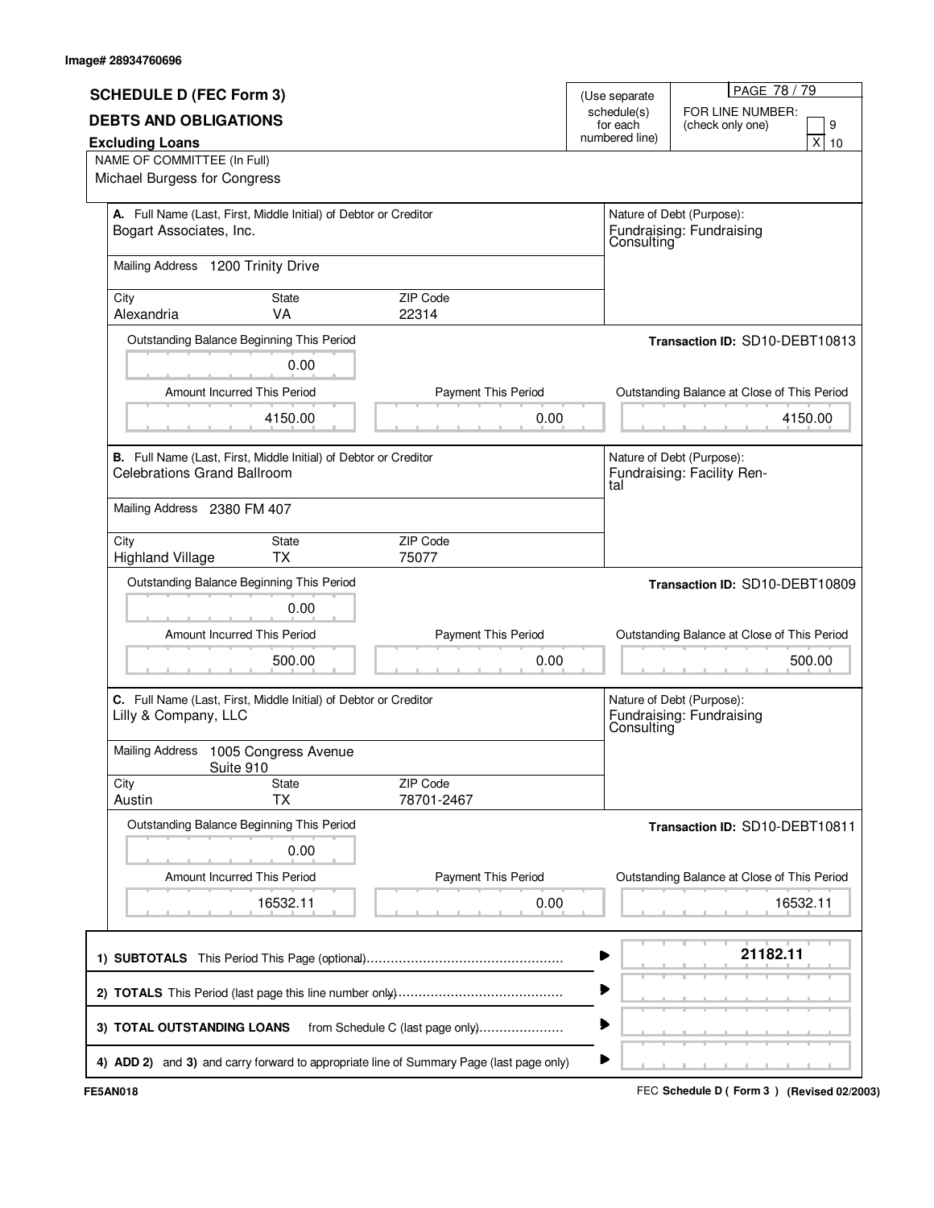Image# 28934760696

# SCHEDULE D (FEC Form 3)

## DEBTS AND OBLIGATIONS

**Excluding Loans**

(Use separate schedule(s) for each numbered line)

FOR LINE NUMBER: (check only one)

- [ ] 9
- [X] 10

NAME OF COMMITTEE (In Full)
Michael Burgess for Congress

---

**A.** Full Name (Last, First, Middle Initial) of Debtor or Creditor
Bogart Associates, Inc.

Nature of Debt (Purpose): Fundraising: Fundraising Consulting

Mailing Address: 1200 Trinity Drive

| City | State | ZIP Code |
|---|---|---|
| Alexandria | VA | 22314 |

Transaction ID: SD10-DEBT10813

| Outstanding Balance Beginning This Period | Amount Incurred This Period | Payment This Period | Outstanding Balance at Close of This Period |
|---|---|---|---|
| 0.00 | 4150.00 | 0.00 | 4150.00 |

---

**B.** Full Name (Last, First, Middle Initial) of Debtor or Creditor
Celebrations Grand Ballroom

Nature of Debt (Purpose): Fundraising: Facility Rental

Mailing Address: 2380 FM 407

| City | State | ZIP Code |
|---|---|---|
| Highland Village | TX | 75077 |

Transaction ID: SD10-DEBT10809

| Outstanding Balance Beginning This Period | Amount Incurred This Period | Payment This Period | Outstanding Balance at Close of This Period |
|---|---|---|---|
| 0.00 | 500.00 | 0.00 | 500.00 |

---

**C.** Full Name (Last, First, Middle Initial) of Debtor or Creditor
Lilly & Company, LLC

Nature of Debt (Purpose): Fundraising: Fundraising Consulting

Mailing Address: 1005 Congress Avenue, Suite 910

| City | State | ZIP Code |
|---|---|---|
| Austin | TX | 78701-2467 |

Transaction ID: SD10-DEBT10811

| Outstanding Balance Beginning This Period | Amount Incurred This Period | Payment This Period | Outstanding Balance at Close of This Period |
|---|---|---|---|
| 0.00 | 16532.11 | 0.00 | 16532.11 |

---

| | |
|---|---|
| 1) **SUBTOTALS** This Period This Page (optional) | **21182.11** |
| 2) **TOTALS** This Period (last page this line number only) | |
| 3) **TOTAL OUTSTANDING LOANS** from Schedule C (last page only) | |
| 4) **ADD 2)** and **3)** and carry forward to appropriate line of Summary Page (last page only) | |

FE5AN018

FEC **Schedule D ( Form 3 ) (Revised 02/2003)**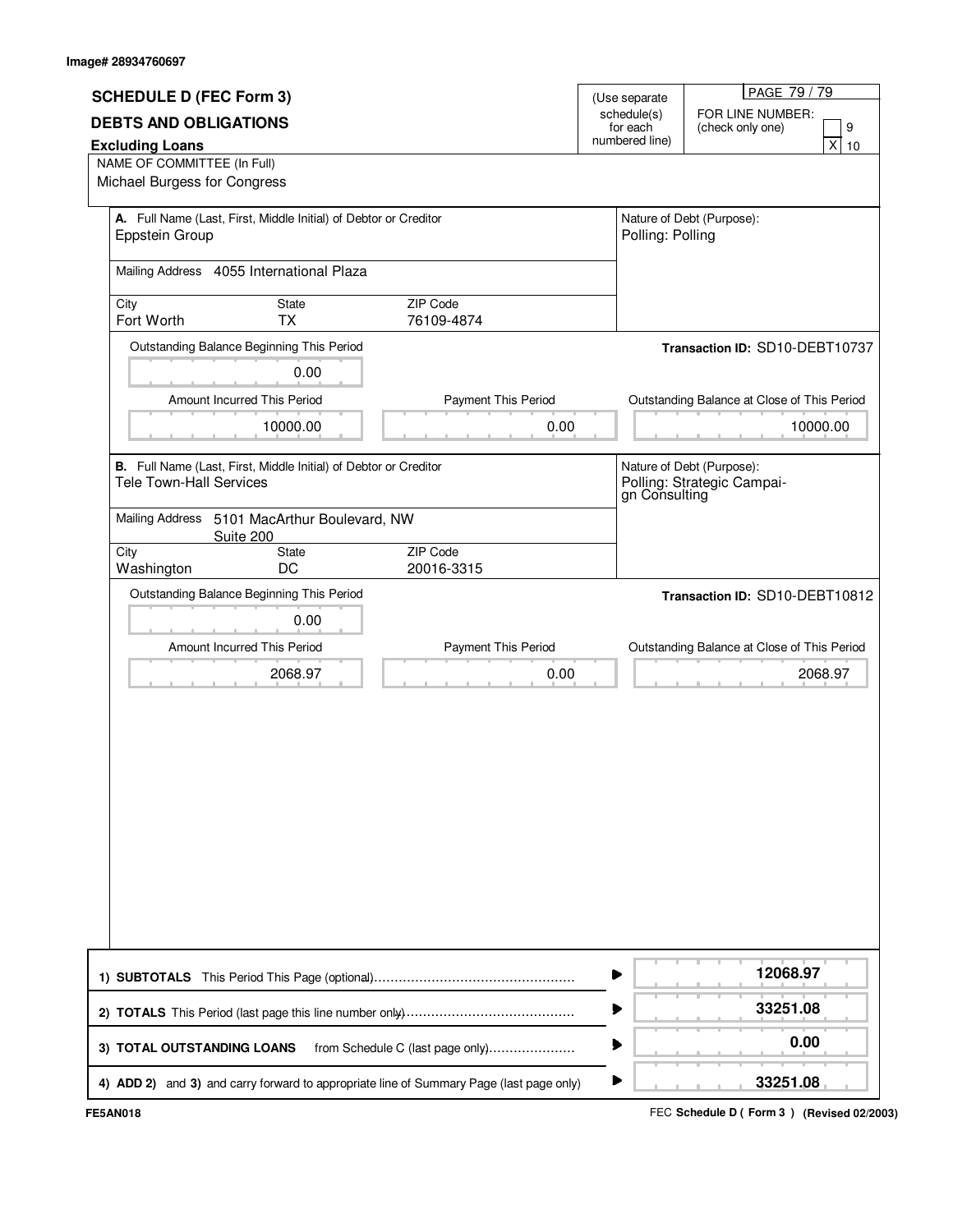Image# 28934760697

## SCHEDULE D (FEC Form 3)

## DEBTS AND OBLIGATIONS

**Excluding Loans**

(Use separate schedule(s) for each numbered line)

FOR LINE NUMBER: (check only one)

- [ ] 9
- [X] 10

NAME OF COMMITTEE (In Full)
Michael Burgess for Congress

---

**A.** Full Name (Last, First, Middle Initial) of Debtor or Creditor
Eppstein Group

Mailing Address 4055 International Plaza

| City | State | ZIP Code |
|---|---|---|
| Fort Worth | TX | 76109-4874 |

Nature of Debt (Purpose):
Polling: Polling

Transaction ID: SD10-DEBT10737

| Outstanding Balance Beginning This Period | Amount Incurred This Period | Payment This Period | Outstanding Balance at Close of This Period |
|---|---|---|---|
| 0.00 | 10000.00 | 0.00 | 10000.00 |

---

**B.** Full Name (Last, First, Middle Initial) of Debtor or Creditor
Tele Town-Hall Services

Mailing Address 5101 MacArthur Boulevard, NW
Suite 200

| City | State | ZIP Code |
|---|---|---|
| Washington | DC | 20016-3315 |

Nature of Debt (Purpose):
Polling: Strategic Campaign Consulting

Transaction ID: SD10-DEBT10812

| Outstanding Balance Beginning This Period | Amount Incurred This Period | Payment This Period | Outstanding Balance at Close of This Period |
|---|---|---|---|
| 0.00 | 2068.97 | 0.00 | 2068.97 |

---

| | |
|---|---|
| 1) **SUBTOTALS** This Period This Page (optional) | **12068.97** |
| 2) **TOTALS** This Period (last page this line number only) | **33251.08** |
| 3) **TOTAL OUTSTANDING LOANS** from Schedule C (last page only) | **0.00** |
| 4) **ADD 2)** and **3)** and carry forward to appropriate line of Summary Page (last page only) | **33251.08** |

FE5AN018

FEC **Schedule D ( Form 3 ) (Revised 02/2003)**